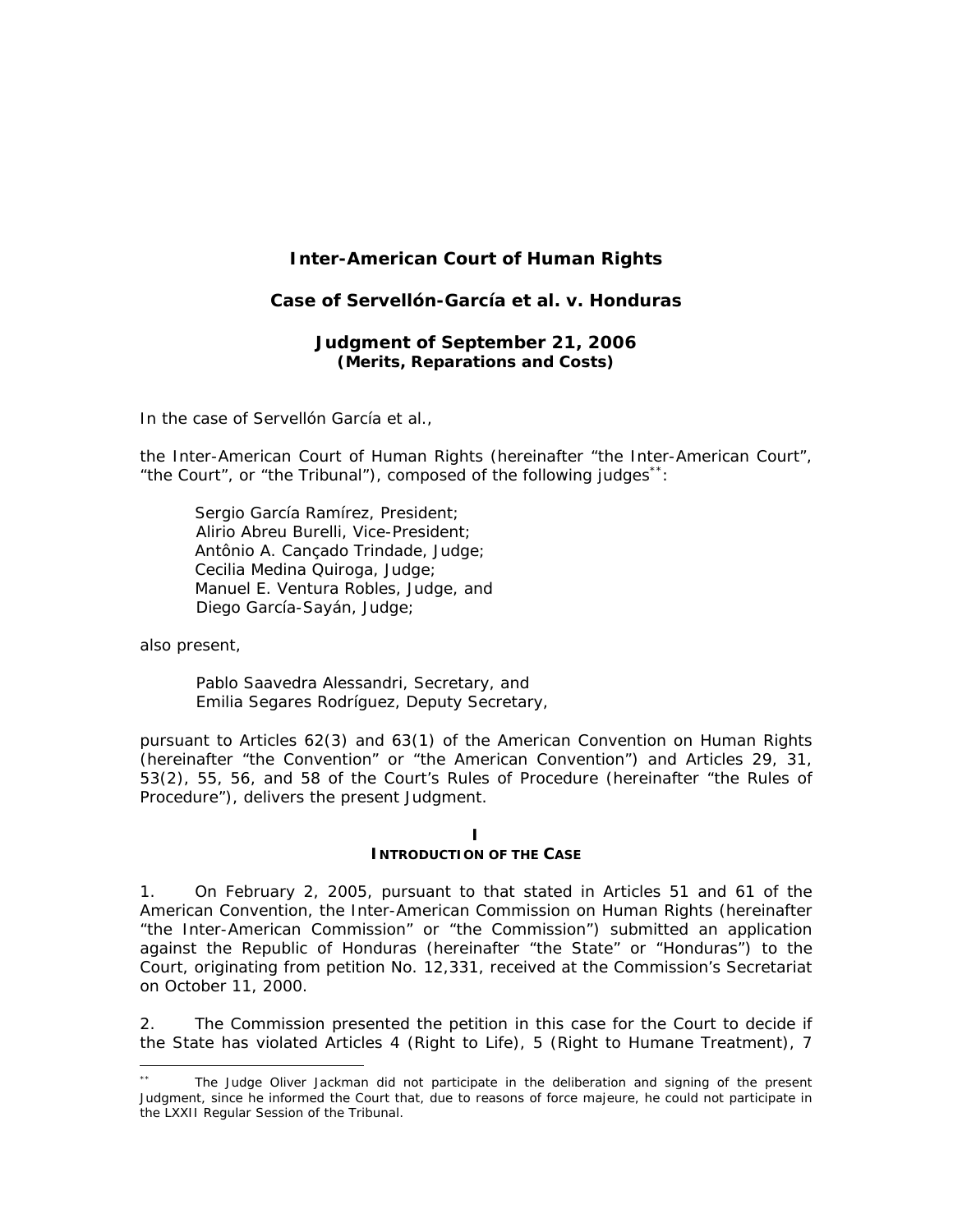# Inter-American Court of Human Rights

## Case of Servellón-García et al. v. Honduras

### Judgment of September 21, 2006
**(Merits, Reparations and Costs)**

In the case of Servellón García et al.,

the Inter-American Court of Human Rights (hereinafter "the Inter-American Court", "the Court", or "the Tribunal"), composed of the following judges[**]:

Sergio García Ramírez, President;
Alirio Abreu Burelli, Vice-President;
Antônio A. Cançado Trindade, Judge;
Cecilia Medina Quiroga, Judge;
Manuel E. Ventura Robles, Judge, and
Diego García-Sayán, Judge;

also present,

Pablo Saavedra Alessandri, Secretary, and
Emilia Segares Rodríguez, Deputy Secretary,

pursuant to Articles 62(3) and 63(1) of the American Convention on Human Rights (hereinafter "the Convention" or "the American Convention") and Articles 29, 31, 53(2), 55, 56, and 58 of the Court's Rules of Procedure (hereinafter "the Rules of Procedure"), delivers the present Judgment.

## I
## INTRODUCTION OF THE CASE

1. On February 2, 2005, pursuant to that stated in Articles 51 and 61 of the American Convention, the Inter-American Commission on Human Rights (hereinafter "the Inter-American Commission" or "the Commission") submitted an application against the Republic of Honduras (hereinafter "the State" or "Honduras") to the Court, originating from petition No. 12,331, received at the Commission's Secretariat on October 11, 2000.

2. The Commission presented the petition in this case for the Court to decide if the State has violated Articles 4 (Right to Life), 5 (Right to Humane Treatment), 7

---

[**] The Judge Oliver Jackman did not participate in the deliberation and signing of the present Judgment, since he informed the Court that, due to reasons of force majeure, he could not participate in the LXXII Regular Session of the Tribunal.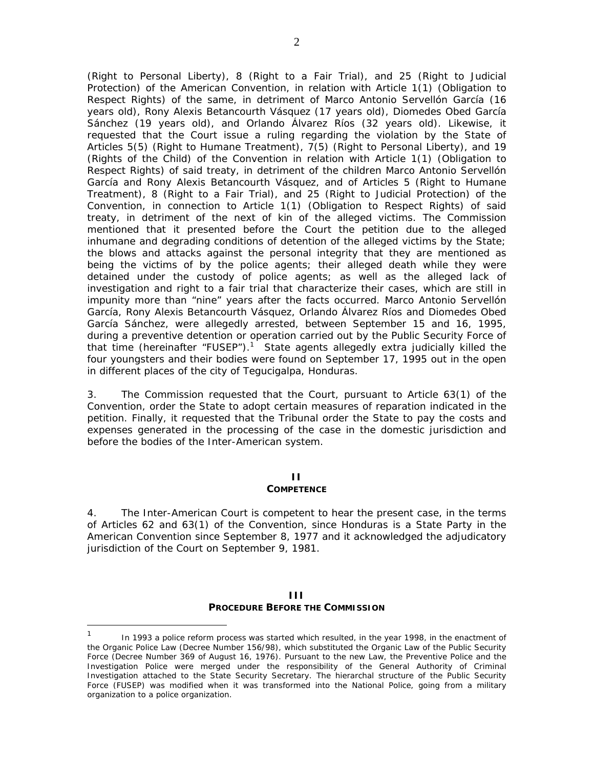(Right to Personal Liberty), 8 (Right to a Fair Trial), and 25 (Right to Judicial Protection) of the American Convention, in relation with Article 1(1) (Obligation to Respect Rights) of the same, in detriment of Marco Antonio Servellón García (16 years old), Rony Alexis Betancourth Vásquez (17 years old), Diomedes Obed García Sánchez (19 years old), and Orlando Álvarez Ríos (32 years old). Likewise, it requested that the Court issue a ruling regarding the violation by the State of Articles 5(5) (Right to Humane Treatment), 7(5) (Right to Personal Liberty), and 19 (Rights of the Child) of the Convention in relation with Article 1(1) (Obligation to Respect Rights) of said treaty, in detriment of the children Marco Antonio Servellón García and Rony Alexis Betancourth Vásquez, and of Articles 5 (Right to Humane Treatment), 8 (Right to a Fair Trial), and 25 (Right to Judicial Protection) of the Convention, in connection to Article 1(1) (Obligation to Respect Rights) of said treaty, in detriment of the next of kin of the alleged victims. The Commission mentioned that it presented before the Court the petition due to the alleged inhumane and degrading conditions of detention of the alleged victims by the State; the blows and attacks against the personal integrity that they are mentioned as being the victims of by the police agents; their alleged death while they were detained under the custody of police agents; as well as the alleged lack of investigation and right to a fair trial that characterize their cases, which are still in impunity more than "nine" years after the facts occurred. Marco Antonio Servellón García, Rony Alexis Betancourth Vásquez, Orlando Álvarez Ríos and Diomedes Obed García Sánchez, were allegedly arrested, between September 15 and 16, 1995, during a preventive detention or operation carried out by the Public Security Force of that time (hereinafter "FUSEP").[1] State agents allegedly extra judicially killed the four youngsters and their bodies were found on September 17, 1995 out in the open in different places of the city of Tegucigalpa, Honduras.

3. The Commission requested that the Court, pursuant to Article 63(1) of the Convention, order the State to adopt certain measures of reparation indicated in the petition. Finally, it requested that the Tribunal order the State to pay the costs and expenses generated in the processing of the case in the domestic jurisdiction and before the bodies of the Inter-American system.

## II
## COMPETENCE

4. The Inter-American Court is competent to hear the present case, in the terms of Articles 62 and 63(1) of the Convention, since Honduras is a State Party in the American Convention since September 8, 1977 and it acknowledged the adjudicatory jurisdiction of the Court on September 9, 1981.

## III
## PROCEDURE BEFORE THE COMMISSION

[1] In 1993 a police reform process was started which resulted, in the year 1998, in the enactment of the Organic Police Law (Decree Number 156/98), which substituted the Organic Law of the Public Security Force (Decree Number 369 of August 16, 1976). Pursuant to the new Law, the Preventive Police and the Investigation Police were merged under the responsibility of the General Authority of Criminal Investigation attached to the State Security Secretary. The hierarchal structure of the Public Security Force (FUSEP) was modified when it was transformed into the National Police, going from a military organization to a police organization.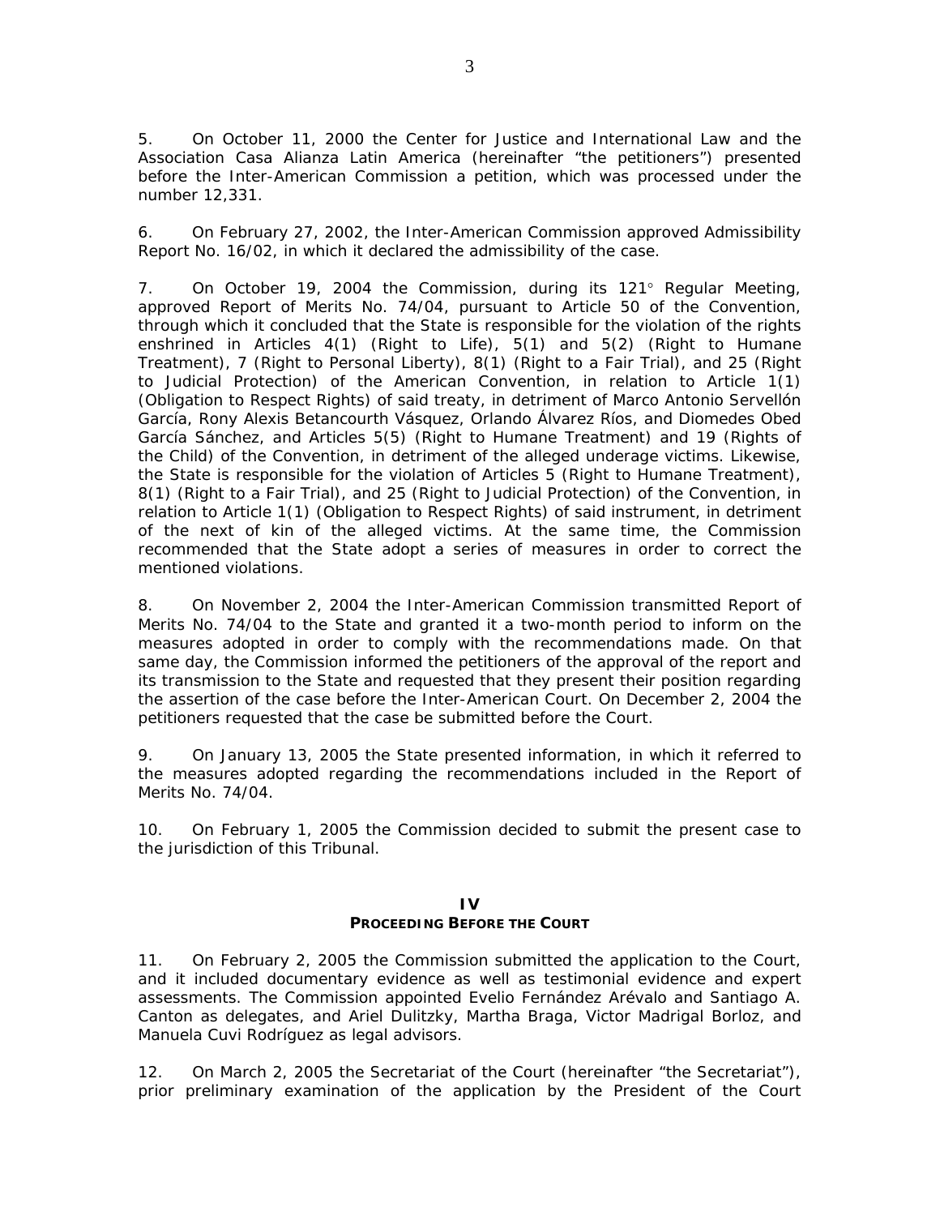5. On October 11, 2000 the Center for Justice and International Law and the Association Casa Alianza Latin America (hereinafter "the petitioners") presented before the Inter-American Commission a petition, which was processed under the number 12,331.

6. On February 27, 2002, the Inter-American Commission approved Admissibility Report No. 16/02, in which it declared the admissibility of the case.

7. On October 19, 2004 the Commission, during its 121° Regular Meeting, approved Report of Merits No. 74/04, pursuant to Article 50 of the Convention, through which it concluded that the State is responsible for the violation of the rights enshrined in Articles 4(1) (Right to Life), 5(1) and 5(2) (Right to Humane Treatment), 7 (Right to Personal Liberty), 8(1) (Right to a Fair Trial), and 25 (Right to Judicial Protection) of the American Convention, in relation to Article 1(1) (Obligation to Respect Rights) of said treaty, in detriment of Marco Antonio Servellón García, Rony Alexis Betancourth Vásquez, Orlando Álvarez Ríos, and Diomedes Obed García Sánchez, and Articles 5(5) (Right to Humane Treatment) and 19 (Rights of the Child) of the Convention, in detriment of the alleged underage victims. Likewise, the State is responsible for the violation of Articles 5 (Right to Humane Treatment), 8(1) (Right to a Fair Trial), and 25 (Right to Judicial Protection) of the Convention, in relation to Article 1(1) (Obligation to Respect Rights) of said instrument, in detriment of the next of kin of the alleged victims. At the same time, the Commission recommended that the State adopt a series of measures in order to correct the mentioned violations.

8. On November 2, 2004 the Inter-American Commission transmitted Report of Merits No. 74/04 to the State and granted it a two-month period to inform on the measures adopted in order to comply with the recommendations made. On that same day, the Commission informed the petitioners of the approval of the report and its transmission to the State and requested that they present their position regarding the assertion of the case before the Inter-American Court. On December 2, 2004 the petitioners requested that the case be submitted before the Court.

9. On January 13, 2005 the State presented information, in which it referred to the measures adopted regarding the recommendations included in the Report of Merits No. 74/04.

10. On February 1, 2005 the Commission decided to submit the present case to the jurisdiction of this Tribunal.

## IV
## PROCEEDING BEFORE THE COURT

11. On February 2, 2005 the Commission submitted the application to the Court, and it included documentary evidence as well as testimonial evidence and expert assessments. The Commission appointed Evelio Fernández Arévalo and Santiago A. Canton as delegates, and Ariel Dulitzky, Martha Braga, Victor Madrigal Borloz, and Manuela Cuvi Rodríguez as legal advisors.

12. On March 2, 2005 the Secretariat of the Court (hereinafter "the Secretariat"), prior preliminary examination of the application by the President of the Court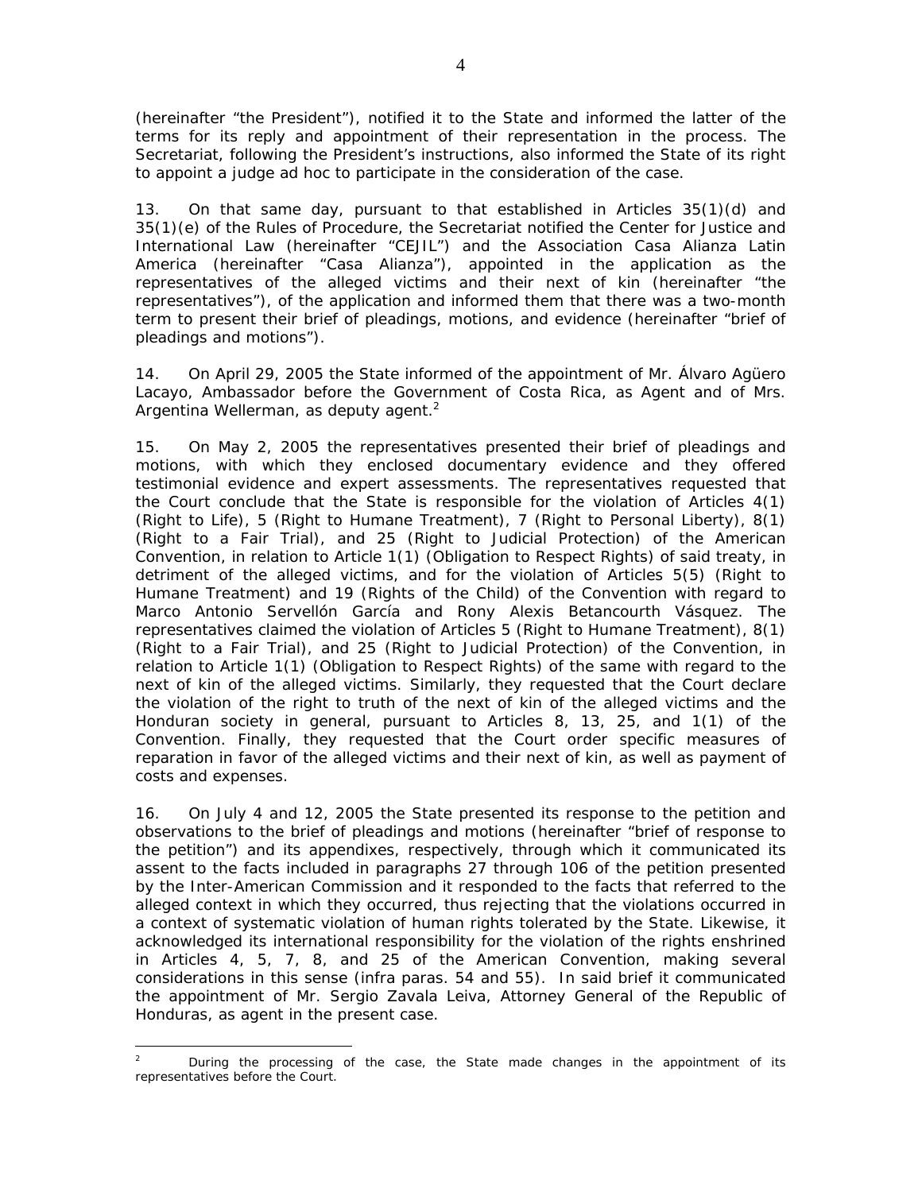(hereinafter "the President"), notified it to the State and informed the latter of the terms for its reply and appointment of their representation in the process. The Secretariat, following the President's instructions, also informed the State of its right to appoint a judge ad hoc to participate in the consideration of the case.

13. On that same day, pursuant to that established in Articles 35(1)(d) and 35(1)(e) of the Rules of Procedure, the Secretariat notified the Center for Justice and International Law (hereinafter "CEJIL") and the Association Casa Alianza Latin America (hereinafter "Casa Alianza"), appointed in the application as the representatives of the alleged victims and their next of kin (hereinafter "the representatives"), of the application and informed them that there was a two-month term to present their brief of pleadings, motions, and evidence (hereinafter "brief of pleadings and motions").

14. On April 29, 2005 the State informed of the appointment of Mr. Álvaro Agüero Lacayo, Ambassador before the Government of Costa Rica, as Agent and of Mrs. Argentina Wellerman, as deputy agent.[2]

15. On May 2, 2005 the representatives presented their brief of pleadings and motions, with which they enclosed documentary evidence and they offered testimonial evidence and expert assessments. The representatives requested that the Court conclude that the State is responsible for the violation of Articles 4(1) (Right to Life), 5 (Right to Humane Treatment), 7 (Right to Personal Liberty), 8(1) (Right to a Fair Trial), and 25 (Right to Judicial Protection) of the American Convention, in relation to Article 1(1) (Obligation to Respect Rights) of said treaty, in detriment of the alleged victims, and for the violation of Articles 5(5) (Right to Humane Treatment) and 19 (Rights of the Child) of the Convention with regard to Marco Antonio Servellón García and Rony Alexis Betancourth Vásquez. The representatives claimed the violation of Articles 5 (Right to Humane Treatment), 8(1) (Right to a Fair Trial), and 25 (Right to Judicial Protection) of the Convention, in relation to Article 1(1) (Obligation to Respect Rights) of the same with regard to the next of kin of the alleged victims. Similarly, they requested that the Court declare the violation of the right to truth of the next of kin of the alleged victims and the Honduran society in general, pursuant to Articles 8, 13, 25, and 1(1) of the Convention. Finally, they requested that the Court order specific measures of reparation in favor of the alleged victims and their next of kin, as well as payment of costs and expenses.

16. On July 4 and 12, 2005 the State presented its response to the petition and observations to the brief of pleadings and motions (hereinafter "brief of response to the petition") and its appendixes, respectively, through which it communicated its assent to the facts included in paragraphs 27 through 106 of the petition presented by the Inter-American Commission and it responded to the facts that referred to the alleged context in which they occurred, thus rejecting that the violations occurred in a context of systematic violation of human rights tolerated by the State. Likewise, it acknowledged its international responsibility for the violation of the rights enshrined in Articles 4, 5, 7, 8, and 25 of the American Convention, making several considerations in this sense (infra paras. 54 and 55). In said brief it communicated the appointment of Mr. Sergio Zavala Leiva, Attorney General of the Republic of Honduras, as agent in the present case.

---

[2] During the processing of the case, the State made changes in the appointment of its representatives before the Court.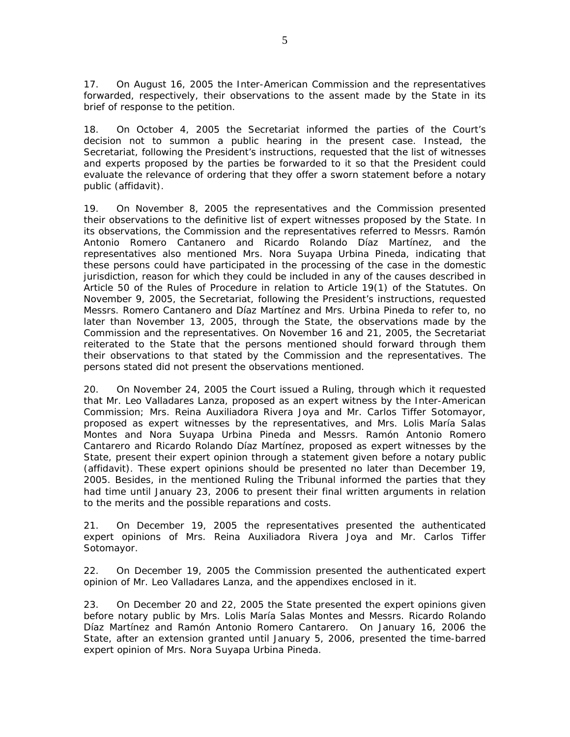17. On August 16, 2005 the Inter-American Commission and the representatives forwarded, respectively, their observations to the assent made by the State in its brief of response to the petition.

18. On October 4, 2005 the Secretariat informed the parties of the Court's decision not to summon a public hearing in the present case. Instead, the Secretariat, following the President's instructions, requested that the list of witnesses and experts proposed by the parties be forwarded to it so that the President could evaluate the relevance of ordering that they offer a sworn statement before a notary public (affidavit).

19. On November 8, 2005 the representatives and the Commission presented their observations to the definitive list of expert witnesses proposed by the State. In its observations, the Commission and the representatives referred to Messrs. Ramón Antonio Romero Cantanero and Ricardo Rolando Díaz Martínez, and the representatives also mentioned Mrs. Nora Suyapa Urbina Pineda, indicating that these persons could have participated in the processing of the case in the domestic jurisdiction, reason for which they could be included in any of the causes described in Article 50 of the Rules of Procedure in relation to Article 19(1) of the Statutes. On November 9, 2005, the Secretariat, following the President's instructions, requested Messrs. Romero Cantanero and Díaz Martínez and Mrs. Urbina Pineda to refer to, no later than November 13, 2005, through the State, the observations made by the Commission and the representatives. On November 16 and 21, 2005, the Secretariat reiterated to the State that the persons mentioned should forward through them their observations to that stated by the Commission and the representatives. The persons stated did not present the observations mentioned.

20. On November 24, 2005 the Court issued a Ruling, through which it requested that Mr. Leo Valladares Lanza, proposed as an expert witness by the Inter-American Commission; Mrs. Reina Auxiliadora Rivera Joya and Mr. Carlos Tiffer Sotomayor, proposed as expert witnesses by the representatives, and Mrs. Lolis María Salas Montes and Nora Suyapa Urbina Pineda and Messrs. Ramón Antonio Romero Cantarero and Ricardo Rolando Díaz Martínez, proposed as expert witnesses by the State, present their expert opinion through a statement given before a notary public (affidavit). These expert opinions should be presented no later than December 19, 2005. Besides, in the mentioned Ruling the Tribunal informed the parties that they had time until January 23, 2006 to present their final written arguments in relation to the merits and the possible reparations and costs.

21. On December 19, 2005 the representatives presented the authenticated expert opinions of Mrs. Reina Auxiliadora Rivera Joya and Mr. Carlos Tiffer Sotomayor.

22. On December 19, 2005 the Commission presented the authenticated expert opinion of Mr. Leo Valladares Lanza, and the appendixes enclosed in it.

23. On December 20 and 22, 2005 the State presented the expert opinions given before notary public by Mrs. Lolis María Salas Montes and Messrs. Ricardo Rolando Díaz Martínez and Ramón Antonio Romero Cantarero. On January 16, 2006 the State, after an extension granted until January 5, 2006, presented the time-barred expert opinion of Mrs. Nora Suyapa Urbina Pineda.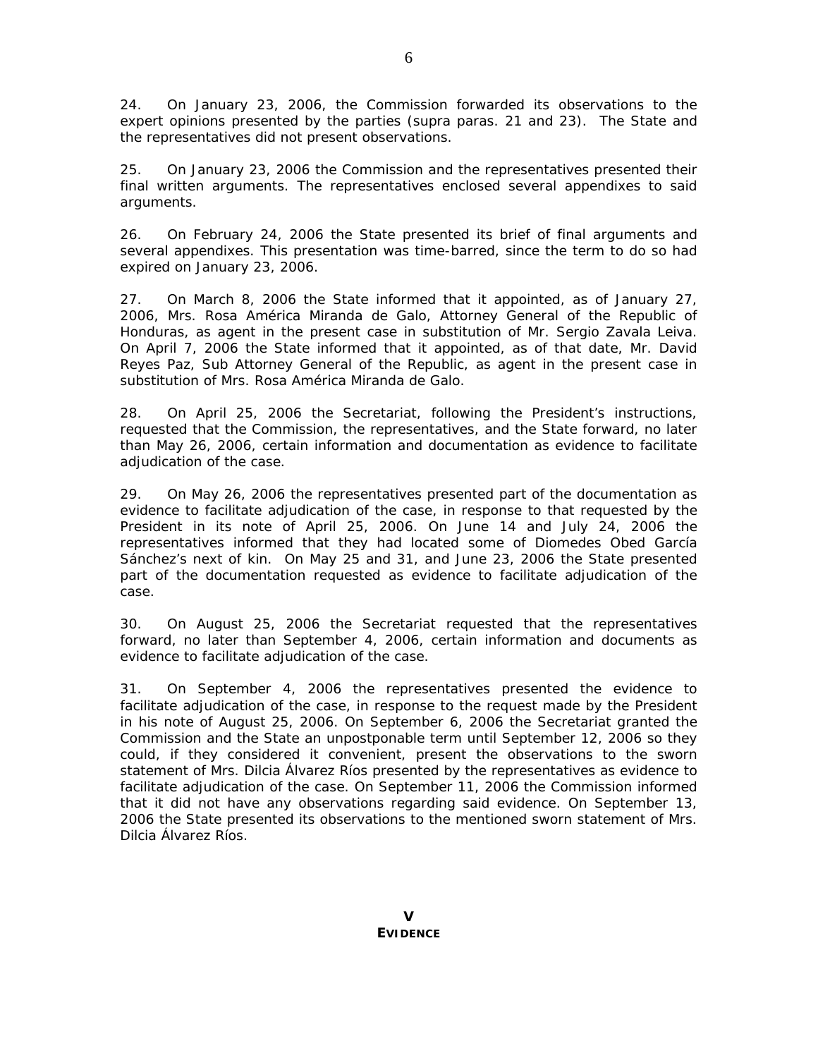24. On January 23, 2006, the Commission forwarded its observations to the expert opinions presented by the parties (supra paras. 21 and 23). The State and the representatives did not present observations.

25. On January 23, 2006 the Commission and the representatives presented their final written arguments. The representatives enclosed several appendixes to said arguments.

26. On February 24, 2006 the State presented its brief of final arguments and several appendixes. This presentation was time-barred, since the term to do so had expired on January 23, 2006.

27. On March 8, 2006 the State informed that it appointed, as of January 27, 2006, Mrs. Rosa América Miranda de Galo, Attorney General of the Republic of Honduras, as agent in the present case in substitution of Mr. Sergio Zavala Leiva. On April 7, 2006 the State informed that it appointed, as of that date, Mr. David Reyes Paz, Sub Attorney General of the Republic, as agent in the present case in substitution of Mrs. Rosa América Miranda de Galo.

28. On April 25, 2006 the Secretariat, following the President's instructions, requested that the Commission, the representatives, and the State forward, no later than May 26, 2006, certain information and documentation as evidence to facilitate adjudication of the case.

29. On May 26, 2006 the representatives presented part of the documentation as evidence to facilitate adjudication of the case, in response to that requested by the President in its note of April 25, 2006. On June 14 and July 24, 2006 the representatives informed that they had located some of Diomedes Obed García Sánchez's next of kin. On May 25 and 31, and June 23, 2006 the State presented part of the documentation requested as evidence to facilitate adjudication of the case.

30. On August 25, 2006 the Secretariat requested that the representatives forward, no later than September 4, 2006, certain information and documents as evidence to facilitate adjudication of the case.

31. On September 4, 2006 the representatives presented the evidence to facilitate adjudication of the case, in response to the request made by the President in his note of August 25, 2006. On September 6, 2006 the Secretariat granted the Commission and the State an unpostponable term until September 12, 2006 so they could, if they considered it convenient, present the observations to the sworn statement of Mrs. Dilcia Álvarez Ríos presented by the representatives as evidence to facilitate adjudication of the case. On September 11, 2006 the Commission informed that it did not have any observations regarding said evidence. On September 13, 2006 the State presented its observations to the mentioned sworn statement of Mrs. Dilcia Álvarez Ríos.

## V
## EVIDENCE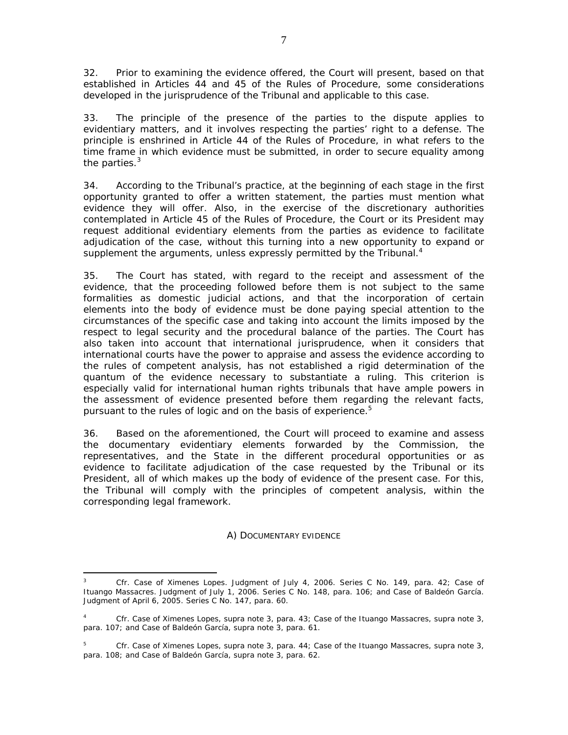32. Prior to examining the evidence offered, the Court will present, based on that established in Articles 44 and 45 of the Rules of Procedure, some considerations developed in the jurisprudence of the Tribunal and applicable to this case.

33. The principle of the presence of the parties to the dispute applies to evidentiary matters, and it involves respecting the parties' right to a defense. The principle is enshrined in Article 44 of the Rules of Procedure, in what refers to the time frame in which evidence must be submitted, in order to secure equality among the parties.[3]

34. According to the Tribunal's practice, at the beginning of each stage in the first opportunity granted to offer a written statement, the parties must mention what evidence they will offer. Also, in the exercise of the discretionary authorities contemplated in Article 45 of the Rules of Procedure, the Court or its President may request additional evidentiary elements from the parties as evidence to facilitate adjudication of the case, without this turning into a new opportunity to expand or supplement the arguments, unless expressly permitted by the Tribunal.[4]

35. The Court has stated, with regard to the receipt and assessment of the evidence, that the proceeding followed before them is not subject to the same formalities as domestic judicial actions, and that the incorporation of certain elements into the body of evidence must be done paying special attention to the circumstances of the specific case and taking into account the limits imposed by the respect to legal security and the procedural balance of the parties. The Court has also taken into account that international jurisprudence, when it considers that international courts have the power to appraise and assess the evidence according to the rules of competent analysis, has not established a rigid determination of the quantum of the evidence necessary to substantiate a ruling. This criterion is especially valid for international human rights tribunals that have ample powers in the assessment of evidence presented before them regarding the relevant facts, pursuant to the rules of logic and on the basis of experience.[5]

36. Based on the aforementioned, the Court will proceed to examine and assess the documentary evidentiary elements forwarded by the Commission, the representatives, and the State in the different procedural opportunities or as evidence to facilitate adjudication of the case requested by the Tribunal or its President, all of which makes up the body of evidence of the present case. For this, the Tribunal will comply with the principles of competent analysis, within the corresponding legal framework.

## A) Documentary evidence

---

[3] *Cfr. Case of Ximenes Lopes.* Judgment of July 4, 2006. Series C No. 149, para. 42; *Case of Ituango Massacres.* Judgment of July 1, 2006. Series C No. 148, para. 106; and *Case of Baldeón García.* Judgment of April 6, 2005. Series C No. 147, para. 60.

[4] *Cfr. Case of Ximenes Lopes, supra* note 3, para. 43; *Case of the Ituango Massacres, supra* note 3, para. 107; and *Case of Baldeón García, supra* note 3, para. 61.

[5] *Cfr. Case of Ximenes Lopes, supra* note 3, para. 44; *Case of the Ituango Massacres, supra* note 3, para. 108; and *Case of Baldeón García, supra* note 3, para. 62.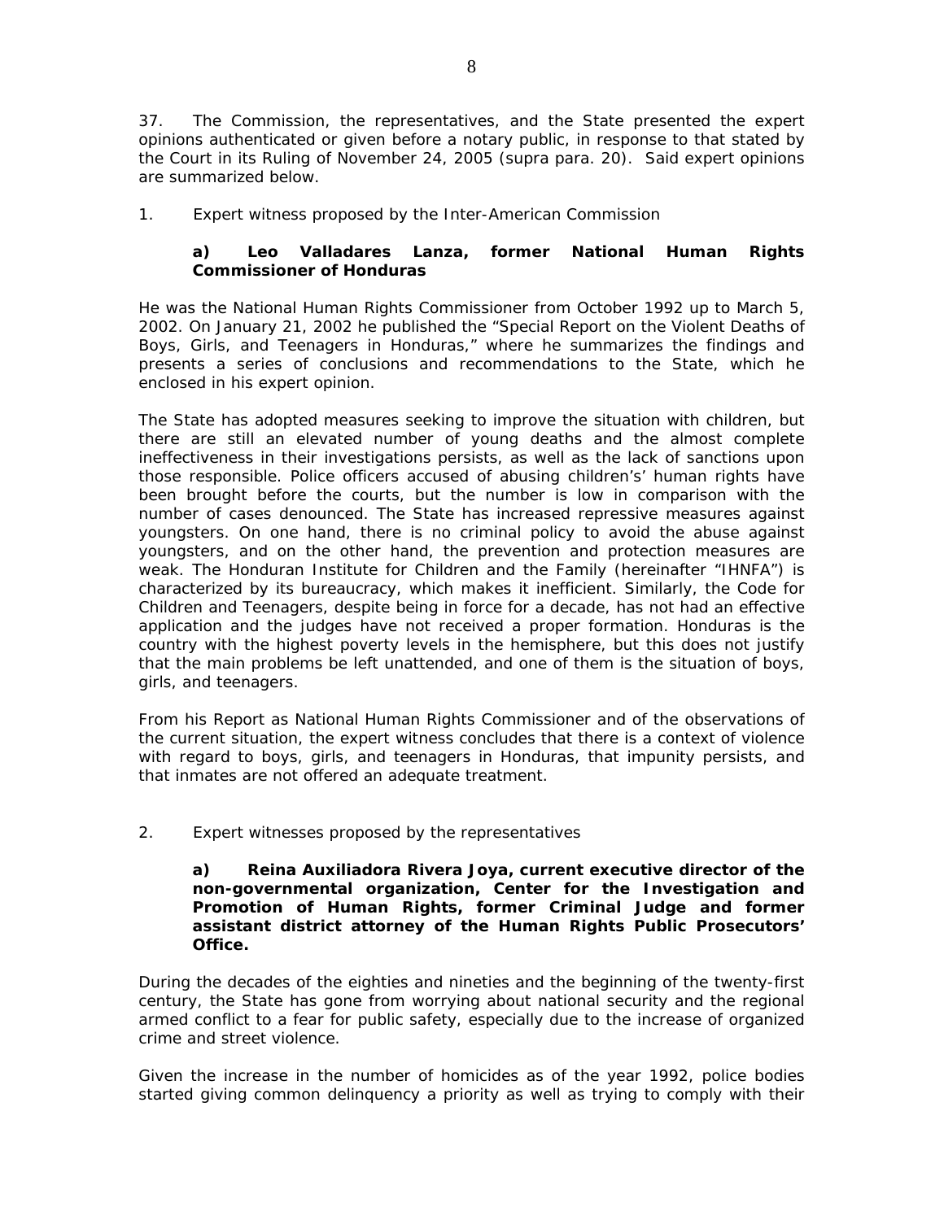37. The Commission, the representatives, and the State presented the expert opinions authenticated or given before a notary public, in response to that stated by the Court in its Ruling of November 24, 2005 (supra para. 20). Said expert opinions are summarized below.

1. Expert witness proposed by the Inter-American Commission

**a) Leo Valladares Lanza, former National Human Rights Commissioner of Honduras**

He was the National Human Rights Commissioner from October 1992 up to March 5, 2002. On January 21, 2002 he published the "Special Report on the Violent Deaths of Boys, Girls, and Teenagers in Honduras," where he summarizes the findings and presents a series of conclusions and recommendations to the State, which he enclosed in his expert opinion.

The State has adopted measures seeking to improve the situation with children, but there are still an elevated number of young deaths and the almost complete ineffectiveness in their investigations persists, as well as the lack of sanctions upon those responsible. Police officers accused of abusing children's' human rights have been brought before the courts, but the number is low in comparison with the number of cases denounced. The State has increased repressive measures against youngsters. On one hand, there is no criminal policy to avoid the abuse against youngsters, and on the other hand, the prevention and protection measures are weak. The Honduran Institute for Children and the Family (hereinafter "IHNFA") is characterized by its bureaucracy, which makes it inefficient. Similarly, the Code for Children and Teenagers, despite being in force for a decade, has not had an effective application and the judges have not received a proper formation. Honduras is the country with the highest poverty levels in the hemisphere, but this does not justify that the main problems be left unattended, and one of them is the situation of boys, girls, and teenagers.

From his Report as National Human Rights Commissioner and of the observations of the current situation, the expert witness concludes that there is a context of violence with regard to boys, girls, and teenagers in Honduras, that impunity persists, and that inmates are not offered an adequate treatment.

2. Expert witnesses proposed by the representatives

**a) Reina Auxiliadora Rivera Joya, current executive director of the non-governmental organization, Center for the Investigation and Promotion of Human Rights, former Criminal Judge and former assistant district attorney of the Human Rights Public Prosecutors' Office.**

During the decades of the eighties and nineties and the beginning of the twenty-first century, the State has gone from worrying about national security and the regional armed conflict to a fear for public safety, especially due to the increase of organized crime and street violence.

Given the increase in the number of homicides as of the year 1992, police bodies started giving common delinquency a priority as well as trying to comply with their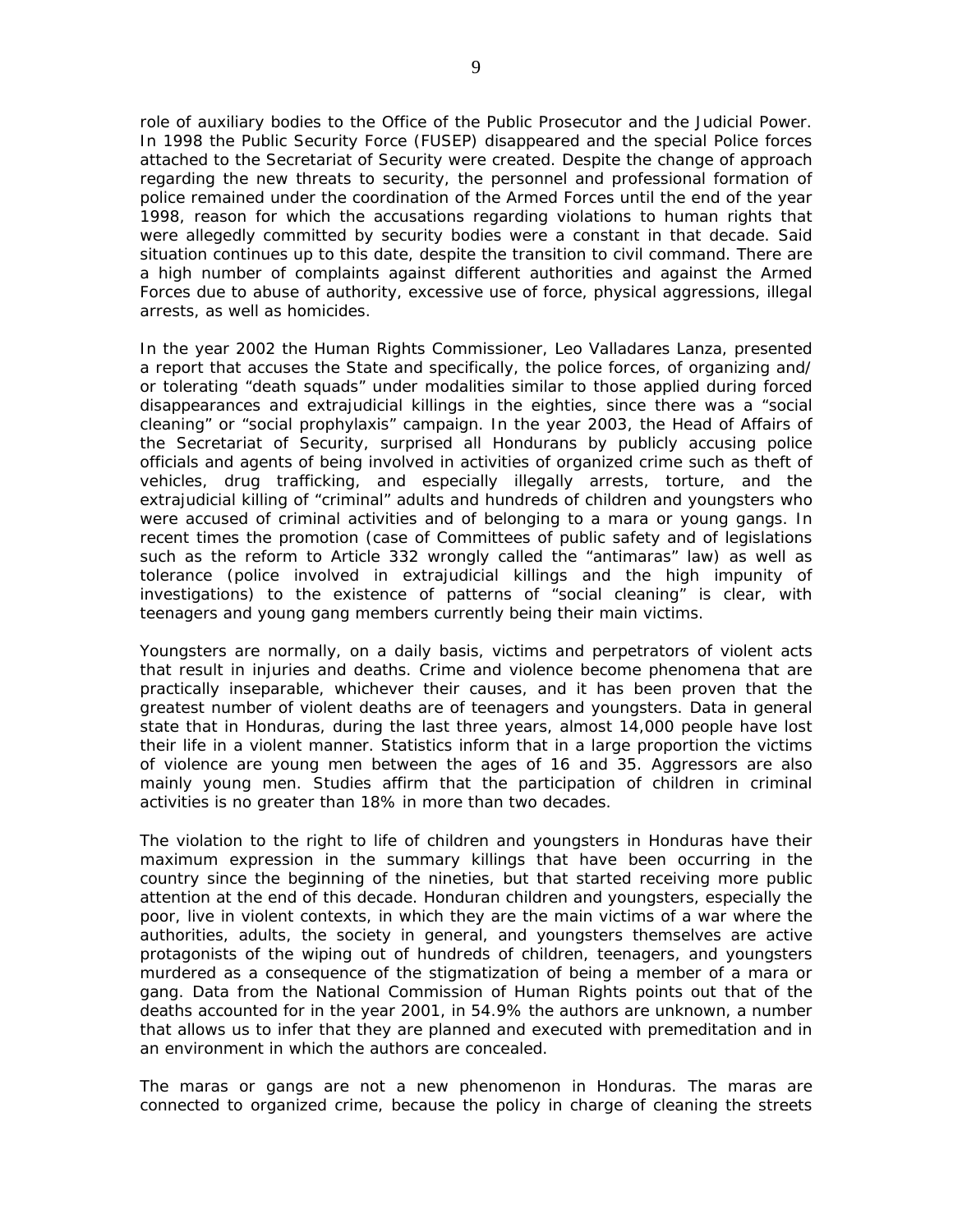role of auxiliary bodies to the Office of the Public Prosecutor and the Judicial Power. In 1998 the Public Security Force (FUSEP) disappeared and the special Police forces attached to the Secretariat of Security were created. Despite the change of approach regarding the new threats to security, the personnel and professional formation of police remained under the coordination of the Armed Forces until the end of the year 1998, reason for which the accusations regarding violations to human rights that were allegedly committed by security bodies were a constant in that decade. Said situation continues up to this date, despite the transition to civil command. There are a high number of complaints against different authorities and against the Armed Forces due to abuse of authority, excessive use of force, physical aggressions, illegal arrests, as well as homicides.

In the year 2002 the Human Rights Commissioner, Leo Valladares Lanza, presented a report that accuses the State and specifically, the police forces, of organizing and/or tolerating "death squads" under modalities similar to those applied during forced disappearances and extrajudicial killings in the eighties, since there was a "social cleaning" or "social prophylaxis" campaign. In the year 2003, the Head of Affairs of the Secretariat of Security, surprised all Hondurans by publicly accusing police officials and agents of being involved in activities of organized crime such as theft of vehicles, drug trafficking, and especially illegally arrests, torture, and the extrajudicial killing of "criminal" adults and hundreds of children and youngsters who were accused of criminal activities and of belonging to a mara or young gangs. In recent times the promotion (case of Committees of public safety and of legislations such as the reform to Article 332 wrongly called the "antimaras" law) as well as tolerance (police involved in extrajudicial killings and the high impunity of investigations) to the existence of patterns of "social cleaning" is clear, with teenagers and young gang members currently being their main victims.

Youngsters are normally, on a daily basis, victims and perpetrators of violent acts that result in injuries and deaths. Crime and violence become phenomena that are practically inseparable, whichever their causes, and it has been proven that the greatest number of violent deaths are of teenagers and youngsters. Data in general state that in Honduras, during the last three years, almost 14,000 people have lost their life in a violent manner. Statistics inform that in a large proportion the victims of violence are young men between the ages of 16 and 35. Aggressors are also mainly young men. Studies affirm that the participation of children in criminal activities is no greater than 18% in more than two decades.

The violation to the right to life of children and youngsters in Honduras have their maximum expression in the summary killings that have been occurring in the country since the beginning of the nineties, but that started receiving more public attention at the end of this decade. Honduran children and youngsters, especially the poor, live in violent contexts, in which they are the main victims of a war where the authorities, adults, the society in general, and youngsters themselves are active protagonists of the wiping out of hundreds of children, teenagers, and youngsters murdered as a consequence of the stigmatization of being a member of a mara or gang. Data from the National Commission of Human Rights points out that of the deaths accounted for in the year 2001, in 54.9% the authors are unknown, a number that allows us to infer that they are planned and executed with premeditation and in an environment in which the authors are concealed.

The maras or gangs are not a new phenomenon in Honduras. The maras are connected to organized crime, because the policy in charge of cleaning the streets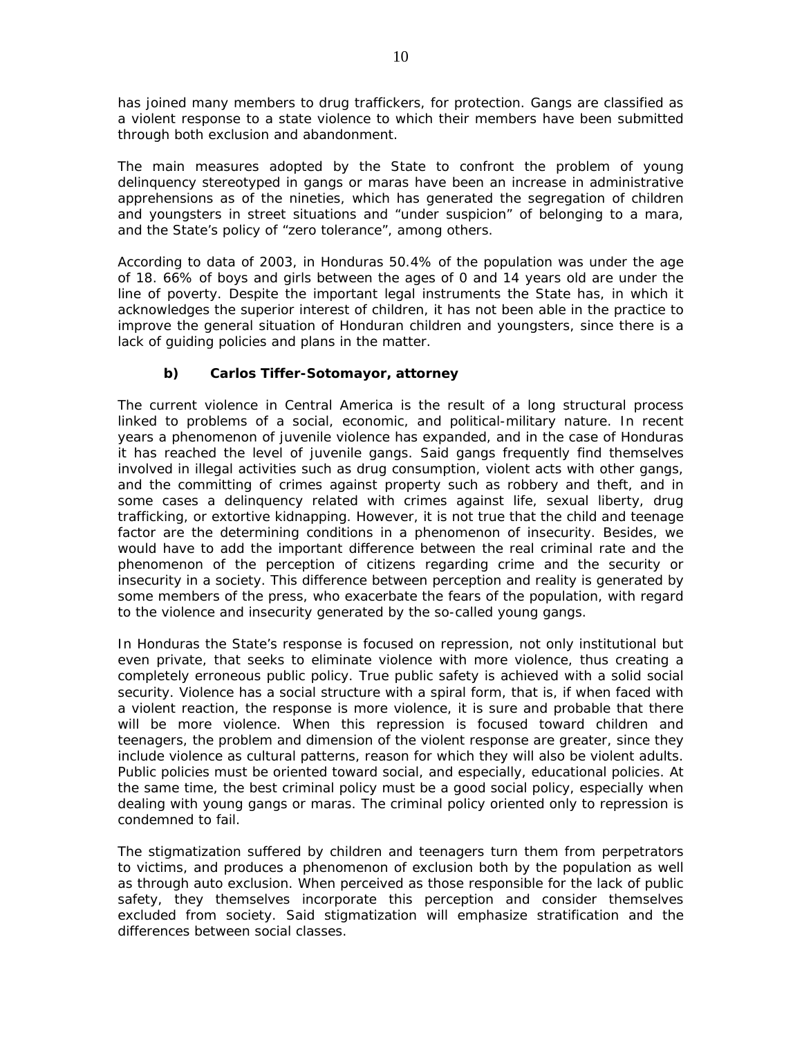has joined many members to drug traffickers, for protection. Gangs are classified as a violent response to a state violence to which their members have been submitted through both exclusion and abandonment.

The main measures adopted by the State to confront the problem of young delinquency stereotyped in gangs or maras have been an increase in administrative apprehensions as of the nineties, which has generated the segregation of children and youngsters in street situations and "under suspicion" of belonging to a mara, and the State's policy of "zero tolerance", among others.

According to data of 2003, in Honduras 50.4% of the population was under the age of 18. 66% of boys and girls between the ages of 0 and 14 years old are under the line of poverty. Despite the important legal instruments the State has, in which it acknowledges the superior interest of children, it has not been able in the practice to improve the general situation of Honduran children and youngsters, since there is a lack of guiding policies and plans in the matter.

**b) Carlos Tiffer-Sotomayor, attorney**

The current violence in Central America is the result of a long structural process linked to problems of a social, economic, and political-military nature. In recent years a phenomenon of juvenile violence has expanded, and in the case of Honduras it has reached the level of juvenile gangs. Said gangs frequently find themselves involved in illegal activities such as drug consumption, violent acts with other gangs, and the committing of crimes against property such as robbery and theft, and in some cases a delinquency related with crimes against life, sexual liberty, drug trafficking, or extortive kidnapping. However, it is not true that the child and teenage factor are the determining conditions in a phenomenon of insecurity. Besides, we would have to add the important difference between the real criminal rate and the phenomenon of the perception of citizens regarding crime and the security or insecurity in a society. This difference between perception and reality is generated by some members of the press, who exacerbate the fears of the population, with regard to the violence and insecurity generated by the so-called young gangs.

In Honduras the State's response is focused on repression, not only institutional but even private, that seeks to eliminate violence with more violence, thus creating a completely erroneous public policy. True public safety is achieved with a solid social security. Violence has a social structure with a spiral form, that is, if when faced with a violent reaction, the response is more violence, it is sure and probable that there will be more violence. When this repression is focused toward children and teenagers, the problem and dimension of the violent response are greater, since they include violence as cultural patterns, reason for which they will also be violent adults. Public policies must be oriented toward social, and especially, educational policies. At the same time, the best criminal policy must be a good social policy, especially when dealing with young gangs or maras. The criminal policy oriented only to repression is condemned to fail.

The stigmatization suffered by children and teenagers turn them from perpetrators to victims, and produces a phenomenon of exclusion both by the population as well as through auto exclusion. When perceived as those responsible for the lack of public safety, they themselves incorporate this perception and consider themselves excluded from society. Said stigmatization will emphasize stratification and the differences between social classes.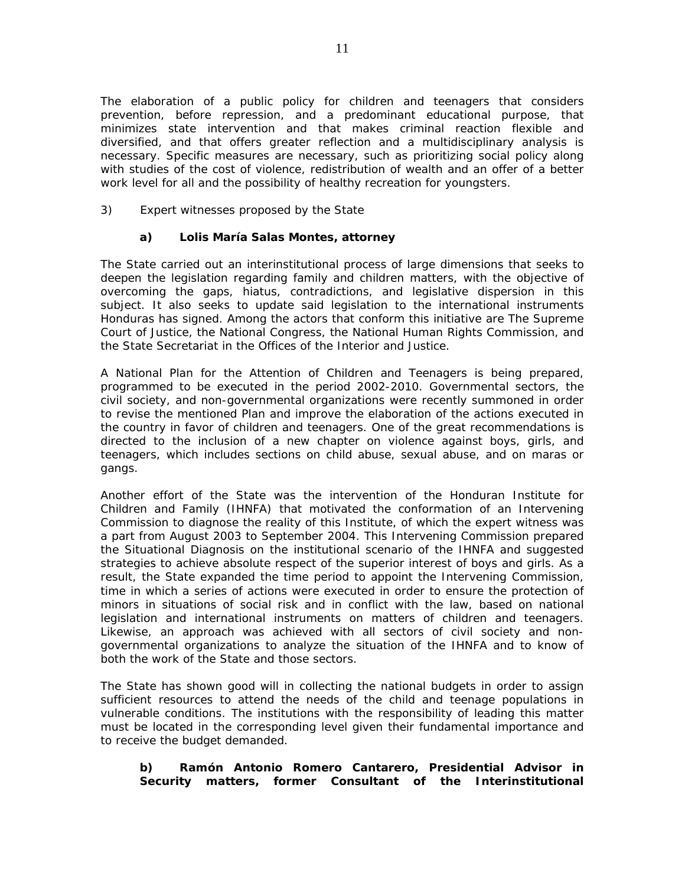The elaboration of a public policy for children and teenagers that considers prevention, before repression, and a predominant educational purpose, that minimizes state intervention and that makes criminal reaction flexible and diversified, and that offers greater reflection and a multidisciplinary analysis is necessary. Specific measures are necessary, such as prioritizing social policy along with studies of the cost of violence, redistribution of wealth and an offer of a better work level for all and the possibility of healthy recreation for youngsters.

3) Expert witnesses proposed by the State

**a) Lolis María Salas Montes, attorney**

The State carried out an interinstitutional process of large dimensions that seeks to deepen the legislation regarding family and children matters, with the objective of overcoming the gaps, hiatus, contradictions, and legislative dispersion in this subject. It also seeks to update said legislation to the international instruments Honduras has signed. Among the actors that conform this initiative are The Supreme Court of Justice, the National Congress, the National Human Rights Commission, and the State Secretariat in the Offices of the Interior and Justice.

A National Plan for the Attention of Children and Teenagers is being prepared, programmed to be executed in the period 2002-2010. Governmental sectors, the civil society, and non-governmental organizations were recently summoned in order to revise the mentioned Plan and improve the elaboration of the actions executed in the country in favor of children and teenagers. One of the great recommendations is directed to the inclusion of a new chapter on violence against boys, girls, and teenagers, which includes sections on child abuse, sexual abuse, and on maras or gangs.

Another effort of the State was the intervention of the Honduran Institute for Children and Family (IHNFA) that motivated the conformation of an Intervening Commission to diagnose the reality of this Institute, of which the expert witness was a part from August 2003 to September 2004. This Intervening Commission prepared the Situational Diagnosis on the institutional scenario of the IHNFA and suggested strategies to achieve absolute respect of the superior interest of boys and girls. As a result, the State expanded the time period to appoint the Intervening Commission, time in which a series of actions were executed in order to ensure the protection of minors in situations of social risk and in conflict with the law, based on national legislation and international instruments on matters of children and teenagers. Likewise, an approach was achieved with all sectors of civil society and non-governmental organizations to analyze the situation of the IHNFA and to know of both the work of the State and those sectors.

The State has shown good will in collecting the national budgets in order to assign sufficient resources to attend the needs of the child and teenage populations in vulnerable conditions. The institutions with the responsibility of leading this matter must be located in the corresponding level given their fundamental importance and to receive the budget demanded.

**b) Ramón Antonio Romero Cantarero, Presidential Advisor in Security matters, former Consultant of the Interinstitutional**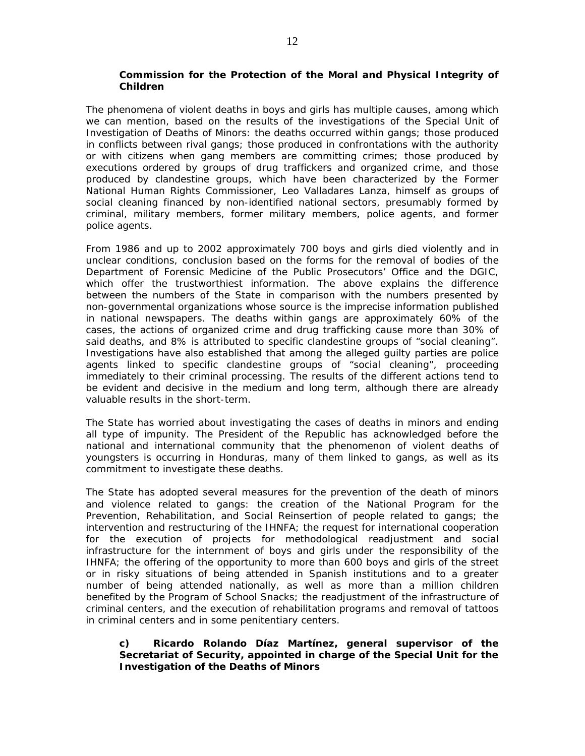**Commission for the Protection of the Moral and Physical Integrity of Children**

The phenomena of violent deaths in boys and girls has multiple causes, among which we can mention, based on the results of the investigations of the Special Unit of Investigation of Deaths of Minors: the deaths occurred within gangs; those produced in conflicts between rival gangs; those produced in confrontations with the authority or with citizens when gang members are committing crimes; those produced by executions ordered by groups of drug traffickers and organized crime, and those produced by clandestine groups, which have been characterized by the Former National Human Rights Commissioner, Leo Valladares Lanza, himself as groups of social cleaning financed by non-identified national sectors, presumably formed by criminal, military members, former military members, police agents, and former police agents.

From 1986 and up to 2002 approximately 700 boys and girls died violently and in unclear conditions, conclusion based on the forms for the removal of bodies of the Department of Forensic Medicine of the Public Prosecutors' Office and the DGIC, which offer the trustworthiest information. The above explains the difference between the numbers of the State in comparison with the numbers presented by non-governmental organizations whose source is the imprecise information published in national newspapers. The deaths within gangs are approximately 60% of the cases, the actions of organized crime and drug trafficking cause more than 30% of said deaths, and 8% is attributed to specific clandestine groups of "social cleaning". Investigations have also established that among the alleged guilty parties are police agents linked to specific clandestine groups of "social cleaning", proceeding immediately to their criminal processing. The results of the different actions tend to be evident and decisive in the medium and long term, although there are already valuable results in the short-term.

The State has worried about investigating the cases of deaths in minors and ending all type of impunity. The President of the Republic has acknowledged before the national and international community that the phenomenon of violent deaths of youngsters is occurring in Honduras, many of them linked to gangs, as well as its commitment to investigate these deaths.

The State has adopted several measures for the prevention of the death of minors and violence related to gangs: the creation of the National Program for the Prevention, Rehabilitation, and Social Reinsertion of people related to gangs; the intervention and restructuring of the IHNFA; the request for international cooperation for the execution of projects for methodological readjustment and social infrastructure for the internment of boys and girls under the responsibility of the IHNFA; the offering of the opportunity to more than 600 boys and girls of the street or in risky situations of being attended in Spanish institutions and to a greater number of being attended nationally, as well as more than a million children benefited by the Program of School Snacks; the readjustment of the infrastructure of criminal centers, and the execution of rehabilitation programs and removal of tattoos in criminal centers and in some penitentiary centers.

**c) Ricardo Rolando Díaz Martínez, general supervisor of the Secretariat of Security, appointed in charge of the Special Unit for the Investigation of the Deaths of Minors**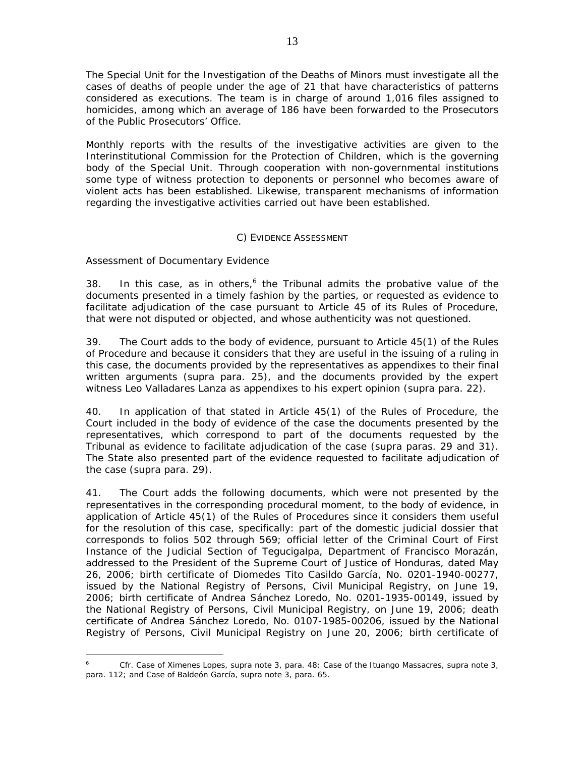The Special Unit for the Investigation of the Deaths of Minors must investigate all the cases of deaths of people under the age of 21 that have characteristics of patterns considered as executions. The team is in charge of around 1,016 files assigned to homicides, among which an average of 186 have been forwarded to the Prosecutors of the Public Prosecutors' Office.

Monthly reports with the results of the investigative activities are given to the Interinstitutional Commission for the Protection of Children, which is the governing body of the Special Unit. Through cooperation with non-governmental institutions some type of witness protection to deponents or personnel who becomes aware of violent acts has been established. Likewise, transparent mechanisms of information regarding the investigative activities carried out have been established.

### C) EVIDENCE ASSESSMENT

*Assessment of Documentary Evidence*

38. In this case, as in others,[6] the Tribunal admits the probative value of the documents presented in a timely fashion by the parties, or requested as evidence to facilitate adjudication of the case pursuant to Article 45 of its Rules of Procedure, that were not disputed or objected, and whose authenticity was not questioned.

39. The Court adds to the body of evidence, pursuant to Article 45(1) of the Rules of Procedure and because it considers that they are useful in the issuing of a ruling in this case, the documents provided by the representatives as appendixes to their final written arguments (*supra* para. 25), and the documents provided by the expert witness Leo Valladares Lanza as appendixes to his expert opinion (*supra* para. 22).

40. In application of that stated in Article 45(1) of the Rules of Procedure, the Court included in the body of evidence of the case the documents presented by the representatives, which correspond to part of the documents requested by the Tribunal as evidence to facilitate adjudication of the case (*supra* paras. 29 and 31). The State also presented part of the evidence requested to facilitate adjudication of the case (*supra* para. 29).

41. The Court adds the following documents, which were not presented by the representatives in the corresponding procedural moment, to the body of evidence, in application of Article 45(1) of the Rules of Procedures since it considers them useful for the resolution of this case, specifically: part of the domestic judicial dossier that corresponds to folios 502 through 569; official letter of the Criminal Court of First Instance of the Judicial Section of Tegucigalpa, Department of Francisco Morazán, addressed to the President of the Supreme Court of Justice of Honduras, dated May 26, 2006; birth certificate of Diomedes Tito Casildo García, No. 0201-1940-00277, issued by the National Registry of Persons, Civil Municipal Registry, on June 19, 2006; birth certificate of Andrea Sánchez Loredo, No. 0201-1935-00149, issued by the National Registry of Persons, Civil Municipal Registry, on June 19, 2006; death certificate of Andrea Sánchez Loredo, No. 0107-1985-00206, issued by the National Registry of Persons, Civil Municipal Registry on June 20, 2006; birth certificate of

---

[6] *Cfr. Case of Ximenes Lopes, supra* note 3, para. 48; *Case of the Ituango Massacres, supra* note 3, para. 112; and *Case of Baldeón García, supra* note 3, para. 65.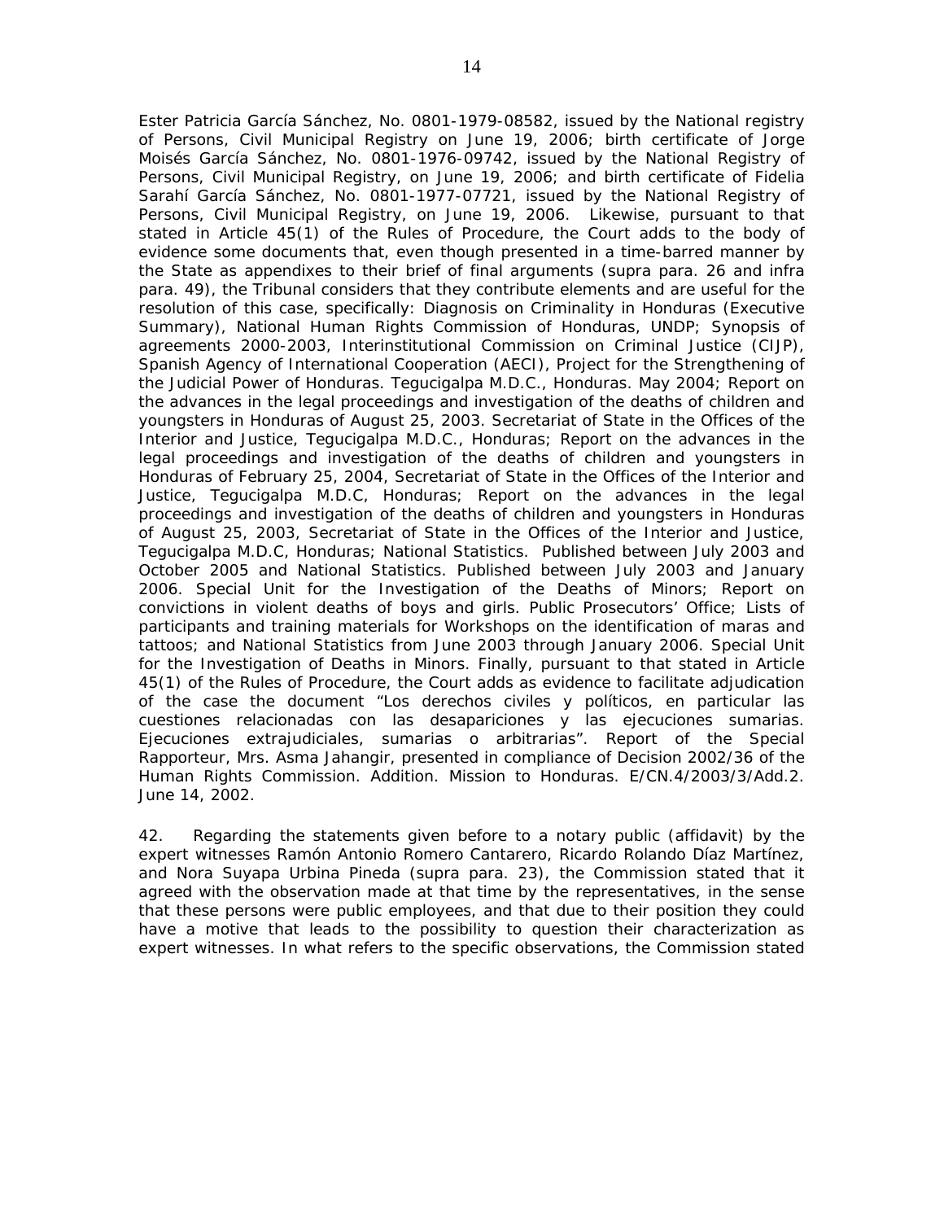Ester Patricia García Sánchez, No. 0801-1979-08582, issued by the National registry of Persons, Civil Municipal Registry on June 19, 2006; birth certificate of Jorge Moisés García Sánchez, No. 0801-1976-09742, issued by the National Registry of Persons, Civil Municipal Registry, on June 19, 2006; and birth certificate of Fidelia Sarahí García Sánchez, No. 0801-1977-07721, issued by the National Registry of Persons, Civil Municipal Registry, on June 19, 2006. Likewise, pursuant to that stated in Article 45(1) of the Rules of Procedure, the Court adds to the body of evidence some documents that, even though presented in a time-barred manner by the State as appendixes to their brief of final arguments (supra para. 26 and infra para. 49), the Tribunal considers that they contribute elements and are useful for the resolution of this case, specifically: Diagnosis on Criminality in Honduras (Executive Summary), National Human Rights Commission of Honduras, UNDP; Synopsis of agreements 2000-2003, Interinstitutional Commission on Criminal Justice (CIJP), Spanish Agency of International Cooperation (AECI), Project for the Strengthening of the Judicial Power of Honduras. Tegucigalpa M.D.C., Honduras. May 2004; Report on the advances in the legal proceedings and investigation of the deaths of children and youngsters in Honduras of August 25, 2003. Secretariat of State in the Offices of the Interior and Justice, Tegucigalpa M.D.C., Honduras; Report on the advances in the legal proceedings and investigation of the deaths of children and youngsters in Honduras of February 25, 2004, Secretariat of State in the Offices of the Interior and Justice, Tegucigalpa M.D.C, Honduras; Report on the advances in the legal proceedings and investigation of the deaths of children and youngsters in Honduras of August 25, 2003, Secretariat of State in the Offices of the Interior and Justice, Tegucigalpa M.D.C, Honduras; National Statistics. Published between July 2003 and October 2005 and National Statistics. Published between July 2003 and January 2006. Special Unit for the Investigation of the Deaths of Minors; Report on convictions in violent deaths of boys and girls. Public Prosecutors' Office; Lists of participants and training materials for Workshops on the identification of maras and tattoos; and National Statistics from June 2003 through January 2006. Special Unit for the Investigation of Deaths in Minors. Finally, pursuant to that stated in Article 45(1) of the Rules of Procedure, the Court adds as evidence to facilitate adjudication of the case the document "Los derechos civiles y políticos, en particular las cuestiones relacionadas con las desapariciones y las ejecuciones sumarias. Ejecuciones extrajudiciales, sumarias o arbitrarias". Report of the Special Rapporteur, Mrs. Asma Jahangir, presented in compliance of Decision 2002/36 of the Human Rights Commission. Addition. Mission to Honduras. E/CN.4/2003/3/Add.2. June 14, 2002.

42. Regarding the statements given before to a notary public (affidavit) by the expert witnesses Ramón Antonio Romero Cantarero, Ricardo Rolando Díaz Martínez, and Nora Suyapa Urbina Pineda (supra para. 23), the Commission stated that it agreed with the observation made at that time by the representatives, in the sense that these persons were public employees, and that due to their position they could have a motive that leads to the possibility to question their characterization as expert witnesses. In what refers to the specific observations, the Commission stated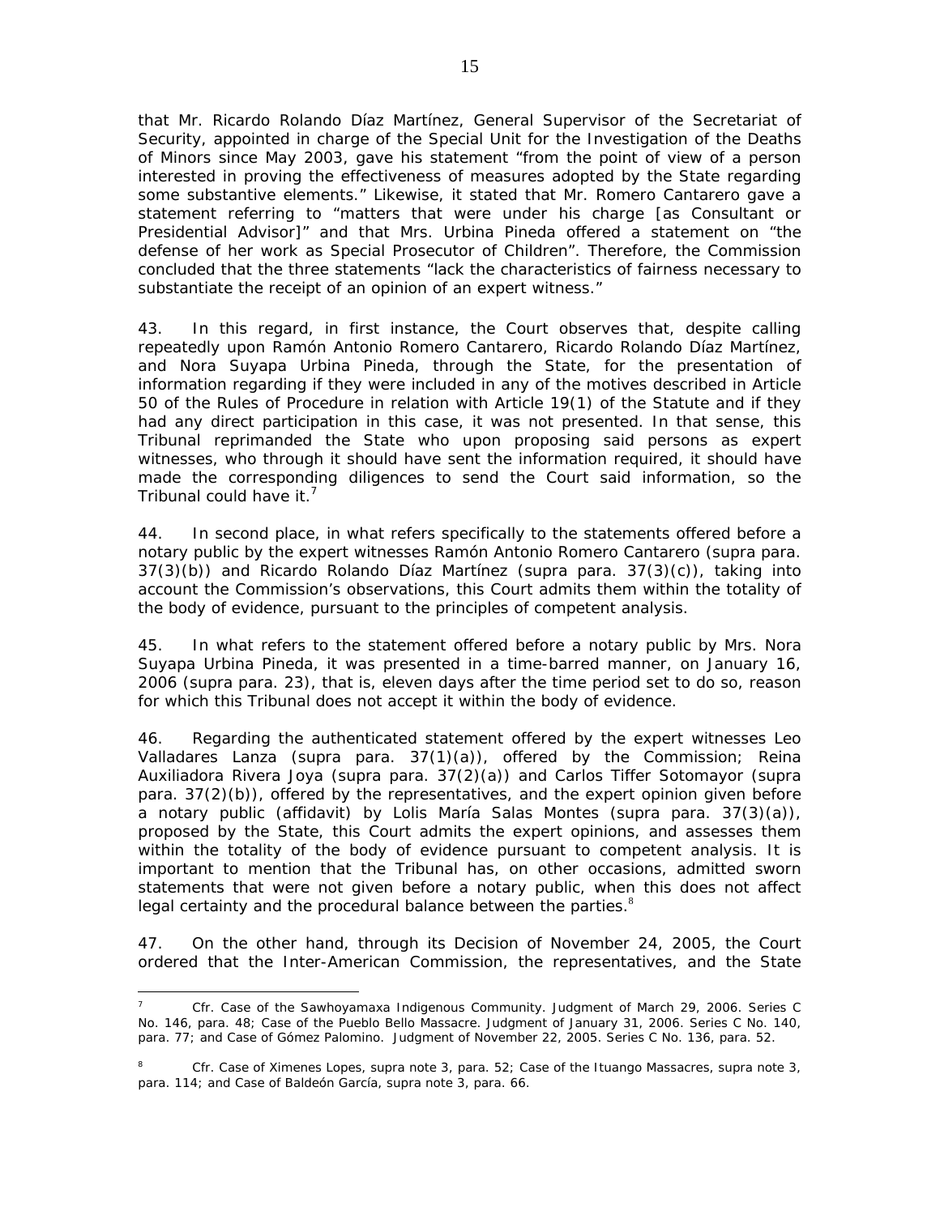that Mr. Ricardo Rolando Díaz Martínez, General Supervisor of the Secretariat of Security, appointed in charge of the Special Unit for the Investigation of the Deaths of Minors since May 2003, gave his statement "from the point of view of a person interested in proving the effectiveness of measures adopted by the State regarding some substantive elements." Likewise, it stated that Mr. Romero Cantarero gave a statement referring to "matters that were under his charge [as Consultant or Presidential Advisor]" and that Mrs. Urbina Pineda offered a statement on "the defense of her work as Special Prosecutor of Children". Therefore, the Commission concluded that the three statements "lack the characteristics of fairness necessary to substantiate the receipt of an opinion of an expert witness."

43. In this regard, in first instance, the Court observes that, despite calling repeatedly upon Ramón Antonio Romero Cantarero, Ricardo Rolando Díaz Martínez, and Nora Suyapa Urbina Pineda, through the State, for the presentation of information regarding if they were included in any of the motives described in Article 50 of the Rules of Procedure in relation with Article 19(1) of the Statute and if they had any direct participation in this case, it was not presented. In that sense, this Tribunal reprimanded the State who upon proposing said persons as expert witnesses, who through it should have sent the information required, it should have made the corresponding diligences to send the Court said information, so the Tribunal could have it.[7]

44. In second place, in what refers specifically to the statements offered before a notary public by the expert witnesses Ramón Antonio Romero Cantarero (*supra* para. 37(3)(b)) and Ricardo Rolando Díaz Martínez (*supra* para. 37(3)(c)), taking into account the Commission's observations, this Court admits them within the totality of the body of evidence, pursuant to the principles of competent analysis.

45. In what refers to the statement offered before a notary public by Mrs. Nora Suyapa Urbina Pineda, it was presented in a time-barred manner, on January 16, 2006 (*supra* para. 23), that is, eleven days after the time period set to do so, reason for which this Tribunal does not accept it within the body of evidence.

46. Regarding the authenticated statement offered by the expert witnesses Leo Valladares Lanza (*supra* para. 37(1)(a)), offered by the Commission; Reina Auxiliadora Rivera Joya (*supra* para. 37(2)(a)) and Carlos Tiffer Sotomayor (*supra* para. 37(2)(b)), offered by the representatives, and the expert opinion given before a notary public (affidavit) by Lolis María Salas Montes (*supra* para. 37(3)(a)), proposed by the State, this Court admits the expert opinions, and assesses them within the totality of the body of evidence pursuant to competent analysis. It is important to mention that the Tribunal has, on other occasions, admitted sworn statements that were not given before a notary public, when this does not affect legal certainty and the procedural balance between the parties.[8]

47. On the other hand, through its Decision of November 24, 2005, the Court ordered that the Inter-American Commission, the representatives, and the State

---

[7] *Cfr. Case of the Sawhoyamaxa Indigenous Community*. Judgment of March 29, 2006. Series C No. 146, para. 48; *Case of the Pueblo Bello Massacre*. Judgment of January 31, 2006. Series C No. 140, para. 77; and *Case of Gómez Palomino*. Judgment of November 22, 2005. Series C No. 136, para. 52.

[8] *Cfr. Case of Ximenes Lopes, supra* note 3, para. 52; *Case of the Ituango Massacres, supra* note 3, para. 114; and *Case of Baldeón García, supra* note 3, para. 66.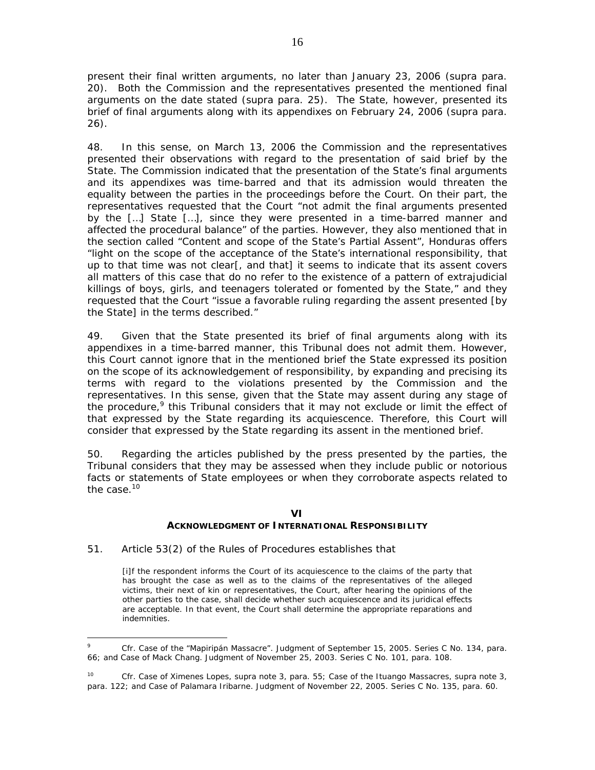present their final written arguments, no later than January 23, 2006 (supra para. 20). Both the Commission and the representatives presented the mentioned final arguments on the date stated (supra para. 25). The State, however, presented its brief of final arguments along with its appendixes on February 24, 2006 (supra para. 26).

48. In this sense, on March 13, 2006 the Commission and the representatives presented their observations with regard to the presentation of said brief by the State. The Commission indicated that the presentation of the State's final arguments and its appendixes was time-barred and that its admission would threaten the equality between the parties in the proceedings before the Court. On their part, the representatives requested that the Court "not admit the final arguments presented by the […] State […], since they were presented in a time-barred manner and affected the procedural balance" of the parties. However, they also mentioned that in the section called "Content and scope of the State's Partial Assent", Honduras offers "light on the scope of the acceptance of the State's international responsibility, that up to that time was not clear[, and that] it seems to indicate that its assent covers all matters of this case that do no refer to the existence of a pattern of extrajudicial killings of boys, girls, and teenagers tolerated or fomented by the State," and they requested that the Court "issue a favorable ruling regarding the assent presented [by the State] in the terms described."

49. Given that the State presented its brief of final arguments along with its appendixes in a time-barred manner, this Tribunal does not admit them. However, this Court cannot ignore that in the mentioned brief the State expressed its position on the scope of its acknowledgement of responsibility, by expanding and precising its terms with regard to the violations presented by the Commission and the representatives. In this sense, given that the State may assent during any stage of the procedure,[9] this Tribunal considers that it may not exclude or limit the effect of that expressed by the State regarding its acquiescence. Therefore, this Court will consider that expressed by the State regarding its assent in the mentioned brief.

50. Regarding the articles published by the press presented by the parties, the Tribunal considers that they may be assessed when they include public or notorious facts or statements of State employees or when they corroborate aspects related to the case.[10]

## VI
## ACKNOWLEDGMENT OF INTERNATIONAL RESPONSIBILITY

51. Article 53(2) of the Rules of Procedures establishes that

> [i]f the respondent informs the Court of its acquiescence to the claims of the party that has brought the case as well as to the claims of the representatives of the alleged victims, their next of kin or representatives, the Court, after hearing the opinions of the other parties to the case, shall decide whether such acquiescence and its juridical effects are acceptable. In that event, the Court shall determine the appropriate reparations and indemnities.

---

[9] *Cfr. Case of the "Mapiripán Massacre"*. Judgment of September 15, 2005. Series C No. 134, para. 66; and *Case of Mack Chang*. Judgment of November 25, 2003. Series C No. 101, para. 108.

[10] *Cfr. Case of Ximenes Lopes*, supra note 3, para. 55; *Case of the Ituango Massacres*, supra note 3, para. 122; and *Case of Palamara Iribarne*. Judgment of November 22, 2005. Series C No. 135, para. 60.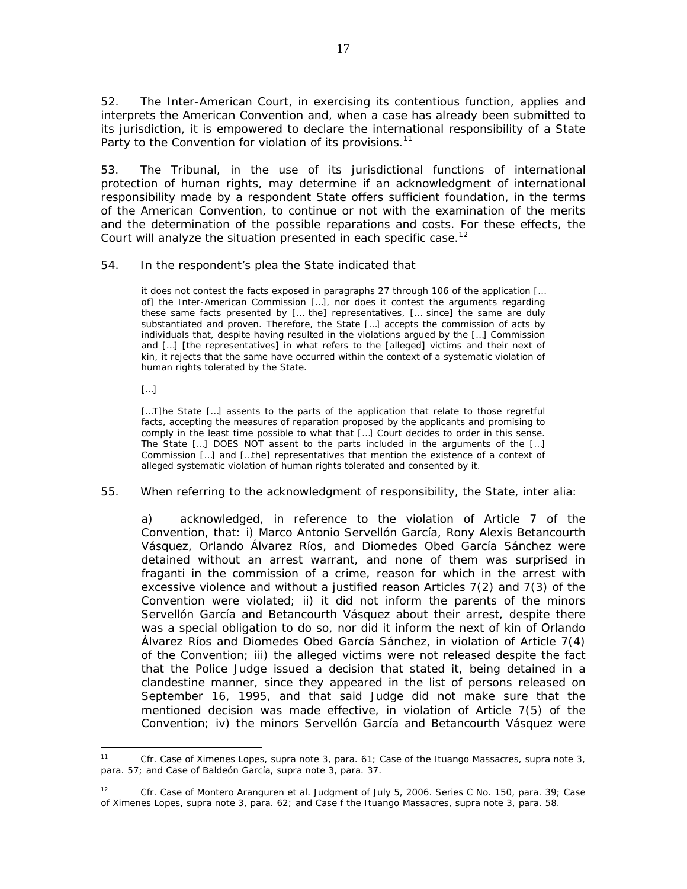52. The Inter-American Court, in exercising its contentious function, applies and interprets the American Convention and, when a case has already been submitted to its jurisdiction, it is empowered to declare the international responsibility of a State Party to the Convention for violation of its provisions.[11]

53. The Tribunal, in the use of its jurisdictional functions of international protection of human rights, may determine if an acknowledgment of international responsibility made by a respondent State offers sufficient foundation, in the terms of the American Convention, to continue or not with the examination of the merits and the determination of the possible reparations and costs. For these effects, the Court will analyze the situation presented in each specific case.[12]

54. In the respondent's plea the State indicated that

> it does not contest the facts exposed in paragraphs 27 through 106 of the application [… of] the Inter-American Commission […], nor does it contest the arguments regarding these same facts presented by [… the] representatives, [… since] the same are duly substantiated and proven. Therefore, the State […] accepts the commission of acts by individuals that, despite having resulted in the violations argued by the […] Commission and […] [the representatives] in what refers to the [alleged] victims and their next of kin, it rejects that the same have occurred within the context of a systematic violation of human rights tolerated by the State.
>
> […]
>
> […T]he State […] assents to the parts of the application that relate to those regretful facts, accepting the measures of reparation proposed by the applicants and promising to comply in the least time possible to what that […] Court decides to order in this sense. The State […] DOES NOT assent to the parts included in the arguments of the […] Commission […] and […the] representatives that mention the existence of a context of alleged systematic violation of human rights tolerated and consented by it.

55. When referring to the acknowledgment of responsibility, the State, inter alia:

> a) acknowledged, in reference to the violation of Article 7 of the Convention, that: i) Marco Antonio Servellón García, Rony Alexis Betancourth Vásquez, Orlando Álvarez Ríos, and Diomedes Obed García Sánchez were detained without an arrest warrant, and none of them was surprised in fraganti in the commission of a crime, reason for which in the arrest with excessive violence and without a justified reason Articles 7(2) and 7(3) of the Convention were violated; ii) it did not inform the parents of the minors Servellón García and Betancourth Vásquez about their arrest, despite there was a special obligation to do so, nor did it inform the next of kin of Orlando Álvarez Ríos and Diomedes Obed García Sánchez, in violation of Article 7(4) of the Convention; iii) the alleged victims were not released despite the fact that the Police Judge issued a decision that stated it, being detained in a clandestine manner, since they appeared in the list of persons released on September 16, 1995, and that said Judge did not make sure that the mentioned decision was made effective, in violation of Article 7(5) of the Convention; iv) the minors Servellón García and Betancourth Vásquez were

---

[11] Cfr. Case of Ximenes Lopes, supra note 3, para. 61; Case of the Ituango Massacres, supra note 3, para. 57; and Case of Baldeón García, supra note 3, para. 37.

[12] Cfr. Case of Montero Aranguren et al. Judgment of July 5, 2006. Series C No. 150, para. 39; Case of Ximenes Lopes, supra note 3, para. 62; and Case f the Ituango Massacres, supra note 3, para. 58.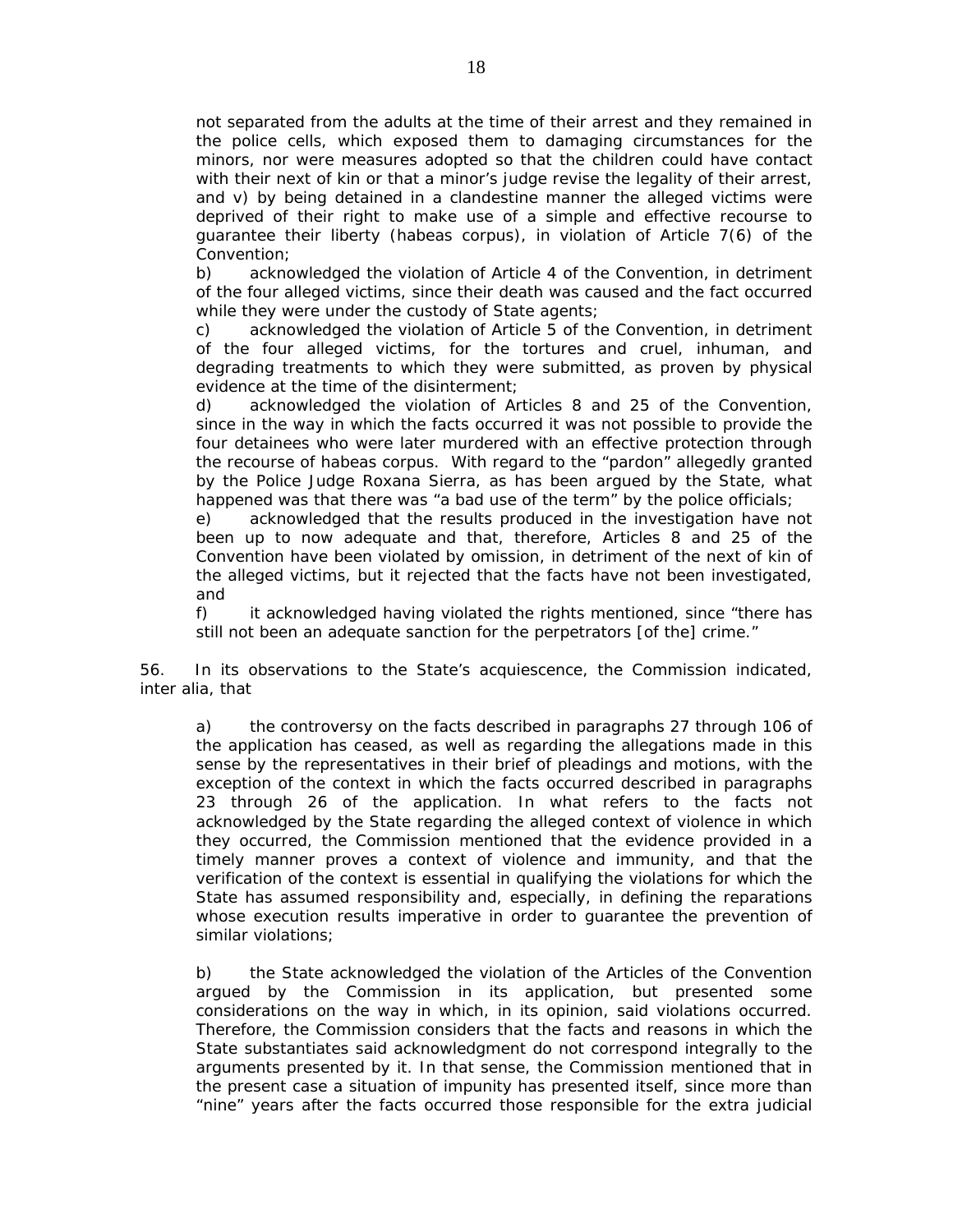not separated from the adults at the time of their arrest and they remained in the police cells, which exposed them to damaging circumstances for the minors, nor were measures adopted so that the children could have contact with their next of kin or that a minor's judge revise the legality of their arrest, and v) by being detained in a clandestine manner the alleged victims were deprived of their right to make use of a simple and effective recourse to guarantee their liberty (habeas corpus), in violation of Article 7(6) of the Convention;

b) acknowledged the violation of Article 4 of the Convention, in detriment of the four alleged victims, since their death was caused and the fact occurred while they were under the custody of State agents;

c) acknowledged the violation of Article 5 of the Convention, in detriment of the four alleged victims, for the tortures and cruel, inhuman, and degrading treatments to which they were submitted, as proven by physical evidence at the time of the disinterment;

d) acknowledged the violation of Articles 8 and 25 of the Convention, since in the way in which the facts occurred it was not possible to provide the four detainees who were later murdered with an effective protection through the recourse of habeas corpus. With regard to the "pardon" allegedly granted by the Police Judge Roxana Sierra, as has been argued by the State, what happened was that there was "a bad use of the term" by the police officials;

e) acknowledged that the results produced in the investigation have not been up to now adequate and that, therefore, Articles 8 and 25 of the Convention have been violated by omission, in detriment of the next of kin of the alleged victims, but it rejected that the facts have not been investigated, and

f) it acknowledged having violated the rights mentioned, since "there has still not been an adequate sanction for the perpetrators [of the] crime."

56. In its observations to the State's acquiescence, the Commission indicated, *inter alia*, that

a) the controversy on the facts described in paragraphs 27 through 106 of the application has ceased, as well as regarding the allegations made in this sense by the representatives in their brief of pleadings and motions, with the exception of the context in which the facts occurred described in paragraphs 23 through 26 of the application. In what refers to the facts not acknowledged by the State regarding the alleged context of violence in which they occurred, the Commission mentioned that the evidence provided in a timely manner proves a context of violence and immunity, and that the verification of the context is essential in qualifying the violations for which the State has assumed responsibility and, especially, in defining the reparations whose execution results imperative in order to guarantee the prevention of similar violations;

b) the State acknowledged the violation of the Articles of the Convention argued by the Commission in its application, but presented some considerations on the way in which, in its opinion, said violations occurred. Therefore, the Commission considers that the facts and reasons in which the State substantiates said acknowledgment do not correspond integrally to the arguments presented by it. In that sense, the Commission mentioned that in the present case a situation of impunity has presented itself, since more than "nine" years after the facts occurred those responsible for the extra judicial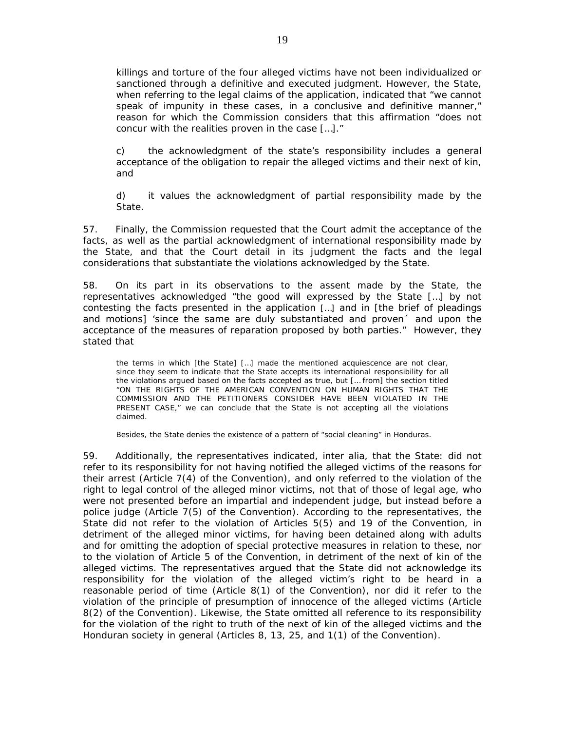killings and torture of the four alleged victims have not been individualized or sanctioned through a definitive and executed judgment. However, the State, when referring to the legal claims of the application, indicated that "we cannot speak of impunity in these cases, in a conclusive and definitive manner," reason for which the Commission considers that this affirmation "does not concur with the realities proven in the case […]."

c) the acknowledgment of the state's responsibility includes a general acceptance of the obligation to repair the alleged victims and their next of kin, and

d) it values the acknowledgment of partial responsibility made by the State.

57. Finally, the Commission requested that the Court admit the acceptance of the facts, as well as the partial acknowledgment of international responsibility made by the State, and that the Court detail in its judgment the facts and the legal considerations that substantiate the violations acknowledged by the State.

58. On its part in its observations to the assent made by the State, the representatives acknowledged "the good will expressed by the State […] by not contesting the facts presented in the application […] and in [the brief of pleadings and motions] 'since the same are duly substantiated and proven´ and upon the acceptance of the measures of reparation proposed by both parties." However, they stated that

> the terms in which [the State] […] made the mentioned acquiescence are not clear, since they seem to indicate that the State accepts its international responsibility for all the violations argued based on the facts accepted as true, but [… from] the section titled "ON THE RIGHTS OF THE AMERICAN CONVENTION ON HUMAN RIGHTS THAT THE COMMISSION AND THE PETITIONERS CONSIDER HAVE BEEN VIOLATED IN THE PRESENT CASE," we can conclude that the State is not accepting all the violations claimed.
>
> Besides, the State denies the existence of a pattern of "social cleaning" in Honduras.

59. Additionally, the representatives indicated, inter alia, that the State: did not refer to its responsibility for not having notified the alleged victims of the reasons for their arrest (Article 7(4) of the Convention), and only referred to the violation of the right to legal control of the alleged minor victims, not that of those of legal age, who were not presented before an impartial and independent judge, but instead before a police judge (Article 7(5) of the Convention). According to the representatives, the State did not refer to the violation of Articles 5(5) and 19 of the Convention, in detriment of the alleged minor victims, for having been detained along with adults and for omitting the adoption of special protective measures in relation to these, nor to the violation of Article 5 of the Convention, in detriment of the next of kin of the alleged victims. The representatives argued that the State did not acknowledge its responsibility for the violation of the alleged victim's right to be heard in a reasonable period of time (Article 8(1) of the Convention), nor did it refer to the violation of the principle of presumption of innocence of the alleged victims (Article 8(2) of the Convention). Likewise, the State omitted all reference to its responsibility for the violation of the right to truth of the next of kin of the alleged victims and the Honduran society in general (Articles 8, 13, 25, and 1(1) of the Convention).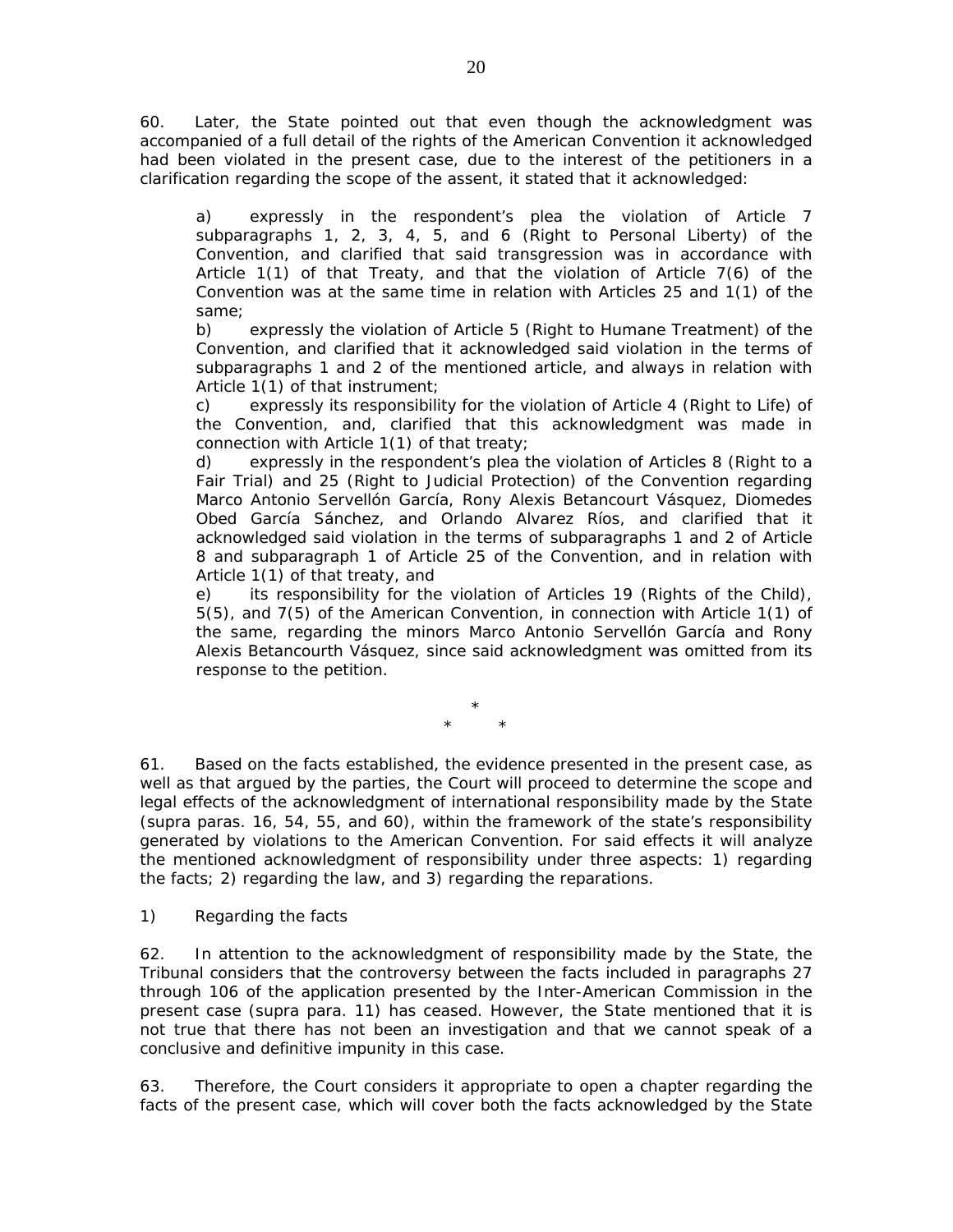60. Later, the State pointed out that even though the acknowledgment was accompanied of a full detail of the rights of the American Convention it acknowledged had been violated in the present case, due to the interest of the petitioners in a clarification regarding the scope of the assent, it stated that it acknowledged:

> a) expressly in the respondent's plea the violation of Article 7 subparagraphs 1, 2, 3, 4, 5, and 6 (Right to Personal Liberty) of the Convention, and clarified that said transgression was in accordance with Article 1(1) of that Treaty, and that the violation of Article 7(6) of the Convention was at the same time in relation with Articles 25 and 1(1) of the same;
>
> b) expressly the violation of Article 5 (Right to Humane Treatment) of the Convention, and clarified that it acknowledged said violation in the terms of subparagraphs 1 and 2 of the mentioned article, and always in relation with Article 1(1) of that instrument;
>
> c) expressly its responsibility for the violation of Article 4 (Right to Life) of the Convention, and, clarified that this acknowledgment was made in connection with Article 1(1) of that treaty;
>
> d) expressly in the respondent's plea the violation of Articles 8 (Right to a Fair Trial) and 25 (Right to Judicial Protection) of the Convention regarding Marco Antonio Servellón García, Rony Alexis Betancourt Vásquez, Diomedes Obed García Sánchez, and Orlando Alvarez Ríos, and clarified that it acknowledged said violation in the terms of subparagraphs 1 and 2 of Article 8 and subparagraph 1 of Article 25 of the Convention, and in relation with Article 1(1) of that treaty, and
>
> e) its responsibility for the violation of Articles 19 (Rights of the Child), 5(5), and 7(5) of the American Convention, in connection with Article 1(1) of the same, regarding the minors Marco Antonio Servellón García and Rony Alexis Betancourth Vásquez, since said acknowledgment was omitted from its response to the petition.

\*
\* \*

61. Based on the facts established, the evidence presented in the present case, as well as that argued by the parties, the Court will proceed to determine the scope and legal effects of the acknowledgment of international responsibility made by the State (supra paras. 16, 54, 55, and 60), within the framework of the state's responsibility generated by violations to the American Convention. For said effects it will analyze the mentioned acknowledgment of responsibility under three aspects: 1) regarding the facts; 2) regarding the law, and 3) regarding the reparations.

1) Regarding the facts

62. In attention to the acknowledgment of responsibility made by the State, the Tribunal considers that the controversy between the facts included in paragraphs 27 through 106 of the application presented by the Inter-American Commission in the present case (supra para. 11) has ceased. However, the State mentioned that it is not true that there has not been an investigation and that we cannot speak of a conclusive and definitive impunity in this case.

63. Therefore, the Court considers it appropriate to open a chapter regarding the facts of the present case, which will cover both the facts acknowledged by the State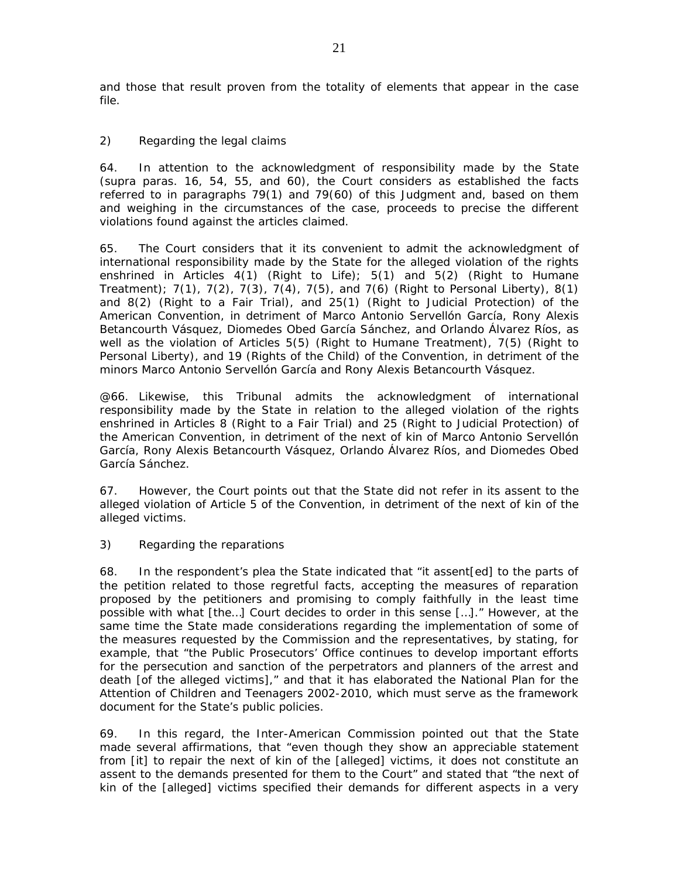and those that result proven from the totality of elements that appear in the case file.

2) Regarding the legal claims

64. In attention to the acknowledgment of responsibility made by the State (supra paras. 16, 54, 55, and 60), the Court considers as established the facts referred to in paragraphs 79(1) and 79(60) of this Judgment and, based on them and weighing in the circumstances of the case, proceeds to precise the different violations found against the articles claimed.

65. The Court considers that it its convenient to admit the acknowledgment of international responsibility made by the State for the alleged violation of the rights enshrined in Articles 4(1) (Right to Life); 5(1) and 5(2) (Right to Humane Treatment); 7(1), 7(2), 7(3), 7(4), 7(5), and 7(6) (Right to Personal Liberty), 8(1) and 8(2) (Right to a Fair Trial), and 25(1) (Right to Judicial Protection) of the American Convention, in detriment of Marco Antonio Servellón García, Rony Alexis Betancourth Vásquez, Diomedes Obed García Sánchez, and Orlando Álvarez Ríos, as well as the violation of Articles 5(5) (Right to Humane Treatment), 7(5) (Right to Personal Liberty), and 19 (Rights of the Child) of the Convention, in detriment of the minors Marco Antonio Servellón García and Rony Alexis Betancourth Vásquez.

@66. Likewise, this Tribunal admits the acknowledgment of international responsibility made by the State in relation to the alleged violation of the rights enshrined in Articles 8 (Right to a Fair Trial) and 25 (Right to Judicial Protection) of the American Convention, in detriment of the next of kin of Marco Antonio Servellón García, Rony Alexis Betancourth Vásquez, Orlando Álvarez Ríos, and Diomedes Obed García Sánchez.

67. However, the Court points out that the State did not refer in its assent to the alleged violation of Article 5 of the Convention, in detriment of the next of kin of the alleged victims.

3) Regarding the reparations

68. In the respondent's plea the State indicated that "it assent[ed] to the parts of the petition related to those regretful facts, accepting the measures of reparation proposed by the petitioners and promising to comply faithfully in the least time possible with what [the…] Court decides to order in this sense […]." However, at the same time the State made considerations regarding the implementation of some of the measures requested by the Commission and the representatives, by stating, for example, that "the Public Prosecutors' Office continues to develop important efforts for the persecution and sanction of the perpetrators and planners of the arrest and death [of the alleged victims]," and that it has elaborated the National Plan for the Attention of Children and Teenagers 2002-2010, which must serve as the framework document for the State's public policies.

69. In this regard, the Inter-American Commission pointed out that the State made several affirmations, that "even though they show an appreciable statement from [it] to repair the next of kin of the [alleged] victims, it does not constitute an assent to the demands presented for them to the Court" and stated that "the next of kin of the [alleged] victims specified their demands for different aspects in a very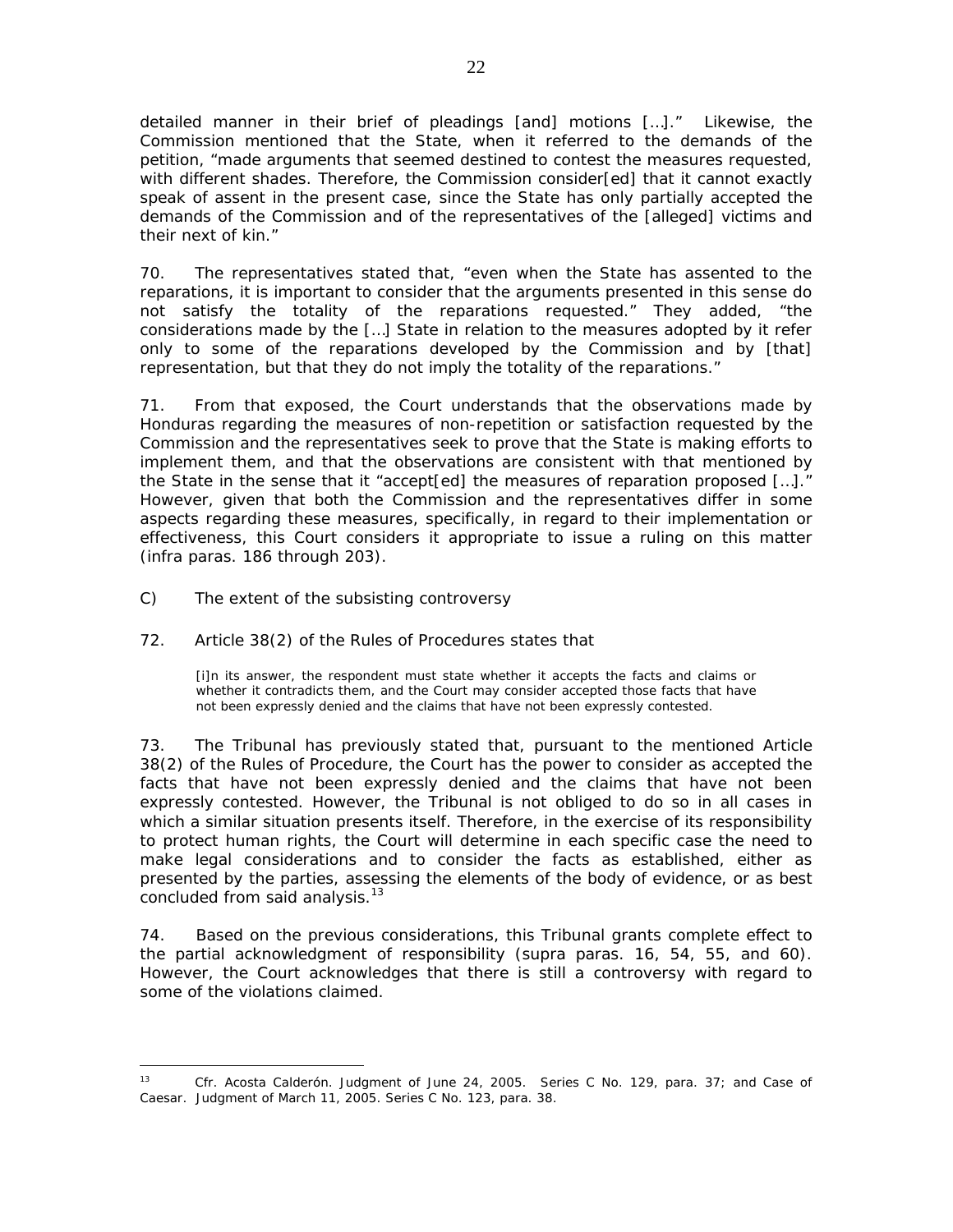detailed manner in their brief of pleadings [and] motions […]." Likewise, the Commission mentioned that the State, when it referred to the demands of the petition, "made arguments that seemed destined to contest the measures requested, with different shades. Therefore, the Commission consider[ed] that it cannot exactly speak of assent in the present case, since the State has only partially accepted the demands of the Commission and of the representatives of the [alleged] victims and their next of kin."

70. The representatives stated that, "even when the State has assented to the reparations, it is important to consider that the arguments presented in this sense do not satisfy the totality of the reparations requested." They added, "the considerations made by the […] State in relation to the measures adopted by it refer only to some of the reparations developed by the Commission and by [that] representation, but that they do not imply the totality of the reparations."

71. From that exposed, the Court understands that the observations made by Honduras regarding the measures of non-repetition or satisfaction requested by the Commission and the representatives seek to prove that the State is making efforts to implement them, and that the observations are consistent with that mentioned by the State in the sense that it "accept[ed] the measures of reparation proposed […]." However, given that both the Commission and the representatives differ in some aspects regarding these measures, specifically, in regard to their implementation or effectiveness, this Court considers it appropriate to issue a ruling on this matter (*infra* paras. 186 through 203).

C) The extent of the subsisting controversy

72. Article 38(2) of the Rules of Procedures states that

> [i]n its answer, the respondent must state whether it accepts the facts and claims or whether it contradicts them, and the Court may consider accepted those facts that have not been expressly denied and the claims that have not been expressly contested.

73. The Tribunal has previously stated that, pursuant to the mentioned Article 38(2) of the Rules of Procedure, the Court has the power to consider as accepted the facts that have not been expressly denied and the claims that have not been expressly contested. However, the Tribunal is not obliged to do so in all cases in which a similar situation presents itself. Therefore, in the exercise of its responsibility to protect human rights, the Court will determine in each specific case the need to make legal considerations and to consider the facts as established, either as presented by the parties, assessing the elements of the body of evidence, or as best concluded from said analysis.[13]

74. Based on the previous considerations, this Tribunal grants complete effect to the partial acknowledgment of responsibility (*supra* paras. 16, 54, 55, and 60). However, the Court acknowledges that there is still a controversy with regard to some of the violations claimed.

---

[13] *Cfr. Acosta Calderón*. Judgment of June 24, 2005. Series C No. 129, para. 37; and *Case of Caesar*. Judgment of March 11, 2005. Series C No. 123, para. 38.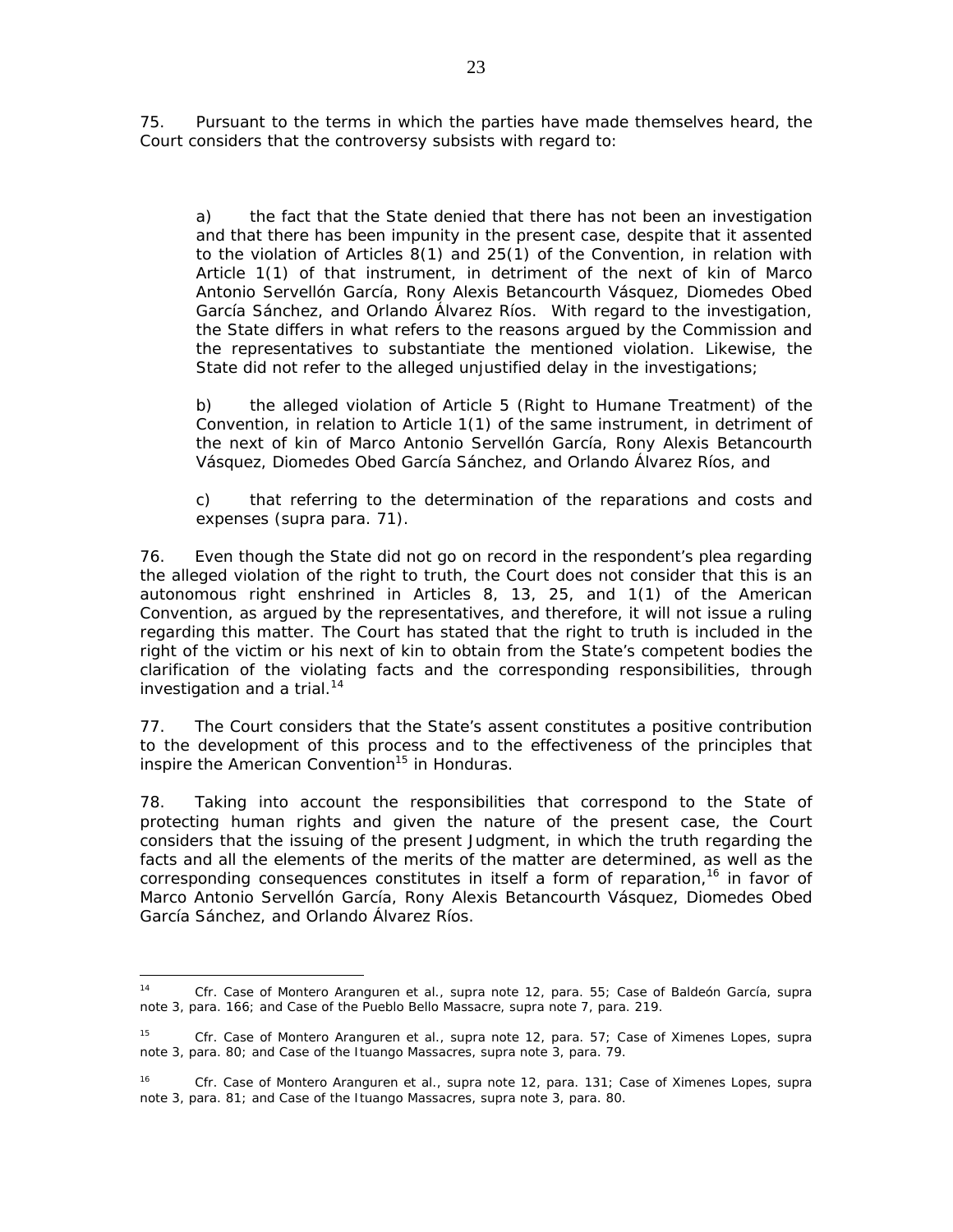75. Pursuant to the terms in which the parties have made themselves heard, the Court considers that the controversy subsists with regard to:

> a) the fact that the State denied that there has not been an investigation and that there has been impunity in the present case, despite that it assented to the violation of Articles 8(1) and 25(1) of the Convention, in relation with Article 1(1) of that instrument, in detriment of the next of kin of Marco Antonio Servellón García, Rony Alexis Betancourth Vásquez, Diomedes Obed García Sánchez, and Orlando Álvarez Ríos. With regard to the investigation, the State differs in what refers to the reasons argued by the Commission and the representatives to substantiate the mentioned violation. Likewise, the State did not refer to the alleged unjustified delay in the investigations;
>
> b) the alleged violation of Article 5 (Right to Humane Treatment) of the Convention, in relation to Article 1(1) of the same instrument, in detriment of the next of kin of Marco Antonio Servellón García, Rony Alexis Betancourth Vásquez, Diomedes Obed García Sánchez, and Orlando Álvarez Ríos, and
>
> c) that referring to the determination of the reparations and costs and expenses (*supra* para. 71).

76. Even though the State did not go on record in the respondent's plea regarding the alleged violation of the right to truth, the Court does not consider that this is an autonomous right enshrined in Articles 8, 13, 25, and 1(1) of the American Convention, as argued by the representatives, and therefore, it will not issue a ruling regarding this matter. The Court has stated that the right to truth is included in the right of the victim or his next of kin to obtain from the State's competent bodies the clarification of the violating facts and the corresponding responsibilities, through investigation and a trial.[14]

77. The Court considers that the State's assent constitutes a positive contribution to the development of this process and to the effectiveness of the principles that inspire the American Convention[15] in Honduras.

78. Taking into account the responsibilities that correspond to the State of protecting human rights and given the nature of the present case, the Court considers that the issuing of the present Judgment, in which the truth regarding the facts and all the elements of the merits of the matter are determined, as well as the corresponding consequences constitutes in itself a form of reparation,[16] in favor of Marco Antonio Servellón García, Rony Alexis Betancourth Vásquez, Diomedes Obed García Sánchez, and Orlando Álvarez Ríos.

---

[14] *Cfr. Case of Montero Aranguren et al., supra* note 12, para. 55; *Case of Baldeón García, supra* note 3, para. 166; and *Case of the Pueblo Bello Massacre, supra* note 7, para. 219.

[15] *Cfr. Case of Montero Aranguren et al., supra* note 12, para. 57; *Case of Ximenes Lopes, supra* note 3, para. 80; and *Case of the Ituango Massacres, supra* note 3, para. 79.

[16] *Cfr. Case of Montero Aranguren et al., supra* note 12, para. 131; *Case of Ximenes Lopes, supra* note 3, para. 81; and *Case of the Ituango Massacres, supra* note 3, para. 80.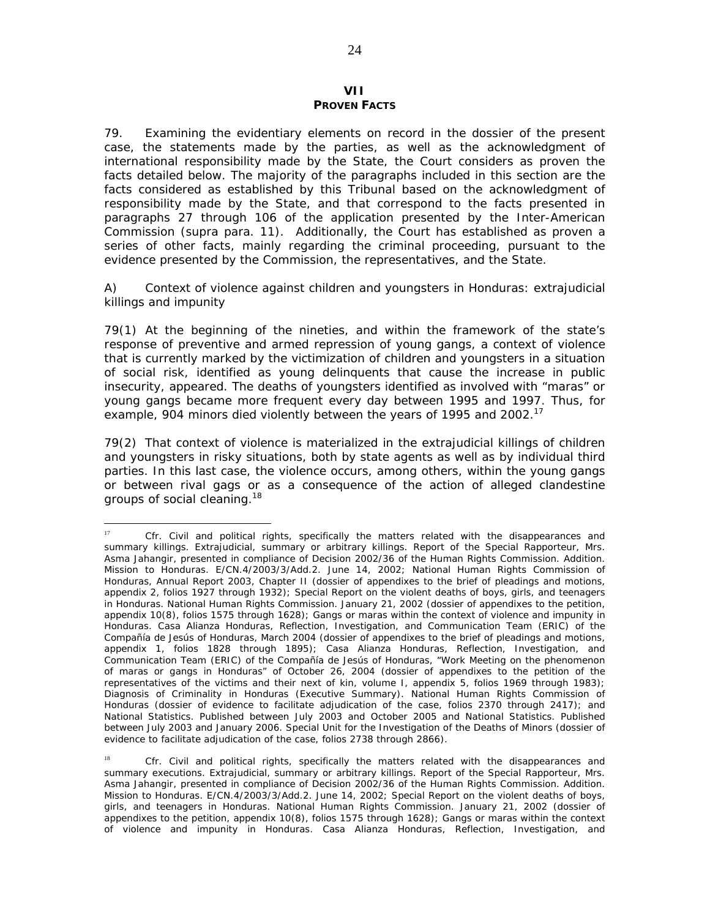## VII
### PROVEN FACTS

79. Examining the evidentiary elements on record in the dossier of the present case, the statements made by the parties, as well as the acknowledgment of international responsibility made by the State, the Court considers as proven the facts detailed below. The majority of the paragraphs included in this section are the facts considered as established by this Tribunal based on the acknowledgment of responsibility made by the State, and that correspond to the facts presented in paragraphs 27 through 106 of the application presented by the Inter-American Commission (*supra* para. 11). Additionally, the Court has established as proven a series of other facts, mainly regarding the criminal proceeding, pursuant to the evidence presented by the Commission, the representatives, and the State.

*A) Context of violence against children and youngsters in Honduras: extrajudicial killings and impunity*

79(1) At the beginning of the nineties, and within the framework of the state's response of preventive and armed repression of young gangs, a context of violence that is currently marked by the victimization of children and youngsters in a situation of social risk, identified as young delinquents that cause the increase in public insecurity, appeared. The deaths of youngsters identified as involved with "maras" or young gangs became more frequent every day between 1995 and 1997. Thus, for example, 904 minors died violently between the years of 1995 and 2002.[17]

79(2) That context of violence is materialized in the extrajudicial killings of children and youngsters in risky situations, both by state agents as well as by individual third parties. In this last case, the violence occurs, among others, within the young gangs or between rival gags or as a consequence of the action of alleged clandestine groups of social cleaning.[18]

---

[17] *Cfr.* Civil and political rights, specifically the matters related with the disappearances and summary killings. Extrajudicial, summary or arbitrary killings. Report of the Special Rapporteur, Mrs. Asma Jahangir, presented in compliance of Decision 2002/36 of the Human Rights Commission. Addition. Mission to Honduras. E/CN.4/2003/3/Add.2. June 14, 2002; National Human Rights Commission of Honduras, Annual Report 2003, Chapter II (dossier of appendixes to the brief of pleadings and motions, appendix 2, folios 1927 through 1932); Special Report on the violent deaths of boys, girls, and teenagers in Honduras. National Human Rights Commission. January 21, 2002 (dossier of appendixes to the petition, appendix 10(8), folios 1575 through 1628); Gangs or maras within the context of violence and impunity in Honduras. Casa Alianza Honduras, Reflection, Investigation, and Communication Team (ERIC) of the Compañía de Jesús of Honduras, March 2004 (dossier of appendixes to the brief of pleadings and motions, appendix 1, folios 1828 through 1895); Casa Alianza Honduras, Reflection, Investigation, and Communication Team (ERIC) of the Compañía de Jesús of Honduras, "Work Meeting on the phenomenon of maras or gangs in Honduras" of October 26, 2004 (dossier of appendixes to the petition of the representatives of the victims and their next of kin, volume I, appendix 5, folios 1969 through 1983); Diagnosis of Criminality in Honduras (Executive Summary). National Human Rights Commission of Honduras (dossier of evidence to facilitate adjudication of the case, folios 2370 through 2417); and National Statistics. Published between July 2003 and October 2005 and National Statistics. Published between July 2003 and January 2006. Special Unit for the Investigation of the Deaths of Minors (dossier of evidence to facilitate adjudication of the case, folios 2738 through 2866).

[18] *Cfr.* Civil and political rights, specifically the matters related with the disappearances and summary executions. Extrajudicial, summary or arbitrary killings. Report of the Special Rapporteur, Mrs. Asma Jahangir, presented in compliance of Decision 2002/36 of the Human Rights Commission. Addition. Mission to Honduras. E/CN.4/2003/3/Add.2. June 14, 2002; Special Report on the violent deaths of boys, girls, and teenagers in Honduras. National Human Rights Commission. January 21, 2002 (dossier of appendixes to the petition, appendix 10(8), folios 1575 through 1628); Gangs or maras within the context of violence and impunity in Honduras. Casa Alianza Honduras, Reflection, Investigation, and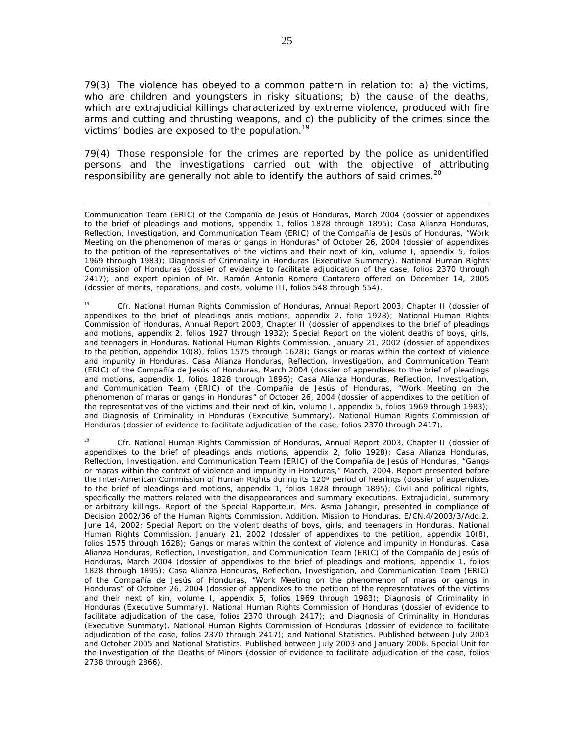79(3) The violence has obeyed to a common pattern in relation to: a) the victims, who are children and youngsters in risky situations; b) the cause of the deaths, which are extrajudicial killings characterized by extreme violence, produced with fire arms and cutting and thrusting weapons, and c) the publicity of the crimes since the victims' bodies are exposed to the population.[19]

79(4) Those responsible for the crimes are reported by the police as unidentified persons and the investigations carried out with the objective of attributing responsibility are generally not able to identify the authors of said crimes.[20]

---

Communication Team (ERIC) of the Compañía de Jesús of Honduras, March 2004 (dossier of appendixes to the brief of pleadings and motions, appendix 1, folios 1828 through 1895); Casa Alianza Honduras, Reflection, Investigation, and Communication Team (ERIC) of the Compañía de Jesús of Honduras, "Work Meeting on the phenomenon of maras or gangs in Honduras" of October 26, 2004 (dossier of appendixes to the petition of the representatives of the victims and their next of kin, volume I, appendix 5, folios 1969 through 1983); Diagnosis of Criminality in Honduras (Executive Summary). National Human Rights Commission of Honduras (dossier of evidence to facilitate adjudication of the case, folios 2370 through 2417); and expert opinion of Mr. Ramón Antonio Romero Cantarero offered on December 14, 2005 (dossier of merits, reparations, and costs, volume III, folios 548 through 554).

[19] *Cfr.* National Human Rights Commission of Honduras, Annual Report 2003, Chapter II (dossier of appendixes to the brief of pleadings ands motions, appendix 2, folio 1928); National Human Rights Commission of Honduras, Annual Report 2003, Chapter II (dossier of appendixes to the brief of pleadings and motions, appendix 2, folios 1927 through 1932); Special Report on the violent deaths of boys, girls, and teenagers in Honduras. National Human Rights Commission. January 21, 2002 (dossier of appendixes to the petition, appendix 10(8), folios 1575 through 1628); Gangs or maras within the context of violence and impunity in Honduras. Casa Alianza Honduras, Reflection, Investigation, and Communication Team (ERIC) of the Compañía de Jesús of Honduras, March 2004 (dossier of appendixes to the brief of pleadings and motions, appendix 1, folios 1828 through 1895); Casa Alianza Honduras, Reflection, Investigation, and Communication Team (ERIC) of the Compañía de Jesús of Honduras, "Work Meeting on the phenomenon of maras or gangs in Honduras" of October 26, 2004 (dossier of appendixes to the petition of the representatives of the victims and their next of kin, volume I, appendix 5, folios 1969 through 1983); and Diagnosis of Criminality in Honduras (Executive Summary). National Human Rights Commission of Honduras (dossier of evidence to facilitate adjudication of the case, folios 2370 through 2417).

[20] *Cfr.* National Human Rights Commission of Honduras, Annual Report 2003, Chapter II (dossier of appendixes to the brief of pleadings ands motions, appendix 2, folio 1928); Casa Alianza Honduras, Reflection, Investigation, and Communication Team (ERIC) of the Compañía de Jesús of Honduras, "Gangs or maras within the context of violence and impunity in Honduras," March, 2004, Report presented before the Inter-American Commission of Human Rights during its 120º period of hearings (dossier of appendixes to the brief of pleadings and motions, appendix 1, folios 1828 through 1895); Civil and political rights, specifically the matters related with the disappearances and summary executions. Extrajudicial, summary or arbitrary killings. Report of the Special Rapporteur, Mrs. Asma Jahangir, presented in compliance of Decision 2002/36 of the Human Rights Commission. Addition. Mission to Honduras. E/CN.4/2003/3/Add.2. June 14, 2002; Special Report on the violent deaths of boys, girls, and teenagers in Honduras. National Human Rights Commission. January 21, 2002 (dossier of appendixes to the petition, appendix 10(8), folios 1575 through 1628); Gangs or maras within the context of violence and impunity in Honduras. Casa Alianza Honduras, Reflection, Investigation, and Communication Team (ERIC) of the Compañía de Jesús of Honduras, March 2004 (dossier of appendixes to the brief of pleadings and motions, appendix 1, folios 1828 through 1895); Casa Alianza Honduras, Reflection, Investigation, and Communication Team (ERIC) of the Compañía de Jesús of Honduras, "Work Meeting on the phenomenon of maras or gangs in Honduras" of October 26, 2004 (dossier of appendixes to the petition of the representatives of the victims and their next of kin, volume I, appendix 5, folios 1969 through 1983); Diagnosis of Criminality in Honduras (Executive Summary). National Human Rights Commission of Honduras (dossier of evidence to facilitate adjudication of the case, folios 2370 through 2417); and Diagnosis of Criminality in Honduras (Executive Summary). National Human Rights Commission of Honduras (dossier of evidence to facilitate adjudication of the case, folios 2370 through 2417); and National Statistics. Published between July 2003 and October 2005 and National Statistics. Published between July 2003 and January 2006. Special Unit for the Investigation of the Deaths of Minors (dossier of evidence to facilitate adjudication of the case, folios 2738 through 2866).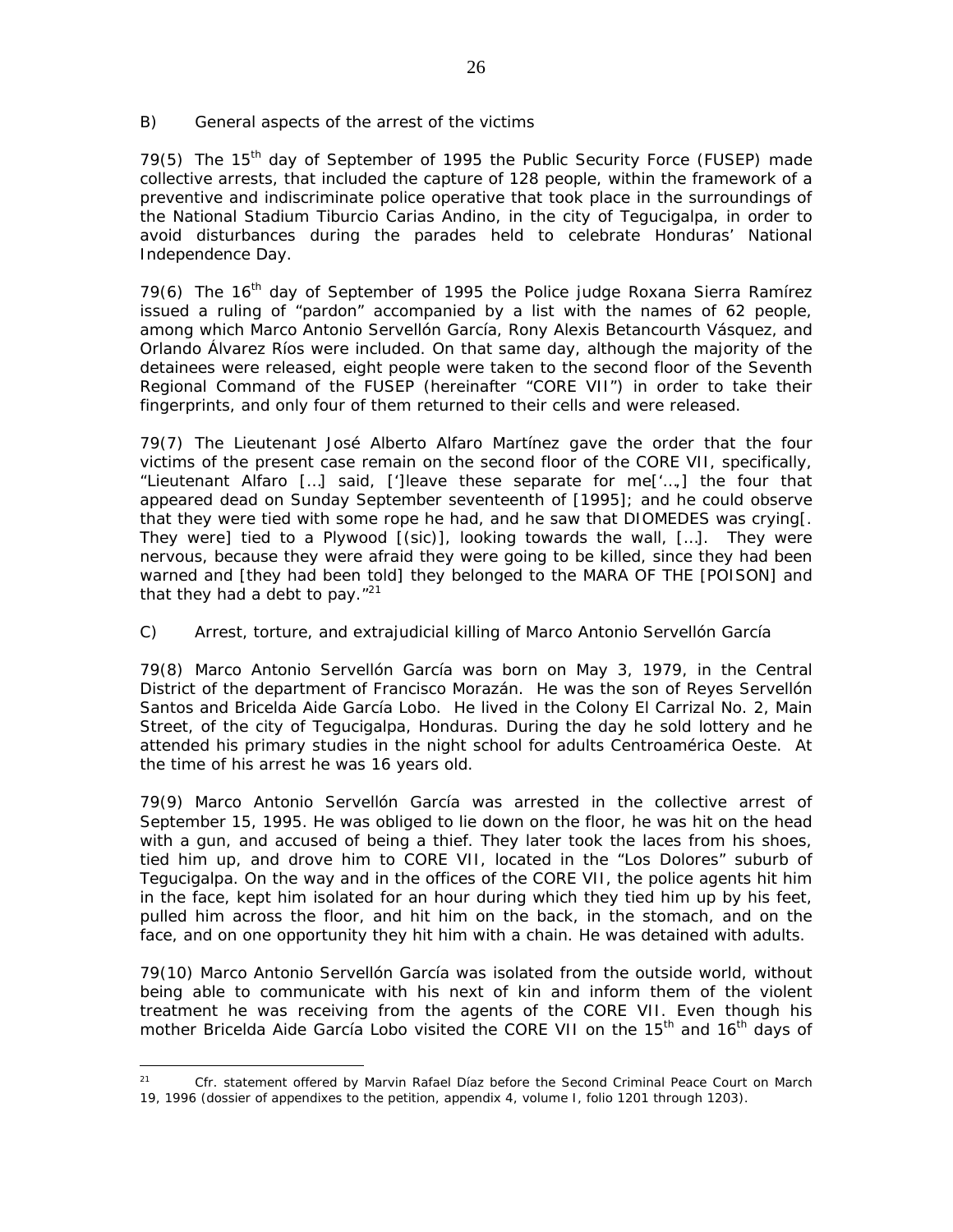B) General aspects of the arrest of the victims

79(5) The 15th day of September of 1995 the Public Security Force (FUSEP) made collective arrests, that included the capture of 128 people, within the framework of a preventive and indiscriminate police operative that took place in the surroundings of the National Stadium Tiburcio Carias Andino, in the city of Tegucigalpa, in order to avoid disturbances during the parades held to celebrate Honduras' National Independence Day.

79(6) The 16th day of September of 1995 the Police judge Roxana Sierra Ramírez issued a ruling of "pardon" accompanied by a list with the names of 62 people, among which Marco Antonio Servellón García, Rony Alexis Betancourth Vásquez, and Orlando Álvarez Ríos were included. On that same day, although the majority of the detainees were released, eight people were taken to the second floor of the Seventh Regional Command of the FUSEP (hereinafter "CORE VII") in order to take their fingerprints, and only four of them returned to their cells and were released.

79(7) The Lieutenant José Alberto Alfaro Martínez gave the order that the four victims of the present case remain on the second floor of the CORE VII, specifically, "Lieutenant Alfaro […] said, [']leave these separate for me['…,] the four that appeared dead on Sunday September seventeenth of [1995]; and he could observe that they were tied with some rope he had, and he saw that DIOMEDES was crying[. They were] tied to a Plywood [(sic)], looking towards the wall, […]. They were nervous, because they were afraid they were going to be killed, since they had been warned and [they had been told] they belonged to the MARA OF THE [POISON] and that they had a debt to pay."[21]

C) Arrest, torture, and extrajudicial killing of Marco Antonio Servellón García

79(8) Marco Antonio Servellón García was born on May 3, 1979, in the Central District of the department of Francisco Morazán. He was the son of Reyes Servellón Santos and Bricelda Aide García Lobo. He lived in the Colony El Carrizal No. 2, Main Street, of the city of Tegucigalpa, Honduras. During the day he sold lottery and he attended his primary studies in the night school for adults Centroamérica Oeste. At the time of his arrest he was 16 years old.

79(9) Marco Antonio Servellón García was arrested in the collective arrest of September 15, 1995. He was obliged to lie down on the floor, he was hit on the head with a gun, and accused of being a thief. They later took the laces from his shoes, tied him up, and drove him to CORE VII, located in the "Los Dolores" suburb of Tegucigalpa. On the way and in the offices of the CORE VII, the police agents hit him in the face, kept him isolated for an hour during which they tied him up by his feet, pulled him across the floor, and hit him on the back, in the stomach, and on the face, and on one opportunity they hit him with a chain. He was detained with adults.

79(10) Marco Antonio Servellón García was isolated from the outside world, without being able to communicate with his next of kin and inform them of the violent treatment he was receiving from the agents of the CORE VII. Even though his mother Bricelda Aide García Lobo visited the CORE VII on the 15th and 16th days of

---

[21] Cfr. statement offered by Marvin Rafael Díaz before the Second Criminal Peace Court on March 19, 1996 (dossier of appendixes to the petition, appendix 4, volume I, folio 1201 through 1203).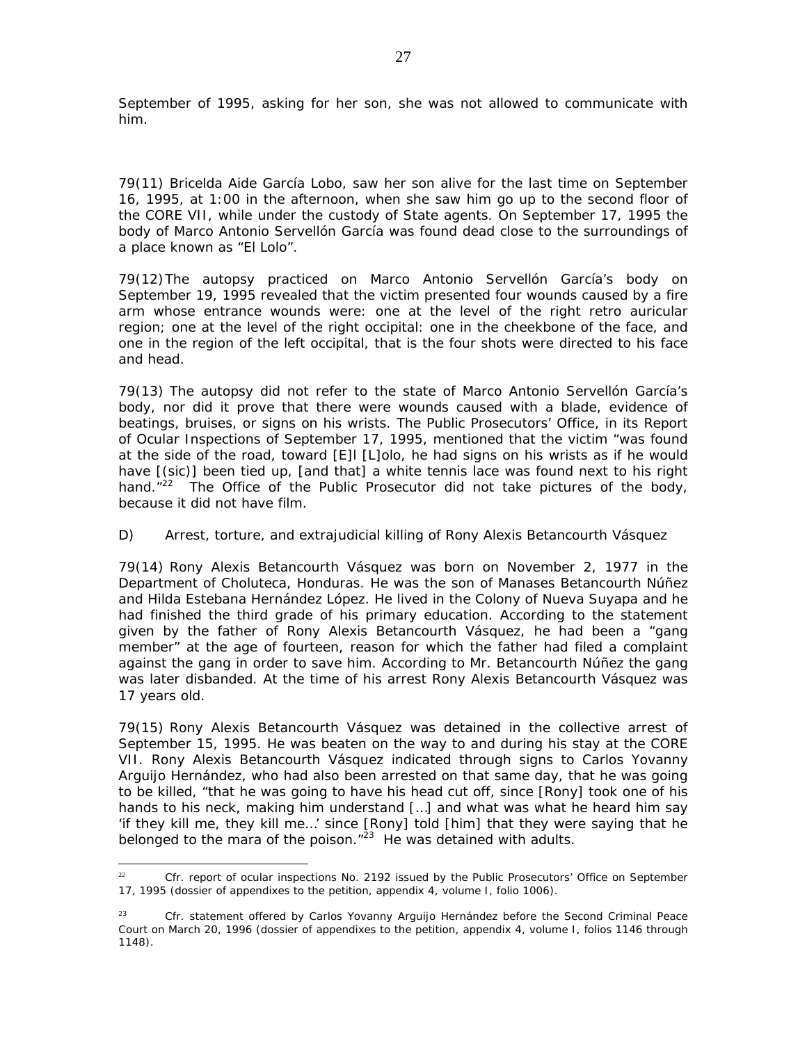September of 1995, asking for her son, she was not allowed to communicate with him.

79(11) Bricelda Aide García Lobo, saw her son alive for the last time on September 16, 1995, at 1:00 in the afternoon, when she saw him go up to the second floor of the CORE VII, while under the custody of State agents. On September 17, 1995 the body of Marco Antonio Servellón García was found dead close to the surroundings of a place known as "El Lolo".

79(12) The autopsy practiced on Marco Antonio Servellón García's body on September 19, 1995 revealed that the victim presented four wounds caused by a fire arm whose entrance wounds were: one at the level of the right retro auricular region; one at the level of the right occipital: one in the cheekbone of the face, and one in the region of the left occipital, that is the four shots were directed to his face and head.

79(13) The autopsy did not refer to the state of Marco Antonio Servellón García's body, nor did it prove that there were wounds caused with a blade, evidence of beatings, bruises, or signs on his wrists. The Public Prosecutors' Office, in its Report of Ocular Inspections of September 17, 1995, mentioned that the victim "was found at the side of the road, toward [E]l [L]olo, he had signs on his wrists as if he would have [(sic)] been tied up, [and that] a white tennis lace was found next to his right hand."[22] The Office of the Public Prosecutor did not take pictures of the body, because it did not have film.

D) Arrest, torture, and extrajudicial killing of Rony Alexis Betancourth Vásquez

79(14) Rony Alexis Betancourth Vásquez was born on November 2, 1977 in the Department of Choluteca, Honduras. He was the son of Manases Betancourth Núñez and Hilda Estebana Hernández López. He lived in the Colony of Nueva Suyapa and he had finished the third grade of his primary education. According to the statement given by the father of Rony Alexis Betancourth Vásquez, he had been a "gang member" at the age of fourteen, reason for which the father had filed a complaint against the gang in order to save him. According to Mr. Betancourth Núñez the gang was later disbanded. At the time of his arrest Rony Alexis Betancourth Vásquez was 17 years old.

79(15) Rony Alexis Betancourth Vásquez was detained in the collective arrest of September 15, 1995. He was beaten on the way to and during his stay at the CORE VII. Rony Alexis Betancourth Vásquez indicated through signs to Carlos Yovanny Arguijo Hernández, who had also been arrested on that same day, that he was going to be killed, "that he was going to have his head cut off, since [Rony] took one of his hands to his neck, making him understand […] and what was what he heard him say 'if they kill me, they kill me…' since [Rony] told [him] that they were saying that he belonged to the mara of the poison."[23] He was detained with adults.

---

[22] Cfr. report of ocular inspections No. 2192 issued by the Public Prosecutors' Office on September 17, 1995 (dossier of appendixes to the petition, appendix 4, volume I, folio 1006).

[23] Cfr. statement offered by Carlos Yovanny Arguijo Hernández before the Second Criminal Peace Court on March 20, 1996 (dossier of appendixes to the petition, appendix 4, volume I, folios 1146 through 1148).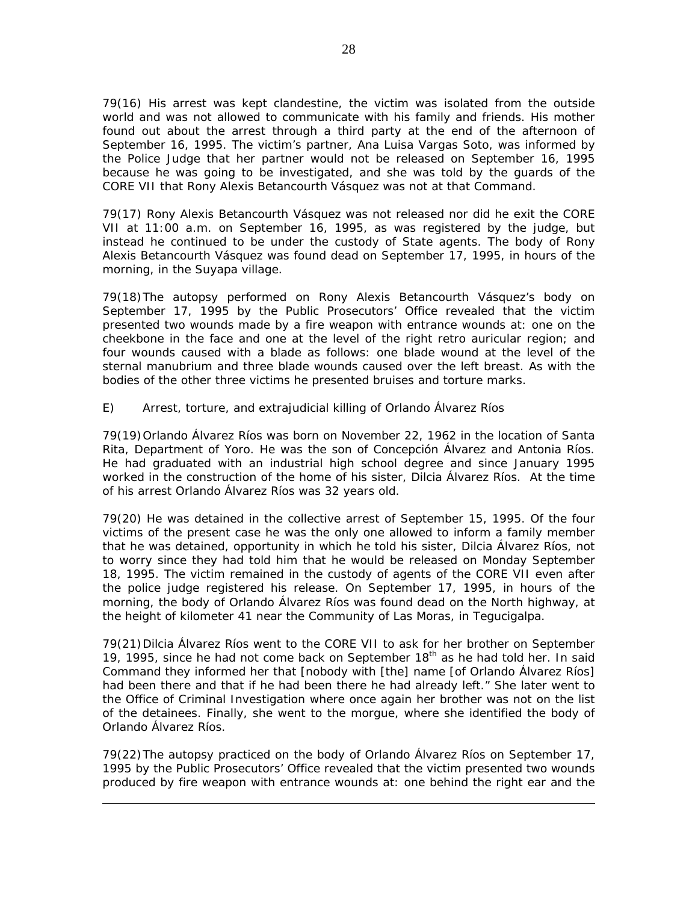79(16) His arrest was kept clandestine, the victim was isolated from the outside world and was not allowed to communicate with his family and friends. His mother found out about the arrest through a third party at the end of the afternoon of September 16, 1995. The victim's partner, Ana Luisa Vargas Soto, was informed by the Police Judge that her partner would not be released on September 16, 1995 because he was going to be investigated, and she was told by the guards of the CORE VII that Rony Alexis Betancourth Vásquez was not at that Command.

79(17) Rony Alexis Betancourth Vásquez was not released nor did he exit the CORE VII at 11:00 a.m. on September 16, 1995, as was registered by the judge, but instead he continued to be under the custody of State agents. The body of Rony Alexis Betancourth Vásquez was found dead on September 17, 1995, in hours of the morning, in the Suyapa village.

79(18) The autopsy performed on Rony Alexis Betancourth Vásquez's body on September 17, 1995 by the Public Prosecutors' Office revealed that the victim presented two wounds made by a fire weapon with entrance wounds at: one on the cheekbone in the face and one at the level of the right retro auricular region; and four wounds caused with a blade as follows: one blade wound at the level of the sternal manubrium and three blade wounds caused over the left breast. As with the bodies of the other three victims he presented bruises and torture marks.

E) Arrest, torture, and extrajudicial killing of Orlando Álvarez Ríos

79(19) Orlando Álvarez Ríos was born on November 22, 1962 in the location of Santa Rita, Department of Yoro. He was the son of Concepción Álvarez and Antonia Ríos. He had graduated with an industrial high school degree and since January 1995 worked in the construction of the home of his sister, Dilcia Álvarez Ríos. At the time of his arrest Orlando Álvarez Ríos was 32 years old.

79(20) He was detained in the collective arrest of September 15, 1995. Of the four victims of the present case he was the only one allowed to inform a family member that he was detained, opportunity in which he told his sister, Dilcia Álvarez Ríos, not to worry since they had told him that he would be released on Monday September 18, 1995. The victim remained in the custody of agents of the CORE VII even after the police judge registered his release. On September 17, 1995, in hours of the morning, the body of Orlando Álvarez Ríos was found dead on the North highway, at the height of kilometer 41 near the Community of Las Moras, in Tegucigalpa.

79(21) Dilcia Álvarez Ríos went to the CORE VII to ask for her brother on September 19, 1995, since he had not come back on September 18th as he had told her. In said Command they informed her that [nobody with [the] name [of Orlando Álvarez Ríos] had been there and that if he had been there he had already left." She later went to the Office of Criminal Investigation where once again her brother was not on the list of the detainees. Finally, she went to the morgue, where she identified the body of Orlando Álvarez Ríos.

79(22) The autopsy practiced on the body of Orlando Álvarez Ríos on September 17, 1995 by the Public Prosecutors' Office revealed that the victim presented two wounds produced by fire weapon with entrance wounds at: one behind the right ear and the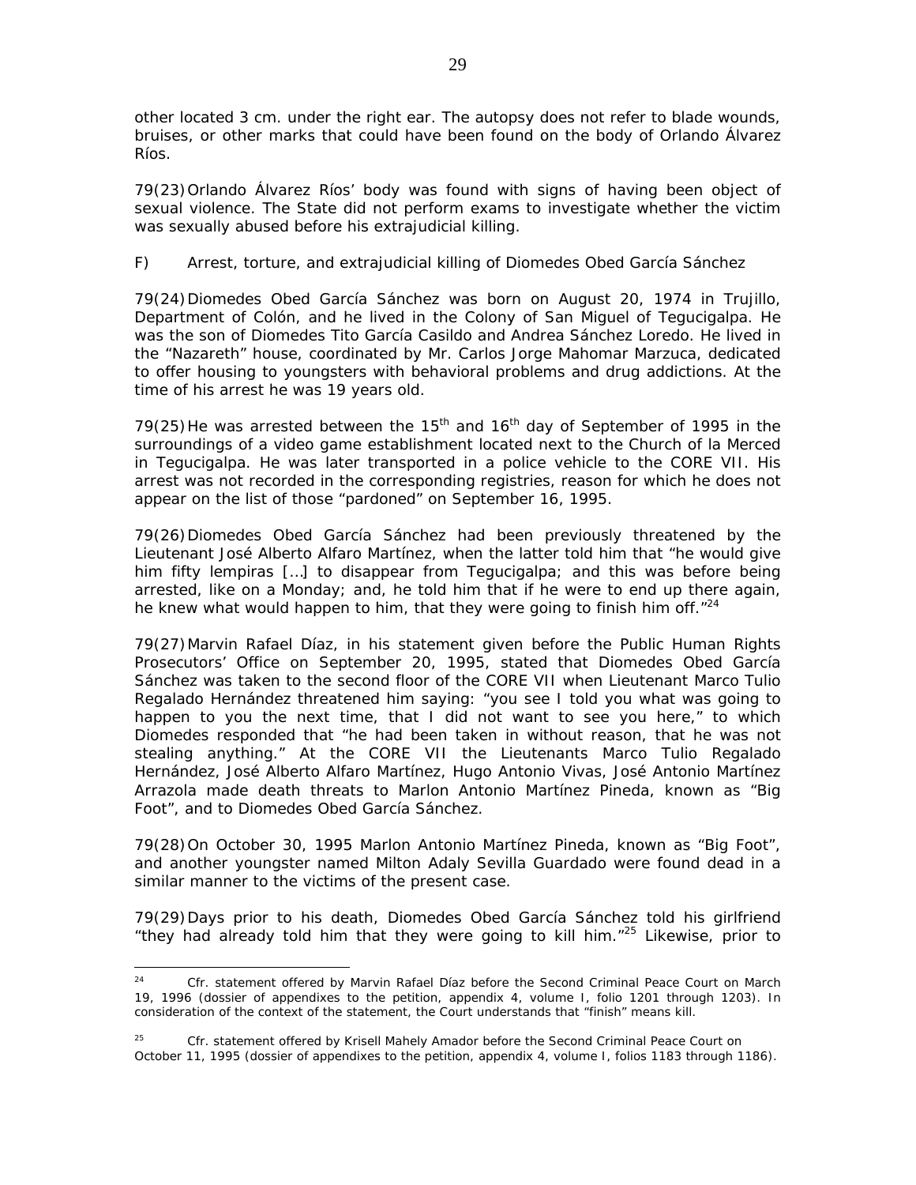other located 3 cm. under the right ear. The autopsy does not refer to blade wounds, bruises, or other marks that could have been found on the body of Orlando Álvarez Ríos.

79(23) Orlando Álvarez Ríos' body was found with signs of having been object of sexual violence. The State did not perform exams to investigate whether the victim was sexually abused before his extrajudicial killing.

*F) Arrest, torture, and extrajudicial killing of Diomedes Obed García Sánchez*

79(24) Diomedes Obed García Sánchez was born on August 20, 1974 in Trujillo, Department of Colón, and he lived in the Colony of San Miguel of Tegucigalpa. He was the son of Diomedes Tito García Casildo and Andrea Sánchez Loredo. He lived in the "Nazareth" house, coordinated by Mr. Carlos Jorge Mahomar Marzuca, dedicated to offer housing to youngsters with behavioral problems and drug addictions. At the time of his arrest he was 19 years old.

79(25) He was arrested between the 15th and 16th day of September of 1995 in the surroundings of a video game establishment located next to the Church of la Merced in Tegucigalpa. He was later transported in a police vehicle to the CORE VII. His arrest was not recorded in the corresponding registries, reason for which he does not appear on the list of those "pardoned" on September 16, 1995.

79(26) Diomedes Obed García Sánchez had been previously threatened by the Lieutenant José Alberto Alfaro Martínez, when the latter told him that "he would give him fifty lempiras […] to disappear from Tegucigalpa; and this was before being arrested, like on a Monday; and, he told him that if he were to end up there again, he knew what would happen to him, that they were going to finish him off."[24]

79(27) Marvin Rafael Díaz, in his statement given before the Public Human Rights Prosecutors' Office on September 20, 1995, stated that Diomedes Obed García Sánchez was taken to the second floor of the CORE VII when Lieutenant Marco Tulio Regalado Hernández threatened him saying: "you see I told you what was going to happen to you the next time, that I did not want to see you here," to which Diomedes responded that "he had been taken in without reason, that he was not stealing anything." At the CORE VII the Lieutenants Marco Tulio Regalado Hernández, José Alberto Alfaro Martínez, Hugo Antonio Vivas, José Antonio Martínez Arrazola made death threats to Marlon Antonio Martínez Pineda, known as "Big Foot", and to Diomedes Obed García Sánchez.

79(28) On October 30, 1995 Marlon Antonio Martínez Pineda, known as "Big Foot", and another youngster named Milton Adaly Sevilla Guardado were found dead in a similar manner to the victims of the present case.

79(29) Days prior to his death, Diomedes Obed García Sánchez told his girlfriend "they had already told him that they were going to kill him."[25] Likewise, prior to

---

[24] Cfr. statement offered by Marvin Rafael Díaz before the Second Criminal Peace Court on March 19, 1996 (dossier of appendixes to the petition, appendix 4, volume I, folio 1201 through 1203). In consideration of the context of the statement, the Court understands that "finish" means kill.

[25] Cfr. statement offered by Krisell Mahely Amador before the Second Criminal Peace Court on October 11, 1995 (dossier of appendixes to the petition, appendix 4, volume I, folios 1183 through 1186).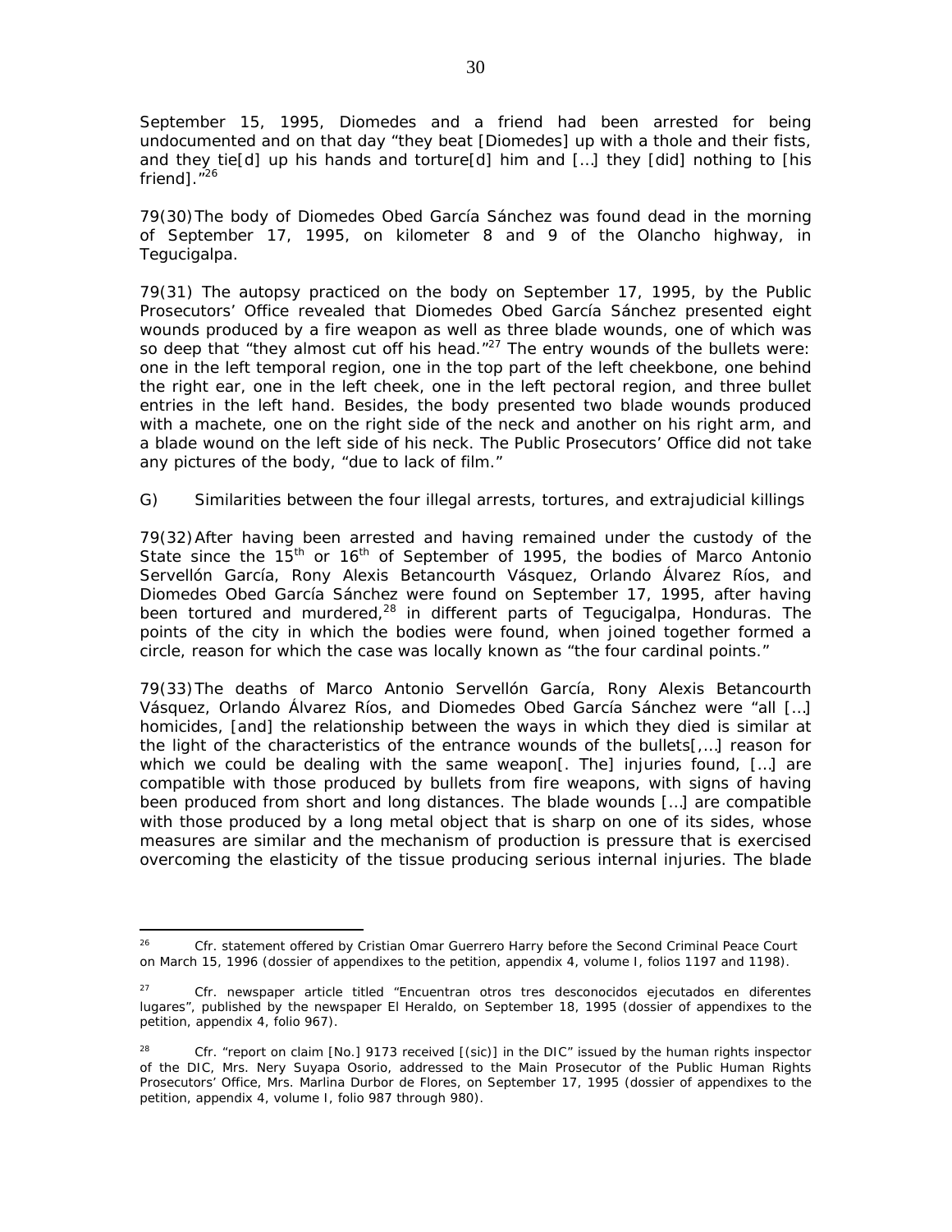September 15, 1995, Diomedes and a friend had been arrested for being undocumented and on that day "they beat [Diomedes] up with a thole and their fists, and they tie[d] up his hands and torture[d] him and […] they [did] nothing to [his friend]."[26]

79(30) The body of Diomedes Obed García Sánchez was found dead in the morning of September 17, 1995, on kilometer 8 and 9 of the Olancho highway, in Tegucigalpa.

79(31) The autopsy practiced on the body on September 17, 1995, by the Public Prosecutors' Office revealed that Diomedes Obed García Sánchez presented eight wounds produced by a fire weapon as well as three blade wounds, one of which was so deep that "they almost cut off his head."[27] The entry wounds of the bullets were: one in the left temporal region, one in the top part of the left cheekbone, one behind the right ear, one in the left cheek, one in the left pectoral region, and three bullet entries in the left hand. Besides, the body presented two blade wounds produced with a machete, one on the right side of the neck and another on his right arm, and a blade wound on the left side of his neck. The Public Prosecutors' Office did not take any pictures of the body, "due to lack of film."

G) Similarities between the four illegal arrests, tortures, and extrajudicial killings

79(32) After having been arrested and having remained under the custody of the State since the 15th or 16th of September of 1995, the bodies of Marco Antonio Servellón García, Rony Alexis Betancourth Vásquez, Orlando Álvarez Ríos, and Diomedes Obed García Sánchez were found on September 17, 1995, after having been tortured and murdered,[28] in different parts of Tegucigalpa, Honduras. The points of the city in which the bodies were found, when joined together formed a circle, reason for which the case was locally known as "the four cardinal points."

79(33) The deaths of Marco Antonio Servellón García, Rony Alexis Betancourth Vásquez, Orlando Álvarez Ríos, and Diomedes Obed García Sánchez were "all […] homicides, [and] the relationship between the ways in which they died is similar at the light of the characteristics of the entrance wounds of the bullets[,…] reason for which we could be dealing with the same weapon[. The] injuries found, […] are compatible with those produced by bullets from fire weapons, with signs of having been produced from short and long distances. The blade wounds […] are compatible with those produced by a long metal object that is sharp on one of its sides, whose measures are similar and the mechanism of production is pressure that is exercised overcoming the elasticity of the tissue producing serious internal injuries. The blade

---

[26] Cfr. statement offered by Cristian Omar Guerrero Harry before the Second Criminal Peace Court on March 15, 1996 (dossier of appendixes to the petition, appendix 4, volume I, folios 1197 and 1198).

[27] Cfr. newspaper article titled "Encuentran otros tres desconocidos ejecutados en diferentes lugares", published by the newspaper El Heraldo, on September 18, 1995 (dossier of appendixes to the petition, appendix 4, folio 967).

[28] Cfr. "report on claim [No.] 9173 received [(sic)] in the DIC" issued by the human rights inspector of the DIC, Mrs. Nery Suyapa Osorio, addressed to the Main Prosecutor of the Public Human Rights Prosecutors' Office, Mrs. Marlina Durbor de Flores, on September 17, 1995 (dossier of appendixes to the petition, appendix 4, volume I, folio 987 through 980).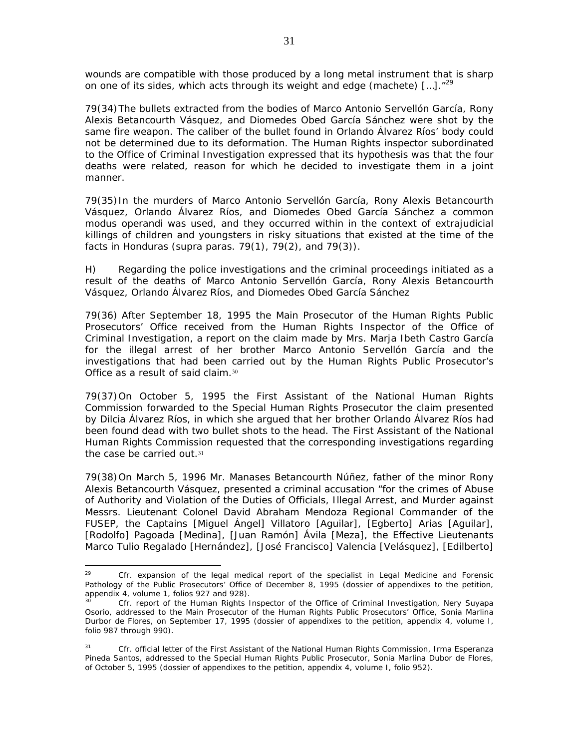wounds are compatible with those produced by a long metal instrument that is sharp on one of its sides, which acts through its weight and edge (machete) […]."[29]

79(34) The bullets extracted from the bodies of Marco Antonio Servellón García, Rony Alexis Betancourth Vásquez, and Diomedes Obed García Sánchez were shot by the same fire weapon. The caliber of the bullet found in Orlando Álvarez Ríos' body could not be determined due to its deformation. The Human Rights inspector subordinated to the Office of Criminal Investigation expressed that its hypothesis was that the four deaths were related, reason for which he decided to investigate them in a joint manner.

79(35) In the murders of Marco Antonio Servellón García, Rony Alexis Betancourth Vásquez, Orlando Álvarez Ríos, and Diomedes Obed García Sánchez a common modus operandi was used, and they occurred within in the context of extrajudicial killings of children and youngsters in risky situations that existed at the time of the facts in Honduras (supra paras. 79(1), 79(2), and 79(3)).

H) Regarding the police investigations and the criminal proceedings initiated as a result of the deaths of Marco Antonio Servellón García, Rony Alexis Betancourth Vásquez, Orlando Álvarez Ríos, and Diomedes Obed García Sánchez

79(36) After September 18, 1995 the Main Prosecutor of the Human Rights Public Prosecutors' Office received from the Human Rights Inspector of the Office of Criminal Investigation, a report on the claim made by Mrs. Marja Ibeth Castro García for the illegal arrest of her brother Marco Antonio Servellón García and the investigations that had been carried out by the Human Rights Public Prosecutor's Office as a result of said claim.[30]

79(37) On October 5, 1995 the First Assistant of the National Human Rights Commission forwarded to the Special Human Rights Prosecutor the claim presented by Dilcia Álvarez Ríos, in which she argued that her brother Orlando Álvarez Ríos had been found dead with two bullet shots to the head. The First Assistant of the National Human Rights Commission requested that the corresponding investigations regarding the case be carried out.[31]

79(38) On March 5, 1996 Mr. Manases Betancourth Núñez, father of the minor Rony Alexis Betancourth Vásquez, presented a criminal accusation "for the crimes of Abuse of Authority and Violation of the Duties of Officials, Illegal Arrest, and Murder against Messrs. Lieutenant Colonel David Abraham Mendoza Regional Commander of the FUSEP, the Captains [Miguel Ángel] Villatoro [Aguilar], [Egberto] Arias [Aguilar], [Rodolfo] Pagoada [Medina], [Juan Ramón] Ávila [Meza], the Effective Lieutenants Marco Tulio Regalado [Hernández], [José Francisco] Valencia [Velásquez], [Edilberto]

---

[29] Cfr. expansion of the legal medical report of the specialist in Legal Medicine and Forensic Pathology of the Public Prosecutors' Office of December 8, 1995 (dossier of appendixes to the petition, appendix 4, volume 1, folios 927 and 928).

[30] Cfr. report of the Human Rights Inspector of the Office of Criminal Investigation, Nery Suyapa Osorio, addressed to the Main Prosecutor of the Human Rights Public Prosecutors' Office, Sonia Marlina Durbor de Flores, on September 17, 1995 (dossier of appendixes to the petition, appendix 4, volume I, folio 987 through 990).

[31] Cfr. official letter of the First Assistant of the National Human Rights Commission, Irma Esperanza Pineda Santos, addressed to the Special Human Rights Public Prosecutor, Sonia Marlina Dubor de Flores, of October 5, 1995 (dossier of appendixes to the petition, appendix 4, volume I, folio 952).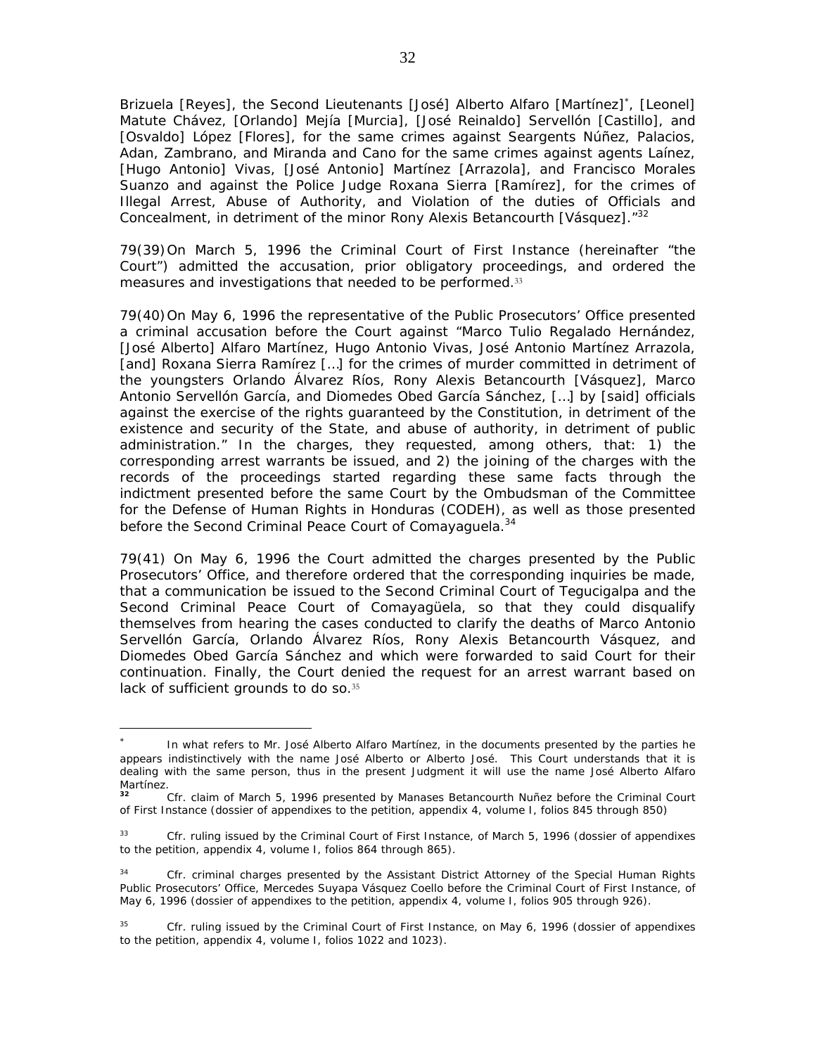Brizuela [Reyes], the Second Lieutenants [José] Alberto Alfaro [Martínez][*], [Leonel] Matute Chávez, [Orlando] Mejía [Murcia], [José Reinaldo] Servellón [Castillo], and [Osvaldo] López [Flores], for the same crimes against Seargents Núñez, Palacios, Adan, Zambrano, and Miranda and Cano for the same crimes against agents Laínez, [Hugo Antonio] Vivas, [José Antonio] Martínez [Arrazola], and Francisco Morales Suanzo and against the Police Judge Roxana Sierra [Ramírez], for the crimes of Illegal Arrest, Abuse of Authority, and Violation of the duties of Officials and Concealment, in detriment of the minor Rony Alexis Betancourth [Vásquez]."[32]

79(39) On March 5, 1996 the Criminal Court of First Instance (hereinafter "the Court") admitted the accusation, prior obligatory proceedings, and ordered the measures and investigations that needed to be performed.[33]

79(40) On May 6, 1996 the representative of the Public Prosecutors' Office presented a criminal accusation before the Court against "Marco Tulio Regalado Hernández, [José Alberto] Alfaro Martínez, Hugo Antonio Vivas, José Antonio Martínez Arrazola, [and] Roxana Sierra Ramírez […] for the crimes of murder committed in detriment of the youngsters Orlando Álvarez Ríos, Rony Alexis Betancourth [Vásquez], Marco Antonio Servellón García, and Diomedes Obed García Sánchez, […] by [said] officials against the exercise of the rights guaranteed by the Constitution, in detriment of the existence and security of the State, and abuse of authority, in detriment of public administration." In the charges, they requested, among others, that: 1) the corresponding arrest warrants be issued, and 2) the joining of the charges with the records of the proceedings started regarding these same facts through the indictment presented before the same Court by the Ombudsman of the Committee for the Defense of Human Rights in Honduras (CODEH), as well as those presented before the Second Criminal Peace Court of Comayaguela.[34]

79(41) On May 6, 1996 the Court admitted the charges presented by the Public Prosecutors' Office, and therefore ordered that the corresponding inquiries be made, that a communication be issued to the Second Criminal Court of Tegucigalpa and the Second Criminal Peace Court of Comayagüela, so that they could disqualify themselves from hearing the cases conducted to clarify the deaths of Marco Antonio Servellón García, Orlando Álvarez Ríos, Rony Alexis Betancourth Vásquez, and Diomedes Obed García Sánchez and which were forwarded to said Court for their continuation. Finally, the Court denied the request for an arrest warrant based on lack of sufficient grounds to do so.[35]

---

[*] In what refers to Mr. José Alberto Alfaro Martínez, in the documents presented by the parties he appears indistinctively with the name José Alberto or Alberto José. This Court understands that it is dealing with the same person, thus in the present Judgment it will use the name José Alberto Alfaro Martínez.

[32] Cfr. claim of March 5, 1996 presented by Manases Betancourth Nuñez before the Criminal Court of First Instance (dossier of appendixes to the petition, appendix 4, volume I, folios 845 through 850)

[33] Cfr. ruling issued by the Criminal Court of First Instance, of March 5, 1996 (dossier of appendixes to the petition, appendix 4, volume I, folios 864 through 865).

[34] Cfr. criminal charges presented by the Assistant District Attorney of the Special Human Rights Public Prosecutors' Office, Mercedes Suyapa Vásquez Coello before the Criminal Court of First Instance, of May 6, 1996 (dossier of appendixes to the petition, appendix 4, volume I, folios 905 through 926).

[35] Cfr. ruling issued by the Criminal Court of First Instance, on May 6, 1996 (dossier of appendixes to the petition, appendix 4, volume I, folios 1022 and 1023).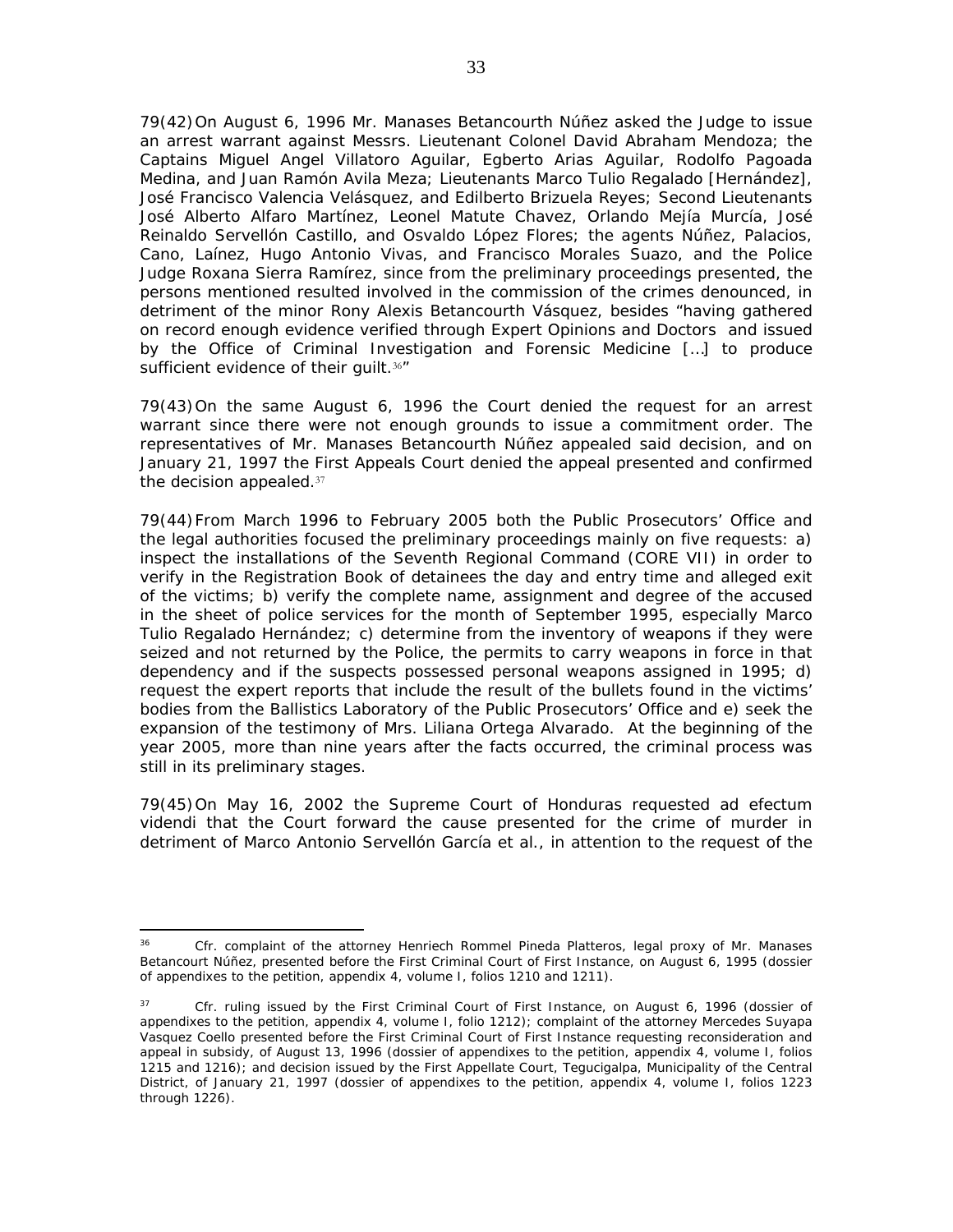79(42) On August 6, 1996 Mr. Manases Betancourth Núñez asked the Judge to issue an arrest warrant against Messrs. Lieutenant Colonel David Abraham Mendoza; the Captains Miguel Angel Villatoro Aguilar, Egberto Arias Aguilar, Rodolfo Pagoada Medina, and Juan Ramón Avila Meza; Lieutenants Marco Tulio Regalado [Hernández], José Francisco Valencia Velásquez, and Edilberto Brizuela Reyes; Second Lieutenants José Alberto Alfaro Martínez, Leonel Matute Chavez, Orlando Mejía Murcía, José Reinaldo Servellón Castillo, and Osvaldo López Flores; the agents Núñez, Palacios, Cano, Laínez, Hugo Antonio Vivas, and Francisco Morales Suazo, and the Police Judge Roxana Sierra Ramírez, since from the preliminary proceedings presented, the persons mentioned resulted involved in the commission of the crimes denounced, in detriment of the minor Rony Alexis Betancourth Vásquez, besides "having gathered on record enough evidence verified through Expert Opinions and Doctors and issued by the Office of Criminal Investigation and Forensic Medicine […] to produce sufficient evidence of their guilt.[36]"

79(43) On the same August 6, 1996 the Court denied the request for an arrest warrant since there were not enough grounds to issue a commitment order. The representatives of Mr. Manases Betancourth Núñez appealed said decision, and on January 21, 1997 the First Appeals Court denied the appeal presented and confirmed the decision appealed.[37]

79(44) From March 1996 to February 2005 both the Public Prosecutors' Office and the legal authorities focused the preliminary proceedings mainly on five requests: a) inspect the installations of the Seventh Regional Command (CORE VII) in order to verify in the Registration Book of detainees the day and entry time and alleged exit of the victims; b) verify the complete name, assignment and degree of the accused in the sheet of police services for the month of September 1995, especially Marco Tulio Regalado Hernández; c) determine from the inventory of weapons if they were seized and not returned by the Police, the permits to carry weapons in force in that dependency and if the suspects possessed personal weapons assigned in 1995; d) request the expert reports that include the result of the bullets found in the victims' bodies from the Ballistics Laboratory of the Public Prosecutors' Office and e) seek the expansion of the testimony of Mrs. Liliana Ortega Alvarado. At the beginning of the year 2005, more than nine years after the facts occurred, the criminal process was still in its preliminary stages.

79(45) On May 16, 2002 the Supreme Court of Honduras requested ad efectum videndi that the Court forward the cause presented for the crime of murder in detriment of Marco Antonio Servellón García et al., in attention to the request of the

---

[36] Cfr. complaint of the attorney Henriech Rommel Pineda Platteros, legal proxy of Mr. Manases Betancourt Núñez, presented before the First Criminal Court of First Instance, on August 6, 1995 (dossier of appendixes to the petition, appendix 4, volume I, folios 1210 and 1211).

[37] Cfr. ruling issued by the First Criminal Court of First Instance, on August 6, 1996 (dossier of appendixes to the petition, appendix 4, volume I, folio 1212); complaint of the attorney Mercedes Suyapa Vasquez Coello presented before the First Criminal Court of First Instance requesting reconsideration and appeal in subsidy, of August 13, 1996 (dossier of appendixes to the petition, appendix 4, volume I, folios 1215 and 1216); and decision issued by the First Appellate Court, Tegucigalpa, Municipality of the Central District, of January 21, 1997 (dossier of appendixes to the petition, appendix 4, volume I, folios 1223 through 1226).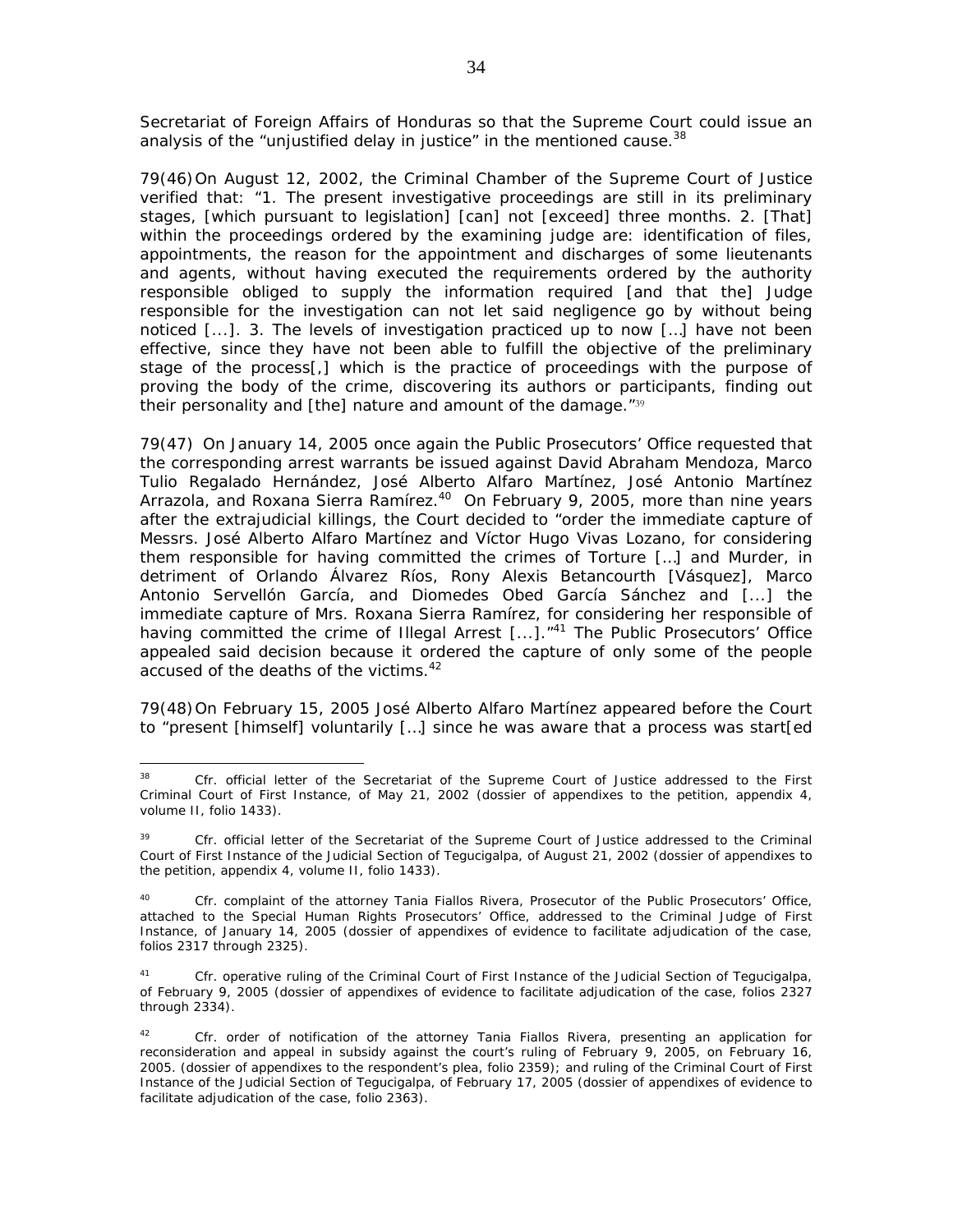Secretariat of Foreign Affairs of Honduras so that the Supreme Court could issue an analysis of the "unjustified delay in justice" in the mentioned cause.[38]

79(46) On August 12, 2002, the Criminal Chamber of the Supreme Court of Justice verified that: "1. The present investigative proceedings are still in its preliminary stages, [which pursuant to legislation] [can] not [exceed] three months. 2. [That] within the proceedings ordered by the examining judge are: identification of files, appointments, the reason for the appointment and discharges of some lieutenants and agents, without having executed the requirements ordered by the authority responsible obliged to supply the information required [and that the] Judge responsible for the investigation can not let said negligence go by without being noticed [...]. 3. The levels of investigation practiced up to now [...] have not been effective, since they have not been able to fulfill the objective of the preliminary stage of the process[,] which is the practice of proceedings with the purpose of proving the body of the crime, discovering its authors or participants, finding out their personality and [the] nature and amount of the damage."[39]

79(47) On January 14, 2005 once again the Public Prosecutors' Office requested that the corresponding arrest warrants be issued against David Abraham Mendoza, Marco Tulio Regalado Hernández, José Alberto Alfaro Martínez, José Antonio Martínez Arrazola, and Roxana Sierra Ramírez.[40] On February 9, 2005, more than nine years after the extrajudicial killings, the Court decided to "order the immediate capture of Messrs. José Alberto Alfaro Martínez and Víctor Hugo Vivas Lozano, for considering them responsible for having committed the crimes of Torture [...] and Murder, in detriment of Orlando Álvarez Ríos, Rony Alexis Betancourth [Vásquez], Marco Antonio Servellón García, and Diomedes Obed García Sánchez and [...] the immediate capture of Mrs. Roxana Sierra Ramírez, for considering her responsible of having committed the crime of Illegal Arrest [...]."[41] The Public Prosecutors' Office appealed said decision because it ordered the capture of only some of the people accused of the deaths of the victims.[42]

79(48) On February 15, 2005 José Alberto Alfaro Martínez appeared before the Court to "present [himself] voluntarily [...] since he was aware that a process was start[ed

---

[38] Cfr. official letter of the Secretariat of the Supreme Court of Justice addressed to the First Criminal Court of First Instance, of May 21, 2002 (dossier of appendixes to the petition, appendix 4, volume II, folio 1433).

[39] Cfr. official letter of the Secretariat of the Supreme Court of Justice addressed to the Criminal Court of First Instance of the Judicial Section of Tegucigalpa, of August 21, 2002 (dossier of appendixes to the petition, appendix 4, volume II, folio 1433).

[40] Cfr. complaint of the attorney Tania Fiallos Rivera, Prosecutor of the Public Prosecutors' Office, attached to the Special Human Rights Prosecutors' Office, addressed to the Criminal Judge of First Instance, of January 14, 2005 (dossier of appendixes of evidence to facilitate adjudication of the case, folios 2317 through 2325).

[41] Cfr. operative ruling of the Criminal Court of First Instance of the Judicial Section of Tegucigalpa, of February 9, 2005 (dossier of appendixes of evidence to facilitate adjudication of the case, folios 2327 through 2334).

[42] Cfr. order of notification of the attorney Tania Fiallos Rivera, presenting an application for reconsideration and appeal in subsidy against the court's ruling of February 9, 2005, on February 16, 2005. (dossier of appendixes to the respondent's plea, folio 2359); and ruling of the Criminal Court of First Instance of the Judicial Section of Tegucigalpa, of February 17, 2005 (dossier of appendixes of evidence to facilitate adjudication of the case, folio 2363).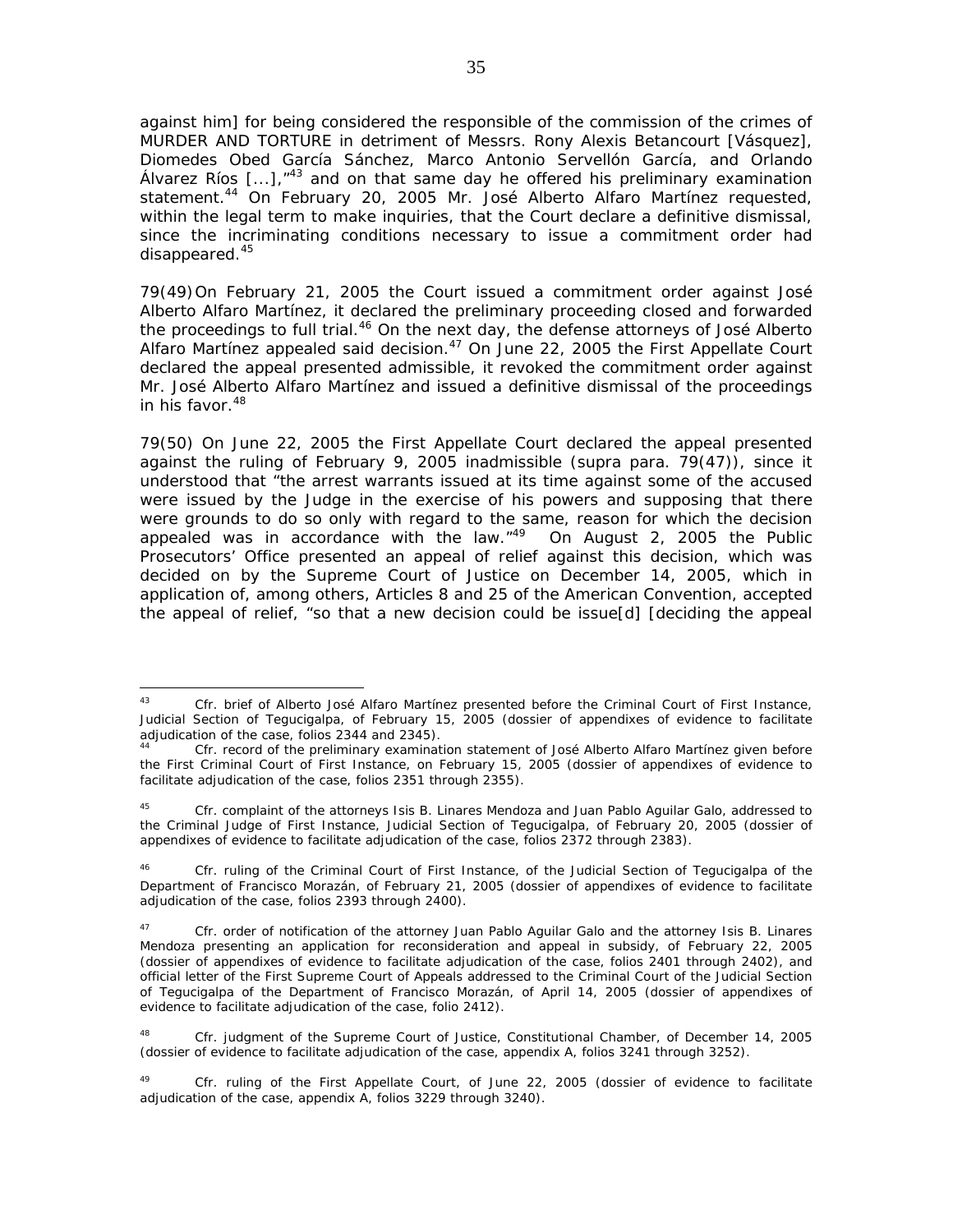against him] for being considered the responsible of the commission of the crimes of MURDER AND TORTURE in detriment of Messrs. Rony Alexis Betancourt [Vásquez], Diomedes Obed García Sánchez, Marco Antonio Servellón García, and Orlando Álvarez Ríos [...],"[43] and on that same day he offered his preliminary examination statement.[44] On February 20, 2005 Mr. José Alberto Alfaro Martínez requested, within the legal term to make inquiries, that the Court declare a definitive dismissal, since the incriminating conditions necessary to issue a commitment order had disappeared.[45]

79(49) On February 21, 2005 the Court issued a commitment order against José Alberto Alfaro Martínez, it declared the preliminary proceeding closed and forwarded the proceedings to full trial.[46] On the next day, the defense attorneys of José Alberto Alfaro Martínez appealed said decision.[47] On June 22, 2005 the First Appellate Court declared the appeal presented admissible, it revoked the commitment order against Mr. José Alberto Alfaro Martínez and issued a definitive dismissal of the proceedings in his favor.[48]

79(50) On June 22, 2005 the First Appellate Court declared the appeal presented against the ruling of February 9, 2005 inadmissible (*supra* para. 79(47)), since it understood that "the arrest warrants issued at its time against some of the accused were issued by the Judge in the exercise of his powers and supposing that there were grounds to do so only with regard to the same, reason for which the decision appealed was in accordance with the law."[49] On August 2, 2005 the Public Prosecutors' Office presented an appeal of relief against this decision, which was decided on by the Supreme Court of Justice on December 14, 2005, which in application of, among others, Articles 8 and 25 of the American Convention, accepted the appeal of relief, "so that a new decision could be issue[d] [deciding the appeal

---

[43] Cfr. brief of Alberto José Alfaro Martínez presented before the Criminal Court of First Instance, Judicial Section of Tegucigalpa, of February 15, 2005 (dossier of appendixes of evidence to facilitate adjudication of the case, folios 2344 and 2345).

[44] Cfr. record of the preliminary examination statement of José Alberto Alfaro Martínez given before the First Criminal Court of First Instance, on February 15, 2005 (dossier of appendixes of evidence to facilitate adjudication of the case, folios 2351 through 2355).

[45] Cfr. complaint of the attorneys Isis B. Linares Mendoza and Juan Pablo Aguilar Galo, addressed to the Criminal Judge of First Instance, Judicial Section of Tegucigalpa, of February 20, 2005 (dossier of appendixes of evidence to facilitate adjudication of the case, folios 2372 through 2383).

[46] Cfr. ruling of the Criminal Court of First Instance, of the Judicial Section of Tegucigalpa of the Department of Francisco Morazán, of February 21, 2005 (dossier of appendixes of evidence to facilitate adjudication of the case, folios 2393 through 2400).

[47] Cfr. order of notification of the attorney Juan Pablo Aguilar Galo and the attorney Isis B. Linares Mendoza presenting an application for reconsideration and appeal in subsidy, of February 22, 2005 (dossier of appendixes of evidence to facilitate adjudication of the case, folios 2401 through 2402), and official letter of the First Supreme Court of Appeals addressed to the Criminal Court of the Judicial Section of Tegucigalpa of the Department of Francisco Morazán, of April 14, 2005 (dossier of appendixes of evidence to facilitate adjudication of the case, folio 2412).

[48] Cfr. judgment of the Supreme Court of Justice, Constitutional Chamber, of December 14, 2005 (dossier of evidence to facilitate adjudication of the case, appendix A, folios 3241 through 3252).

[49] Cfr. ruling of the First Appellate Court, of June 22, 2005 (dossier of evidence to facilitate adjudication of the case, appendix A, folios 3229 through 3240).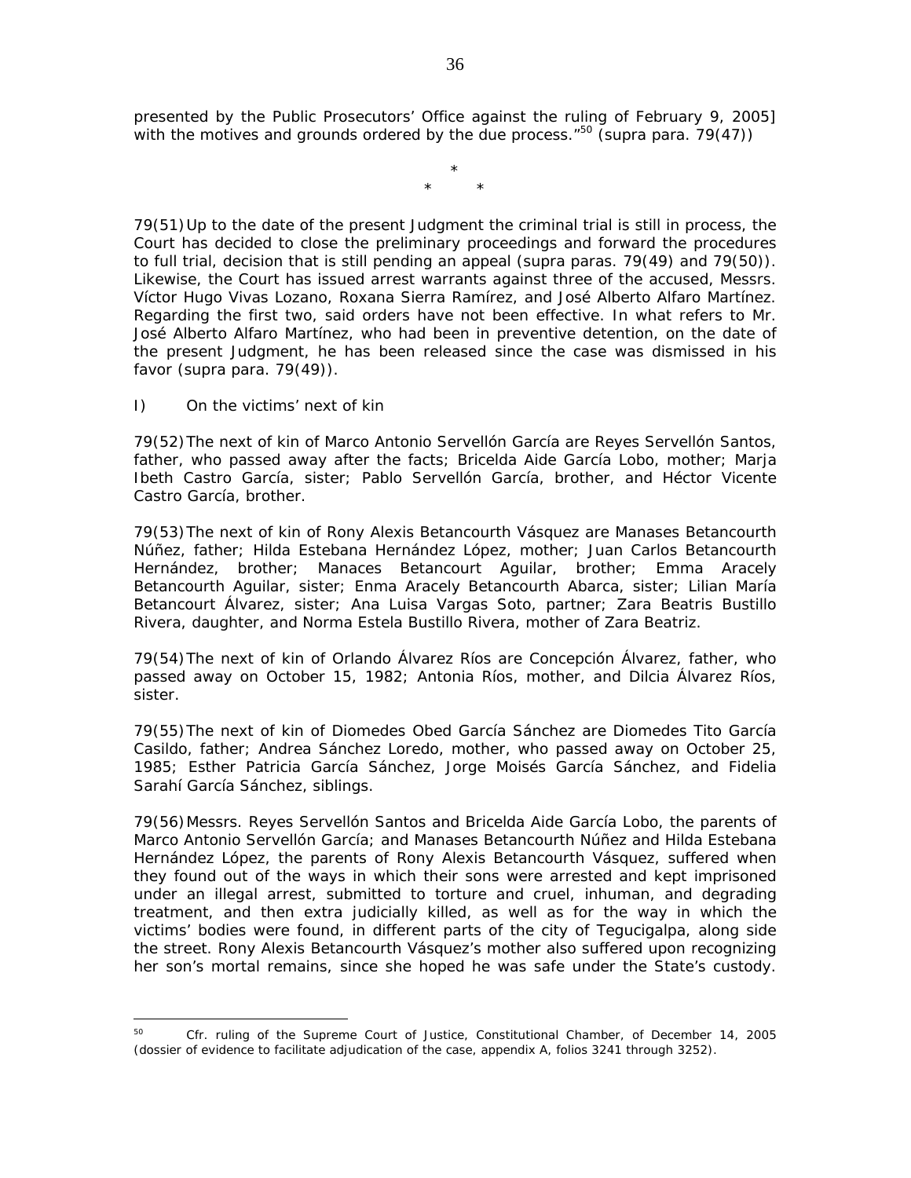presented by the Public Prosecutors' Office against the ruling of February 9, 2005] with the motives and grounds ordered by the due process."[50] (supra para. 79(47))

\*
\* \*

79(51) Up to the date of the present Judgment the criminal trial is still in process, the Court has decided to close the preliminary proceedings and forward the procedures to full trial, decision that is still pending an appeal (supra paras. 79(49) and 79(50)). Likewise, the Court has issued arrest warrants against three of the accused, Messrs. Víctor Hugo Vivas Lozano, Roxana Sierra Ramírez, and José Alberto Alfaro Martínez. Regarding the first two, said orders have not been effective. In what refers to Mr. José Alberto Alfaro Martínez, who had been in preventive detention, on the date of the present Judgment, he has been released since the case was dismissed in his favor (supra para. 79(49)).

I) *On the victims' next of kin*

79(52) The next of kin of Marco Antonio Servellón García are Reyes Servellón Santos, father, who passed away after the facts; Bricelda Aide García Lobo, mother; Marja Ibeth Castro García, sister; Pablo Servellón García, brother, and Héctor Vicente Castro García, brother.

79(53) The next of kin of Rony Alexis Betancourth Vásquez are Manases Betancourth Núñez, father; Hilda Estebana Hernández López, mother; Juan Carlos Betancourth Hernández, brother; Manaces Betancourt Aguilar, brother; Emma Aracely Betancourth Aguilar, sister; Enma Aracely Betancourth Abarca, sister; Lilian María Betancourt Álvarez, sister; Ana Luisa Vargas Soto, partner; Zara Beatris Bustillo Rivera, daughter, and Norma Estela Bustillo Rivera, mother of Zara Beatriz.

79(54) The next of kin of Orlando Álvarez Ríos are Concepción Álvarez, father, who passed away on October 15, 1982; Antonia Ríos, mother, and Dilcia Álvarez Ríos, sister.

79(55) The next of kin of Diomedes Obed García Sánchez are Diomedes Tito García Casildo, father; Andrea Sánchez Loredo, mother, who passed away on October 25, 1985; Esther Patricia García Sánchez, Jorge Moisés García Sánchez, and Fidelia Sarahí García Sánchez, siblings.

79(56) Messrs. Reyes Servellón Santos and Bricelda Aide García Lobo, the parents of Marco Antonio Servellón García; and Manases Betancourth Núñez and Hilda Estebana Hernández López, the parents of Rony Alexis Betancourth Vásquez, suffered when they found out of the ways in which their sons were arrested and kept imprisoned under an illegal arrest, submitted to torture and cruel, inhuman, and degrading treatment, and then extra judicially killed, as well as for the way in which the victims' bodies were found, in different parts of the city of Tegucigalpa, along side the street. Rony Alexis Betancourth Vásquez's mother also suffered upon recognizing her son's mortal remains, since she hoped he was safe under the State's custody.

[50] *Cfr.* ruling of the Supreme Court of Justice, Constitutional Chamber, of December 14, 2005 (dossier of evidence to facilitate adjudication of the case, appendix A, folios 3241 through 3252).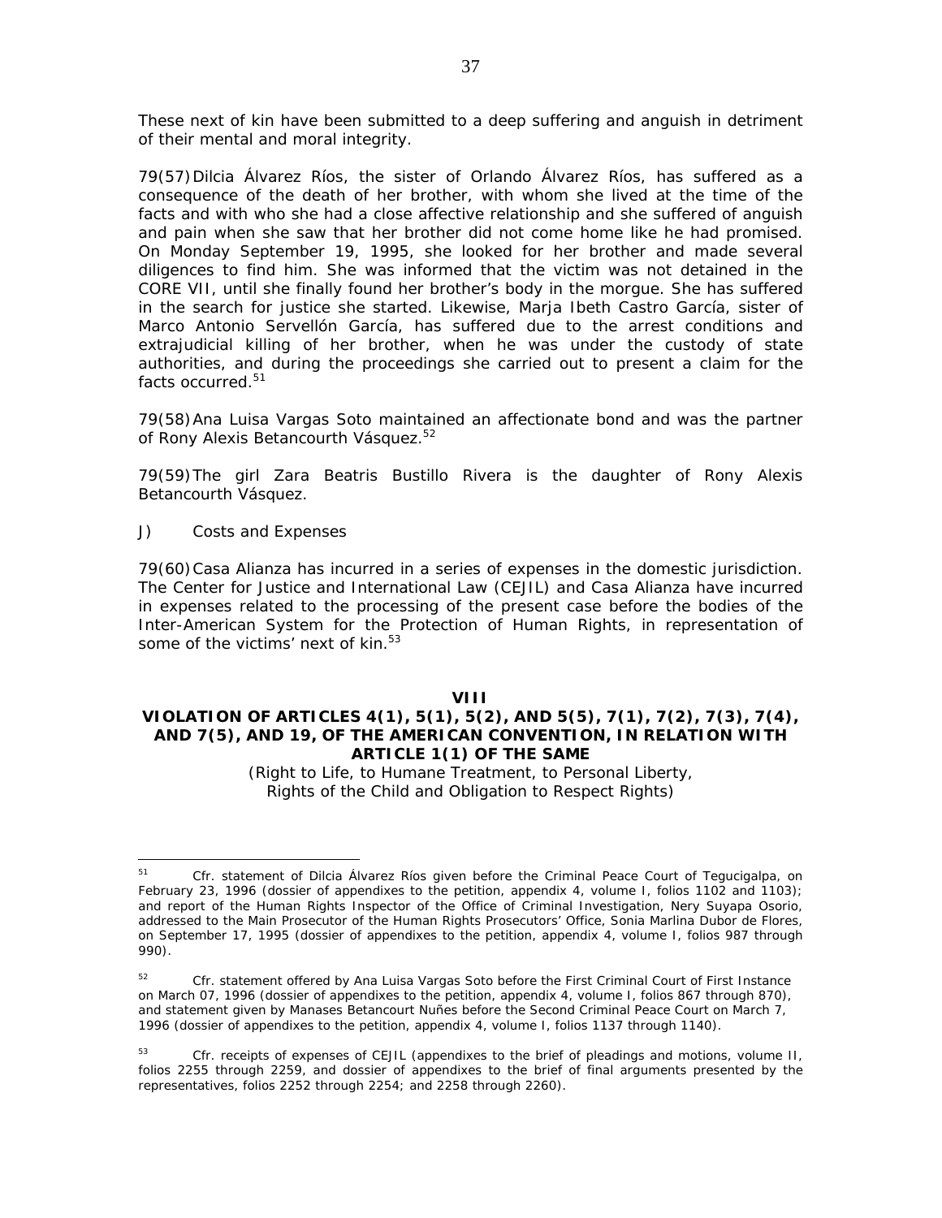These next of kin have been submitted to a deep suffering and anguish in detriment of their mental and moral integrity.

79(57) Dilcia Álvarez Ríos, the sister of Orlando Álvarez Ríos, has suffered as a consequence of the death of her brother, with whom she lived at the time of the facts and with who she had a close affective relationship and she suffered of anguish and pain when she saw that her brother did not come home like he had promised. On Monday September 19, 1995, she looked for her brother and made several diligences to find him. She was informed that the victim was not detained in the CORE VII, until she finally found her brother's body in the morgue. She has suffered in the search for justice she started. Likewise, Marja Ibeth Castro García, sister of Marco Antonio Servellón García, has suffered due to the arrest conditions and extrajudicial killing of her brother, when he was under the custody of state authorities, and during the proceedings she carried out to present a claim for the facts occurred.[51]

79(58) Ana Luisa Vargas Soto maintained an affectionate bond and was the partner of Rony Alexis Betancourth Vásquez.[52]

79(59) The girl Zara Beatris Bustillo Rivera is the daughter of Rony Alexis Betancourth Vásquez.

*J) Costs and Expenses*

79(60) Casa Alianza has incurred in a series of expenses in the domestic jurisdiction. The Center for Justice and International Law (CEJIL) and Casa Alianza have incurred in expenses related to the processing of the present case before the bodies of the Inter-American System for the Protection of Human Rights, in representation of some of the victims' next of kin.[53]

## VIII
## VIOLATION OF ARTICLES 4(1), 5(1), 5(2), AND 5(5), 7(1), 7(2), 7(3), 7(4), AND 7(5), AND 19, OF THE AMERICAN CONVENTION, IN RELATION WITH ARTICLE 1(1) OF THE SAME

*(Right to Life, to Humane Treatment, to Personal Liberty, Rights of the Child and Obligation to Respect Rights)*

---

[51] Cfr. statement of Dilcia Álvarez Ríos given before the Criminal Peace Court of Tegucigalpa, on February 23, 1996 (dossier of appendixes to the petition, appendix 4, volume I, folios 1102 and 1103); and report of the Human Rights Inspector of the Office of Criminal Investigation, Nery Suyapa Osorio, addressed to the Main Prosecutor of the Human Rights Prosecutors' Office, Sonia Marlina Dubor de Flores, on September 17, 1995 (dossier of appendixes to the petition, appendix 4, volume I, folios 987 through 990).

[52] Cfr. statement offered by Ana Luisa Vargas Soto before the First Criminal Court of First Instance on March 07, 1996 (dossier of appendixes to the petition, appendix 4, volume I, folios 867 through 870), and statement given by Manases Betancourt Nuñes before the Second Criminal Peace Court on March 7, 1996 (dossier of appendixes to the petition, appendix 4, volume I, folios 1137 through 1140).

[53] Cfr. receipts of expenses of CEJIL (appendixes to the brief of pleadings and motions, volume II, folios 2255 through 2259, and dossier of appendixes to the brief of final arguments presented by the representatives, folios 2252 through 2254; and 2258 through 2260).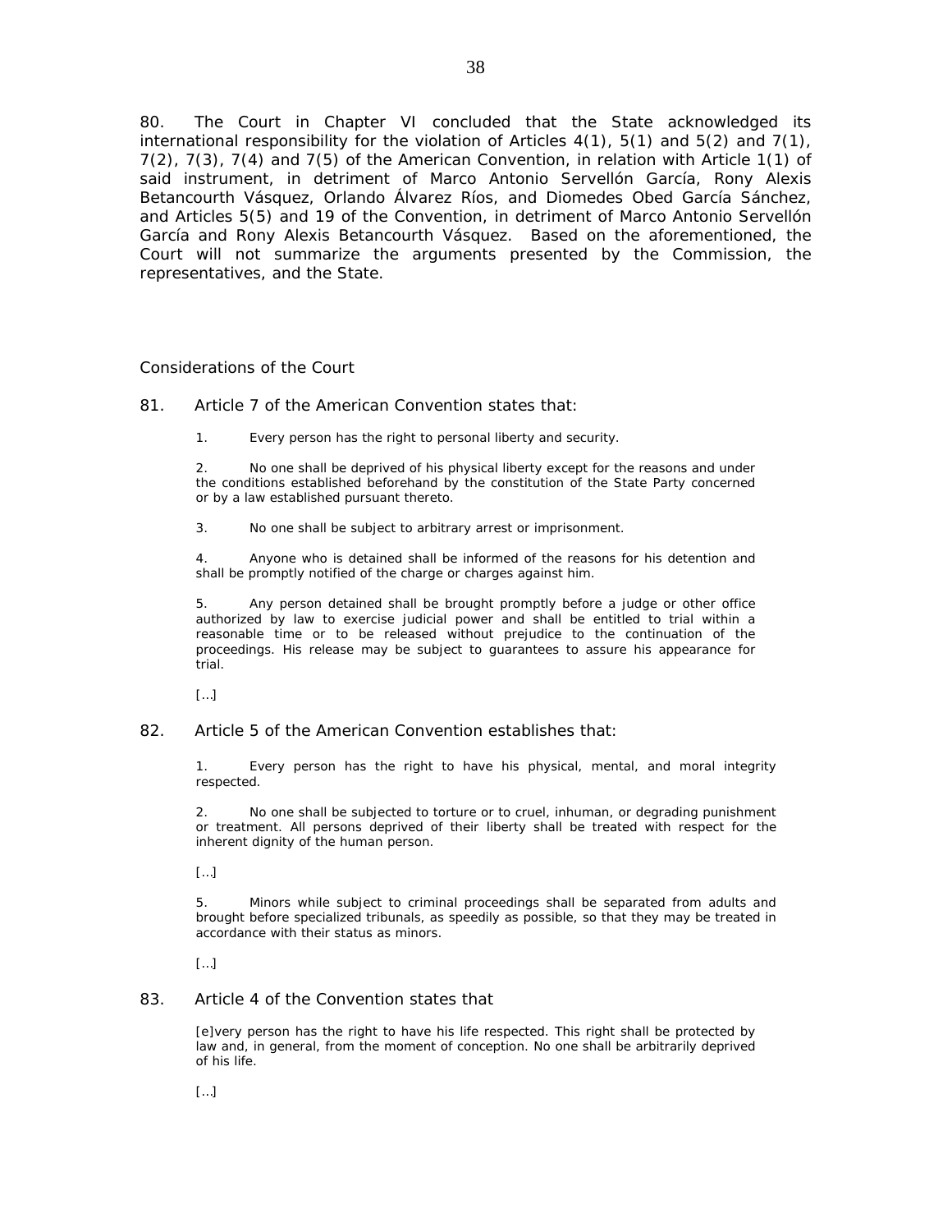80. The Court in Chapter VI concluded that the State acknowledged its international responsibility for the violation of Articles 4(1), 5(1) and 5(2) and 7(1), 7(2), 7(3), 7(4) and 7(5) of the American Convention, in relation with Article 1(1) of said instrument, in detriment of Marco Antonio Servellón García, Rony Alexis Betancourth Vásquez, Orlando Álvarez Ríos, and Diomedes Obed García Sánchez, and Articles 5(5) and 19 of the Convention, in detriment of Marco Antonio Servellón García and Rony Alexis Betancourth Vásquez. Based on the aforementioned, the Court will not summarize the arguments presented by the Commission, the representatives, and the State.

Considerations of the Court

81. Article 7 of the American Convention states that:

> 1. Every person has the right to personal liberty and security.
>
> 2. No one shall be deprived of his physical liberty except for the reasons and under the conditions established beforehand by the constitution of the State Party concerned or by a law established pursuant thereto.
>
> 3. No one shall be subject to arbitrary arrest or imprisonment.
>
> 4. Anyone who is detained shall be informed of the reasons for his detention and shall be promptly notified of the charge or charges against him.
>
> 5. Any person detained shall be brought promptly before a judge or other office authorized by law to exercise judicial power and shall be entitled to trial within a reasonable time or to be released without prejudice to the continuation of the proceedings. His release may be subject to guarantees to assure his appearance for trial.
>
> [...]

82. Article 5 of the American Convention establishes that:

> 1. Every person has the right to have his physical, mental, and moral integrity respected.
>
> 2. No one shall be subjected to torture or to cruel, inhuman, or degrading punishment or treatment. All persons deprived of their liberty shall be treated with respect for the inherent dignity of the human person.
>
> [...]
>
> 5. Minors while subject to criminal proceedings shall be separated from adults and brought before specialized tribunals, as speedily as possible, so that they may be treated in accordance with their status as minors.
>
> [...]

83. Article 4 of the Convention states that

> [e]very person has the right to have his life respected. This right shall be protected by law and, in general, from the moment of conception. No one shall be arbitrarily deprived of his life.
>
> [...]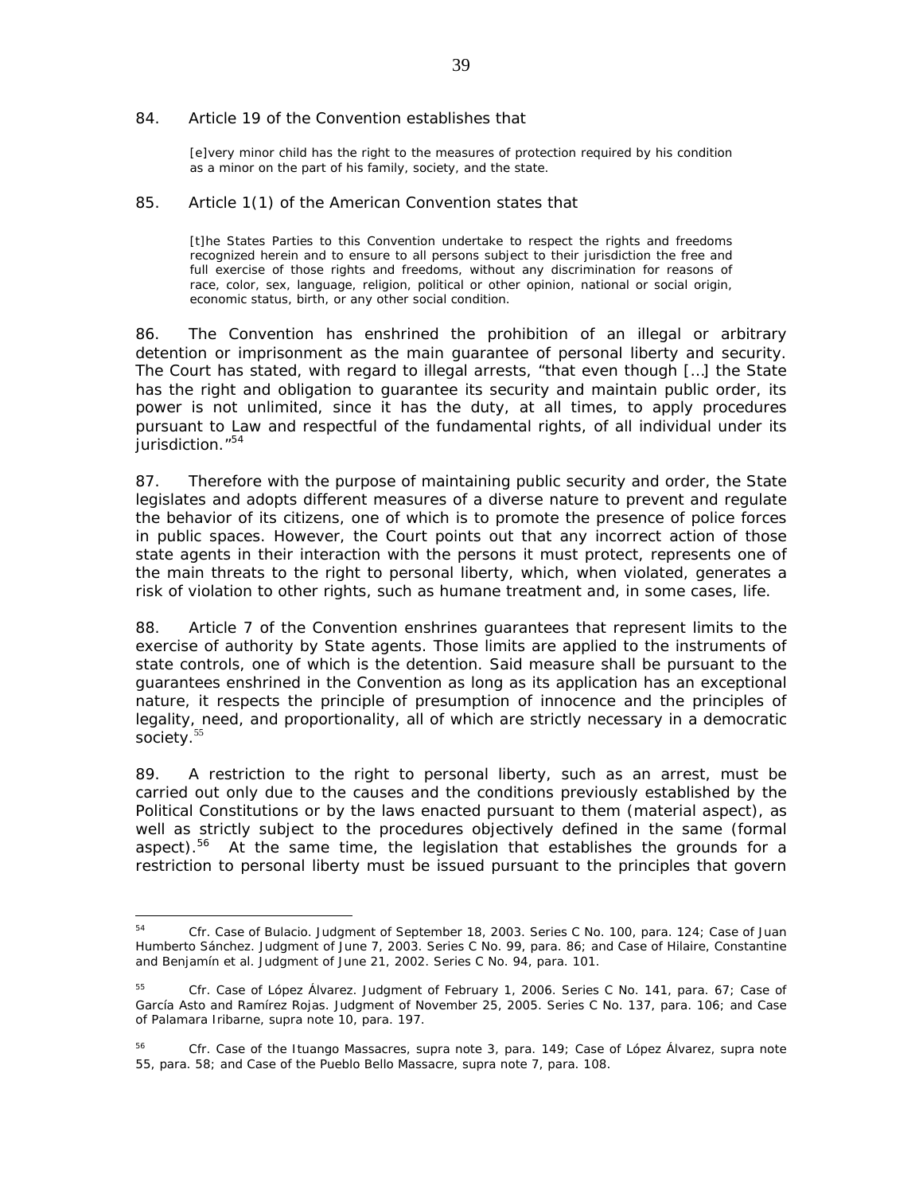84. Article 19 of the Convention establishes that

> [e]very minor child has the right to the measures of protection required by his condition as a minor on the part of his family, society, and the state.

85. Article 1(1) of the American Convention states that

> [t]he States Parties to this Convention undertake to respect the rights and freedoms recognized herein and to ensure to all persons subject to their jurisdiction the free and full exercise of those rights and freedoms, without any discrimination for reasons of race, color, sex, language, religion, political or other opinion, national or social origin, economic status, birth, or any other social condition.

86. The Convention has enshrined the prohibition of an illegal or arbitrary detention or imprisonment as the main guarantee of personal liberty and security. The Court has stated, with regard to illegal arrests, "that even though […] the State has the right and obligation to guarantee its security and maintain public order, its power is not unlimited, since it has the duty, at all times, to apply procedures pursuant to Law and respectful of the fundamental rights, of all individual under its jurisdiction."[54]

87. Therefore with the purpose of maintaining public security and order, the State legislates and adopts different measures of a diverse nature to prevent and regulate the behavior of its citizens, one of which is to promote the presence of police forces in public spaces. However, the Court points out that any incorrect action of those state agents in their interaction with the persons it must protect, represents one of the main threats to the right to personal liberty, which, when violated, generates a risk of violation to other rights, such as humane treatment and, in some cases, life.

88. Article 7 of the Convention enshrines guarantees that represent limits to the exercise of authority by State agents. Those limits are applied to the instruments of state controls, one of which is the detention. Said measure shall be pursuant to the guarantees enshrined in the Convention as long as its application has an exceptional nature, it respects the principle of presumption of innocence and the principles of legality, need, and proportionality, all of which are strictly necessary in a democratic society.[55]

89. A restriction to the right to personal liberty, such as an arrest, must be carried out only due to the causes and the conditions previously established by the Political Constitutions or by the laws enacted pursuant to them (material aspect), as well as strictly subject to the procedures objectively defined in the same (formal aspect).[56] At the same time, the legislation that establishes the grounds for a restriction to personal liberty must be issued pursuant to the principles that govern

---

[54] Cfr. Case of Bulacio. Judgment of September 18, 2003. Series C No. 100, para. 124; Case of Juan Humberto Sánchez. Judgment of June 7, 2003. Series C No. 99, para. 86; and Case of Hilaire, Constantine and Benjamín et al. Judgment of June 21, 2002. Series C No. 94, para. 101.

[55] Cfr. Case of López Álvarez. Judgment of February 1, 2006. Series C No. 141, para. 67; Case of García Asto and Ramírez Rojas. Judgment of November 25, 2005. Series C No. 137, para. 106; and Case of Palamara Iribarne, supra note 10, para. 197.

[56] Cfr. Case of the Ituango Massacres, supra note 3, para. 149; Case of López Álvarez, supra note 55, para. 58; and Case of the Pueblo Bello Massacre, supra note 7, para. 108.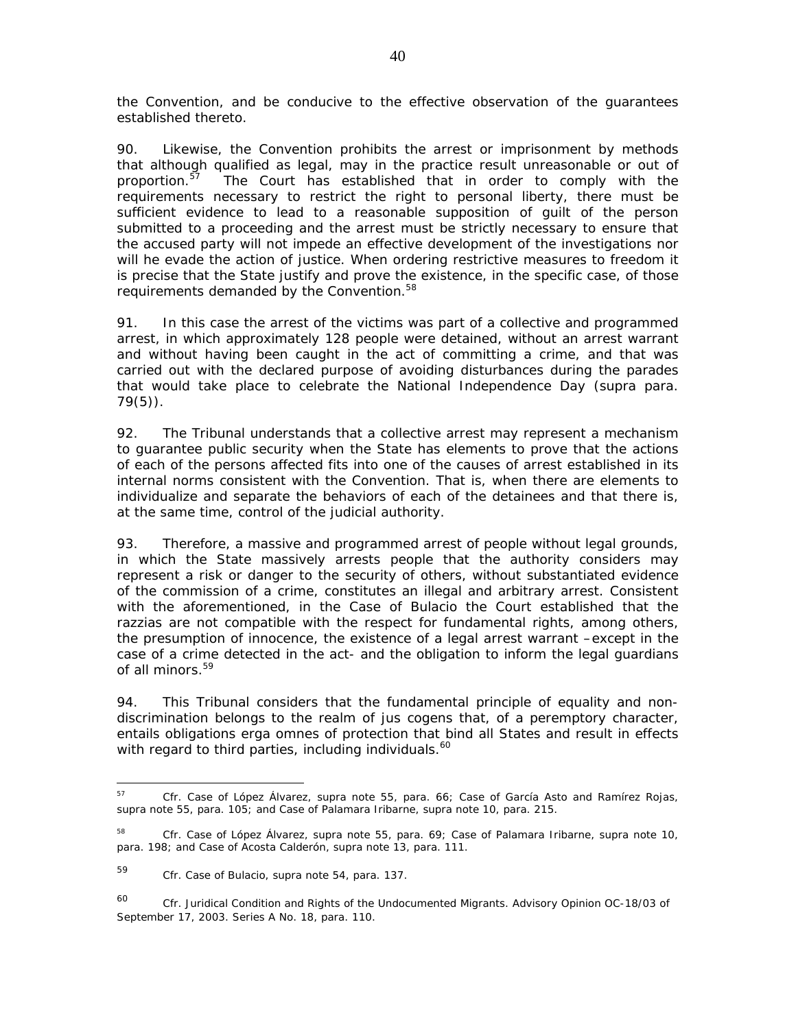the Convention, and be conducive to the effective observation of the guarantees established thereto.

90. Likewise, the Convention prohibits the arrest or imprisonment by methods that although qualified as legal, may in the practice result unreasonable or out of proportion.[57] The Court has established that in order to comply with the requirements necessary to restrict the right to personal liberty, there must be sufficient evidence to lead to a reasonable supposition of guilt of the person submitted to a proceeding and the arrest must be strictly necessary to ensure that the accused party will not impede an effective development of the investigations nor will he evade the action of justice. When ordering restrictive measures to freedom it is precise that the State justify and prove the existence, in the specific case, of those requirements demanded by the Convention.[58]

91. In this case the arrest of the victims was part of a collective and programmed arrest, in which approximately 128 people were detained, without an arrest warrant and without having been caught in the act of committing a crime, and that was carried out with the declared purpose of avoiding disturbances during the parades that would take place to celebrate the National Independence Day (supra para. 79(5)).

92. The Tribunal understands that a collective arrest may represent a mechanism to guarantee public security when the State has elements to prove that the actions of each of the persons affected fits into one of the causes of arrest established in its internal norms consistent with the Convention. That is, when there are elements to individualize and separate the behaviors of each of the detainees and that there is, at the same time, control of the judicial authority.

93. Therefore, a massive and programmed arrest of people without legal grounds, in which the State massively arrests people that the authority considers may represent a risk or danger to the security of others, without substantiated evidence of the commission of a crime, constitutes an illegal and arbitrary arrest. Consistent with the aforementioned, in the Case of Bulacio the Court established that the razzias are not compatible with the respect for fundamental rights, among others, the presumption of innocence, the existence of a legal arrest warrant –except in the case of a crime detected in the act- and the obligation to inform the legal guardians of all minors.[59]

94. This Tribunal considers that the fundamental principle of equality and non-discrimination belongs to the realm of jus cogens that, of a peremptory character, entails obligations erga omnes of protection that bind all States and result in effects with regard to third parties, including individuals.[60]

---

[57] *Cfr. Case of López Álvarez, supra* note 55, para. 66; *Case of García Asto and Ramírez Rojas, supra* note 55, para. 105; and *Case of Palamara Iribarne, supra* note 10, para. 215.

[58] *Cfr. Case of López Álvarez, supra* note 55, para. 69; *Case of Palamara Iribarne, supra* note 10, para. 198; and *Case of Acosta Calderón, supra* note 13, para. 111.

[59] *Cfr. Case of Bulacio, supra* note 54, para. 137.

[60] *Cfr. Juridical Condition and Rights of the Undocumented Migrants.* Advisory Opinion OC-18/03 of September 17, 2003. Series A No. 18, para. 110.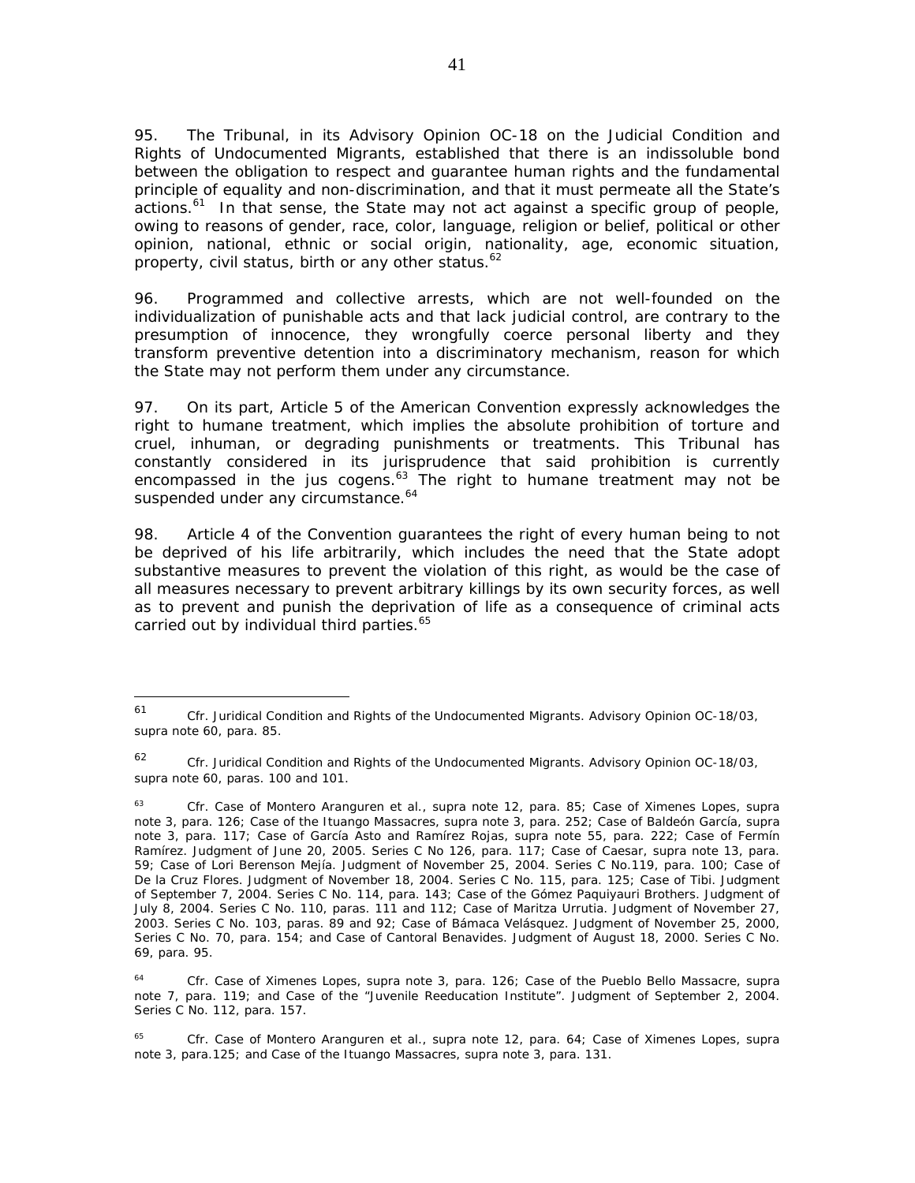95. The Tribunal, in its Advisory Opinion OC-18 on the Judicial Condition and Rights of Undocumented Migrants, established that there is an indissoluble bond between the obligation to respect and guarantee human rights and the fundamental principle of equality and non-discrimination, and that it must permeate all the State's actions.[61] In that sense, the State may not act against a specific group of people, owing to reasons of gender, race, color, language, religion or belief, political or other opinion, national, ethnic or social origin, nationality, age, economic situation, property, civil status, birth or any other status.[62]

96. Programmed and collective arrests, which are not well-founded on the individualization of punishable acts and that lack judicial control, are contrary to the presumption of innocence, they wrongfully coerce personal liberty and they transform preventive detention into a discriminatory mechanism, reason for which the State may not perform them under any circumstance.

97. On its part, Article 5 of the American Convention expressly acknowledges the right to humane treatment, which implies the absolute prohibition of torture and cruel, inhuman, or degrading punishments or treatments. This Tribunal has constantly considered in its jurisprudence that said prohibition is currently encompassed in the *jus cogens*.[63] The right to humane treatment may not be suspended under any circumstance.[64]

98. Article 4 of the Convention guarantees the right of every human being to not be deprived of his life arbitrarily, which includes the need that the State adopt substantive measures to prevent the violation of this right, as would be the case of all measures necessary to prevent arbitrary killings by its own security forces, as well as to prevent and punish the deprivation of life as a consequence of criminal acts carried out by individual third parties.[65]

---

[61] *Cfr. Juridical Condition and Rights of the Undocumented Migrants*. Advisory Opinion OC-18/03, *supra* note 60, para. 85.

[62] *Cfr. Juridical Condition and Rights of the Undocumented Migrants*. Advisory Opinion OC-18/03, *supra* note 60, paras. 100 and 101.

[63] *Cfr. Case of Montero Aranguren et al., supra* note 12, para. 85; *Case of Ximenes Lopes, supra* note 3, para. 126; *Case of the Ituango Massacres, supra* note 3, para. 252; *Case of Baldeón García, supra* note 3, para. 117; *Case of García Asto and Ramírez Rojas, supra* note 55, para. 222; *Case of Fermín Ramírez*. Judgment of June 20, 2005. Series C No 126, para. 117; *Case of Caesar, supra* note 13, para. 59; *Case of Lori Berenson Mejía*. Judgment of November 25, 2004. Series C No.119, para. 100; *Case of De la Cruz Flores*. Judgment of November 18, 2004. Series C No. 115, para. 125; *Case of Tibi*. Judgment of September 7, 2004. Series C No. 114, para. 143; *Case of the Gómez Paquiyauri Brothers*. Judgment of July 8, 2004. Series C No. 110, paras. 111 and 112; *Case of Maritza Urrutia*. Judgment of November 27, 2003. Series C No. 103, paras. 89 and 92; *Case of Bámaca Velásquez*. Judgment of November 25, 2000, Series C No. 70, para. 154; and *Case of Cantoral Benavides*. Judgment of August 18, 2000. Series C No. 69, para. 95.

[64] *Cfr. Case of Ximenes Lopes, supra* note 3, para. 126; *Case of the Pueblo Bello Massacre, supra* note 7, para. 119; and *Case of the "Juvenile Reeducation Institute"*. Judgment of September 2, 2004. Series C No. 112, para. 157.

[65] *Cfr. Case of Montero Aranguren et al., supra* note 12, para. 64; *Case of Ximenes Lopes, supra* note 3, para.125; and *Case of the Ituango Massacres, supra* note 3, para. 131.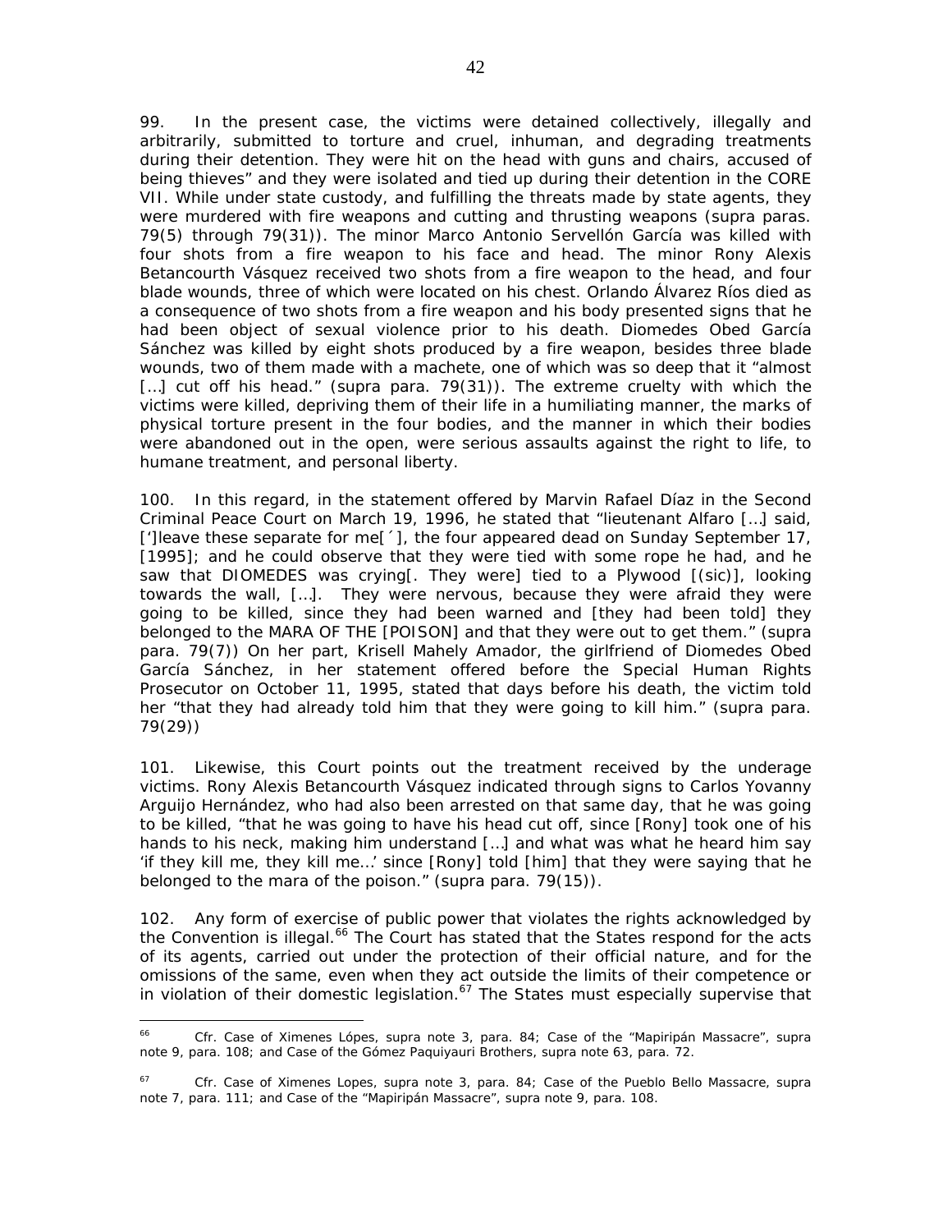99. In the present case, the victims were detained collectively, illegally and arbitrarily, submitted to torture and cruel, inhuman, and degrading treatments during their detention. They were hit on the head with guns and chairs, accused of being thieves" and they were isolated and tied up during their detention in the CORE VII. While under state custody, and fulfilling the threats made by state agents, they were murdered with fire weapons and cutting and thrusting weapons (*supra* paras. 79(5) through 79(31)). The minor Marco Antonio Servellón García was killed with four shots from a fire weapon to his face and head. The minor Rony Alexis Betancourth Vásquez received two shots from a fire weapon to the head, and four blade wounds, three of which were located on his chest. Orlando Álvarez Ríos died as a consequence of two shots from a fire weapon and his body presented signs that he had been object of sexual violence prior to his death. Diomedes Obed García Sánchez was killed by eight shots produced by a fire weapon, besides three blade wounds, two of them made with a machete, one of which was so deep that it "almost […] cut off his head." (*supra* para. 79(31)). The extreme cruelty with which the victims were killed, depriving them of their life in a humiliating manner, the marks of physical torture present in the four bodies, and the manner in which their bodies were abandoned out in the open, were serious assaults against the right to life, to humane treatment, and personal liberty.

100. In this regard, in the statement offered by Marvin Rafael Díaz in the Second Criminal Peace Court on March 19, 1996, he stated that "lieutenant Alfaro […] said, [']leave these separate for me[´], the four appeared dead on Sunday September 17, [1995]; and he could observe that they were tied with some rope he had, and he saw that DIOMEDES was crying[. They were] tied to a Plywood [(sic)], looking towards the wall, […]. They were nervous, because they were afraid they were going to be killed, since they had been warned and [they had been told] they belonged to the MARA OF THE [POISON] and that they were out to get them." (*supra* para. 79(7)) On her part, Krisell Mahely Amador, the girlfriend of Diomedes Obed García Sánchez, in her statement offered before the Special Human Rights Prosecutor on October 11, 1995, stated that days before his death, the victim told her "that they had already told him that they were going to kill him." (*supra* para. 79(29))

101. Likewise, this Court points out the treatment received by the underage victims. Rony Alexis Betancourth Vásquez indicated through signs to Carlos Yovanny Arguijo Hernández, who had also been arrested on that same day, that he was going to be killed, "that he was going to have his head cut off, since [Rony] took one of his hands to his neck, making him understand […] and what was what he heard him say 'if they kill me, they kill me…' since [Rony] told [him] that they were saying that he belonged to the mara of the poison." (*supra* para. 79(15)).

102. Any form of exercise of public power that violates the rights acknowledged by the Convention is illegal.[66] The Court has stated that the States respond for the acts of its agents, carried out under the protection of their official nature, and for the omissions of the same, even when they act outside the limits of their competence or in violation of their domestic legislation.[67] The States must especially supervise that

---

[66] *Cfr. Case of Ximenes Lópes*, *supra* note 3, para. 84; *Case of the "Mapiripán Massacre"*, *supra* note 9, para. 108; and *Case of the Gómez Paquiyauri Brothers*, *supra* note 63, para. 72.

[67] *Cfr. Case of Ximenes Lopes*, *supra* note 3, para. 84; *Case of the Pueblo Bello Massacre*, *supra* note 7, para. 111; and *Case of the "Mapiripán Massacre"*, *supra* note 9, para. 108.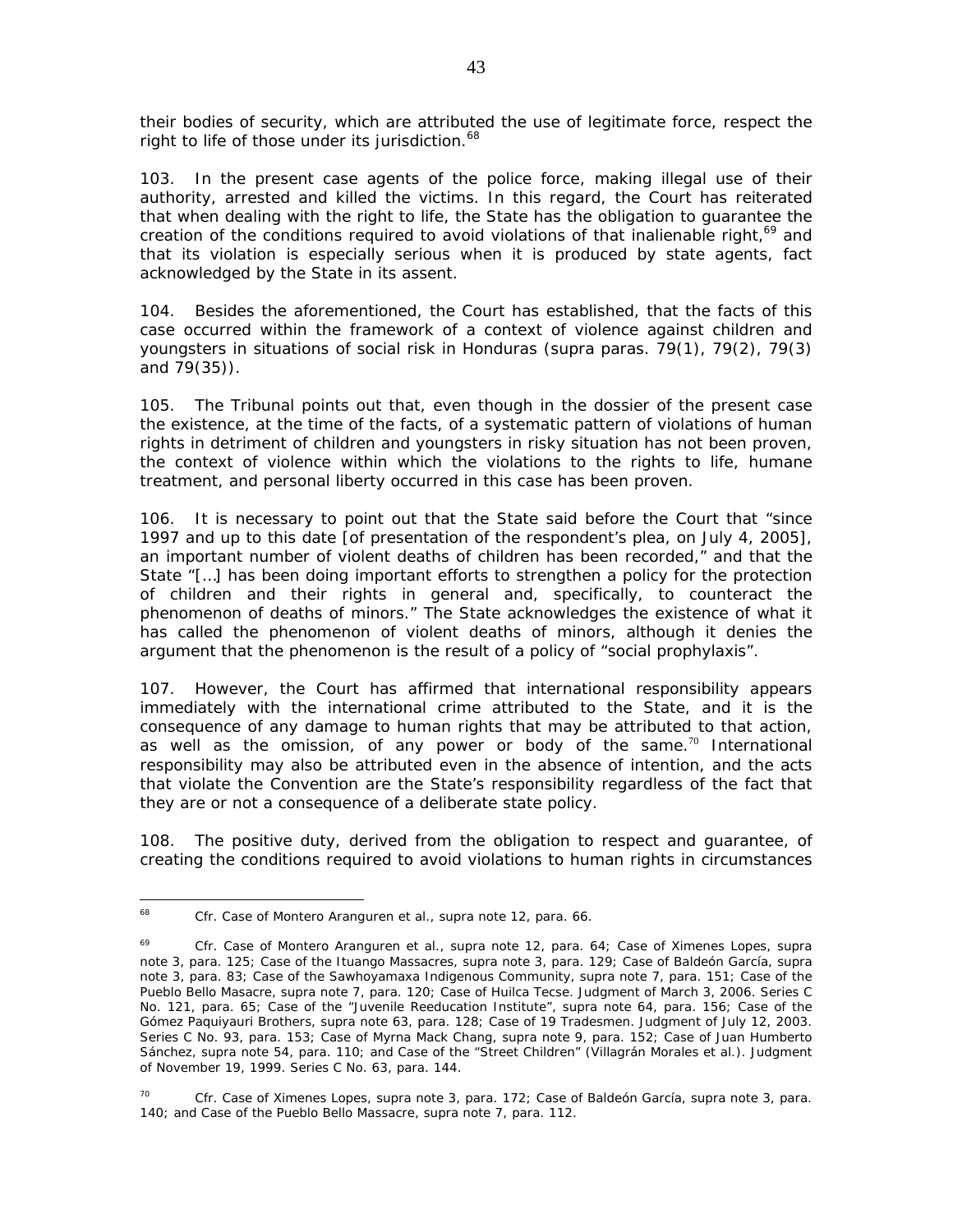their bodies of security, which are attributed the use of legitimate force, respect the right to life of those under its jurisdiction.[68]

103. In the present case agents of the police force, making illegal use of their authority, arrested and killed the victims. In this regard, the Court has reiterated that when dealing with the right to life, the State has the obligation to guarantee the creation of the conditions required to avoid violations of that inalienable right,[69] and that its violation is especially serious when it is produced by state agents, fact acknowledged by the State in its assent.

104. Besides the aforementioned, the Court has established, that the facts of this case occurred within the framework of a context of violence against children and youngsters in situations of social risk in Honduras (supra paras. 79(1), 79(2), 79(3) and 79(35)).

105. The Tribunal points out that, even though in the dossier of the present case the existence, at the time of the facts, of a systematic pattern of violations of human rights in detriment of children and youngsters in risky situation has not been proven, the context of violence within which the violations to the rights to life, humane treatment, and personal liberty occurred in this case has been proven.

106. It is necessary to point out that the State said before the Court that "since 1997 and up to this date [of presentation of the respondent's plea, on July 4, 2005], an important number of violent deaths of children has been recorded," and that the State "[…] has been doing important efforts to strengthen a policy for the protection of children and their rights in general and, specifically, to counteract the phenomenon of deaths of minors." The State acknowledges the existence of what it has called the phenomenon of violent deaths of minors, although it denies the argument that the phenomenon is the result of a policy of "social prophylaxis".

107. However, the Court has affirmed that international responsibility appears immediately with the international crime attributed to the State, and it is the consequence of any damage to human rights that may be attributed to that action, as well as the omission, of any power or body of the same.[70] International responsibility may also be attributed even in the absence of intention, and the acts that violate the Convention are the State's responsibility regardless of the fact that they are or not a consequence of a deliberate state policy.

108. The positive duty, derived from the obligation to respect and guarantee, of creating the conditions required to avoid violations to human rights in circumstances

---

[68] *Cfr. Case of Montero Aranguren et al., supra* note 12, para. 66.

[69] *Cfr. Case of Montero Aranguren et al., supra* note 12, para. 64; *Case of Ximenes Lopes, supra* note 3, para. 125; *Case of the Ituango Massacres, supra* note 3, para. 129; *Case of Baldeón García, supra* note 3, para. 83; *Case of the Sawhoyamaxa Indigenous Community, supra* note 7, para. 151; *Case of the Pueblo Bello Masacre, supra* note 7, para. 120; *Case of Huilca Tecse*. Judgment of March 3, 2006. Series C No. 121, para. 65; *Case of the "Juvenile Reeducation Institute", supra* note 64, para. 156; *Case of the Gómez Paquiyauri Brothers, supra* note 63, para. 128; *Case of 19 Tradesmen*. Judgment of July 12, 2003. Series C No. 93, para. 153; *Case of Myrna Mack Chang, supra* note 9, para. 152; *Case of Juan Humberto Sánchez, supra* note 54, para. 110; and *Case of the "Street Children" (Villagrán Morales et al.)*. Judgment of November 19, 1999. Series C No. 63, para. 144.

[70] *Cfr. Case of Ximenes Lopes, supra* note 3, para. 172; *Case of Baldeón García, supra* note 3, para. 140; and *Case of the Pueblo Bello Massacre, supra* note 7, para. 112.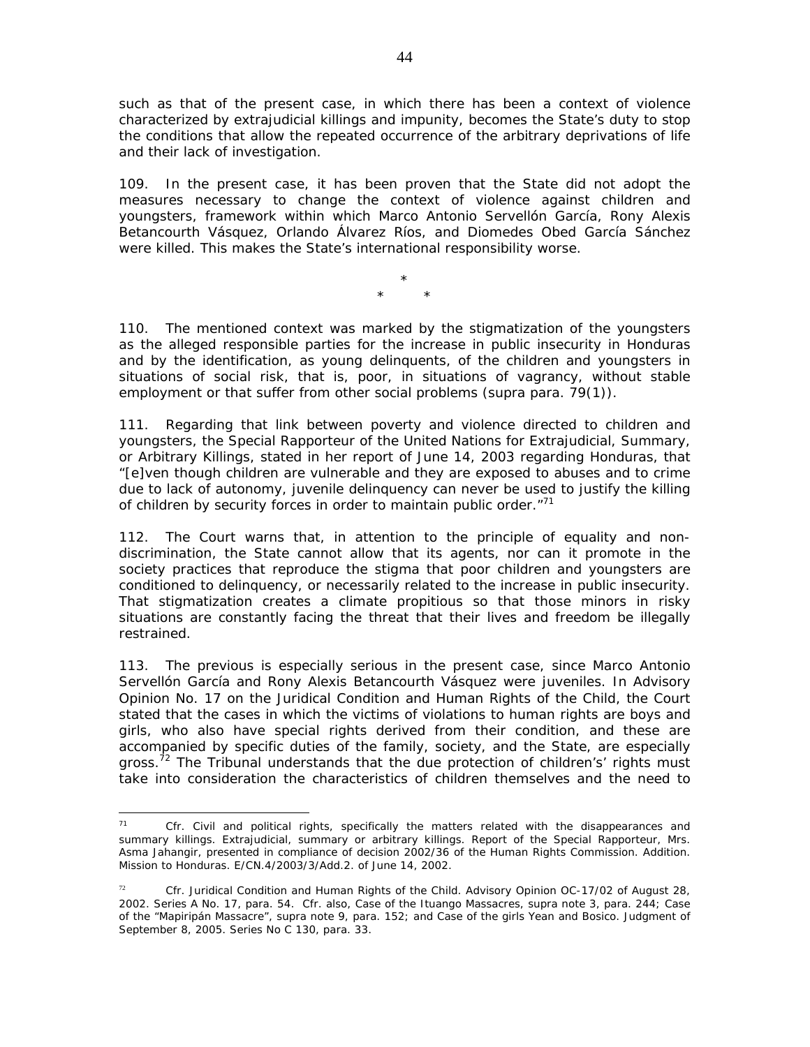such as that of the present case, in which there has been a context of violence characterized by extrajudicial killings and impunity, becomes the State's duty to stop the conditions that allow the repeated occurrence of the arbitrary deprivations of life and their lack of investigation.

109. In the present case, it has been proven that the State did not adopt the measures necessary to change the context of violence against children and youngsters, framework within which Marco Antonio Servellón García, Rony Alexis Betancourth Vásquez, Orlando Álvarez Ríos, and Diomedes Obed García Sánchez were killed. This makes the State's international responsibility worse.

*

\*     *

110. The mentioned context was marked by the stigmatization of the youngsters as the alleged responsible parties for the increase in public insecurity in Honduras and by the identification, as young delinquents, of the children and youngsters in situations of social risk, that is, poor, in situations of vagrancy, without stable employment or that suffer from other social problems (supra para. 79(1)).

111. Regarding that link between poverty and violence directed to children and youngsters, the Special Rapporteur of the United Nations for Extrajudicial, Summary, or Arbitrary Killings, stated in her report of June 14, 2003 regarding Honduras, that "[e]ven though children are vulnerable and they are exposed to abuses and to crime due to lack of autonomy, juvenile delinquency can never be used to justify the killing of children by security forces in order to maintain public order."[71]

112. The Court warns that, in attention to the principle of equality and non-discrimination, the State cannot allow that its agents, nor can it promote in the society practices that reproduce the stigma that poor children and youngsters are conditioned to delinquency, or necessarily related to the increase in public insecurity. That stigmatization creates a climate propitious so that those minors in risky situations are constantly facing the threat that their lives and freedom be illegally restrained.

113. The previous is especially serious in the present case, since Marco Antonio Servellón García and Rony Alexis Betancourth Vásquez were juveniles. In Advisory Opinion No. 17 on the Juridical Condition and Human Rights of the Child, the Court stated that the cases in which the victims of violations to human rights are boys and girls, who also have special rights derived from their condition, and these are accompanied by specific duties of the family, society, and the State, are especially gross.[72] The Tribunal understands that the due protection of children's' rights must take into consideration the characteristics of children themselves and the need to

---

[71] Cfr. Civil and political rights, specifically the matters related with the disappearances and summary killings. Extrajudicial, summary or arbitrary killings. Report of the Special Rapporteur, Mrs. Asma Jahangir, presented in compliance of decision 2002/36 of the Human Rights Commission. Addition. Mission to Honduras. E/CN.4/2003/3/Add.2. of June 14, 2002.

[72] Cfr. Juridical Condition and Human Rights of the Child. Advisory Opinion OC-17/02 of August 28, 2002. Series A No. 17, para. 54. Cfr. also, Case of the Ituango Massacres, supra note 3, para. 244; Case of the "Mapiripán Massacre", supra note 9, para. 152; and Case of the girls Yean and Bosico. Judgment of September 8, 2005. Series No C 130, para. 33.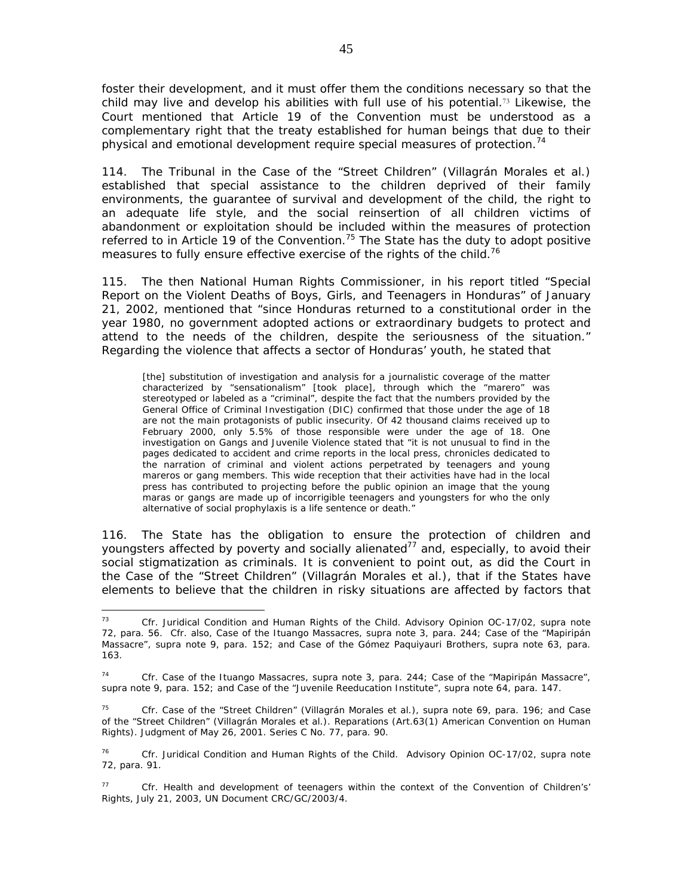foster their development, and it must offer them the conditions necessary so that the child may live and develop his abilities with full use of his potential.[73] Likewise, the Court mentioned that Article 19 of the Convention must be understood as a complementary right that the treaty established for human beings that due to their physical and emotional development require special measures of protection.[74]

114. The Tribunal in the Case of the "Street Children" (Villagrán Morales et al.) established that special assistance to the children deprived of their family environments, the guarantee of survival and development of the child, the right to an adequate life style, and the social reinsertion of all children victims of abandonment or exploitation should be included within the measures of protection referred to in Article 19 of the Convention.[75] The State has the duty to adopt positive measures to fully ensure effective exercise of the rights of the child.[76]

115. The then National Human Rights Commissioner, in his report titled "Special Report on the Violent Deaths of Boys, Girls, and Teenagers in Honduras" of January 21, 2002, mentioned that "since Honduras returned to a constitutional order in the year 1980, no government adopted actions or extraordinary budgets to protect and attend to the needs of the children, despite the seriousness of the situation." Regarding the violence that affects a sector of Honduras' youth, he stated that

> [the] substitution of investigation and analysis for a journalistic coverage of the matter characterized by "sensationalism" [took place], through which the "marero" was stereotyped or labeled as a "criminal", despite the fact that the numbers provided by the General Office of Criminal Investigation (DIC) confirmed that those under the age of 18 are not the main protagonists of public insecurity. Of 42 thousand claims received up to February 2000, only 5.5% of those responsible were under the age of 18. One investigation on Gangs and Juvenile Violence stated that "it is not unusual to find in the pages dedicated to accident and crime reports in the local press, chronicles dedicated to the narration of criminal and violent actions perpetrated by teenagers and young mareros or gang members. This wide reception that their activities have had in the local press has contributed to projecting before the public opinion an image that the young maras or gangs are made up of incorrigible teenagers and youngsters for who the only alternative of social prophylaxis is a life sentence or death."

116. The State has the obligation to ensure the protection of children and youngsters affected by poverty and socially alienated[77] and, especially, to avoid their social stigmatization as criminals. It is convenient to point out, as did the Court in the Case of the "Street Children" (Villagrán Morales et al.), that if the States have elements to believe that the children in risky situations are affected by factors that

---

[73] Cfr. Juridical Condition and Human Rights of the Child. Advisory Opinion OC-17/02, supra note 72, para. 56. Cfr. also, Case of the Ituango Massacres, supra note 3, para. 244; Case of the "Mapiripán Massacre", supra note 9, para. 152; and Case of the Gómez Paquiyauri Brothers, supra note 63, para. 163.

[74] Cfr. Case of the Ituango Massacres, supra note 3, para. 244; Case of the "Mapiripán Massacre", supra note 9, para. 152; and Case of the "Juvenile Reeducation Institute", supra note 64, para. 147.

[75] Cfr. Case of the "Street Children" (Villagrán Morales et al.), supra note 69, para. 196; and Case of the "Street Children" (Villagrán Morales et al.). Reparations (Art.63(1) American Convention on Human Rights). Judgment of May 26, 2001. Series C No. 77, para. 90.

[76] Cfr. Juridical Condition and Human Rights of the Child. Advisory Opinion OC-17/02, supra note 72, para. 91.

[77] Cfr. Health and development of teenagers within the context of the Convention of Children's' Rights, July 21, 2003, UN Document CRC/GC/2003/4.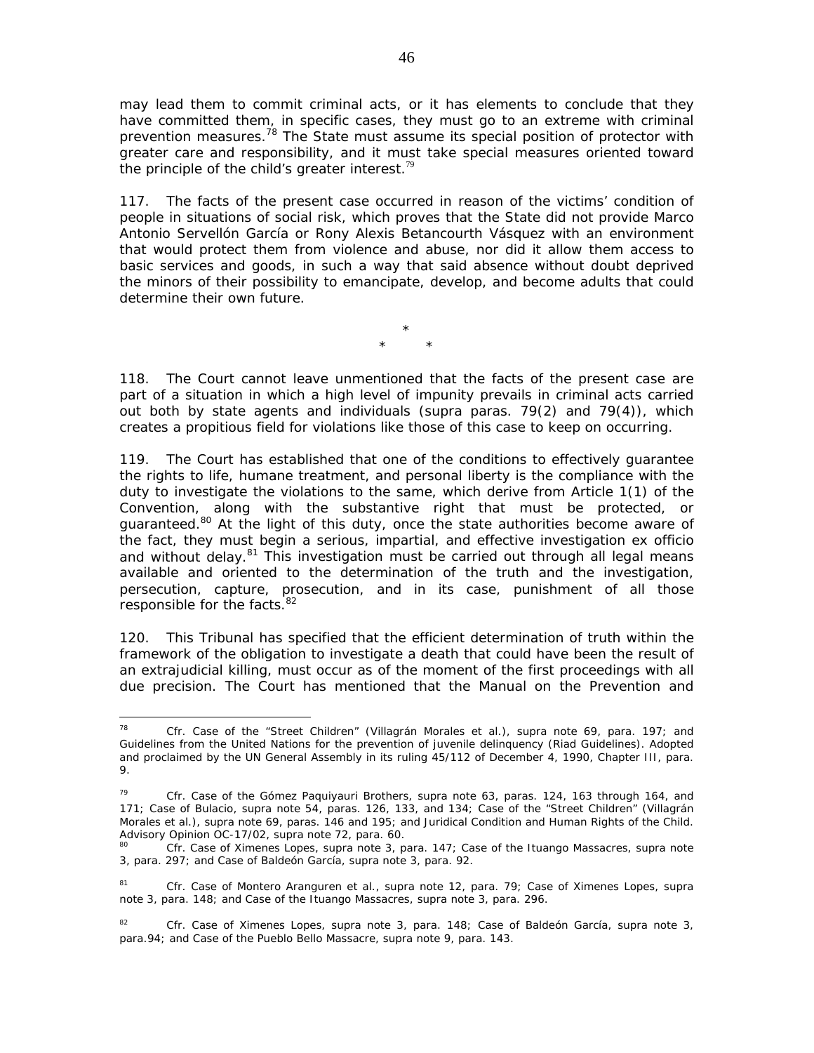may lead them to commit criminal acts, or it has elements to conclude that they have committed them, in specific cases, they must go to an extreme with criminal prevention measures.[78] The State must assume its special position of protector with greater care and responsibility, and it must take special measures oriented toward the principle of the child's greater interest.[79]

117. The facts of the present case occurred in reason of the victims' condition of people in situations of social risk, which proves that the State did not provide Marco Antonio Servellón García or Rony Alexis Betancourth Vásquez with an environment that would protect them from violence and abuse, nor did it allow them access to basic services and goods, in such a way that said absence without doubt deprived the minors of their possibility to emancipate, develop, and become adults that could determine their own future.

\*

\* \*

118. The Court cannot leave unmentioned that the facts of the present case are part of a situation in which a high level of impunity prevails in criminal acts carried out both by state agents and individuals (*supra* paras. 79(2) and 79(4)), which creates a propitious field for violations like those of this case to keep on occurring.

119. The Court has established that one of the conditions to effectively guarantee the rights to life, humane treatment, and personal liberty is the compliance with the duty to investigate the violations to the same, which derive from Article 1(1) of the Convention, along with the substantive right that must be protected, or guaranteed.[80] At the light of this duty, once the state authorities become aware of the fact, they must begin a serious, impartial, and effective investigation *ex officio* and without delay.[81] This investigation must be carried out through all legal means available and oriented to the determination of the truth and the investigation, persecution, capture, prosecution, and in its case, punishment of all those responsible for the facts.[82]

120. This Tribunal has specified that the efficient determination of truth within the framework of the obligation to investigate a death that could have been the result of an extrajudicial killing, must occur as of the moment of the first proceedings with all due precision. The Court has mentioned that the Manual on the Prevention and

---

[78] *Cfr. Case of the "Street Children" (Villagrán Morales et al.)*, *supra* note 69, para. 197; and Guidelines from the United Nations for the prevention of juvenile delinquency (Riad Guidelines). Adopted and proclaimed by the UN General Assembly in its ruling 45/112 of December 4, 1990, Chapter III, para. 9.

[79] *Cfr. Case of the Gómez Paquiyauri Brothers*, *supra* note 63, paras. 124, 163 through 164, and 171; *Case of Bulacio*, *supra* note 54, paras. 126, 133, and 134; *Case of the "Street Children" (Villagrán Morales et al.)*, *supra* note 69, paras. 146 and 195; and *Juridical Condition and Human Rights of the Child*. Advisory Opinion OC-17/02, *supra* note 72, para. 60.

[80] *Cfr. Case of Ximenes Lopes*, *supra* note 3, para. 147; *Case of the Ituango Massacres*, *supra* note 3, para. 297; and *Case of Baldeón García*, *supra* note 3, para. 92.

[81] *Cfr. Case of Montero Aranguren et al.*, *supra* note 12, para. 79; *Case of Ximenes Lopes*, *supra* note 3, para. 148; and *Case of the Ituango Massacres*, *supra* note 3, para. 296.

[82] *Cfr. Case of Ximenes Lopes*, *supra* note 3, para. 148; *Case of Baldeón García*, *supra* note 3, para.94; and *Case of the Pueblo Bello Massacre*, *supra* note 9, para. 143.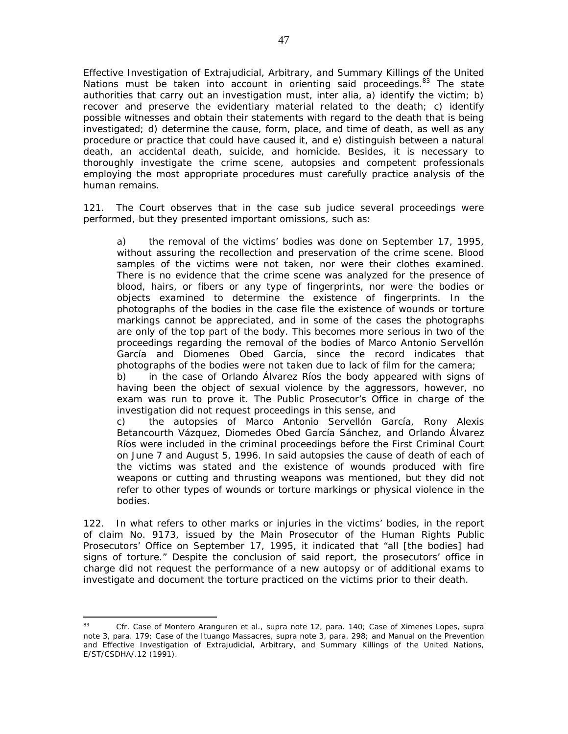Effective Investigation of Extrajudicial, Arbitrary, and Summary Killings of the United Nations must be taken into account in orienting said proceedings.[83] The state authorities that carry out an investigation must, inter alia, a) identify the victim; b) recover and preserve the evidentiary material related to the death; c) identify possible witnesses and obtain their statements with regard to the death that is being investigated; d) determine the cause, form, place, and time of death, as well as any procedure or practice that could have caused it, and e) distinguish between a natural death, an accidental death, suicide, and homicide. Besides, it is necessary to thoroughly investigate the crime scene, autopsies and competent professionals employing the most appropriate procedures must carefully practice analysis of the human remains.

121. The Court observes that in the case sub judice several proceedings were performed, but they presented important omissions, such as:

> a) the removal of the victims' bodies was done on September 17, 1995, without assuring the recollection and preservation of the crime scene. Blood samples of the victims were not taken, nor were their clothes examined. There is no evidence that the crime scene was analyzed for the presence of blood, hairs, or fibers or any type of fingerprints, nor were the bodies or objects examined to determine the existence of fingerprints. In the photographs of the bodies in the case file the existence of wounds or torture markings cannot be appreciated, and in some of the cases the photographs are only of the top part of the body. This becomes more serious in two of the proceedings regarding the removal of the bodies of Marco Antonio Servellón García and Diomenes Obed García, since the record indicates that photographs of the bodies were not taken due to lack of film for the camera;
>
> b) in the case of Orlando Álvarez Ríos the body appeared with signs of having been the object of sexual violence by the aggressors, however, no exam was run to prove it. The Public Prosecutor's Office in charge of the investigation did not request proceedings in this sense, and
>
> c) the autopsies of Marco Antonio Servellón García, Rony Alexis Betancourth Vázquez, Diomedes Obed García Sánchez, and Orlando Álvarez Ríos were included in the criminal proceedings before the First Criminal Court on June 7 and August 5, 1996. In said autopsies the cause of death of each of the victims was stated and the existence of wounds produced with fire weapons or cutting and thrusting weapons was mentioned, but they did not refer to other types of wounds or torture markings or physical violence in the bodies.

122. In what refers to other marks or injuries in the victims' bodies, in the report of claim No. 9173, issued by the Main Prosecutor of the Human Rights Public Prosecutors' Office on September 17, 1995, it indicated that "all [the bodies] had signs of torture." Despite the conclusion of said report, the prosecutors' office in charge did not request the performance of a new autopsy or of additional exams to investigate and document the torture practiced on the victims prior to their death.

---

[83] Cfr. Case of Montero Aranguren et al., supra note 12, para. 140; Case of Ximenes Lopes, supra note 3, para. 179; Case of the Ituango Massacres, supra note 3, para. 298; and Manual on the Prevention and Effective Investigation of Extrajudicial, Arbitrary, and Summary Killings of the United Nations, E/ST/CSDHA/.12 (1991).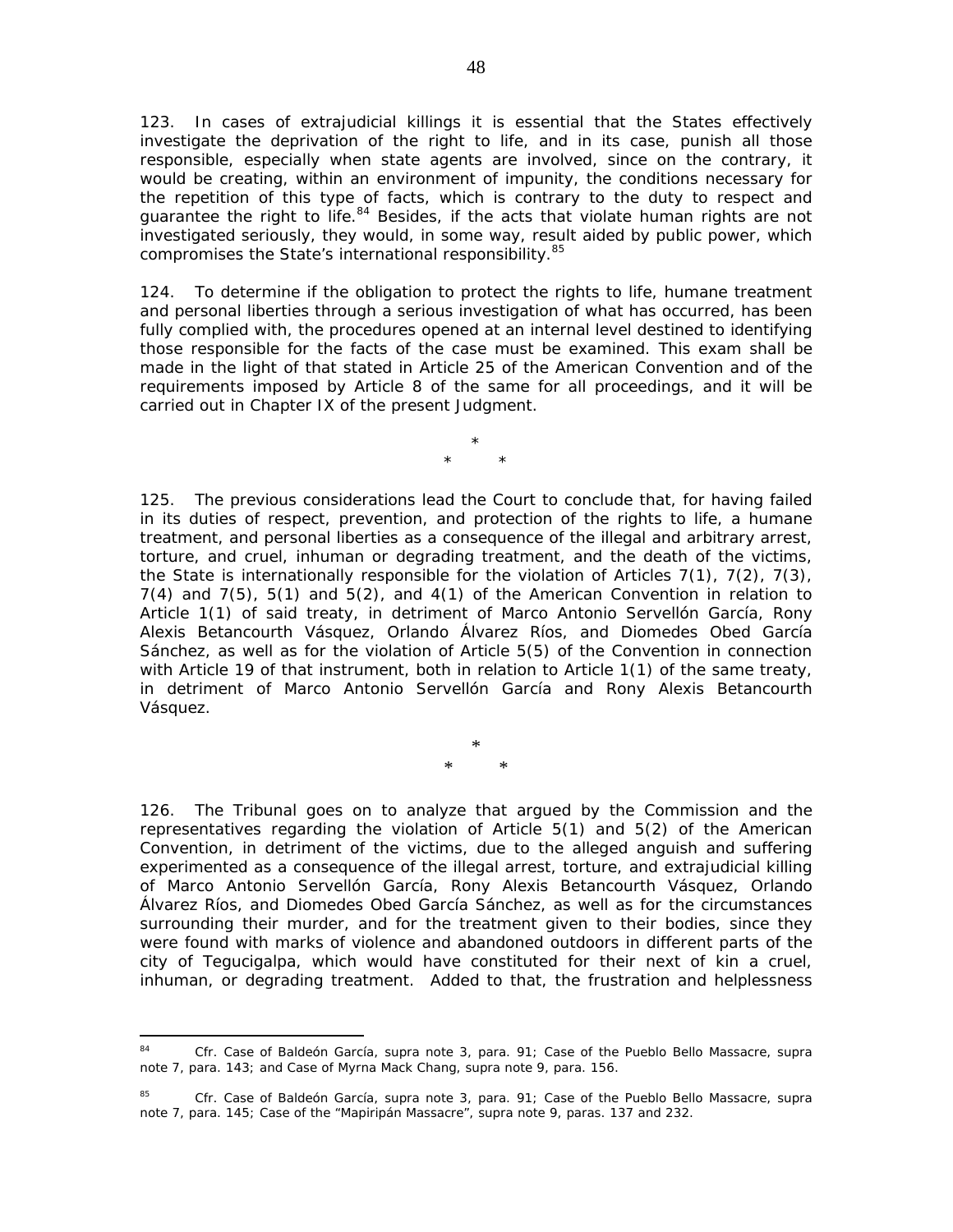123. In cases of extrajudicial killings it is essential that the States effectively investigate the deprivation of the right to life, and in its case, punish all those responsible, especially when state agents are involved, since on the contrary, it would be creating, within an environment of impunity, the conditions necessary for the repetition of this type of facts, which is contrary to the duty to respect and guarantee the right to life.[84] Besides, if the acts that violate human rights are not investigated seriously, they would, in some way, result aided by public power, which compromises the State's international responsibility.[85]

124. To determine if the obligation to protect the rights to life, humane treatment and personal liberties through a serious investigation of what has occurred, has been fully complied with, the procedures opened at an internal level destined to identifying those responsible for the facts of the case must be examined. This exam shall be made in the light of that stated in Article 25 of the American Convention and of the requirements imposed by Article 8 of the same for all proceedings, and it will be carried out in Chapter IX of the present Judgment.

\*

\* \*

125. The previous considerations lead the Court to conclude that, for having failed in its duties of respect, prevention, and protection of the rights to life, a humane treatment, and personal liberties as a consequence of the illegal and arbitrary arrest, torture, and cruel, inhuman or degrading treatment, and the death of the victims, the State is internationally responsible for the violation of Articles 7(1), 7(2), 7(3), 7(4) and 7(5), 5(1) and 5(2), and 4(1) of the American Convention in relation to Article 1(1) of said treaty, in detriment of Marco Antonio Servellón García, Rony Alexis Betancourth Vásquez, Orlando Álvarez Ríos, and Diomedes Obed García Sánchez, as well as for the violation of Article 5(5) of the Convention in connection with Article 19 of that instrument, both in relation to Article 1(1) of the same treaty, in detriment of Marco Antonio Servellón García and Rony Alexis Betancourth Vásquez.

\*

\* \*

126. The Tribunal goes on to analyze that argued by the Commission and the representatives regarding the violation of Article 5(1) and 5(2) of the American Convention, in detriment of the victims, due to the alleged anguish and suffering experimented as a consequence of the illegal arrest, torture, and extrajudicial killing of Marco Antonio Servellón García, Rony Alexis Betancourth Vásquez, Orlando Álvarez Ríos, and Diomedes Obed García Sánchez, as well as for the circumstances surrounding their murder, and for the treatment given to their bodies, since they were found with marks of violence and abandoned outdoors in different parts of the city of Tegucigalpa, which would have constituted for their next of kin a cruel, inhuman, or degrading treatment. Added to that, the frustration and helplessness

---

[84] *Cfr. Case of Baldeón García, supra* note 3, para. 91; *Case of the Pueblo Bello Massacre, supra* note 7, para. 143; and *Case of Myrna Mack Chang, supra* note 9, para. 156.

[85] *Cfr. Case of Baldeón García, supra* note 3, para. 91; *Case of the Pueblo Bello Massacre, supra* note 7, para. 145; *Case of the "Mapiripán Massacre", supra* note 9, paras. 137 and 232.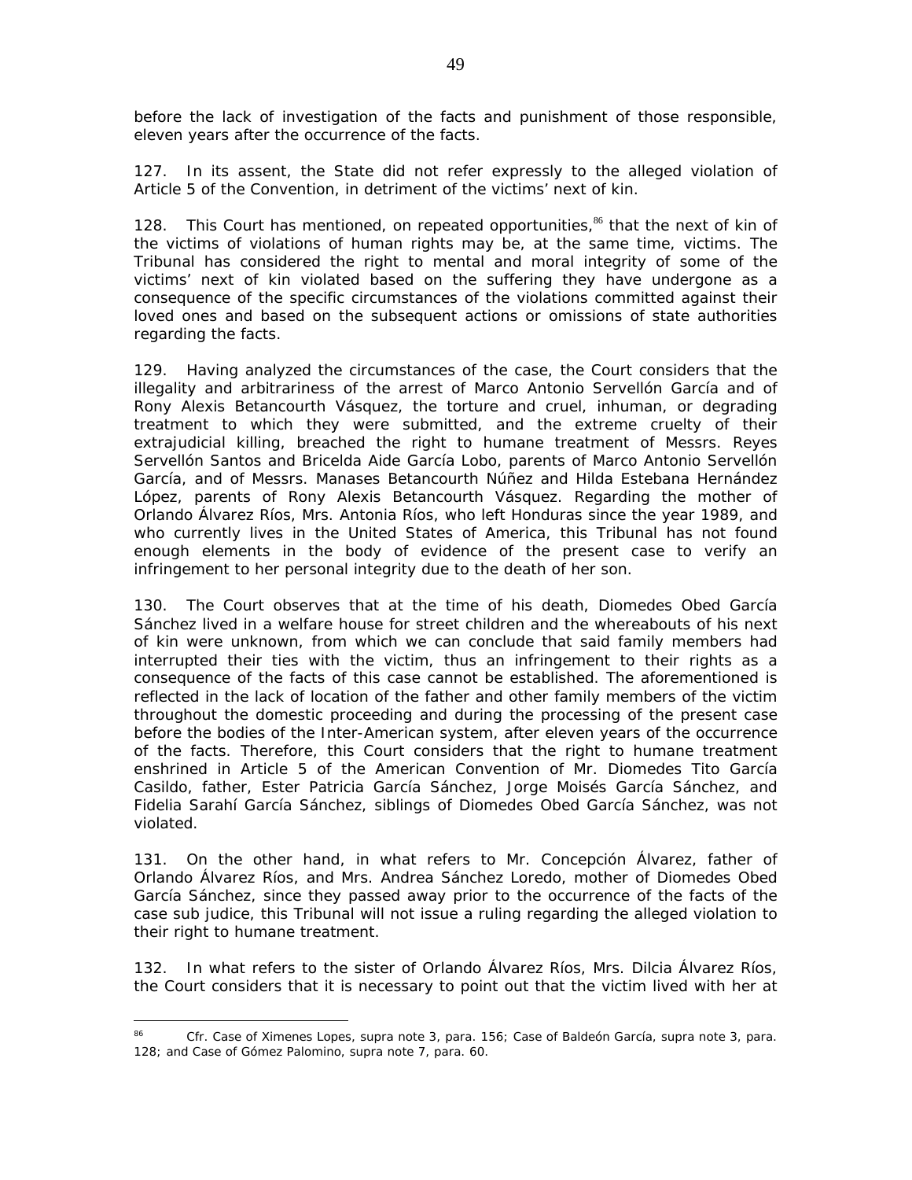before the lack of investigation of the facts and punishment of those responsible, eleven years after the occurrence of the facts.

127. In its assent, the State did not refer expressly to the alleged violation of Article 5 of the Convention, in detriment of the victims' next of kin.

128. This Court has mentioned, on repeated opportunities,[86] that the next of kin of the victims of violations of human rights may be, at the same time, victims. The Tribunal has considered the right to mental and moral integrity of some of the victims' next of kin violated based on the suffering they have undergone as a consequence of the specific circumstances of the violations committed against their loved ones and based on the subsequent actions or omissions of state authorities regarding the facts.

129. Having analyzed the circumstances of the case, the Court considers that the illegality and arbitrariness of the arrest of Marco Antonio Servellón García and of Rony Alexis Betancourth Vásquez, the torture and cruel, inhuman, or degrading treatment to which they were submitted, and the extreme cruelty of their extrajudicial killing, breached the right to humane treatment of Messrs. Reyes Servellón Santos and Bricelda Aide García Lobo, parents of Marco Antonio Servellón García, and of Messrs. Manases Betancourth Núñez and Hilda Estebana Hernández López, parents of Rony Alexis Betancourth Vásquez. Regarding the mother of Orlando Álvarez Ríos, Mrs. Antonia Ríos, who left Honduras since the year 1989, and who currently lives in the United States of America, this Tribunal has not found enough elements in the body of evidence of the present case to verify an infringement to her personal integrity due to the death of her son.

130. The Court observes that at the time of his death, Diomedes Obed García Sánchez lived in a welfare house for street children and the whereabouts of his next of kin were unknown, from which we can conclude that said family members had interrupted their ties with the victim, thus an infringement to their rights as a consequence of the facts of this case cannot be established. The aforementioned is reflected in the lack of location of the father and other family members of the victim throughout the domestic proceeding and during the processing of the present case before the bodies of the Inter-American system, after eleven years of the occurrence of the facts. Therefore, this Court considers that the right to humane treatment enshrined in Article 5 of the American Convention of Mr. Diomedes Tito García Casildo, father, Ester Patricia García Sánchez, Jorge Moisés García Sánchez, and Fidelia Sarahí García Sánchez, siblings of Diomedes Obed García Sánchez, was not violated.

131. On the other hand, in what refers to Mr. Concepción Álvarez, father of Orlando Álvarez Ríos, and Mrs. Andrea Sánchez Loredo, mother of Diomedes Obed García Sánchez, since they passed away prior to the occurrence of the facts of the case sub judice, this Tribunal will not issue a ruling regarding the alleged violation to their right to humane treatment.

132. In what refers to the sister of Orlando Álvarez Ríos, Mrs. Dilcia Álvarez Ríos, the Court considers that it is necessary to point out that the victim lived with her at

---

[86] *Cfr. Case of Ximenes Lopes, supra* note 3, para. 156; *Case of Baldeón García, supra* note 3, para. 128; and *Case of Gómez Palomino, supra* note 7, para. 60.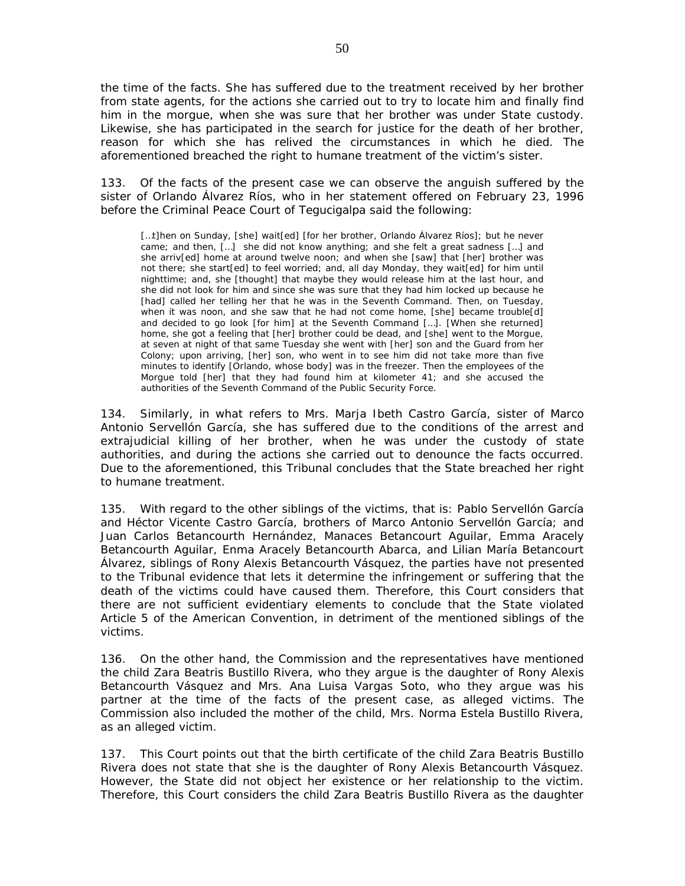the time of the facts. She has suffered due to the treatment received by her brother from state agents, for the actions she carried out to try to locate him and finally find him in the morgue, when she was sure that her brother was under State custody. Likewise, she has participated in the search for justice for the death of her brother, reason for which she has relived the circumstances in which he died. The aforementioned breached the right to humane treatment of the victim's sister.

133. Of the facts of the present case we can observe the anguish suffered by the sister of Orlando Álvarez Ríos, who in her statement offered on February 23, 1996 before the Criminal Peace Court of Tegucigalpa said the following:

> […t]hen on Sunday, [she] wait[ed] [for her brother, Orlando Álvarez Ríos]; but he never came; and then, […] she did not know anything; and she felt a great sadness […] and she arriv[ed] home at around twelve noon; and when she [saw] that [her] brother was not there; she start[ed] to feel worried; and, all day Monday, they wait[ed] for him until nighttime; and, she [thought] that maybe they would release him at the last hour, and she did not look for him and since she was sure that they had him locked up because he [had] called her telling her that he was in the Seventh Command. Then, on Tuesday, when it was noon, and she saw that he had not come home, [she] became trouble[d] and decided to go look [for him] at the Seventh Command […]. [When she returned] home, she got a feeling that [her] brother could be dead, and [she] went to the Morgue, at seven at night of that same Tuesday she went with [her] son and the Guard from her Colony; upon arriving, [her] son, who went in to see him did not take more than five minutes to identify [Orlando, whose body] was in the freezer. Then the employees of the Morgue told [her] that they had found him at kilometer 41; and she accused the authorities of the Seventh Command of the Public Security Force.

134. Similarly, in what refers to Mrs. Marja Ibeth Castro García, sister of Marco Antonio Servellón García, she has suffered due to the conditions of the arrest and extrajudicial killing of her brother, when he was under the custody of state authorities, and during the actions she carried out to denounce the facts occurred. Due to the aforementioned, this Tribunal concludes that the State breached her right to humane treatment.

135. With regard to the other siblings of the victims, that is: Pablo Servellón García and Héctor Vicente Castro García, brothers of Marco Antonio Servellón García; and Juan Carlos Betancourth Hernández, Manaces Betancourt Aguilar, Emma Aracely Betancourth Aguilar, Enma Aracely Betancourth Abarca, and Lilian María Betancourt Álvarez, siblings of Rony Alexis Betancourth Vásquez, the parties have not presented to the Tribunal evidence that lets it determine the infringement or suffering that the death of the victims could have caused them. Therefore, this Court considers that there are not sufficient evidentiary elements to conclude that the State violated Article 5 of the American Convention, in detriment of the mentioned siblings of the victims.

136. On the other hand, the Commission and the representatives have mentioned the child Zara Beatris Bustillo Rivera, who they argue is the daughter of Rony Alexis Betancourth Vásquez and Mrs. Ana Luisa Vargas Soto, who they argue was his partner at the time of the facts of the present case, as alleged victims. The Commission also included the mother of the child, Mrs. Norma Estela Bustillo Rivera, as an alleged victim.

137. This Court points out that the birth certificate of the child Zara Beatris Bustillo Rivera does not state that she is the daughter of Rony Alexis Betancourth Vásquez. However, the State did not object her existence or her relationship to the victim. Therefore, this Court considers the child Zara Beatris Bustillo Rivera as the daughter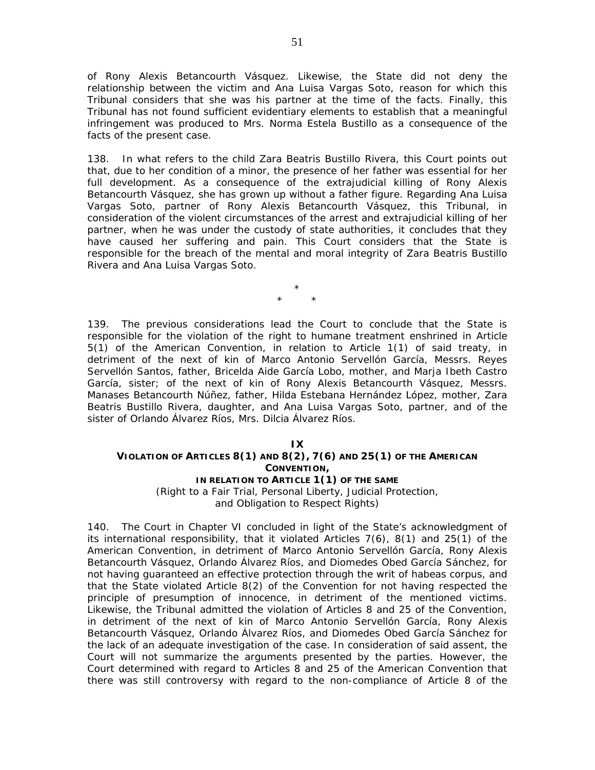of Rony Alexis Betancourth Vásquez. Likewise, the State did not deny the relationship between the victim and Ana Luisa Vargas Soto, reason for which this Tribunal considers that she was his partner at the time of the facts. Finally, this Tribunal has not found sufficient evidentiary elements to establish that a meaningful infringement was produced to Mrs. Norma Estela Bustillo as a consequence of the facts of the present case.

138. In what refers to the child Zara Beatris Bustillo Rivera, this Court points out that, due to her condition of a minor, the presence of her father was essential for her full development. As a consequence of the extrajudicial killing of Rony Alexis Betancourth Vásquez, she has grown up without a father figure. Regarding Ana Luisa Vargas Soto, partner of Rony Alexis Betancourth Vásquez, this Tribunal, in consideration of the violent circumstances of the arrest and extrajudicial killing of her partner, when he was under the custody of state authorities, it concludes that they have caused her suffering and pain. This Court considers that the State is responsible for the breach of the mental and moral integrity of Zara Beatriz Bustillo Rivera and Ana Luisa Vargas Soto.

\*
\* \*

139. The previous considerations lead the Court to conclude that the State is responsible for the violation of the right to humane treatment enshrined in Article 5(1) of the American Convention, in relation to Article 1(1) of said treaty, in detriment of the next of kin of Marco Antonio Servellón García, Messrs. Reyes Servellón Santos, father, Bricelda Aide García Lobo, mother, and Marja Ibeth Castro García, sister; of the next of kin of Rony Alexis Betancourth Vásquez, Messrs. Manases Betancourth Núñez, father, Hilda Estebana Hernández López, mother, Zara Beatriz Bustillo Rivera, daughter, and Ana Luisa Vargas Soto, partner, and of the sister of Orlando Álvarez Ríos, Mrs. Dilcia Álvarez Ríos.

## IX
## VIOLATION OF ARTICLES 8(1) AND 8(2), 7(6) AND 25(1) OF THE AMERICAN CONVENTION, IN RELATION TO ARTICLE 1(1) OF THE SAME

*(Right to a Fair Trial, Personal Liberty, Judicial Protection, and Obligation to Respect Rights)*

140. The Court in Chapter VI concluded in light of the State's acknowledgment of its international responsibility, that it violated Articles 7(6), 8(1) and 25(1) of the American Convention, in detriment of Marco Antonio Servellón García, Rony Alexis Betancourth Vásquez, Orlando Álvarez Ríos, and Diomedes Obed García Sánchez, for not having guaranteed an effective protection through the writ of habeas corpus, and that the State violated Article 8(2) of the Convention for not having respected the principle of presumption of innocence, in detriment of the mentioned victims. Likewise, the Tribunal admitted the violation of Articles 8 and 25 of the Convention, in detriment of the next of kin of Marco Antonio Servellón García, Rony Alexis Betancourth Vásquez, Orlando Álvarez Ríos, and Diomedes Obed García Sánchez for the lack of an adequate investigation of the case. In consideration of said assent, the Court will not summarize the arguments presented by the parties. However, the Court determined with regard to Articles 8 and 25 of the American Convention that there was still controversy with regard to the non-compliance of Article 8 of the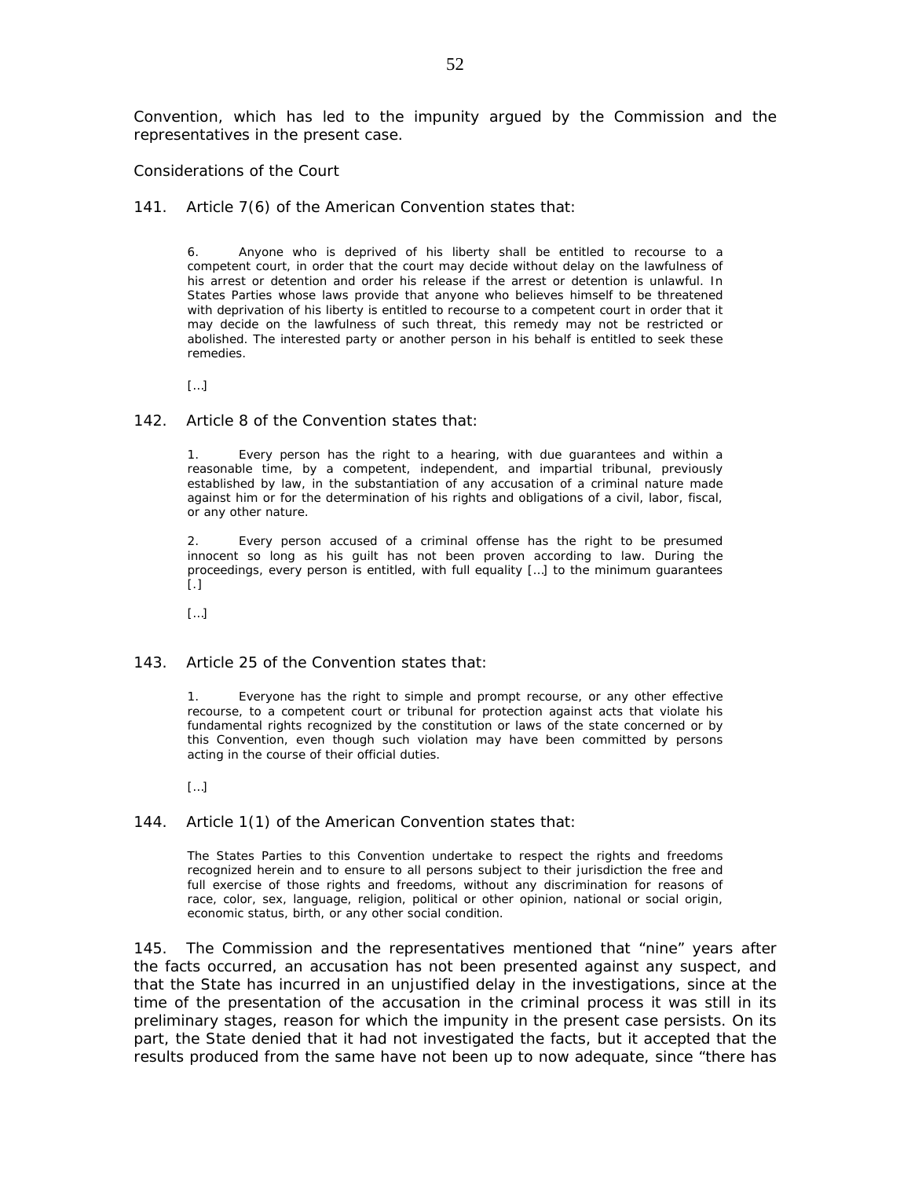Convention, which has led to the impunity argued by the Commission and the representatives in the present case.

Considerations of the Court

141. Article 7(6) of the American Convention states that:

> 6. Anyone who is deprived of his liberty shall be entitled to recourse to a competent court, in order that the court may decide without delay on the lawfulness of his arrest or detention and order his release if the arrest or detention is unlawful. In States Parties whose laws provide that anyone who believes himself to be threatened with deprivation of his liberty is entitled to recourse to a competent court in order that it may decide on the lawfulness of such threat, this remedy may not be restricted or abolished. The interested party or another person in his behalf is entitled to seek these remedies.
>
> […]

142. Article 8 of the Convention states that:

> 1. Every person has the right to a hearing, with due guarantees and within a reasonable time, by a competent, independent, and impartial tribunal, previously established by law, in the substantiation of any accusation of a criminal nature made against him or for the determination of his rights and obligations of a civil, labor, fiscal, or any other nature.
>
> 2. Every person accused of a criminal offense has the right to be presumed innocent so long as his guilt has not been proven according to law. During the proceedings, every person is entitled, with full equality […] to the minimum guarantees [.]
>
> […]

143. Article 25 of the Convention states that:

> 1. Everyone has the right to simple and prompt recourse, or any other effective recourse, to a competent court or tribunal for protection against acts that violate his fundamental rights recognized by the constitution or laws of the state concerned or by this Convention, even though such violation may have been committed by persons acting in the course of their official duties.
>
> […]

144. Article 1(1) of the American Convention states that:

> The States Parties to this Convention undertake to respect the rights and freedoms recognized herein and to ensure to all persons subject to their jurisdiction the free and full exercise of those rights and freedoms, without any discrimination for reasons of race, color, sex, language, religion, political or other opinion, national or social origin, economic status, birth, or any other social condition.

145. The Commission and the representatives mentioned that "nine" years after the facts occurred, an accusation has not been presented against any suspect, and that the State has incurred in an unjustified delay in the investigations, since at the time of the presentation of the accusation in the criminal process it was still in its preliminary stages, reason for which the impunity in the present case persists. On its part, the State denied that it had not investigated the facts, but it accepted that the results produced from the same have not been up to now adequate, since "there has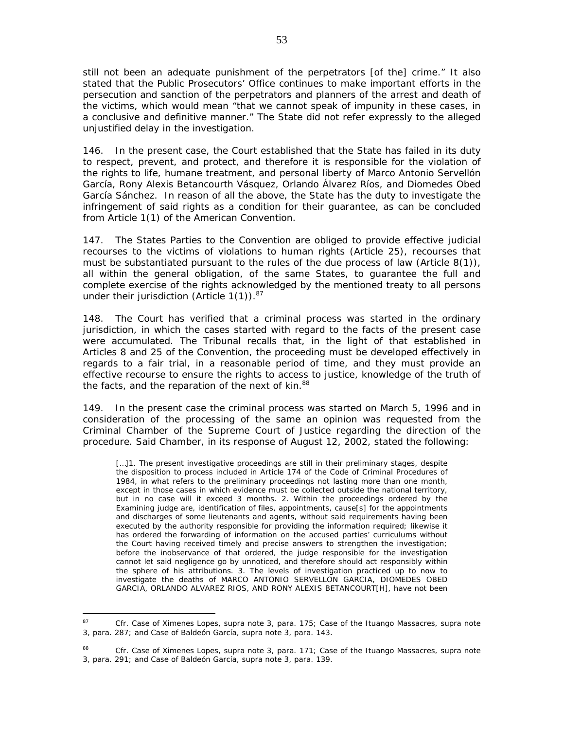still not been an adequate punishment of the perpetrators [of the] crime." It also stated that the Public Prosecutors' Office continues to make important efforts in the persecution and sanction of the perpetrators and planners of the arrest and death of the victims, which would mean "that we cannot speak of impunity in these cases, in a conclusive and definitive manner." The State did not refer expressly to the alleged unjustified delay in the investigation.

146. In the present case, the Court established that the State has failed in its duty to respect, prevent, and protect, and therefore it is responsible for the violation of the rights to life, humane treatment, and personal liberty of Marco Antonio Servellón García, Rony Alexis Betancourth Vásquez, Orlando Álvarez Ríos, and Diomedes Obed García Sánchez. In reason of all the above, the State has the duty to investigate the infringement of said rights as a condition for their guarantee, as can be concluded from Article 1(1) of the American Convention.

147. The States Parties to the Convention are obliged to provide effective judicial recourses to the victims of violations to human rights (Article 25), recourses that must be substantiated pursuant to the rules of the due process of law (Article 8(1)), all within the general obligation, of the same States, to guarantee the full and complete exercise of the rights acknowledged by the mentioned treaty to all persons under their jurisdiction (Article 1(1)).[87]

148. The Court has verified that a criminal process was started in the ordinary jurisdiction, in which the cases started with regard to the facts of the present case were accumulated. The Tribunal recalls that, in the light of that established in Articles 8 and 25 of the Convention, the proceeding must be developed effectively in regards to a fair trial, in a reasonable period of time, and they must provide an effective recourse to ensure the rights to access to justice, knowledge of the truth of the facts, and the reparation of the next of kin.[88]

149. In the present case the criminal process was started on March 5, 1996 and in consideration of the processing of the same an opinion was requested from the Criminal Chamber of the Supreme Court of Justice regarding the direction of the procedure. Said Chamber, in its response of August 12, 2002, stated the following:

> […]1. The present investigative proceedings are still in their preliminary stages, despite the disposition to process included in Article 174 of the Code of Criminal Procedures of 1984, in what refers to the preliminary proceedings not lasting more than one month, except in those cases in which evidence must be collected outside the national territory, but in no case will it exceed 3 months. 2. Within the proceedings ordered by the Examining judge are, identification of files, appointments, cause[s] for the appointments and discharges of some lieutenants and agents, without said requirements having been executed by the authority responsible for providing the information required; likewise it has ordered the forwarding of information on the accused parties' curriculums without the Court having received timely and precise answers to strengthen the investigation; before the inobservance of that ordered, the judge responsible for the investigation cannot let said negligence go by unnoticed, and therefore should act responsibly within the sphere of his attributions. 3. The levels of investigation practiced up to now to investigate the deaths of MARCO ANTONIO SERVELLON GARCIA, DIOMEDES OBED GARCIA, ORLANDO ALVAREZ RIOS, AND RONY ALEXIS BETANCOURT[H], have not been

---

[87] *Cfr. Case of Ximenes Lopes, supra* note 3, para. 175; *Case of the Ituango Massacres, supra* note 3, para. 287; and *Case of Baldeón García, supra* note 3, para. 143.

[88] *Cfr. Case of Ximenes Lopes, supra* note 3, para. 171; *Case of the Ituango Massacres, supra* note 3, para. 291; and *Case of Baldeón García, supra* note 3, para. 139.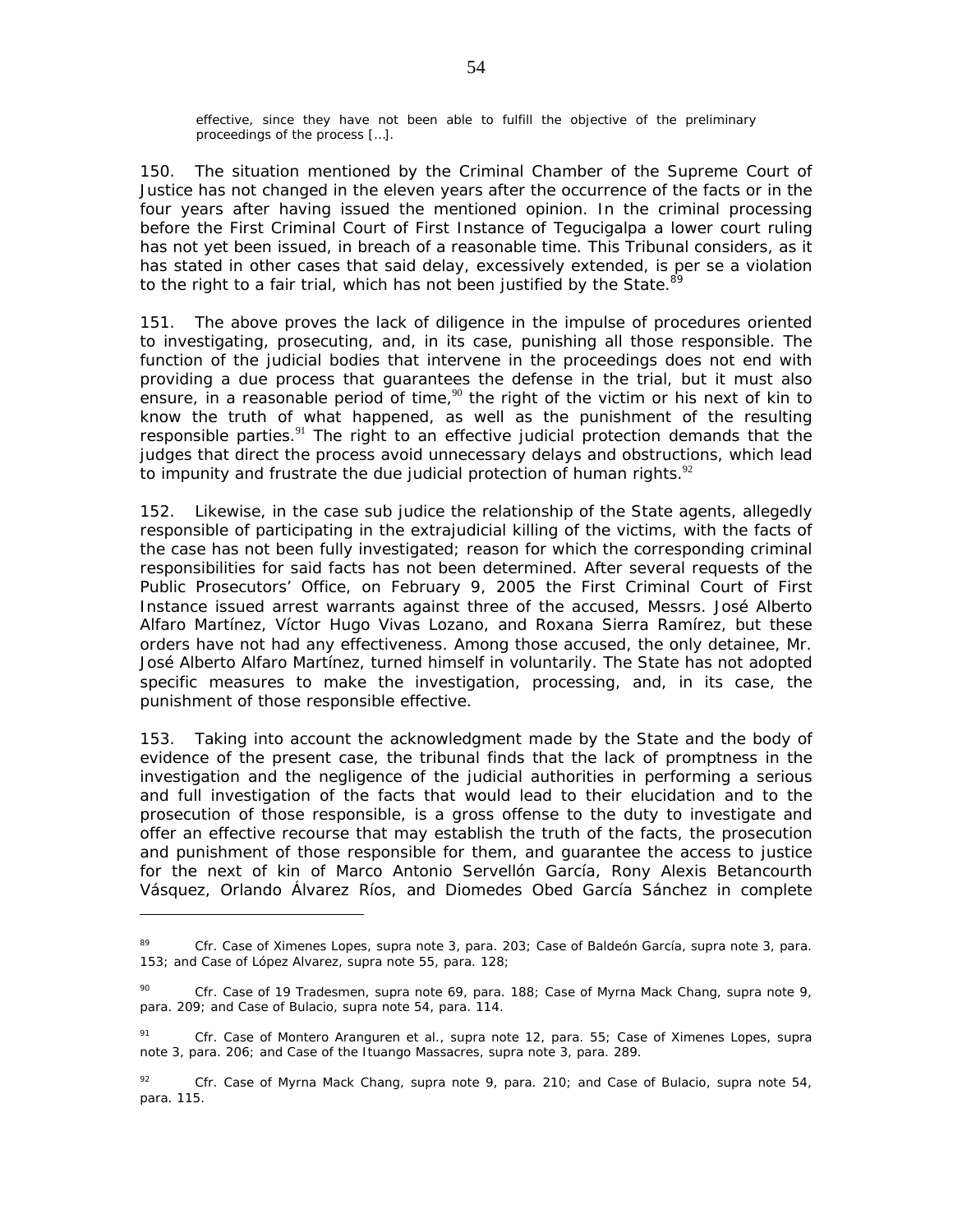> effective, since they have not been able to fulfill the objective of the preliminary proceedings of the process […].

150. The situation mentioned by the Criminal Chamber of the Supreme Court of Justice has not changed in the eleven years after the occurrence of the facts or in the four years after having issued the mentioned opinion. In the criminal processing before the First Criminal Court of First Instance of Tegucigalpa a lower court ruling has not yet been issued, in breach of a reasonable time. This Tribunal considers, as it has stated in other cases that said delay, excessively extended, is per se a violation to the right to a fair trial, which has not been justified by the State.[89]

151. The above proves the lack of diligence in the impulse of procedures oriented to investigating, prosecuting, and, in its case, punishing all those responsible. The function of the judicial bodies that intervene in the proceedings does not end with providing a due process that guarantees the defense in the trial, but it must also ensure, in a reasonable period of time,[90] the right of the victim or his next of kin to know the truth of what happened, as well as the punishment of the resulting responsible parties.[91] The right to an effective judicial protection demands that the judges that direct the process avoid unnecessary delays and obstructions, which lead to impunity and frustrate the due judicial protection of human rights.[92]

152. Likewise, in the case sub judice the relationship of the State agents, allegedly responsible of participating in the extrajudicial killing of the victims, with the facts of the case has not been fully investigated; reason for which the corresponding criminal responsibilities for said facts has not been determined. After several requests of the Public Prosecutors' Office, on February 9, 2005 the First Criminal Court of First Instance issued arrest warrants against three of the accused, Messrs. José Alberto Alfaro Martínez, Víctor Hugo Vivas Lozano, and Roxana Sierra Ramírez, but these orders have not had any effectiveness. Among those accused, the only detainee, Mr. José Alberto Alfaro Martínez, turned himself in voluntarily. The State has not adopted specific measures to make the investigation, processing, and, in its case, the punishment of those responsible effective.

153. Taking into account the acknowledgment made by the State and the body of evidence of the present case, the tribunal finds that the lack of promptness in the investigation and the negligence of the judicial authorities in performing a serious and full investigation of the facts that would lead to their elucidation and to the prosecution of those responsible, is a gross offense to the duty to investigate and offer an effective recourse that may establish the truth of the facts, the prosecution and punishment of those responsible for them, and guarantee the access to justice for the next of kin of Marco Antonio Servellón García, Rony Alexis Betancourth Vásquez, Orlando Álvarez Ríos, and Diomedes Obed García Sánchez in complete

---

[89] Cfr. Case of Ximenes Lopes, supra note 3, para. 203; Case of Baldeón García, supra note 3, para. 153; and Case of López Alvarez, supra note 55, para. 128;

[90] Cfr. Case of 19 Tradesmen, supra note 69, para. 188; Case of Myrna Mack Chang, supra note 9, para. 209; and Case of Bulacio, supra note 54, para. 114.

[91] Cfr. Case of Montero Aranguren et al., supra note 12, para. 55; Case of Ximenes Lopes, supra note 3, para. 206; and Case of the Ituango Massacres, supra note 3, para. 289.

[92] Cfr. Case of Myrna Mack Chang, supra note 9, para. 210; and Case of Bulacio, supra note 54, para. 115.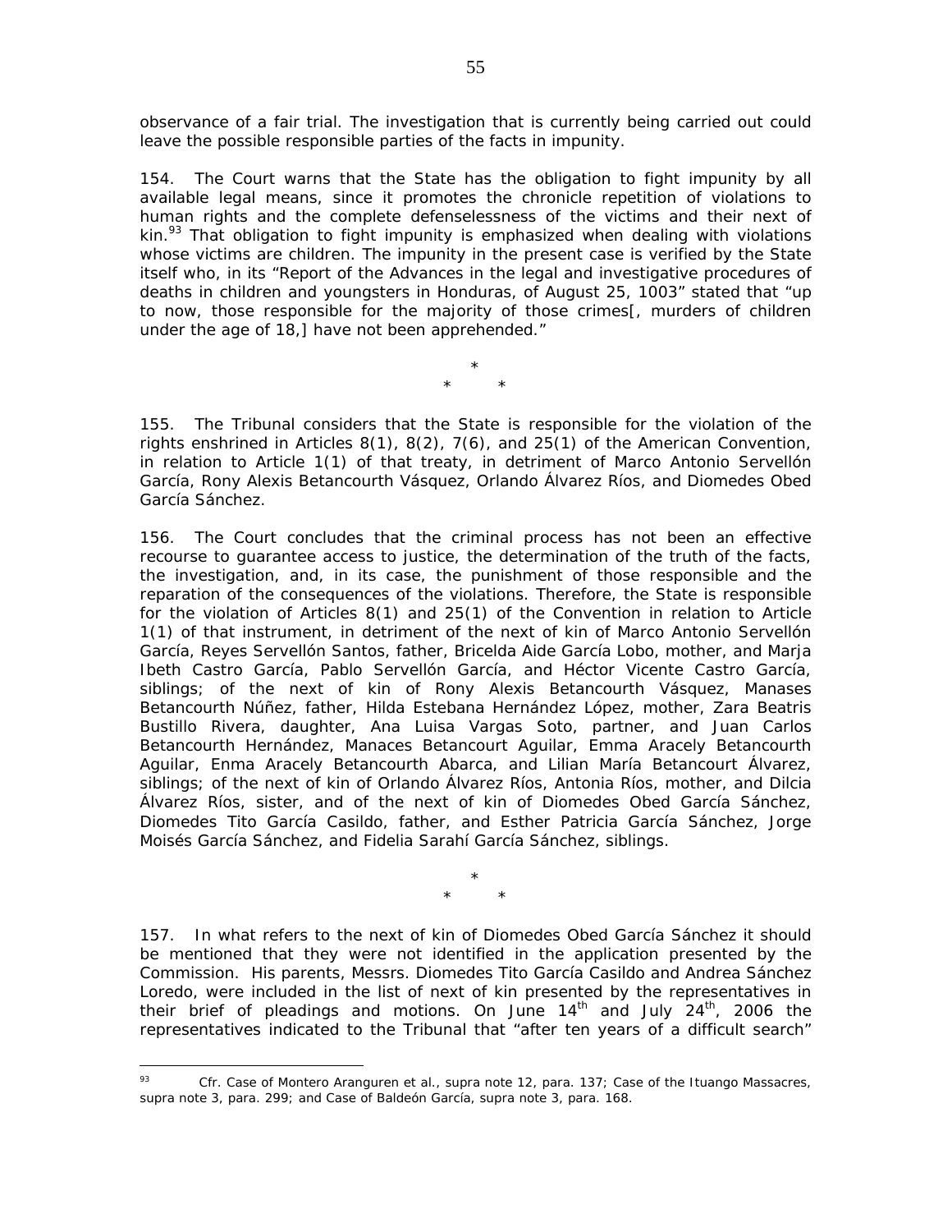observance of a fair trial. The investigation that is currently being carried out could leave the possible responsible parties of the facts in impunity.

154. The Court warns that the State has the obligation to fight impunity by all available legal means, since it promotes the chronicle repetition of violations to human rights and the complete defenselessness of the victims and their next of kin.[93] That obligation to fight impunity is emphasized when dealing with violations whose victims are children. The impunity in the present case is verified by the State itself who, in its "Report of the Advances in the legal and investigative procedures of deaths in children and youngsters in Honduras, of August 25, 1003" stated that "up to now, those responsible for the majority of those crimes[, murders of children under the age of 18,] have not been apprehended."

\*

\* \*

155. The Tribunal considers that the State is responsible for the violation of the rights enshrined in Articles 8(1), 8(2), 7(6), and 25(1) of the American Convention, in relation to Article 1(1) of that treaty, in detriment of Marco Antonio Servellón García, Rony Alexis Betancourth Vásquez, Orlando Álvarez Ríos, and Diomedes Obed García Sánchez.

156. The Court concludes that the criminal process has not been an effective recourse to guarantee access to justice, the determination of the truth of the facts, the investigation, and, in its case, the punishment of those responsible and the reparation of the consequences of the violations. Therefore, the State is responsible for the violation of Articles 8(1) and 25(1) of the Convention in relation to Article 1(1) of that instrument, in detriment of the next of kin of Marco Antonio Servellón García, Reyes Servellón Santos, father, Bricelda Aide García Lobo, mother, and Marja Ibeth Castro García, Pablo Servellón García, and Héctor Vicente Castro García, siblings; of the next of kin of Rony Alexis Betancourth Vásquez, Manases Betancourth Núñez, father, Hilda Estebana Hernández López, mother, Zara Beatris Bustillo Rivera, daughter, Ana Luisa Vargas Soto, partner, and Juan Carlos Betancourth Hernández, Manaces Betancourt Aguilar, Emma Aracely Betancourth Aguilar, Enma Aracely Betancourth Abarca, and Lilian María Betancourt Álvarez, siblings; of the next of kin of Orlando Álvarez Ríos, Antonia Ríos, mother, and Dilcia Álvarez Ríos, sister, and of the next of kin of Diomedes Obed García Sánchez, Diomedes Tito García Casildo, father, and Esther Patricia García Sánchez, Jorge Moisés García Sánchez, and Fidelia Sarahí García Sánchez, siblings.

\*

\* \*

157. In what refers to the next of kin of Diomedes Obed García Sánchez it should be mentioned that they were not identified in the application presented by the Commission. His parents, Messrs. Diomedes Tito García Casildo and Andrea Sánchez Loredo, were included in the list of next of kin presented by the representatives in their brief of pleadings and motions. On June 14th and July 24th, 2006 the representatives indicated to the Tribunal that "after ten years of a difficult search"

---

[93] *Cfr. Case of Montero Aranguren et al., supra* note 12, para. 137; *Case of the Ituango Massacres, supra* note 3, para. 299; and *Case of Baldeón García, supra* note 3, para. 168.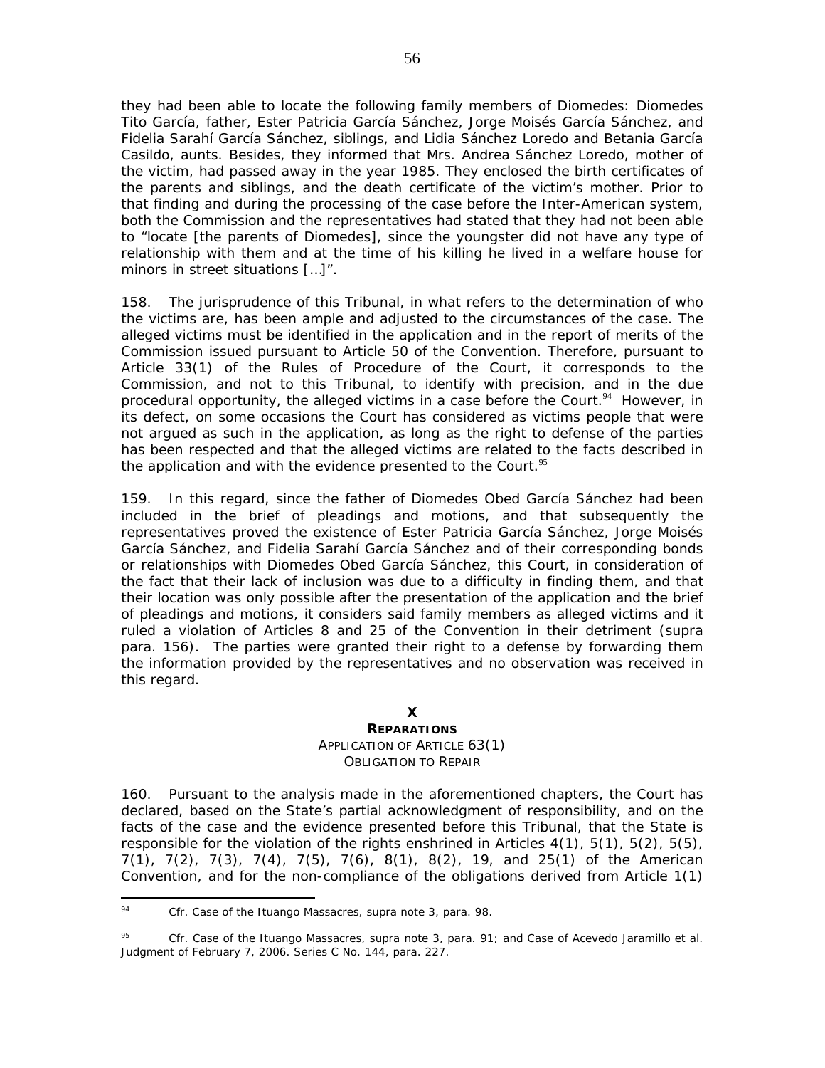they had been able to locate the following family members of Diomedes: Diomedes Tito García, father, Ester Patricia García Sánchez, Jorge Moisés García Sánchez, and Fidelia Sarahí García Sánchez, siblings, and Lidia Sánchez Loredo and Betania García Casildo, aunts. Besides, they informed that Mrs. Andrea Sánchez Loredo, mother of the victim, had passed away in the year 1985. They enclosed the birth certificates of the parents and siblings, and the death certificate of the victim's mother. Prior to that finding and during the processing of the case before the Inter-American system, both the Commission and the representatives had stated that they had not been able to "locate [the parents of Diomedes], since the youngster did not have any type of relationship with them and at the time of his killing he lived in a welfare house for minors in street situations […]".

158. The jurisprudence of this Tribunal, in what refers to the determination of who the victims are, has been ample and adjusted to the circumstances of the case. The alleged victims must be identified in the application and in the report of merits of the Commission issued pursuant to Article 50 of the Convention. Therefore, pursuant to Article 33(1) of the Rules of Procedure of the Court, it corresponds to the Commission, and not to this Tribunal, to identify with precision, and in the due procedural opportunity, the alleged victims in a case before the Court.[94] However, in its defect, on some occasions the Court has considered as victims people that were not argued as such in the application, as long as the right to defense of the parties has been respected and that the alleged victims are related to the facts described in the application and with the evidence presented to the Court.[95]

159. In this regard, since the father of Diomedes Obed García Sánchez had been included in the brief of pleadings and motions, and that subsequently the representatives proved the existence of Ester Patricia García Sánchez, Jorge Moisés García Sánchez, and Fidelia Sarahí García Sánchez and of their corresponding bonds or relationships with Diomedes Obed García Sánchez, this Court, in consideration of the fact that their lack of inclusion was due to a difficulty in finding them, and that their location was only possible after the presentation of the application and the brief of pleadings and motions, it considers said family members as alleged victims and it ruled a violation of Articles 8 and 25 of the Convention in their detriment (*supra* para. 156). The parties were granted their right to a defense by forwarding them the information provided by the representatives and no observation was received in this regard.

## X
## REPARATIONS
### APPLICATION OF ARTICLE 63(1)
### OBLIGATION TO REPAIR

160. Pursuant to the analysis made in the aforementioned chapters, the Court has declared, based on the State's partial acknowledgment of responsibility, and on the facts of the case and the evidence presented before this Tribunal, that the State is responsible for the violation of the rights enshrined in Articles 4(1), 5(1), 5(2), 5(5), 7(1), 7(2), 7(3), 7(4), 7(5), 7(6), 8(1), 8(2), 19, and 25(1) of the American Convention, and for the non-compliance of the obligations derived from Article 1(1)

---

[94] *Cfr. Case of the Ituango Massacres, supra* note 3, para. 98.

[95] *Cfr. Case of the Ituango Massacres, supra* note 3, para. 91; and *Case of Acevedo Jaramillo et al.* Judgment of February 7, 2006. Series C No. 144, para. 227.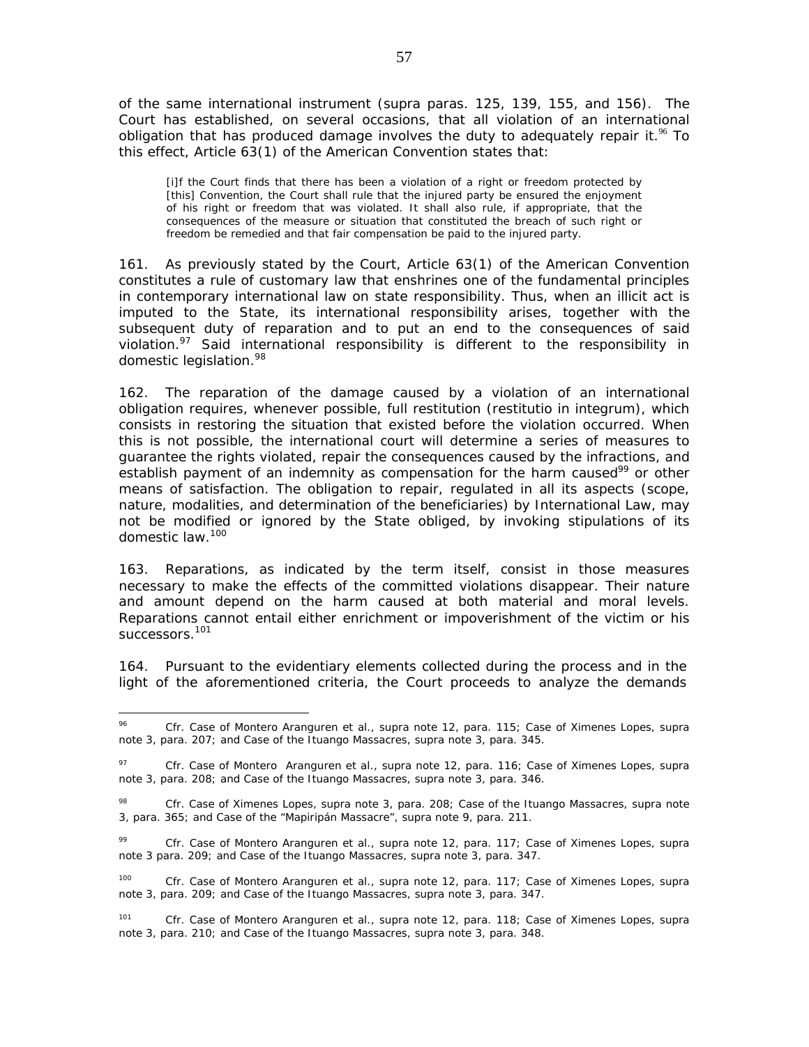of the same international instrument (supra paras. 125, 139, 155, and 156). The Court has established, on several occasions, that all violation of an international obligation that has produced damage involves the duty to adequately repair it.[96] To this effect, Article 63(1) of the American Convention states that:

> [i]f the Court finds that there has been a violation of a right or freedom protected by [this] Convention, the Court shall rule that the injured party be ensured the enjoyment of his right or freedom that was violated. It shall also rule, if appropriate, that the consequences of the measure or situation that constituted the breach of such right or freedom be remedied and that fair compensation be paid to the injured party.

161. As previously stated by the Court, Article 63(1) of the American Convention constitutes a rule of customary law that enshrines one of the fundamental principles in contemporary international law on state responsibility. Thus, when an illicit act is imputed to the State, its international responsibility arises, together with the subsequent duty of reparation and to put an end to the consequences of said violation.[97] Said international responsibility is different to the responsibility in domestic legislation.[98]

162. The reparation of the damage caused by a violation of an international obligation requires, whenever possible, full restitution (restitutio in integrum), which consists in restoring the situation that existed before the violation occurred. When this is not possible, the international court will determine a series of measures to guarantee the rights violated, repair the consequences caused by the infractions, and establish payment of an indemnity as compensation for the harm caused[99] or other means of satisfaction. The obligation to repair, regulated in all its aspects (scope, nature, modalities, and determination of the beneficiaries) by International Law, may not be modified or ignored by the State obliged, by invoking stipulations of its domestic law.[100]

163. Reparations, as indicated by the term itself, consist in those measures necessary to make the effects of the committed violations disappear. Their nature and amount depend on the harm caused at both material and moral levels. Reparations cannot entail either enrichment or impoverishment of the victim or his successors.[101]

164. Pursuant to the evidentiary elements collected during the process and in the light of the aforementioned criteria, the Court proceeds to analyze the demands

---

[96] Cfr. Case of Montero Aranguren et al., supra note 12, para. 115; Case of Ximenes Lopes, supra note 3, para. 207; and Case of the Ituango Massacres, supra note 3, para. 345.

[97] Cfr. Case of Montero Aranguren et al., supra note 12, para. 116; Case of Ximenes Lopes, supra note 3, para. 208; and Case of the Ituango Massacres, supra note 3, para. 346.

[98] Cfr. Case of Ximenes Lopes, supra note 3, para. 208; Case of the Ituango Massacres, supra note 3, para. 365; and Case of the "Mapiripán Massacre", supra note 9, para. 211.

[99] Cfr. Case of Montero Aranguren et al., supra note 12, para. 117; Case of Ximenes Lopes, supra note 3 para. 209; and Case of the Ituango Massacres, supra note 3, para. 347.

[100] Cfr. Case of Montero Aranguren et al., supra note 12, para. 117; Case of Ximenes Lopes, supra note 3, para. 209; and Case of the Ituango Massacres, supra note 3, para. 347.

[101] Cfr. Case of Montero Aranguren et al., supra note 12, para. 118; Case of Ximenes Lopes, supra note 3, para. 210; and Case of the Ituango Massacres, supra note 3, para. 348.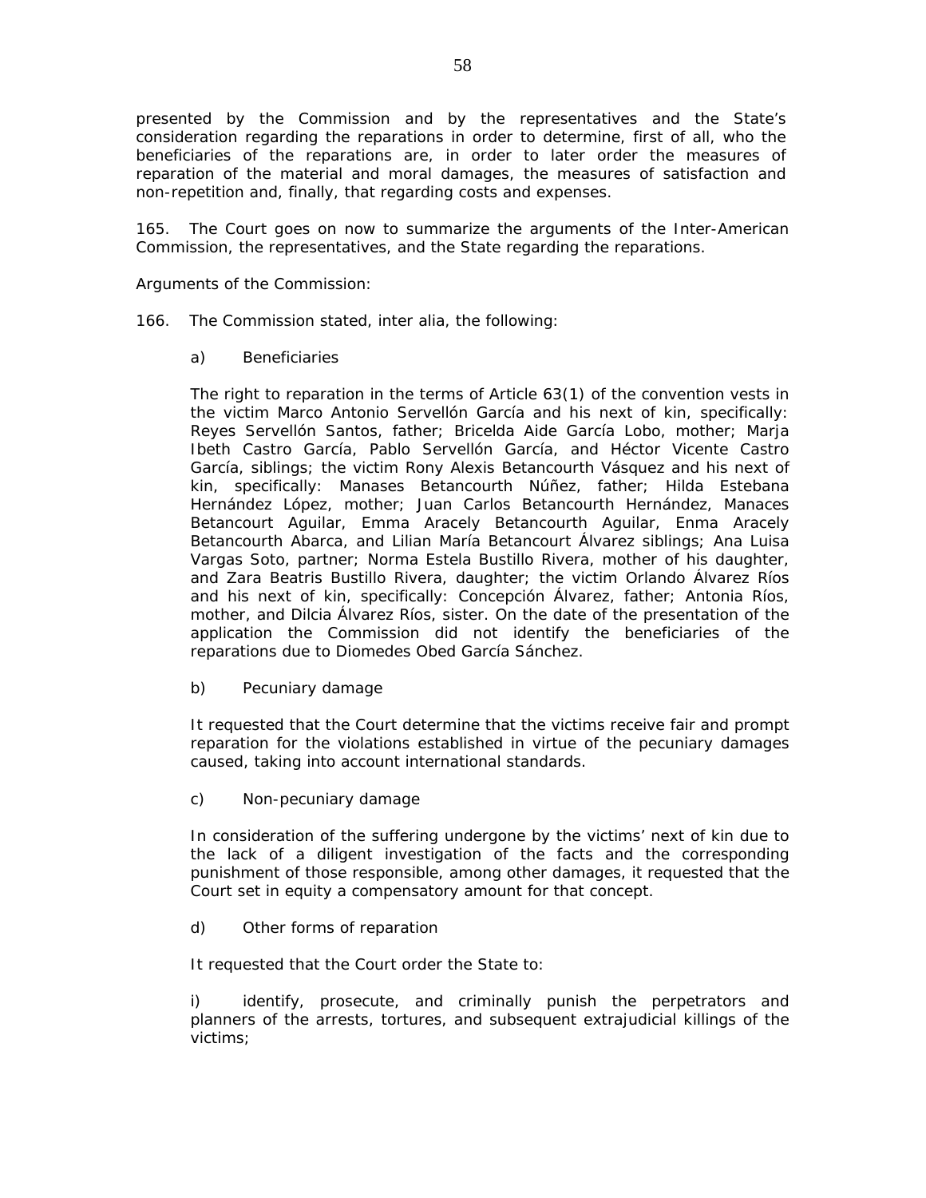presented by the Commission and by the representatives and the State's consideration regarding the reparations in order to determine, first of all, who the beneficiaries of the reparations are, in order to later order the measures of reparation of the material and moral damages, the measures of satisfaction and non-repetition and, finally, that regarding costs and expenses.

165. The Court goes on now to summarize the arguments of the Inter-American Commission, the representatives, and the State regarding the reparations.

*Arguments of the Commission:*

166. The Commission stated, *inter alia*, the following:

a) Beneficiaries

The right to reparation in the terms of Article 63(1) of the convention vests in the victim Marco Antonio Servellón García and his next of kin, specifically: Reyes Servellón Santos, father; Bricelda Aide García Lobo, mother; Marja Ibeth Castro García, Pablo Servellón García, and Héctor Vicente Castro García, siblings; the victim Rony Alexis Betancourth Vásquez and his next of kin, specifically: Manases Betancourth Núñez, father; Hilda Estebana Hernández López, mother; Juan Carlos Betancourth Hernández, Manaces Betancourt Aguilar, Emma Aracely Betancourth Aguilar, Enma Aracely Betancourth Abarca, and Lilian María Betancourt Álvarez siblings; Ana Luisa Vargas Soto, partner; Norma Estela Bustillo Rivera, mother of his daughter, and Zara Beatris Bustillo Rivera, daughter; the victim Orlando Álvarez Ríos and his next of kin, specifically: Concepción Álvarez, father; Antonia Ríos, mother, and Dilcia Álvarez Ríos, sister. On the date of the presentation of the application the Commission did not identify the beneficiaries of the reparations due to Diomedes Obed García Sánchez.

b) Pecuniary damage

It requested that the Court determine that the victims receive fair and prompt reparation for the violations established in virtue of the pecuniary damages caused, taking into account international standards.

c) Non-pecuniary damage

In consideration of the suffering undergone by the victims' next of kin due to the lack of a diligent investigation of the facts and the corresponding punishment of those responsible, among other damages, it requested that the Court set in equity a compensatory amount for that concept.

d) Other forms of reparation

It requested that the Court order the State to:

i) identify, prosecute, and criminally punish the perpetrators and planners of the arrests, tortures, and subsequent extrajudicial killings of the victims;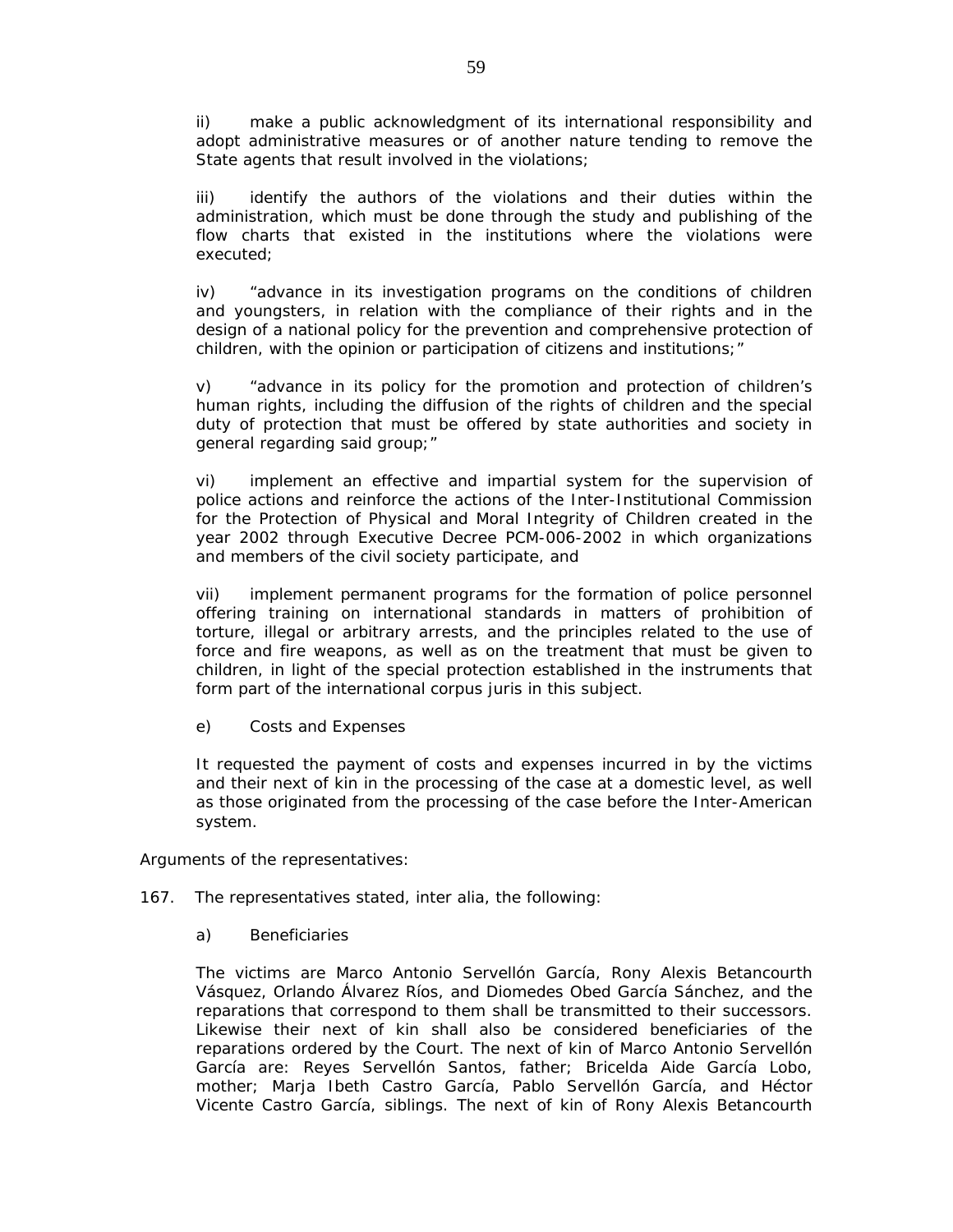ii) make a public acknowledgment of its international responsibility and adopt administrative measures or of another nature tending to remove the State agents that result involved in the violations;

iii) identify the authors of the violations and their duties within the administration, which must be done through the study and publishing of the flow charts that existed in the institutions where the violations were executed;

iv) "advance in its investigation programs on the conditions of children and youngsters, in relation with the compliance of their rights and in the design of a national policy for the prevention and comprehensive protection of children, with the opinion or participation of citizens and institutions;"

v) "advance in its policy for the promotion and protection of children's human rights, including the diffusion of the rights of children and the special duty of protection that must be offered by state authorities and society in general regarding said group;"

vi) implement an effective and impartial system for the supervision of police actions and reinforce the actions of the Inter-Institutional Commission for the Protection of Physical and Moral Integrity of Children created in the year 2002 through Executive Decree PCM-006-2002 in which organizations and members of the civil society participate, and

vii) implement permanent programs for the formation of police personnel offering training on international standards in matters of prohibition of torture, illegal or arbitrary arrests, and the principles related to the use of force and fire weapons, as well as on the treatment that must be given to children, in light of the special protection established in the instruments that form part of the international corpus juris in this subject.

e) Costs and Expenses

It requested the payment of costs and expenses incurred in by the victims and their next of kin in the processing of the case at a domestic level, as well as those originated from the processing of the case before the Inter-American system.

Arguments of the representatives:

167. The representatives stated, inter alia, the following:

a) Beneficiaries

The victims are Marco Antonio Servellón García, Rony Alexis Betancourth Vásquez, Orlando Álvarez Ríos, and Diomedes Obed García Sánchez, and the reparations that correspond to them shall be transmitted to their successors. Likewise their next of kin shall also be considered beneficiaries of the reparations ordered by the Court. The next of kin of Marco Antonio Servellón García are: Reyes Servellón Santos, father; Bricelda Aide García Lobo, mother; Marja Ibeth Castro García, Pablo Servellón García, and Héctor Vicente Castro García, siblings. The next of kin of Rony Alexis Betancourth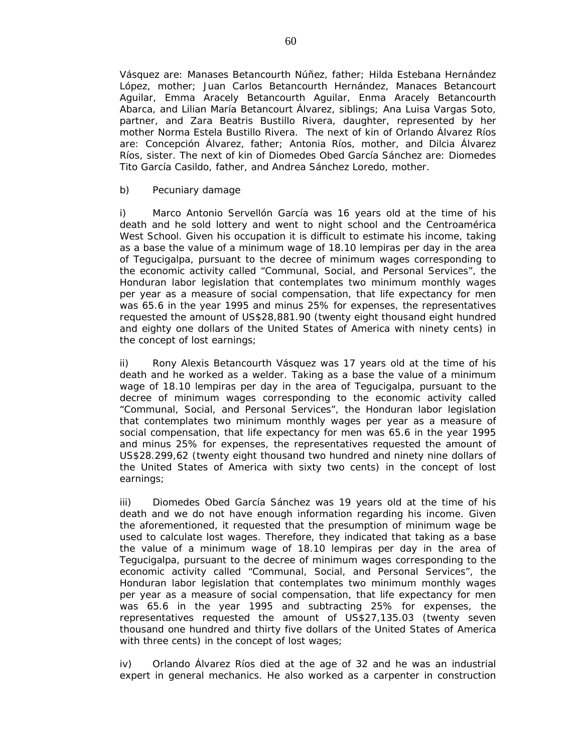Vásquez are: Manases Betancourth Núñez, father; Hilda Estebana Hernández López, mother; Juan Carlos Betancourth Hernández, Manaces Betancourt Aguilar, Emma Aracely Betancourth Aguilar, Enma Aracely Betancourth Abarca, and Lilian María Betancourt Álvarez, siblings; Ana Luisa Vargas Soto, partner, and Zara Beatris Bustillo Rivera, daughter, represented by her mother Norma Estela Bustillo Rivera. The next of kin of Orlando Álvarez Ríos are: Concepción Álvarez, father; Antonia Ríos, mother, and Dilcia Álvarez Ríos, sister. The next of kin of Diomedes Obed García Sánchez are: Diomedes Tito García Casildo, father, and Andrea Sánchez Loredo, mother.

b) Pecuniary damage

i) Marco Antonio Servellón García was 16 years old at the time of his death and he sold lottery and went to night school and the Centroamérica West School. Given his occupation it is difficult to estimate his income, taking as a base the value of a minimum wage of 18.10 lempiras per day in the area of Tegucigalpa, pursuant to the decree of minimum wages corresponding to the economic activity called "Communal, Social, and Personal Services", the Honduran labor legislation that contemplates two minimum monthly wages per year as a measure of social compensation, that life expectancy for men was 65.6 in the year 1995 and minus 25% for expenses, the representatives requested the amount of US$28,881.90 (twenty eight thousand eight hundred and eighty one dollars of the United States of America with ninety cents) in the concept of lost earnings;

ii) Rony Alexis Betancourth Vásquez was 17 years old at the time of his death and he worked as a welder. Taking as a base the value of a minimum wage of 18.10 lempiras per day in the area of Tegucigalpa, pursuant to the decree of minimum wages corresponding to the economic activity called "Communal, Social, and Personal Services", the Honduran labor legislation that contemplates two minimum monthly wages per year as a measure of social compensation, that life expectancy for men was 65.6 in the year 1995 and minus 25% for expenses, the representatives requested the amount of US$28.299,62 (twenty eight thousand two hundred and ninety nine dollars of the United States of America with sixty two cents) in the concept of lost earnings;

iii) Diomedes Obed García Sánchez was 19 years old at the time of his death and we do not have enough information regarding his income. Given the aforementioned, it requested that the presumption of minimum wage be used to calculate lost wages. Therefore, they indicated that taking as a base the value of a minimum wage of 18.10 lempiras per day in the area of Tegucigalpa, pursuant to the decree of minimum wages corresponding to the economic activity called "Communal, Social, and Personal Services", the Honduran labor legislation that contemplates two minimum monthly wages per year as a measure of social compensation, that life expectancy for men was 65.6 in the year 1995 and subtracting 25% for expenses, the representatives requested the amount of US$27,135.03 (twenty seven thousand one hundred and thirty five dollars of the United States of America with three cents) in the concept of lost wages;

iv) Orlando Álvarez Ríos died at the age of 32 and he was an industrial expert in general mechanics. He also worked as a carpenter in construction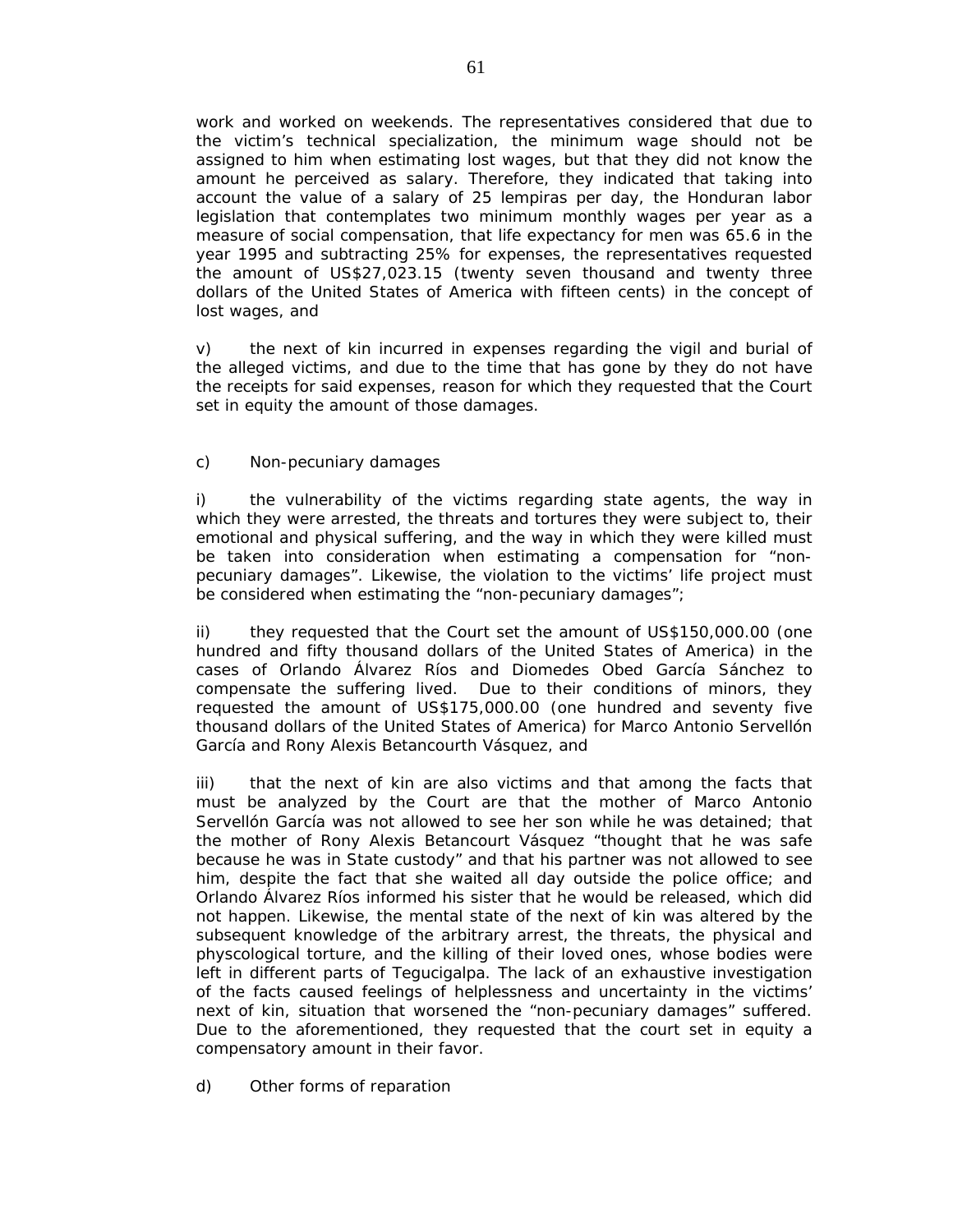work and worked on weekends. The representatives considered that due to the victim's technical specialization, the minimum wage should not be assigned to him when estimating lost wages, but that they did not know the amount he perceived as salary. Therefore, they indicated that taking into account the value of a salary of 25 lempiras per day, the Honduran labor legislation that contemplates two minimum monthly wages per year as a measure of social compensation, that life expectancy for men was 65.6 in the year 1995 and subtracting 25% for expenses, the representatives requested the amount of US$27,023.15 (twenty seven thousand and twenty three dollars of the United States of America with fifteen cents) in the concept of lost wages, and

v) the next of kin incurred in expenses regarding the vigil and burial of the alleged victims, and due to the time that has gone by they do not have the receipts for said expenses, reason for which they requested that the Court set in equity the amount of those damages.

c) Non-pecuniary damages

i) the vulnerability of the victims regarding state agents, the way in which they were arrested, the threats and tortures they were subject to, their emotional and physical suffering, and the way in which they were killed must be taken into consideration when estimating a compensation for "non-pecuniary damages". Likewise, the violation to the victims' life project must be considered when estimating the "non-pecuniary damages";

ii) they requested that the Court set the amount of US$150,000.00 (one hundred and fifty thousand dollars of the United States of America) in the cases of Orlando Álvarez Ríos and Diomedes Obed García Sánchez to compensate the suffering lived. Due to their conditions of minors, they requested the amount of US$175,000.00 (one hundred and seventy five thousand dollars of the United States of America) for Marco Antonio Servellón García and Rony Alexis Betancourth Vásquez, and

iii) that the next of kin are also victims and that among the facts that must be analyzed by the Court are that the mother of Marco Antonio Servellón García was not allowed to see her son while he was detained; that the mother of Rony Alexis Betancourt Vásquez "thought that he was safe because he was in State custody" and that his partner was not allowed to see him, despite the fact that she waited all day outside the police office; and Orlando Álvarez Ríos informed his sister that he would be released, which did not happen. Likewise, the mental state of the next of kin was altered by the subsequent knowledge of the arbitrary arrest, the threats, the physical and physcological torture, and the killing of their loved ones, whose bodies were left in different parts of Tegucigalpa. The lack of an exhaustive investigation of the facts caused feelings of helplessness and uncertainty in the victims' next of kin, situation that worsened the "non-pecuniary damages" suffered. Due to the aforementioned, they requested that the court set in equity a compensatory amount in their favor.

d) Other forms of reparation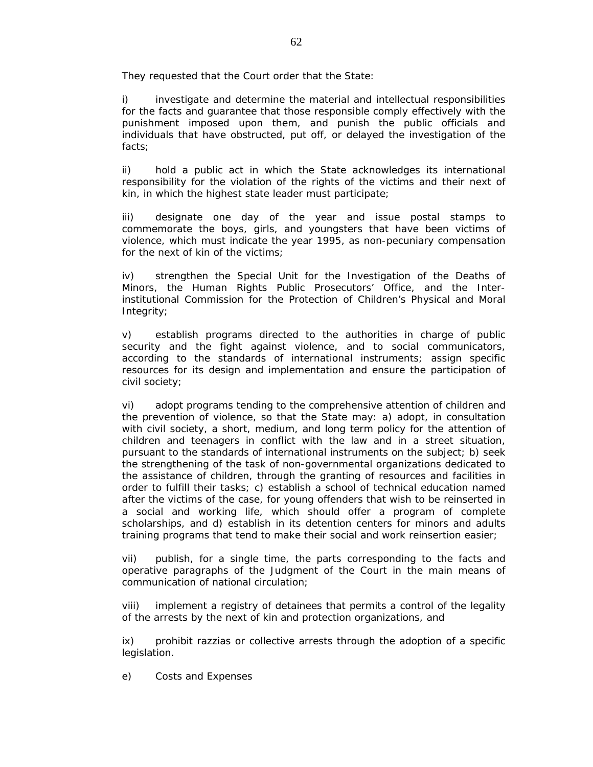They requested that the Court order that the State:

i) investigate and determine the material and intellectual responsibilities for the facts and guarantee that those responsible comply effectively with the punishment imposed upon them, and punish the public officials and individuals that have obstructed, put off, or delayed the investigation of the facts;

ii) hold a public act in which the State acknowledges its international responsibility for the violation of the rights of the victims and their next of kin, in which the highest state leader must participate;

iii) designate one day of the year and issue postal stamps to commemorate the boys, girls, and youngsters that have been victims of violence, which must indicate the year 1995, as non-pecuniary compensation for the next of kin of the victims;

iv) strengthen the Special Unit for the Investigation of the Deaths of Minors, the Human Rights Public Prosecutors' Office, and the Inter-institutional Commission for the Protection of Children's Physical and Moral Integrity;

v) establish programs directed to the authorities in charge of public security and the fight against violence, and to social communicators, according to the standards of international instruments; assign specific resources for its design and implementation and ensure the participation of civil society;

vi) adopt programs tending to the comprehensive attention of children and the prevention of violence, so that the State may: a) adopt, in consultation with civil society, a short, medium, and long term policy for the attention of children and teenagers in conflict with the law and in a street situation, pursuant to the standards of international instruments on the subject; b) seek the strengthening of the task of non-governmental organizations dedicated to the assistance of children, through the granting of resources and facilities in order to fulfill their tasks; c) establish a school of technical education named after the victims of the case, for young offenders that wish to be reinserted in a social and working life, which should offer a program of complete scholarships, and d) establish in its detention centers for minors and adults training programs that tend to make their social and work reinsertion easier;

vii) publish, for a single time, the parts corresponding to the facts and operative paragraphs of the Judgment of the Court in the main means of communication of national circulation;

viii) implement a registry of detainees that permits a control of the legality of the arrests by the next of kin and protection organizations, and

ix) prohibit razzias or collective arrests through the adoption of a specific legislation.

e) Costs and Expenses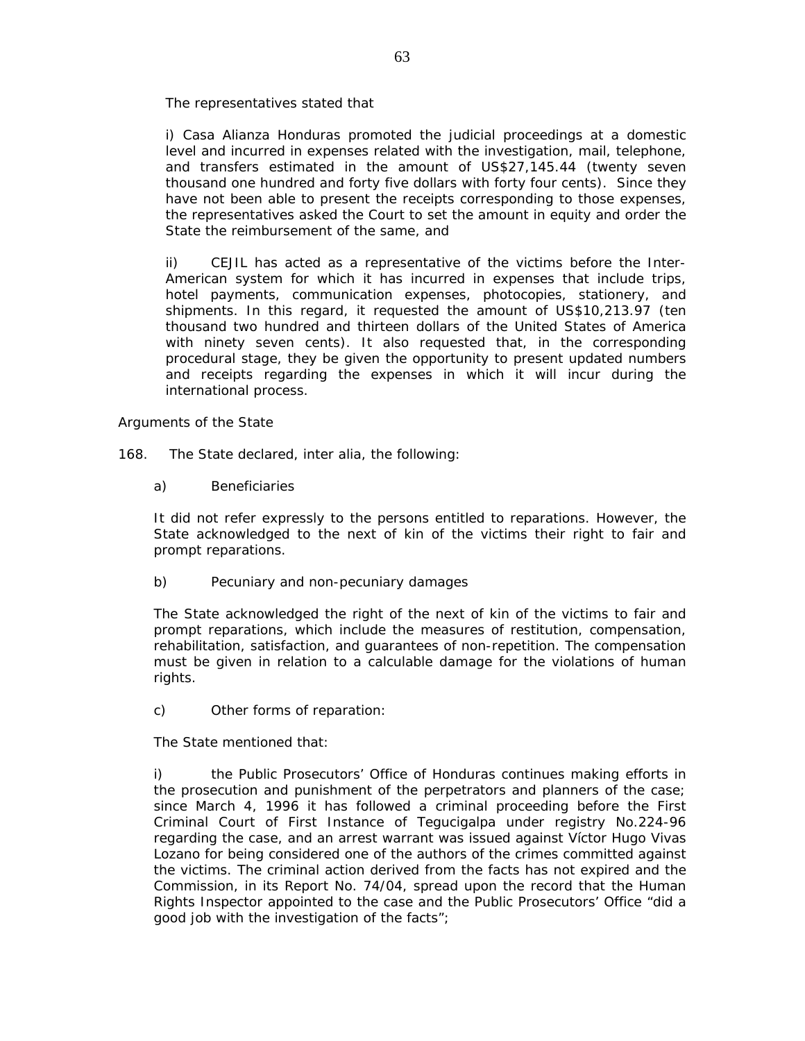The representatives stated that

i) Casa Alianza Honduras promoted the judicial proceedings at a domestic level and incurred in expenses related with the investigation, mail, telephone, and transfers estimated in the amount of US$27,145.44 (twenty seven thousand one hundred and forty five dollars with forty four cents). Since they have not been able to present the receipts corresponding to those expenses, the representatives asked the Court to set the amount in equity and order the State the reimbursement of the same, and

ii) CEJIL has acted as a representative of the victims before the Inter-American system for which it has incurred in expenses that include trips, hotel payments, communication expenses, photocopies, stationery, and shipments. In this regard, it requested the amount of US$10,213.97 (ten thousand two hundred and thirteen dollars of the United States of America with ninety seven cents). It also requested that, in the corresponding procedural stage, they be given the opportunity to present updated numbers and receipts regarding the expenses in which it will incur during the international process.

Arguments of the State

168. The State declared, inter alia, the following:

a) Beneficiaries

It did not refer expressly to the persons entitled to reparations. However, the State acknowledged to the next of kin of the victims their right to fair and prompt reparations.

b) Pecuniary and non-pecuniary damages

The State acknowledged the right of the next of kin of the victims to fair and prompt reparations, which include the measures of restitution, compensation, rehabilitation, satisfaction, and guarantees of non-repetition. The compensation must be given in relation to a calculable damage for the violations of human rights.

c) Other forms of reparation:

The State mentioned that:

i) the Public Prosecutors' Office of Honduras continues making efforts in the prosecution and punishment of the perpetrators and planners of the case; since March 4, 1996 it has followed a criminal proceeding before the First Criminal Court of First Instance of Tegucigalpa under registry No.224-96 regarding the case, and an arrest warrant was issued against Víctor Hugo Vivas Lozano for being considered one of the authors of the crimes committed against the victims. The criminal action derived from the facts has not expired and the Commission, in its Report No. 74/04, spread upon the record that the Human Rights Inspector appointed to the case and the Public Prosecutors' Office "did a good job with the investigation of the facts";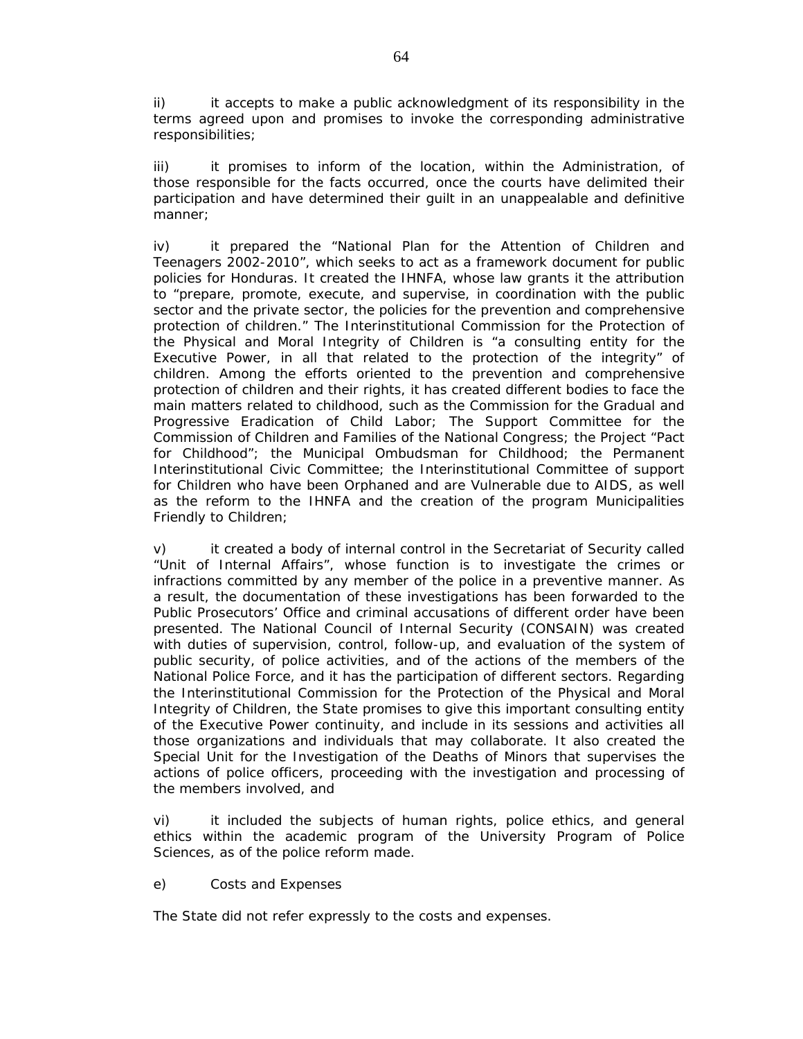ii) it accepts to make a public acknowledgment of its responsibility in the terms agreed upon and promises to invoke the corresponding administrative responsibilities;

iii) it promises to inform of the location, within the Administration, of those responsible for the facts occurred, once the courts have delimited their participation and have determined their guilt in an unappealable and definitive manner;

iv) it prepared the "National Plan for the Attention of Children and Teenagers 2002-2010", which seeks to act as a framework document for public policies for Honduras. It created the IHNFA, whose law grants it the attribution to "prepare, promote, execute, and supervise, in coordination with the public sector and the private sector, the policies for the prevention and comprehensive protection of children." The Interinstitutional Commission for the Protection of the Physical and Moral Integrity of Children is "a consulting entity for the Executive Power, in all that related to the protection of the integrity" of children. Among the efforts oriented to the prevention and comprehensive protection of children and their rights, it has created different bodies to face the main matters related to childhood, such as the Commission for the Gradual and Progressive Eradication of Child Labor; The Support Committee for the Commission of Children and Families of the National Congress; the Project "Pact for Childhood"; the Municipal Ombudsman for Childhood; the Permanent Interinstitutional Civic Committee; the Interinstitutional Committee of support for Children who have been Orphaned and are Vulnerable due to AIDS, as well as the reform to the IHNFA and the creation of the program Municipalities Friendly to Children;

v) it created a body of internal control in the Secretariat of Security called "Unit of Internal Affairs", whose function is to investigate the crimes or infractions committed by any member of the police in a preventive manner. As a result, the documentation of these investigations has been forwarded to the Public Prosecutors' Office and criminal accusations of different order have been presented. The National Council of Internal Security (CONSAIN) was created with duties of supervision, control, follow-up, and evaluation of the system of public security, of police activities, and of the actions of the members of the National Police Force, and it has the participation of different sectors. Regarding the Interinstitutional Commission for the Protection of the Physical and Moral Integrity of Children, the State promises to give this important consulting entity of the Executive Power continuity, and include in its sessions and activities all those organizations and individuals that may collaborate. It also created the Special Unit for the Investigation of the Deaths of Minors that supervises the actions of police officers, proceeding with the investigation and processing of the members involved, and

vi) it included the subjects of human rights, police ethics, and general ethics within the academic program of the University Program of Police Sciences, as of the police reform made.

e) Costs and Expenses

The State did not refer expressly to the costs and expenses.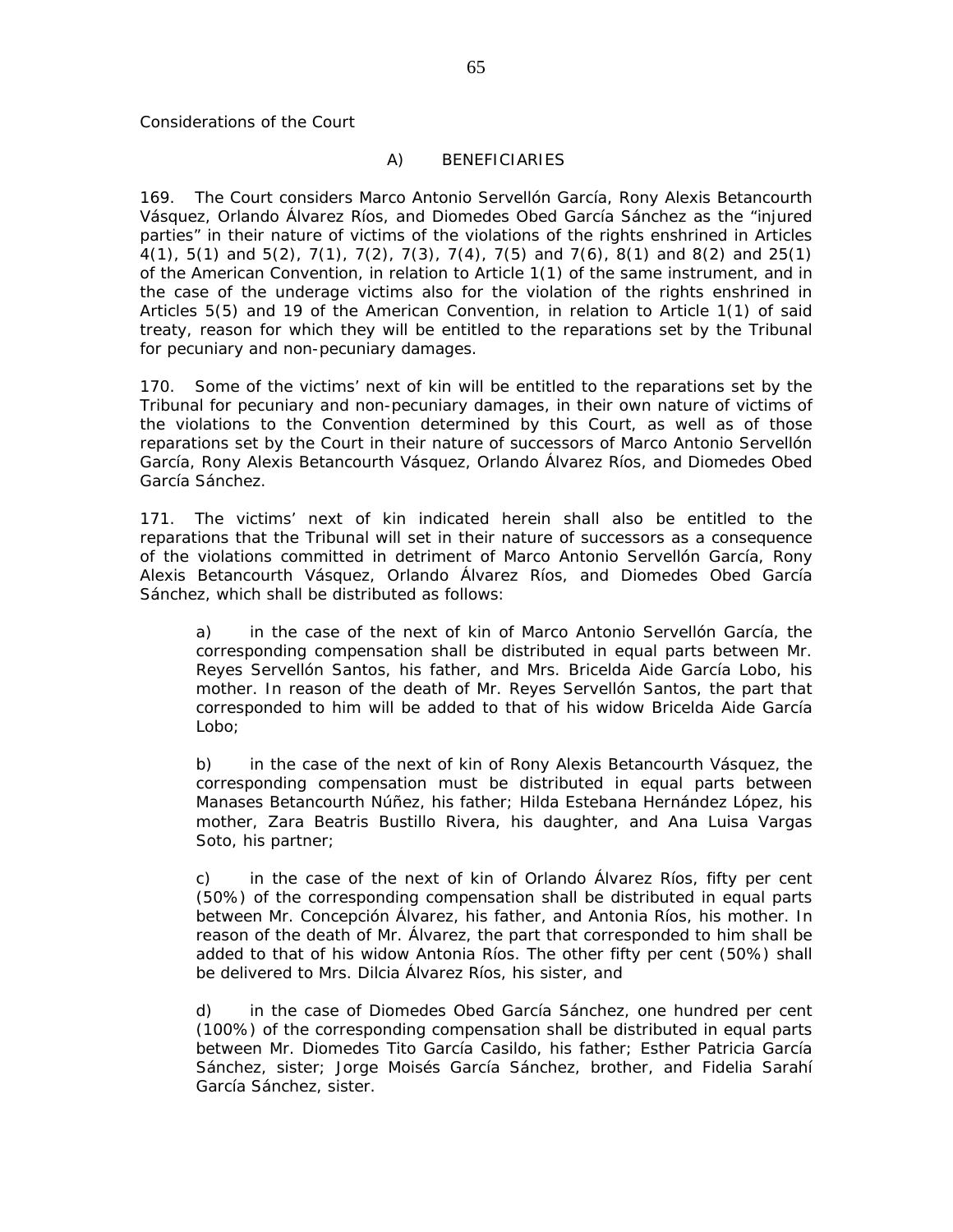Considerations of the Court

### A) BENEFICIARIES

169. The Court considers Marco Antonio Servellón García, Rony Alexis Betancourth Vásquez, Orlando Álvarez Ríos, and Diomedes Obed García Sánchez as the "injured parties" in their nature of victims of the violations of the rights enshrined in Articles 4(1), 5(1) and 5(2), 7(1), 7(2), 7(3), 7(4), 7(5) and 7(6), 8(1) and 8(2) and 25(1) of the American Convention, in relation to Article 1(1) of the same instrument, and in the case of the underage victims also for the violation of the rights enshrined in Articles 5(5) and 19 of the American Convention, in relation to Article 1(1) of said treaty, reason for which they will be entitled to the reparations set by the Tribunal for pecuniary and non-pecuniary damages.

170. Some of the victims' next of kin will be entitled to the reparations set by the Tribunal for pecuniary and non-pecuniary damages, in their own nature of victims of the violations to the Convention determined by this Court, as well as of those reparations set by the Court in their nature of successors of Marco Antonio Servellón García, Rony Alexis Betancourth Vásquez, Orlando Álvarez Ríos, and Diomedes Obed García Sánchez.

171. The victims' next of kin indicated herein shall also be entitled to the reparations that the Tribunal will set in their nature of successors as a consequence of the violations committed in detriment of Marco Antonio Servellón García, Rony Alexis Betancourth Vásquez, Orlando Álvarez Ríos, and Diomedes Obed García Sánchez, which shall be distributed as follows:

a) in the case of the next of kin of Marco Antonio Servellón García, the corresponding compensation shall be distributed in equal parts between Mr. Reyes Servellón Santos, his father, and Mrs. Bricelda Aide García Lobo, his mother. In reason of the death of Mr. Reyes Servellón Santos, the part that corresponded to him will be added to that of his widow Bricelda Aide García Lobo;

b) in the case of the next of kin of Rony Alexis Betancourth Vásquez, the corresponding compensation must be distributed in equal parts between Manases Betancourth Núñez, his father; Hilda Estebana Hernández López, his mother, Zara Beatris Bustillo Rivera, his daughter, and Ana Luisa Vargas Soto, his partner;

c) in the case of the next of kin of Orlando Álvarez Ríos, fifty per cent (50%) of the corresponding compensation shall be distributed in equal parts between Mr. Concepción Álvarez, his father, and Antonia Ríos, his mother. In reason of the death of Mr. Álvarez, the part that corresponded to him shall be added to that of his widow Antonia Ríos. The other fifty per cent (50%) shall be delivered to Mrs. Dilcia Álvarez Ríos, his sister, and

d) in the case of Diomedes Obed García Sánchez, one hundred per cent (100%) of the corresponding compensation shall be distributed in equal parts between Mr. Diomedes Tito García Casildo, his father; Esther Patricia García Sánchez, sister; Jorge Moisés García Sánchez, brother, and Fidelia Sarahí García Sánchez, sister.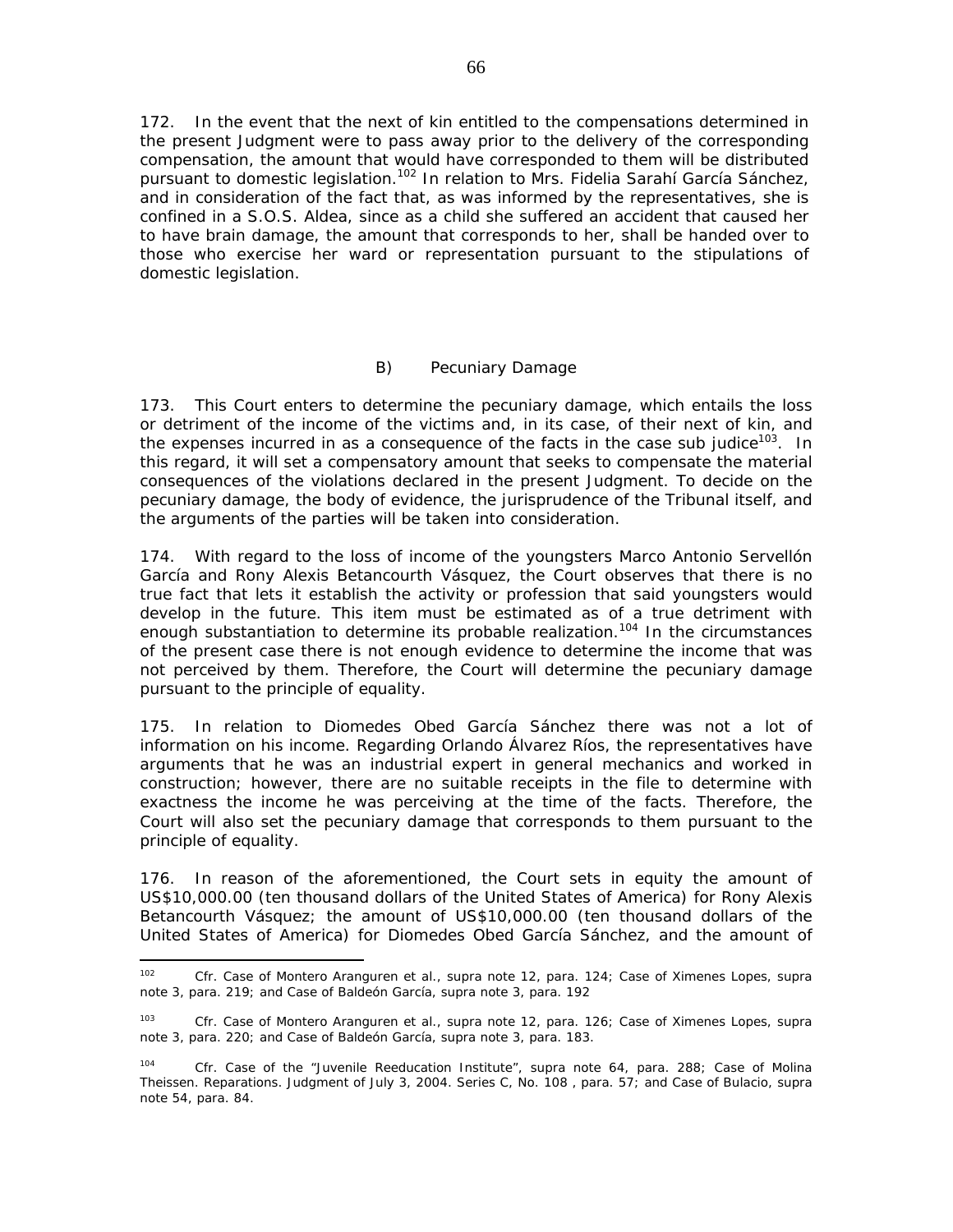172. In the event that the next of kin entitled to the compensations determined in the present Judgment were to pass away prior to the delivery of the corresponding compensation, the amount that would have corresponded to them will be distributed pursuant to domestic legislation.[102] In relation to Mrs. Fidelia Sarahí García Sánchez, and in consideration of the fact that, as was informed by the representatives, she is confined in a S.O.S. Aldea, since as a child she suffered an accident that caused her to have brain damage, the amount that corresponds to her, shall be handed over to those who exercise her ward or representation pursuant to the stipulations of domestic legislation.

### B) Pecuniary Damage

173. This Court enters to determine the pecuniary damage, which entails the loss or detriment of the income of the victims and, in its case, of their next of kin, and the expenses incurred in as a consequence of the facts in the case *sub judice*[103]. In this regard, it will set a compensatory amount that seeks to compensate the material consequences of the violations declared in the present Judgment. To decide on the pecuniary damage, the body of evidence, the jurisprudence of the Tribunal itself, and the arguments of the parties will be taken into consideration.

174. With regard to the loss of income of the youngsters Marco Antonio Servellón García and Rony Alexis Betancourth Vásquez, the Court observes that there is no true fact that lets it establish the activity or profession that said youngsters would develop in the future. This item must be estimated as of a true detriment with enough substantiation to determine its probable realization.[104] In the circumstances of the present case there is not enough evidence to determine the income that was not perceived by them. Therefore, the Court will determine the pecuniary damage pursuant to the principle of equality.

175. In relation to Diomedes Obed García Sánchez there was not a lot of information on his income. Regarding Orlando Álvarez Ríos, the representatives have arguments that he was an industrial expert in general mechanics and worked in construction; however, there are no suitable receipts in the file to determine with exactness the income he was perceiving at the time of the facts. Therefore, the Court will also set the pecuniary damage that corresponds to them pursuant to the principle of equality.

176. In reason of the aforementioned, the Court sets in equity the amount of US$10,000.00 (ten thousand dollars of the United States of America) for Rony Alexis Betancourth Vásquez; the amount of US$10,000.00 (ten thousand dollars of the United States of America) for Diomedes Obed García Sánchez, and the amount of

---

[102] Cfr. *Case of Montero Aranguren et al., supra* note 12, para. 124; *Case of Ximenes Lopes, supra* note 3, para. 219; and *Case of Baldeón García, supra* note 3, para. 192

[103] Cfr. *Case of Montero Aranguren et al., supra* note 12, para. 126; *Case of Ximenes Lopes, supra* note 3, para. 220; and *Case of Baldeón García, supra* note 3, para. 183.

[104] Cfr. *Case of the "Juvenile Reeducation Institute", supra* note 64, para. 288; *Case of Molina Theissen. Reparations.* Judgment of July 3, 2004. Series C, No. 108 , para. 57; and *Case of Bulacio, supra* note 54, para. 84.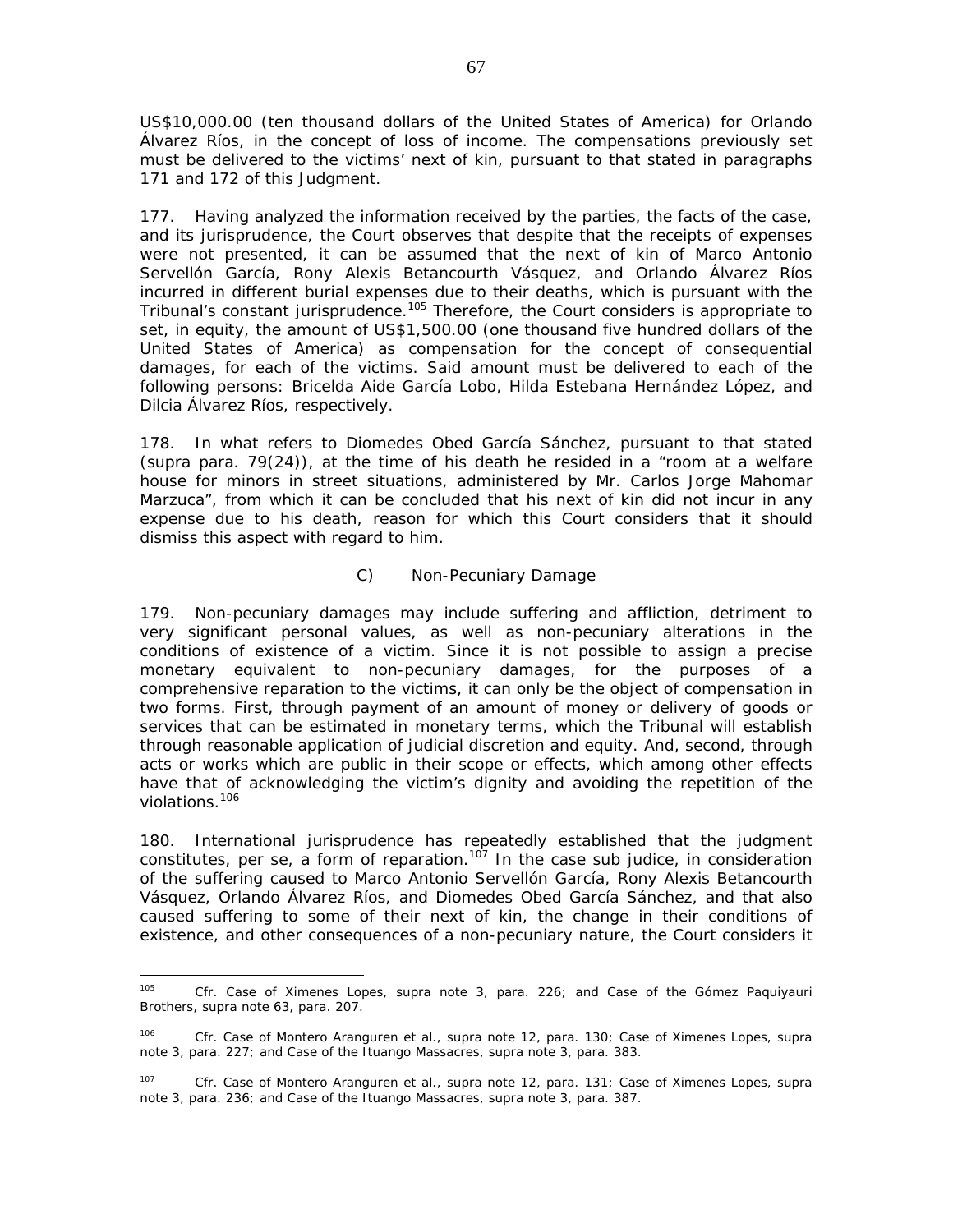US$10,000.00 (ten thousand dollars of the United States of America) for Orlando Álvarez Ríos, in the concept of loss of income. The compensations previously set must be delivered to the victims' next of kin, pursuant to that stated in paragraphs 171 and 172 of this Judgment.

177. Having analyzed the information received by the parties, the facts of the case, and its jurisprudence, the Court observes that despite that the receipts of expenses were not presented, it can be assumed that the next of kin of Marco Antonio Servellón García, Rony Alexis Betancourth Vásquez, and Orlando Álvarez Ríos incurred in different burial expenses due to their deaths, which is pursuant with the Tribunal's constant jurisprudence.[105] Therefore, the Court considers is appropriate to set, in equity, the amount of US$1,500.00 (one thousand five hundred dollars of the United States of America) as compensation for the concept of consequential damages, for each of the victims. Said amount must be delivered to each of the following persons: Bricelda Aide García Lobo, Hilda Estebana Hernández López, and Dilcia Álvarez Ríos, respectively.

178. In what refers to Diomedes Obed García Sánchez, pursuant to that stated (supra para. 79(24)), at the time of his death he resided in a "room at a welfare house for minors in street situations, administered by Mr. Carlos Jorge Mahomar Marzuca", from which it can be concluded that his next of kin did not incur in any expense due to his death, reason for which this Court considers that it should dismiss this aspect with regard to him.

## C) Non-Pecuniary Damage

179. Non-pecuniary damages may include suffering and affliction, detriment to very significant personal values, as well as non-pecuniary alterations in the conditions of existence of a victim. Since it is not possible to assign a precise monetary equivalent to non-pecuniary damages, for the purposes of a comprehensive reparation to the victims, it can only be the object of compensation in two forms. First, through payment of an amount of money or delivery of goods or services that can be estimated in monetary terms, which the Tribunal will establish through reasonable application of judicial discretion and equity. And, second, through acts or works which are public in their scope or effects, which among other effects have that of acknowledging the victim's dignity and avoiding the repetition of the violations.[106]

180. International jurisprudence has repeatedly established that the judgment constitutes, per se, a form of reparation.[107] In the case sub judice, in consideration of the suffering caused to Marco Antonio Servellón García, Rony Alexis Betancourth Vásquez, Orlando Álvarez Ríos, and Diomedes Obed García Sánchez, and that also caused suffering to some of their next of kin, the change in their conditions of existence, and other consequences of a non-pecuniary nature, the Court considers it

---

[105] Cfr. Case of Ximenes Lopes, supra note 3, para. 226; and Case of the Gómez Paquiyauri Brothers, supra note 63, para. 207.

[106] Cfr. Case of Montero Aranguren et al., supra note 12, para. 130; Case of Ximenes Lopes, supra note 3, para. 227; and Case of the Ituango Massacres, supra note 3, para. 383.

[107] Cfr. Case of Montero Aranguren et al., supra note 12, para. 131; Case of Ximenes Lopes, supra note 3, para. 236; and Case of the Ituango Massacres, supra note 3, para. 387.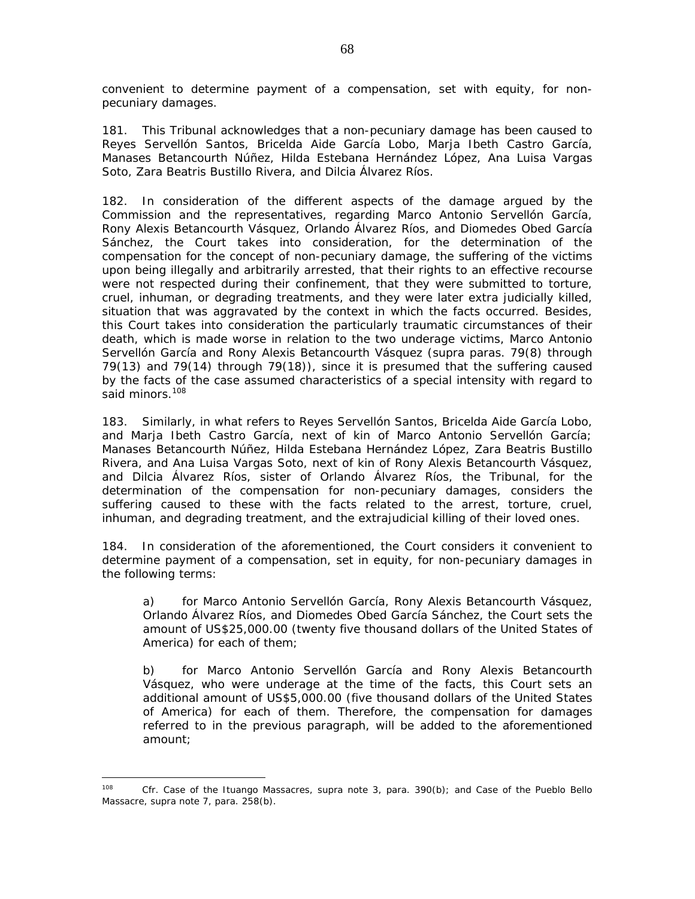convenient to determine payment of a compensation, set with equity, for non-pecuniary damages.

181. This Tribunal acknowledges that a non-pecuniary damage has been caused to Reyes Servellón Santos, Bricelda Aide García Lobo, Marja Ibeth Castro García, Manases Betancourth Núñez, Hilda Estebana Hernández López, Ana Luisa Vargas Soto, Zara Beatris Bustillo Rivera, and Dilcia Álvarez Ríos.

182. In consideration of the different aspects of the damage argued by the Commission and the representatives, regarding Marco Antonio Servellón García, Rony Alexis Betancourth Vásquez, Orlando Álvarez Ríos, and Diomedes Obed García Sánchez, the Court takes into consideration, for the determination of the compensation for the concept of non-pecuniary damage, the suffering of the victims upon being illegally and arbitrarily arrested, that their rights to an effective recourse were not respected during their confinement, that they were submitted to torture, cruel, inhuman, or degrading treatments, and they were later extra judicially killed, situation that was aggravated by the context in which the facts occurred. Besides, this Court takes into consideration the particularly traumatic circumstances of their death, which is made worse in relation to the two underage victims, Marco Antonio Servellón García and Rony Alexis Betancourth Vásquez (*supra* paras. 79(8) through 79(13) and 79(14) through 79(18)), since it is presumed that the suffering caused by the facts of the case assumed characteristics of a special intensity with regard to said minors.[108]

183. Similarly, in what refers to Reyes Servellón Santos, Bricelda Aide García Lobo, and Marja Ibeth Castro García, next of kin of Marco Antonio Servellón García; Manases Betancourth Núñez, Hilda Estebana Hernández López, Zara Beatris Bustillo Rivera, and Ana Luisa Vargas Soto, next of kin of Rony Alexis Betancourth Vásquez, and Dilcia Álvarez Ríos, sister of Orlando Álvarez Ríos, the Tribunal, for the determination of the compensation for non-pecuniary damages, considers the suffering caused to these with the facts related to the arrest, torture, cruel, inhuman, and degrading treatment, and the extrajudicial killing of their loved ones.

184. In consideration of the aforementioned, the Court considers it convenient to determine payment of a compensation, set in equity, for non-pecuniary damages in the following terms:

> a) for Marco Antonio Servellón García, Rony Alexis Betancourth Vásquez, Orlando Álvarez Ríos, and Diomedes Obed García Sánchez, the Court sets the amount of US$25,000.00 (twenty five thousand dollars of the United States of America) for each of them;
>
> b) for Marco Antonio Servellón García and Rony Alexis Betancourth Vásquez, who were underage at the time of the facts, this Court sets an additional amount of US$5,000.00 (five thousand dollars of the United States of America) for each of them. Therefore, the compensation for damages referred to in the previous paragraph, will be added to the aforementioned amount;

---

[108] *Cfr. Case of the Ituango Massacres*, *supra* note 3, para. 390(b); and *Case of the Pueblo Bello Massacre*, *supra* note 7, para. 258(b).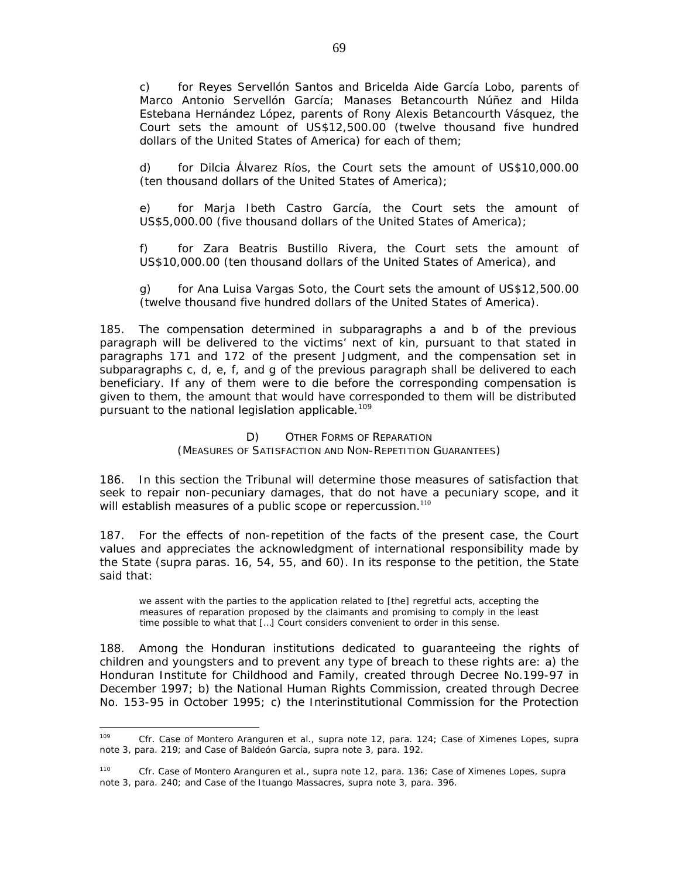c) for Reyes Servellón Santos and Bricelda Aide García Lobo, parents of Marco Antonio Servellón García; Manases Betancourth Núñez and Hilda Estebana Hernández López, parents of Rony Alexis Betancourth Vásquez, the Court sets the amount of US$12,500.00 (twelve thousand five hundred dollars of the United States of America) for each of them;

d) for Dilcia Álvarez Ríos, the Court sets the amount of US$10,000.00 (ten thousand dollars of the United States of America);

e) for Marja Ibeth Castro García, the Court sets the amount of US$5,000.00 (five thousand dollars of the United States of America);

f) for Zara Beatris Bustillo Rivera, the Court sets the amount of US$10,000.00 (ten thousand dollars of the United States of America), and

g) for Ana Luisa Vargas Soto, the Court sets the amount of US$12,500.00 (twelve thousand five hundred dollars of the United States of America).

185. The compensation determined in subparagraphs a and b of the previous paragraph will be delivered to the victims' next of kin, pursuant to that stated in paragraphs 171 and 172 of the present Judgment, and the compensation set in subparagraphs c, d, e, f, and g of the previous paragraph shall be delivered to each beneficiary. If any of them were to die before the corresponding compensation is given to them, the amount that would have corresponded to them will be distributed pursuant to the national legislation applicable.[109]

### D) OTHER FORMS OF REPARATION
### (MEASURES OF SATISFACTION AND NON-REPETITION GUARANTEES)

186. In this section the Tribunal will determine those measures of satisfaction that seek to repair non-pecuniary damages, that do not have a pecuniary scope, and it will establish measures of a public scope or repercussion.[110]

187. For the effects of non-repetition of the facts of the present case, the Court values and appreciates the acknowledgment of international responsibility made by the State (*supra* paras. 16, 54, 55, and 60). In its response to the petition, the State said that:

> we assent with the parties to the application related to [the] regretful acts, accepting the measures of reparation proposed by the claimants and promising to comply in the least time possible to what that […] Court considers convenient to order in this sense.

188. Among the Honduran institutions dedicated to guaranteeing the rights of children and youngsters and to prevent any type of breach to these rights are: a) the Honduran Institute for Childhood and Family, created through Decree No.199-97 in December 1997; b) the National Human Rights Commission, created through Decree No. 153-95 in October 1995; c) the Interinstitutional Commission for the Protection

---

[109] *Cfr. Case of Montero Aranguren et al., supra* note 12, para. 124; *Case of Ximenes Lopes, supra* note 3, para. 219; and *Case of Baldeón García, supra* note 3, para. 192.

[110] *Cfr. Case of Montero Aranguren et al., supra* note 12, para. 136; *Case of Ximenes Lopes, supra* note 3, para. 240; and *Case of the Ituango Massacres, supra* note 3, para. 396.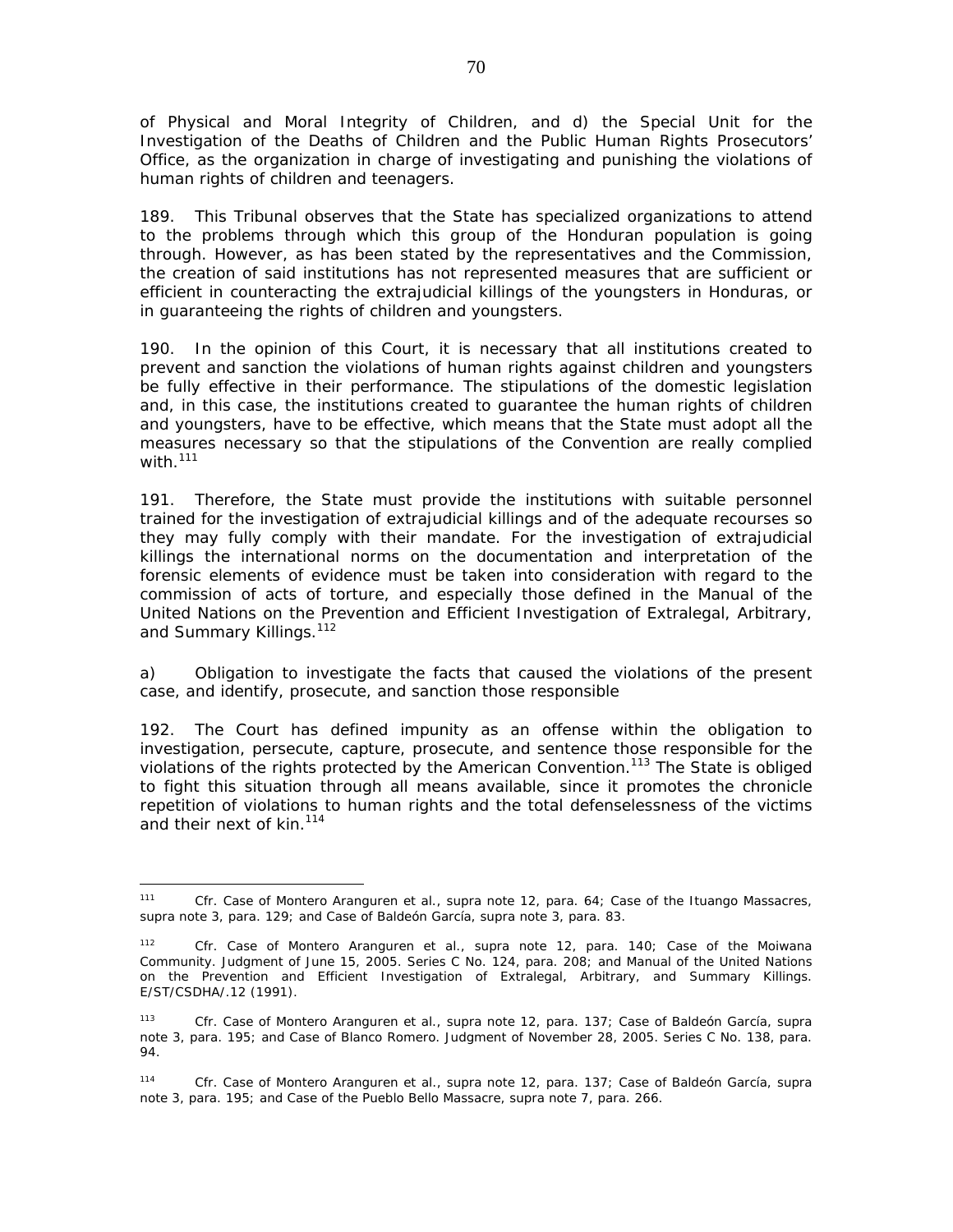of Physical and Moral Integrity of Children, and d) the Special Unit for the Investigation of the Deaths of Children and the Public Human Rights Prosecutors' Office, as the organization in charge of investigating and punishing the violations of human rights of children and teenagers.

189. This Tribunal observes that the State has specialized organizations to attend to the problems through which this group of the Honduran population is going through. However, as has been stated by the representatives and the Commission, the creation of said institutions has not represented measures that are sufficient or efficient in counteracting the extrajudicial killings of the youngsters in Honduras, or in guaranteeing the rights of children and youngsters.

190. In the opinion of this Court, it is necessary that all institutions created to prevent and sanction the violations of human rights against children and youngsters be fully effective in their performance. The stipulations of the domestic legislation and, in this case, the institutions created to guarantee the human rights of children and youngsters, have to be effective, which means that the State must adopt all the measures necessary so that the stipulations of the Convention are really complied with.[111]

191. Therefore, the State must provide the institutions with suitable personnel trained for the investigation of extrajudicial killings and of the adequate recourses so they may fully comply with their mandate. For the investigation of extrajudicial killings the international norms on the documentation and interpretation of the forensic elements of evidence must be taken into consideration with regard to the commission of acts of torture, and especially those defined in the Manual of the United Nations on the Prevention and Efficient Investigation of Extralegal, Arbitrary, and Summary Killings.[112]

*a) Obligation to investigate the facts that caused the violations of the present case, and identify, prosecute, and sanction those responsible*

192. The Court has defined impunity as an offense within the obligation to investigation, persecute, capture, prosecute, and sentence those responsible for the violations of the rights protected by the American Convention.[113] The State is obliged to fight this situation through all means available, since it promotes the chronicle repetition of violations to human rights and the total defenselessness of the victims and their next of kin.[114]

---

[111] Cfr. Case of Montero Aranguren et al., supra note 12, para. 64; Case of the Ituango Massacres, supra note 3, para. 129; and Case of Baldeón García, supra note 3, para. 83.

[112] Cfr. Case of Montero Aranguren et al., supra note 12, para. 140; Case of the Moiwana Community. Judgment of June 15, 2005. Series C No. 124, para. 208; and Manual of the United Nations on the Prevention and Efficient Investigation of Extralegal, Arbitrary, and Summary Killings. E/ST/CSDHA/.12 (1991).

[113] Cfr. Case of Montero Aranguren et al., supra note 12, para. 137; Case of Baldeón García, supra note 3, para. 195; and Case of Blanco Romero. Judgment of November 28, 2005. Series C No. 138, para. 94.

[114] Cfr. Case of Montero Aranguren et al., supra note 12, para. 137; Case of Baldeón García, supra note 3, para. 195; and Case of the Pueblo Bello Massacre, supra note 7, para. 266.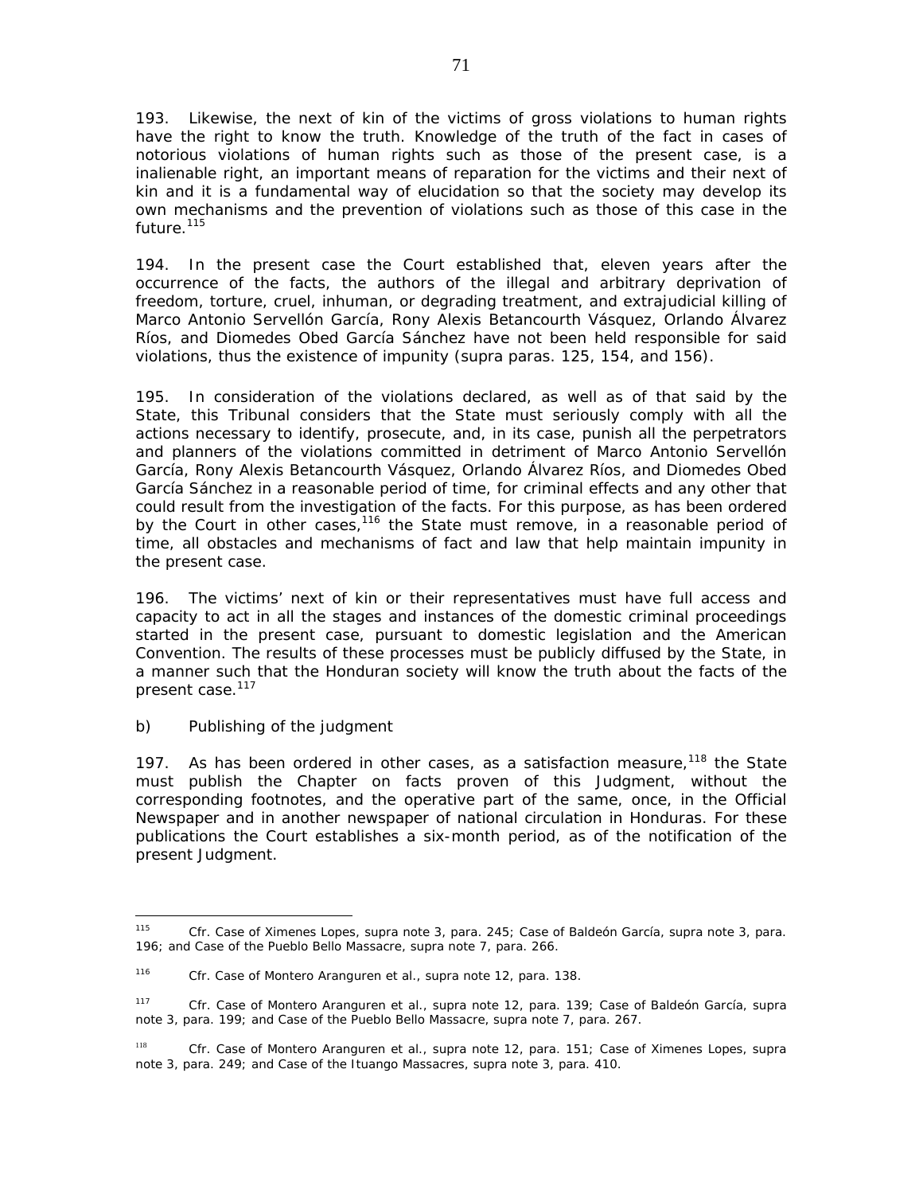193. Likewise, the next of kin of the victims of gross violations to human rights have the right to know the truth. Knowledge of the truth of the fact in cases of notorious violations of human rights such as those of the present case, is a inalienable right, an important means of reparation for the victims and their next of kin and it is a fundamental way of elucidation so that the society may develop its own mechanisms and the prevention of violations such as those of this case in the future.[115]

194. In the present case the Court established that, eleven years after the occurrence of the facts, the authors of the illegal and arbitrary deprivation of freedom, torture, cruel, inhuman, or degrading treatment, and extrajudicial killing of Marco Antonio Servellón García, Rony Alexis Betancourth Vásquez, Orlando Álvarez Ríos, and Diomedes Obed García Sánchez have not been held responsible for said violations, thus the existence of impunity (*supra* paras. 125, 154, and 156).

195. In consideration of the violations declared, as well as of that said by the State, this Tribunal considers that the State must seriously comply with all the actions necessary to identify, prosecute, and, in its case, punish all the perpetrators and planners of the violations committed in detriment of Marco Antonio Servellón García, Rony Alexis Betancourth Vásquez, Orlando Álvarez Ríos, and Diomedes Obed García Sánchez in a reasonable period of time, for criminal effects and any other that could result from the investigation of the facts. For this purpose, as has been ordered by the Court in other cases,[116] the State must remove, in a reasonable period of time, all obstacles and mechanisms of fact and law that help maintain impunity in the present case.

196. The victims' next of kin or their representatives must have full access and capacity to act in all the stages and instances of the domestic criminal proceedings started in the present case, pursuant to domestic legislation and the American Convention. The results of these processes must be publicly diffused by the State, in a manner such that the Honduran society will know the truth about the facts of the present case.[117]

*b) Publishing of the judgment*

197. As has been ordered in other cases, as a satisfaction measure,[118] the State must publish the Chapter on facts proven of this Judgment, without the corresponding footnotes, and the operative part of the same, once, in the Official Newspaper and in another newspaper of national circulation in Honduras. For these publications the Court establishes a six-month period, as of the notification of the present Judgment.

---

[115] *Cfr. Case of Ximenes Lopes, supra* note 3, para. 245; *Case of Baldeón García, supra* note 3, para. 196; and *Case of the Pueblo Bello Massacre, supra* note 7, para. 266.

[116] *Cfr. Case of Montero Aranguren et al., supra* note 12, para. 138.

[117] *Cfr. Case of Montero Aranguren et al., supra* note 12, para. 139; *Case of Baldeón García, supra* note 3, para. 199; and *Case of the Pueblo Bello Massacre, supra* note 7, para. 267.

[118] *Cfr. Case of Montero Aranguren et al., supra* note 12, para. 151; *Case of Ximenes Lopes, supra* note 3, para. 249; and *Case of the Ituango Massacres, supra* note 3, para. 410.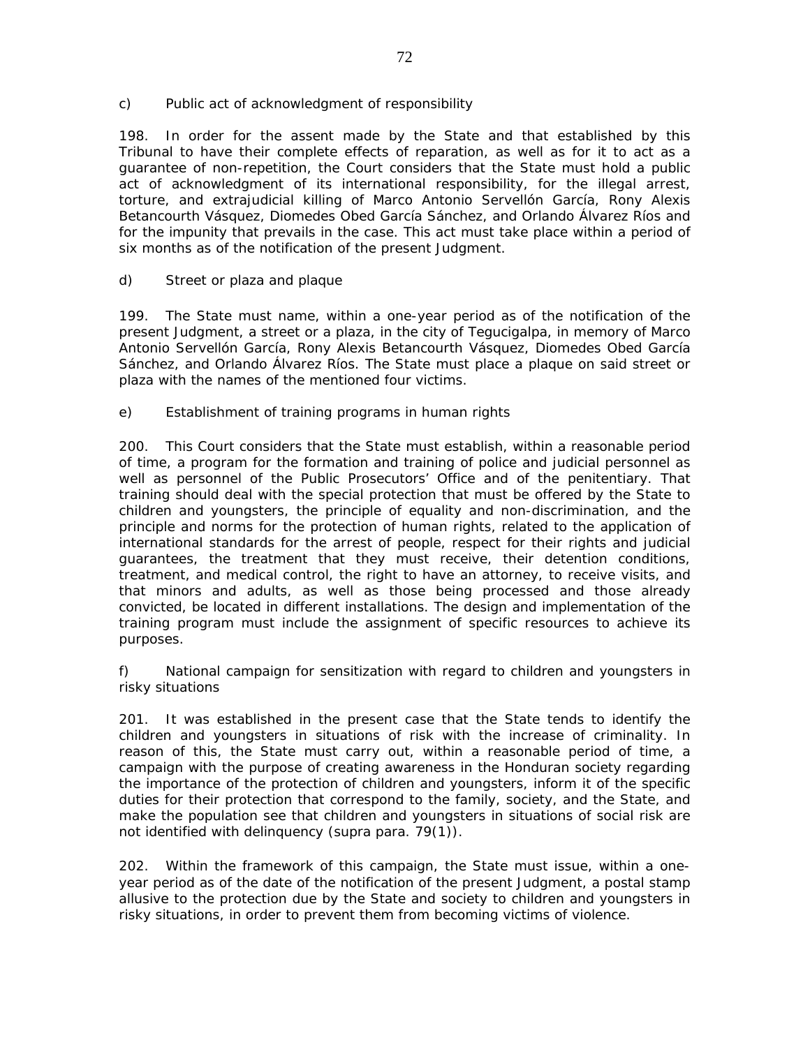c) Public act of acknowledgment of responsibility

198. In order for the assent made by the State and that established by this Tribunal to have their complete effects of reparation, as well as for it to act as a guarantee of non-repetition, the Court considers that the State must hold a public act of acknowledgment of its international responsibility, for the illegal arrest, torture, and extrajudicial killing of Marco Antonio Servellón García, Rony Alexis Betancourth Vásquez, Diomedes Obed García Sánchez, and Orlando Álvarez Ríos and for the impunity that prevails in the case. This act must take place within a period of six months as of the notification of the present Judgment.

d) Street or plaza and plaque

199. The State must name, within a one-year period as of the notification of the present Judgment, a street or a plaza, in the city of Tegucigalpa, in memory of Marco Antonio Servellón García, Rony Alexis Betancourth Vásquez, Diomedes Obed García Sánchez, and Orlando Álvarez Ríos. The State must place a plaque on said street or plaza with the names of the mentioned four victims.

e) Establishment of training programs in human rights

200. This Court considers that the State must establish, within a reasonable period of time, a program for the formation and training of police and judicial personnel as well as personnel of the Public Prosecutors' Office and of the penitentiary. That training should deal with the special protection that must be offered by the State to children and youngsters, the principle of equality and non-discrimination, and the principle and norms for the protection of human rights, related to the application of international standards for the arrest of people, respect for their rights and judicial guarantees, the treatment that they must receive, their detention conditions, treatment, and medical control, the right to have an attorney, to receive visits, and that minors and adults, as well as those being processed and those already convicted, be located in different installations. The design and implementation of the training program must include the assignment of specific resources to achieve its purposes.

f) National campaign for sensitization with regard to children and youngsters in risky situations

201. It was established in the present case that the State tends to identify the children and youngsters in situations of risk with the increase of criminality. In reason of this, the State must carry out, within a reasonable period of time, a campaign with the purpose of creating awareness in the Honduran society regarding the importance of the protection of children and youngsters, inform it of the specific duties for their protection that correspond to the family, society, and the State, and make the population see that children and youngsters in situations of social risk are not identified with delinquency (supra para. 79(1)).

202. Within the framework of this campaign, the State must issue, within a one-year period as of the date of the notification of the present Judgment, a postal stamp allusive to the protection due by the State and society to children and youngsters in risky situations, in order to prevent them from becoming victims of violence.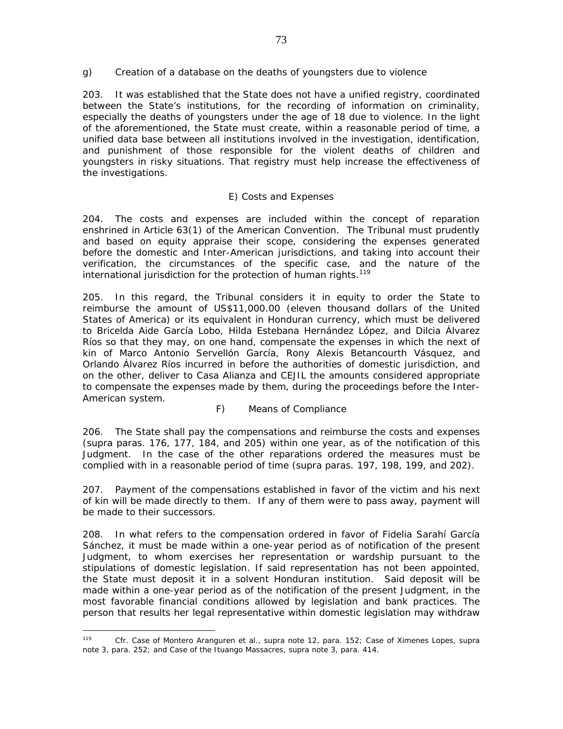g) Creation of a database on the deaths of youngsters due to violence

203. It was established that the State does not have a unified registry, coordinated between the State's institutions, for the recording of information on criminality, especially the deaths of youngsters under the age of 18 due to violence. In the light of the aforementioned, the State must create, within a reasonable period of time, a unified data base between all institutions involved in the investigation, identification, and punishment of those responsible for the violent deaths of children and youngsters in risky situations. That registry must help increase the effectiveness of the investigations.

### E) Costs and Expenses

204. The costs and expenses are included within the concept of reparation enshrined in Article 63(1) of the American Convention. The Tribunal must prudently and based on equity appraise their scope, considering the expenses generated before the domestic and Inter-American jurisdictions, and taking into account their verification, the circumstances of the specific case, and the nature of the international jurisdiction for the protection of human rights.[119]

205. In this regard, the Tribunal considers it in equity to order the State to reimburse the amount of US$11,000.00 (eleven thousand dollars of the United States of America) or its equivalent in Honduran currency, which must be delivered to Bricelda Aide García Lobo, Hilda Estebana Hernández López, and Dilcia Álvarez Ríos so that they may, on one hand, compensate the expenses in which the next of kin of Marco Antonio Servellón García, Rony Alexis Betancourth Vásquez, and Orlando Álvarez Ríos incurred in before the authorities of domestic jurisdiction, and on the other, deliver to Casa Alianza and CEJIL the amounts considered appropriate to compensate the expenses made by them, during the proceedings before the Inter-American system.

### F) Means of Compliance

206. The State shall pay the compensations and reimburse the costs and expenses (*supra* paras. 176, 177, 184, and 205) within one year, as of the notification of this Judgment. In the case of the other reparations ordered the measures must be complied with in a reasonable period of time (*supra* paras. 197, 198, 199, and 202).

207. Payment of the compensations established in favor of the victim and his next of kin will be made directly to them. If any of them were to pass away, payment will be made to their successors.

208. In what refers to the compensation ordered in favor of Fidelia Sarahí García Sánchez, it must be made within a one-year period as of notification of the present Judgment, to whom exercises her representation or wardship pursuant to the stipulations of domestic legislation. If said representation has not been appointed, the State must deposit it in a solvent Honduran institution. Said deposit will be made within a one-year period as of the notification of the present Judgment, in the most favorable financial conditions allowed by legislation and bank practices. The person that results her legal representative within domestic legislation may withdraw

---

[119] *Cfr. Case of Montero Aranguren et al.*, *supra* note 12, para. 152; *Case of Ximenes Lopes*, *supra* note 3, para. 252; and *Case of the Ituango Massacres*, *supra* note 3, para. 414.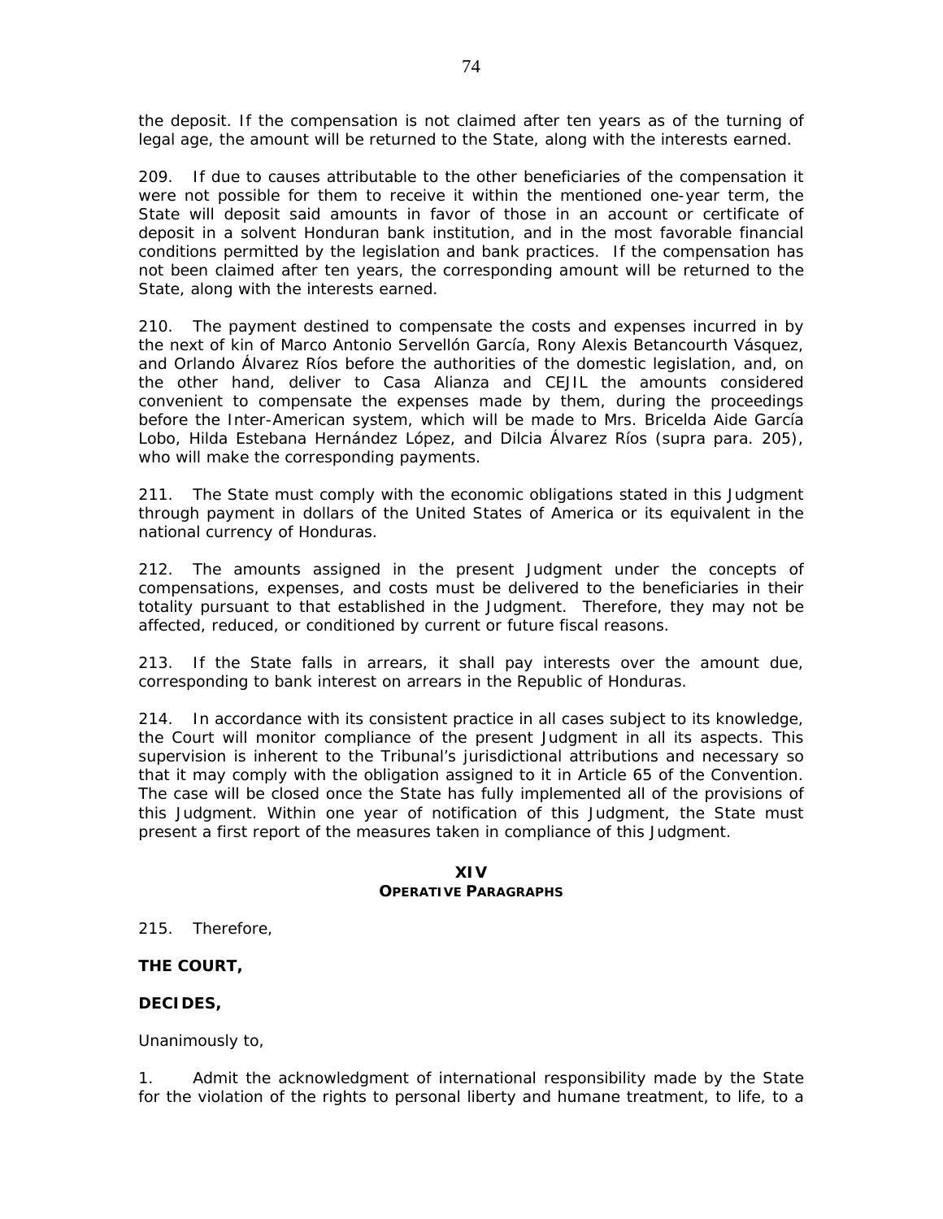the deposit. If the compensation is not claimed after ten years as of the turning of legal age, the amount will be returned to the State, along with the interests earned.

209. If due to causes attributable to the other beneficiaries of the compensation it were not possible for them to receive it within the mentioned one-year term, the State will deposit said amounts in favor of those in an account or certificate of deposit in a solvent Honduran bank institution, and in the most favorable financial conditions permitted by the legislation and bank practices. If the compensation has not been claimed after ten years, the corresponding amount will be returned to the State, along with the interests earned.

210. The payment destined to compensate the costs and expenses incurred in by the next of kin of Marco Antonio Servellón García, Rony Alexis Betancourth Vásquez, and Orlando Álvarez Ríos before the authorities of the domestic legislation, and, on the other hand, deliver to Casa Alianza and CEJIL the amounts considered convenient to compensate the expenses made by them, during the proceedings before the Inter-American system, which will be made to Mrs. Bricelda Aide García Lobo, Hilda Estebana Hernández López, and Dilcia Álvarez Ríos (supra para. 205), who will make the corresponding payments.

211. The State must comply with the economic obligations stated in this Judgment through payment in dollars of the United States of America or its equivalent in the national currency of Honduras.

212. The amounts assigned in the present Judgment under the concepts of compensations, expenses, and costs must be delivered to the beneficiaries in their totality pursuant to that established in the Judgment. Therefore, they may not be affected, reduced, or conditioned by current or future fiscal reasons.

213. If the State falls in arrears, it shall pay interests over the amount due, corresponding to bank interest on arrears in the Republic of Honduras.

214. In accordance with its consistent practice in all cases subject to its knowledge, the Court will monitor compliance of the present Judgment in all its aspects. This supervision is inherent to the Tribunal's jurisdictional attributions and necessary so that it may comply with the obligation assigned to it in Article 65 of the Convention. The case will be closed once the State has fully implemented all of the provisions of this Judgment. Within one year of notification of this Judgment, the State must present a first report of the measures taken in compliance of this Judgment.

## XIV
## OPERATIVE PARAGRAPHS

215. Therefore,

**THE COURT,**

**DECIDES,**

Unanimously to,

1. Admit the acknowledgment of international responsibility made by the State for the violation of the rights to personal liberty and humane treatment, to life, to a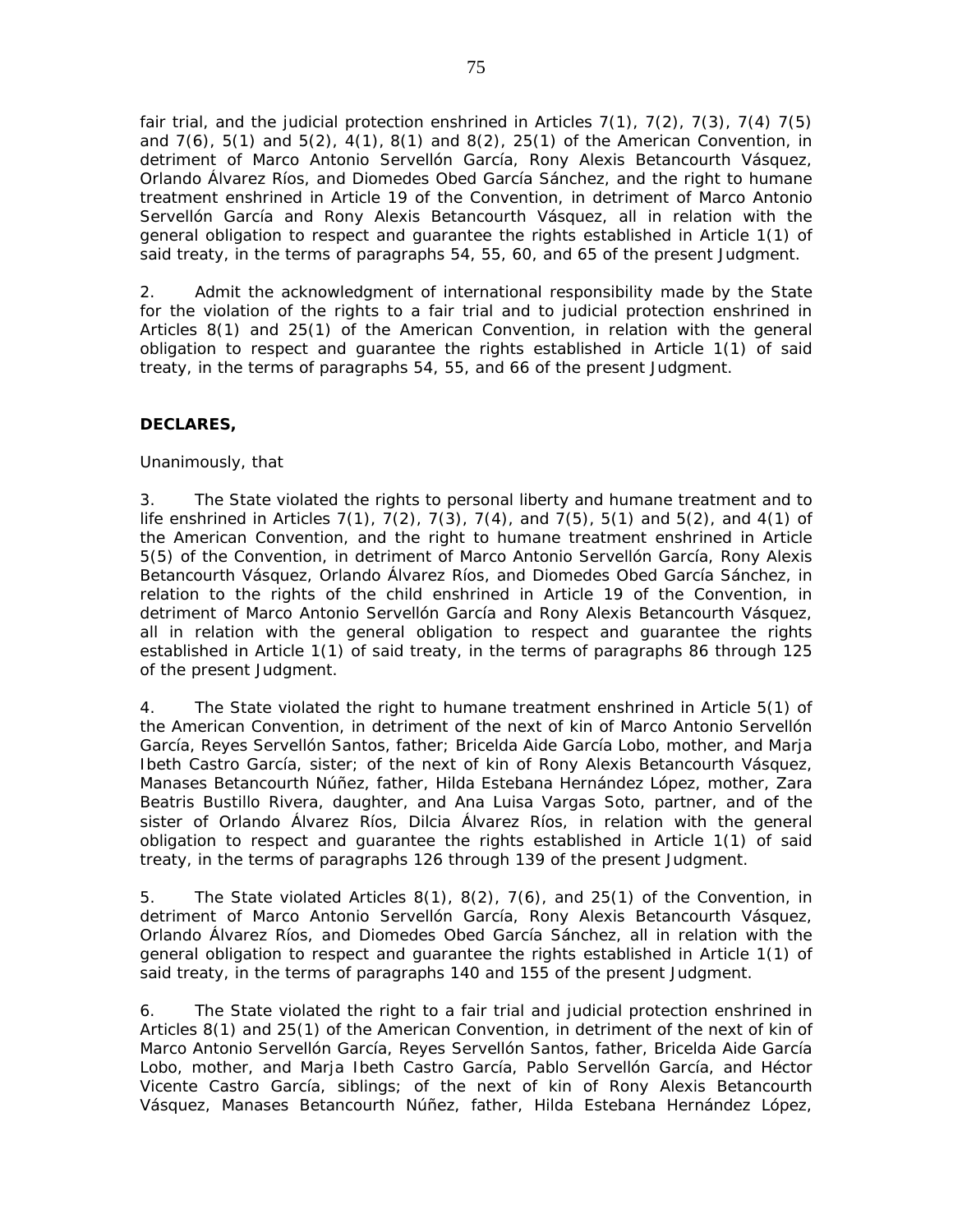fair trial, and the judicial protection enshrined in Articles 7(1), 7(2), 7(3), 7(4) 7(5) and 7(6), 5(1) and 5(2), 4(1), 8(1) and 8(2), 25(1) of the American Convention, in detriment of Marco Antonio Servellón García, Rony Alexis Betancourth Vásquez, Orlando Álvarez Ríos, and Diomedes Obed García Sánchez, and the right to humane treatment enshrined in Article 19 of the Convention, in detriment of Marco Antonio Servellón García and Rony Alexis Betancourth Vásquez, all in relation with the general obligation to respect and guarantee the rights established in Article 1(1) of said treaty, in the terms of paragraphs 54, 55, 60, and 65 of the present Judgment.

2. Admit the acknowledgment of international responsibility made by the State for the violation of the rights to a fair trial and to judicial protection enshrined in Articles 8(1) and 25(1) of the American Convention, in relation with the general obligation to respect and guarantee the rights established in Article 1(1) of said treaty, in the terms of paragraphs 54, 55, and 66 of the present Judgment.

**DECLARES,**

Unanimously, that

3. The State violated the rights to personal liberty and humane treatment and to life enshrined in Articles 7(1), 7(2), 7(3), 7(4), and 7(5), 5(1) and 5(2), and 4(1) of the American Convention, and the right to humane treatment enshrined in Article 5(5) of the Convention, in detriment of Marco Antonio Servellón García, Rony Alexis Betancourth Vásquez, Orlando Álvarez Ríos, and Diomedes Obed García Sánchez, in relation to the rights of the child enshrined in Article 19 of the Convention, in detriment of Marco Antonio Servellón García and Rony Alexis Betancourth Vásquez, all in relation with the general obligation to respect and guarantee the rights established in Article 1(1) of said treaty, in the terms of paragraphs 86 through 125 of the present Judgment.

4. The State violated the right to humane treatment enshrined in Article 5(1) of the American Convention, in detriment of the next of kin of Marco Antonio Servellón García, Reyes Servellón Santos, father; Bricelda Aide García Lobo, mother, and Marja Ibeth Castro García, sister; of the next of kin of Rony Alexis Betancourth Vásquez, Manases Betancourth Núñez, father, Hilda Estebana Hernández López, mother, Zara Beatris Bustillo Rivera, daughter, and Ana Luisa Vargas Soto, partner, and of the sister of Orlando Álvarez Ríos, Dilcia Álvarez Ríos, in relation with the general obligation to respect and guarantee the rights established in Article 1(1) of said treaty, in the terms of paragraphs 126 through 139 of the present Judgment.

5. The State violated Articles 8(1), 8(2), 7(6), and 25(1) of the Convention, in detriment of Marco Antonio Servellón García, Rony Alexis Betancourth Vásquez, Orlando Álvarez Ríos, and Diomedes Obed García Sánchez, all in relation with the general obligation to respect and guarantee the rights established in Article 1(1) of said treaty, in the terms of paragraphs 140 and 155 of the present Judgment.

6. The State violated the right to a fair trial and judicial protection enshrined in Articles 8(1) and 25(1) of the American Convention, in detriment of the next of kin of Marco Antonio Servellón García, Reyes Servellón Santos, father, Bricelda Aide García Lobo, mother, and Marja Ibeth Castro García, Pablo Servellón García, and Héctor Vicente Castro García, siblings; of the next of kin of Rony Alexis Betancourth Vásquez, Manases Betancourth Núñez, father, Hilda Estebana Hernández López,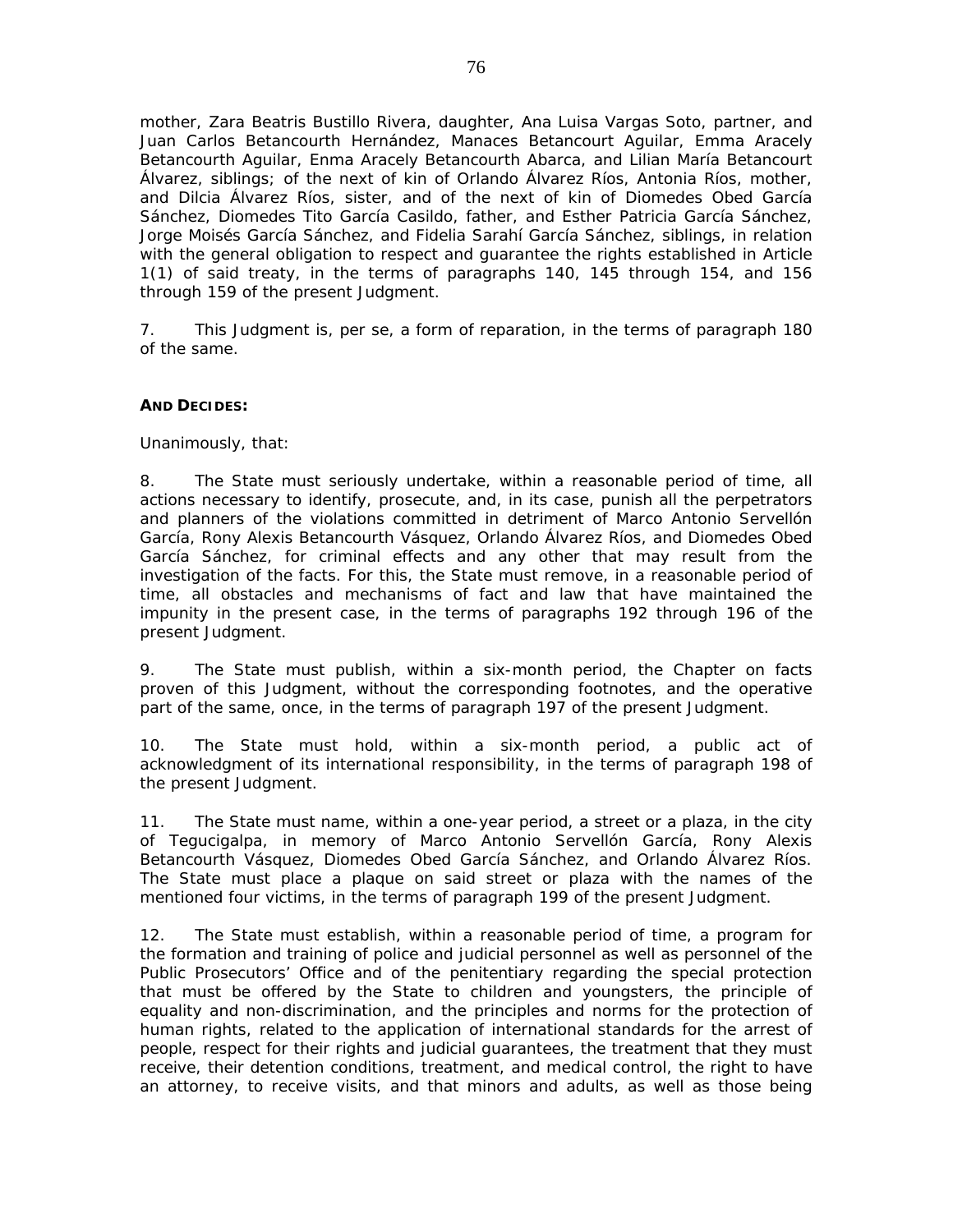mother, Zara Beatris Bustillo Rivera, daughter, Ana Luisa Vargas Soto, partner, and Juan Carlos Betancourth Hernández, Manaces Betancourt Aguilar, Emma Aracely Betancourth Aguilar, Enma Aracely Betancourth Abarca, and Lilian María Betancourt Álvarez, siblings; of the next of kin of Orlando Álvarez Ríos, Antonia Ríos, mother, and Dilcia Álvarez Ríos, sister, and of the next of kin of Diomedes Obed García Sánchez, Diomedes Tito García Casildo, father, and Esther Patricia García Sánchez, Jorge Moisés García Sánchez, and Fidelia Sarahí García Sánchez, siblings, in relation with the general obligation to respect and guarantee the rights established in Article 1(1) of said treaty, in the terms of paragraphs 140, 145 through 154, and 156 through 159 of the present Judgment.

7. This Judgment is, per se, a form of reparation, in the terms of paragraph 180 of the same.

**AND DECIDES:**

Unanimously, that:

8. The State must seriously undertake, within a reasonable period of time, all actions necessary to identify, prosecute, and, in its case, punish all the perpetrators and planners of the violations committed in detriment of Marco Antonio Servellón García, Rony Alexis Betancourth Vásquez, Orlando Álvarez Ríos, and Diomedes Obed García Sánchez, for criminal effects and any other that may result from the investigation of the facts. For this, the State must remove, in a reasonable period of time, all obstacles and mechanisms of fact and law that have maintained the impunity in the present case, in the terms of paragraphs 192 through 196 of the present Judgment.

9. The State must publish, within a six-month period, the Chapter on facts proven of this Judgment, without the corresponding footnotes, and the operative part of the same, once, in the terms of paragraph 197 of the present Judgment.

10. The State must hold, within a six-month period, a public act of acknowledgment of its international responsibility, in the terms of paragraph 198 of the present Judgment.

11. The State must name, within a one-year period, a street or a plaza, in the city of Tegucigalpa, in memory of Marco Antonio Servellón García, Rony Alexis Betancourth Vásquez, Diomedes Obed García Sánchez, and Orlando Álvarez Ríos. The State must place a plaque on said street or plaza with the names of the mentioned four victims, in the terms of paragraph 199 of the present Judgment.

12. The State must establish, within a reasonable period of time, a program for the formation and training of police and judicial personnel as well as personnel of the Public Prosecutors' Office and of the penitentiary regarding the special protection that must be offered by the State to children and youngsters, the principle of equality and non-discrimination, and the principles and norms for the protection of human rights, related to the application of international standards for the arrest of people, respect for their rights and judicial guarantees, the treatment that they must receive, their detention conditions, treatment, and medical control, the right to have an attorney, to receive visits, and that minors and adults, as well as those being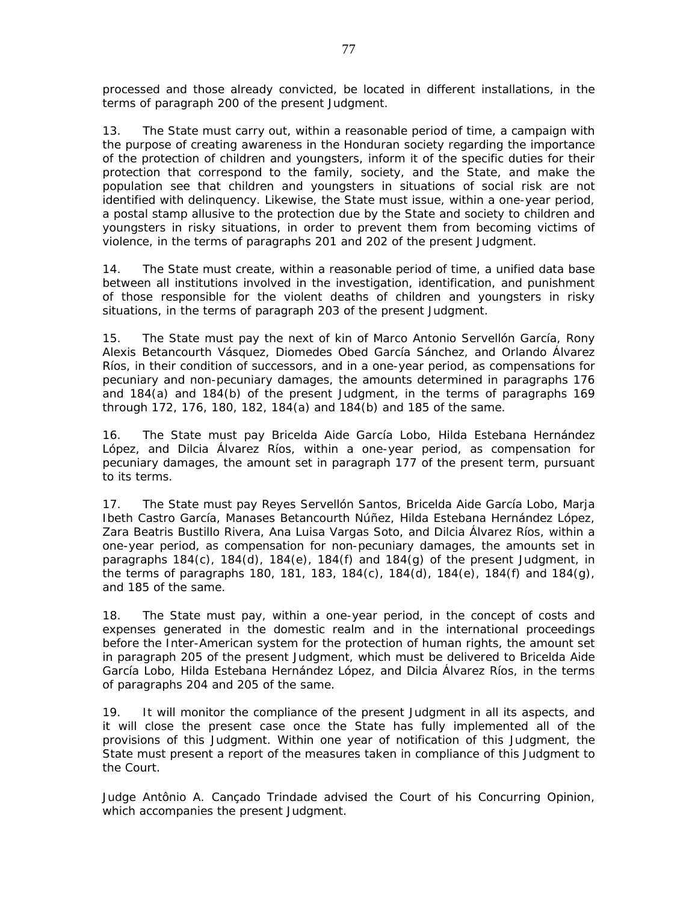processed and those already convicted, be located in different installations, in the terms of paragraph 200 of the present Judgment.

13. The State must carry out, within a reasonable period of time, a campaign with the purpose of creating awareness in the Honduran society regarding the importance of the protection of children and youngsters, inform it of the specific duties for their protection that correspond to the family, society, and the State, and make the population see that children and youngsters in situations of social risk are not identified with delinquency. Likewise, the State must issue, within a one-year period, a postal stamp allusive to the protection due by the State and society to children and youngsters in risky situations, in order to prevent them from becoming victims of violence, in the terms of paragraphs 201 and 202 of the present Judgment.

14. The State must create, within a reasonable period of time, a unified data base between all institutions involved in the investigation, identification, and punishment of those responsible for the violent deaths of children and youngsters in risky situations, in the terms of paragraph 203 of the present Judgment.

15. The State must pay the next of kin of Marco Antonio Servellón García, Rony Alexis Betancourth Vásquez, Diomedes Obed García Sánchez, and Orlando Álvarez Ríos, in their condition of successors, and in a one-year period, as compensations for pecuniary and non-pecuniary damages, the amounts determined in paragraphs 176 and 184(a) and 184(b) of the present Judgment, in the terms of paragraphs 169 through 172, 176, 180, 182, 184(a) and 184(b) and 185 of the same.

16. The State must pay Bricelda Aide García Lobo, Hilda Estebana Hernández López, and Dilcia Álvarez Ríos, within a one-year period, as compensation for pecuniary damages, the amount set in paragraph 177 of the present term, pursuant to its terms.

17. The State must pay Reyes Servellón Santos, Bricelda Aide García Lobo, Marja Ibeth Castro García, Manases Betancourth Núñez, Hilda Estebana Hernández López, Zara Beatris Bustillo Rivera, Ana Luisa Vargas Soto, and Dilcia Álvarez Ríos, within a one-year period, as compensation for non-pecuniary damages, the amounts set in paragraphs 184(c), 184(d), 184(e), 184(f) and 184(g) of the present Judgment, in the terms of paragraphs 180, 181, 183, 184(c), 184(d), 184(e), 184(f) and 184(g), and 185 of the same.

18. The State must pay, within a one-year period, in the concept of costs and expenses generated in the domestic realm and in the international proceedings before the Inter-American system for the protection of human rights, the amount set in paragraph 205 of the present Judgment, which must be delivered to Bricelda Aide García Lobo, Hilda Estebana Hernández López, and Dilcia Álvarez Ríos, in the terms of paragraphs 204 and 205 of the same.

19. It will monitor the compliance of the present Judgment in all its aspects, and it will close the present case once the State has fully implemented all of the provisions of this Judgment. Within one year of notification of this Judgment, the State must present a report of the measures taken in compliance of this Judgment to the Court.

Judge Antônio A. Cançado Trindade advised the Court of his Concurring Opinion, which accompanies the present Judgment.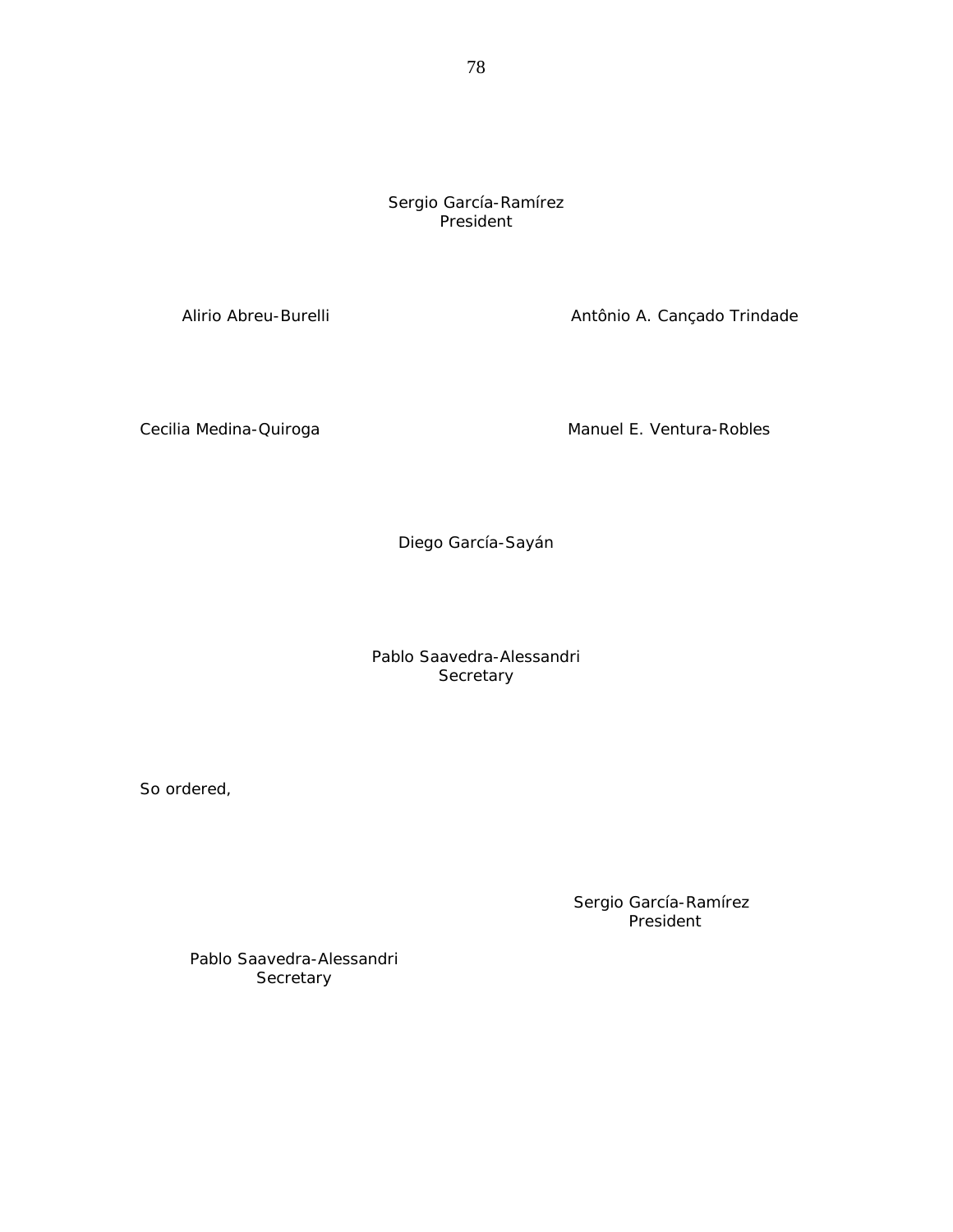Sergio García-Ramírez
President

Alirio Abreu-Burelli

Antônio A. Cançado Trindade

Cecilia Medina-Quiroga

Manuel E. Ventura-Robles

Diego García-Sayán

Pablo Saavedra-Alessandri
Secretary

So ordered,

Sergio García-Ramírez
President

Pablo Saavedra-Alessandri
Secretary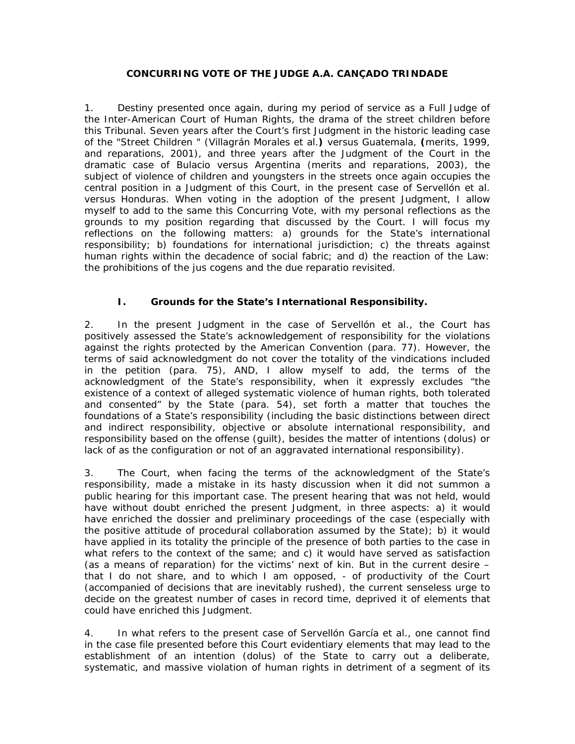## CONCURRING VOTE OF THE JUDGE A.A. CANÇADO TRINDADE

1. Destiny presented once again, during my period of service as a Full Judge of the Inter-American Court of Human Rights, the drama of the street children before this Tribunal. Seven years after the Court's first Judgment in the historic leading case of the "Street Children " (Villagrán Morales et al.**)** versus Guatemala, **(**merits, 1999, and reparations, 2001), and three years after the Judgment of the Court in the dramatic case of Bulacio versus Argentina (merits and reparations, 2003), the subject of violence of children and youngsters in the streets once again occupies the central position in a Judgment of this Court, in the present case of Servellón et al. versus Honduras. When voting in the adoption of the present Judgment, I allow myself to add to the same this Concurring Vote, with my personal reflections as the grounds to my position regarding that discussed by the Court. I will focus my reflections on the following matters: a) grounds for the State's international responsibility; b) foundations for international jurisdiction; c) the threats against human rights within the decadence of social fabric; and d) the reaction of the Law: the prohibitions of the jus cogens and the due reparatio revisited.

### I. Grounds for the State's International Responsibility.

2. In the present Judgment in the case of Servellón et al., the Court has positively assessed the State's acknowledgement of responsibility for the violations against the rights protected by the American Convention (para. 77). However, the terms of said acknowledgment do not cover the totality of the vindications included in the petition (para. 75), AND, I allow myself to add, the terms of the acknowledgment of the State's responsibility, when it expressly excludes "the existence of a context of alleged systematic violence of human rights, both tolerated and consented" by the State (para. 54), set forth a matter that touches the foundations of a State's responsibility (including the basic distinctions between direct and indirect responsibility, objective or absolute international responsibility, and responsibility based on the offense (guilt), besides the matter of intentions (dolus) or lack of as the configuration or not of an aggravated international responsibility).

3. The Court, when facing the terms of the acknowledgment of the State's responsibility, made a mistake in its hasty discussion when it did not summon a public hearing for this important case. The present hearing that was not held, would have without doubt enriched the present Judgment, in three aspects: a) it would have enriched the dossier and preliminary proceedings of the case (especially with the positive attitude of procedural collaboration assumed by the State); b) it would have applied in its totality the principle of the presence of both parties to the case in what refers to the context of the same; and c) it would have served as satisfaction (as a means of reparation) for the victims' next of kin. But in the current desire – that I do not share, and to which I am opposed, - of productivity of the Court (accompanied of decisions that are inevitably rushed), the current senseless urge to decide on the greatest number of cases in record time, deprived it of elements that could have enriched this Judgment.

4. In what refers to the present case of Servellón García et al., one cannot find in the case file presented before this Court evidentiary elements that may lead to the establishment of an intention (dolus) of the State to carry out a deliberate, systematic, and massive violation of human rights in detriment of a segment of its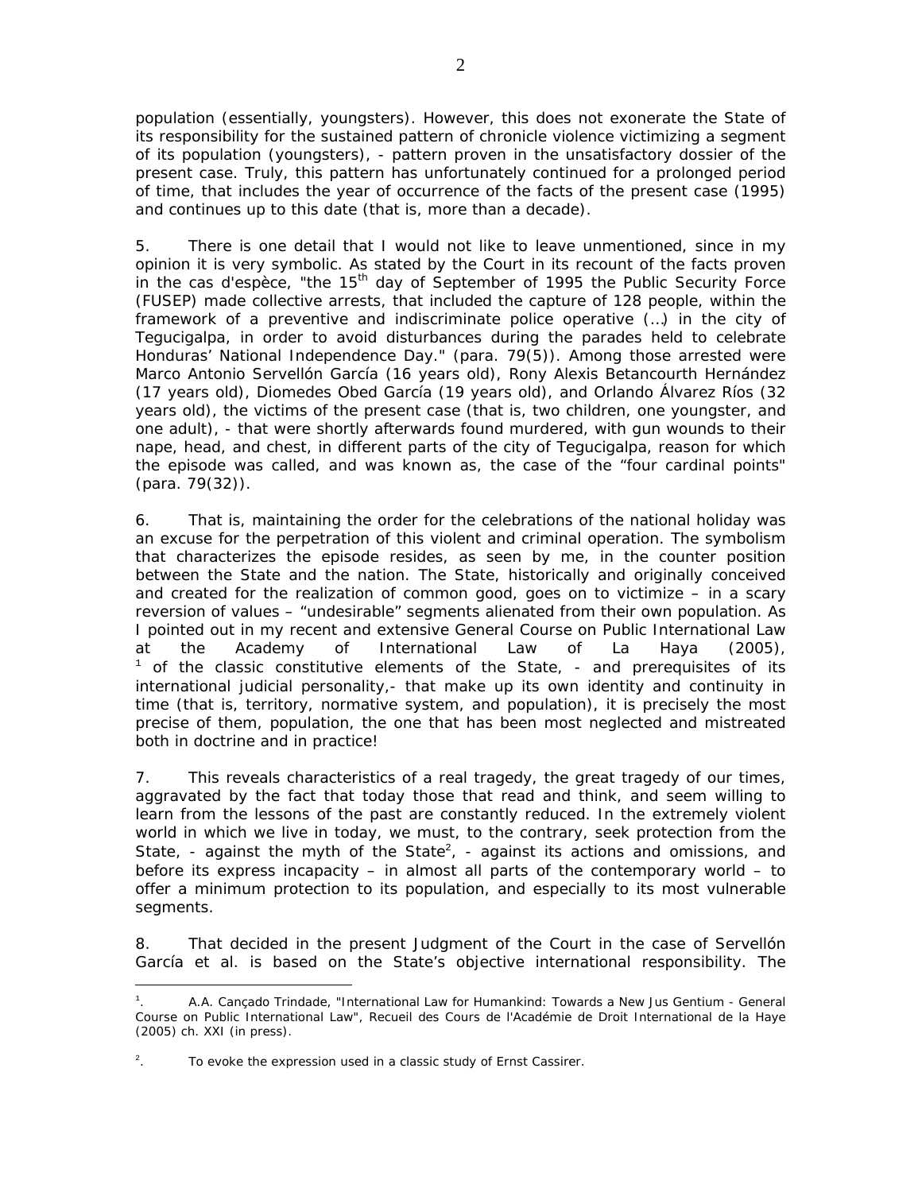population (essentially, youngsters). However, this does not exonerate the State of its responsibility for the sustained pattern of chronicle violence victimizing a segment of its population (youngsters), - pattern proven in the unsatisfactory dossier of the present case. Truly, this pattern has unfortunately continued for a prolonged period of time, that includes the year of occurrence of the facts of the present case (1995) and continues up to this date (that is, more than a decade).

5. There is one detail that I would not like to leave unmentioned, since in my opinion it is very symbolic. As stated by the Court in its recount of the facts proven in the *cas d'espèce*, "the 15th day of September of 1995 the Public Security Force (FUSEP) made collective arrests, that included the capture of 128 people, within the framework of a preventive and indiscriminate police operative (…) in the city of Tegucigalpa, in order to avoid disturbances during the parades held to celebrate Honduras' National Independence Day." (para. 79(5)). Among those arrested were Marco Antonio Servellón García (16 years old), Rony Alexis Betancourth Hernández (17 years old), Diomedes Obed García (19 years old), and Orlando Álvarez Ríos (32 years old), the victims of the present case (that is, two children, one youngster, and one adult), - that were shortly afterwards found murdered, with gun wounds to their nape, head, and chest, in different parts of the city of Tegucigalpa, reason for which the episode was called, and was known as, the case of the "four cardinal points" (para. 79(32)).

6. That is, maintaining the order for the celebrations of the national holiday was an excuse for the perpetration of this violent and criminal operation. The symbolism that characterizes the episode resides, as seen by me, in the counter position between the State and the nation. The State, historically and originally conceived and created for the realization of common good, goes on to victimize – in a scary reversion of values – "undesirable" segments alienated from their own population. As I pointed out in my recent and extensive General Course on Public International Law at the Academy of International Law of La Haya (2005), [1] of the classic constitutive elements of the State, - and prerequisites of its international judicial personality,- that make up its own identity and continuity in time (that is, territory, normative system, and population), it is precisely the most precise of them, population, the one that has been most neglected and mistreated both in doctrine and in practice!

7. This reveals characteristics of a real tragedy, the great tragedy of our times, aggravated by the fact that today those that read and think, and seem willing to learn from the lessons of the past are constantly reduced. In the extremely violent world in which we live in today, we must, to the contrary, seek protection from the State, - against the myth of the State[2], - against its actions and omissions, and before its express incapacity – in almost all parts of the contemporary world – to offer a minimum protection to its population, and especially to its most vulnerable segments.

8. That decided in the present Judgment of the Court in the case of *Servellón García et al.* is based on the State's objective international responsibility. The

---

[1]. A.A. Cançado Trindade, "International Law for Humankind: Towards a New Jus Gentium - General Course on Public International Law", *Recueil des Cours de l'Académie de Droit International de la Haye* (2005) ch. XXI (in press).

[2]. To evoke the expression used in a classic study of Ernst Cassirer.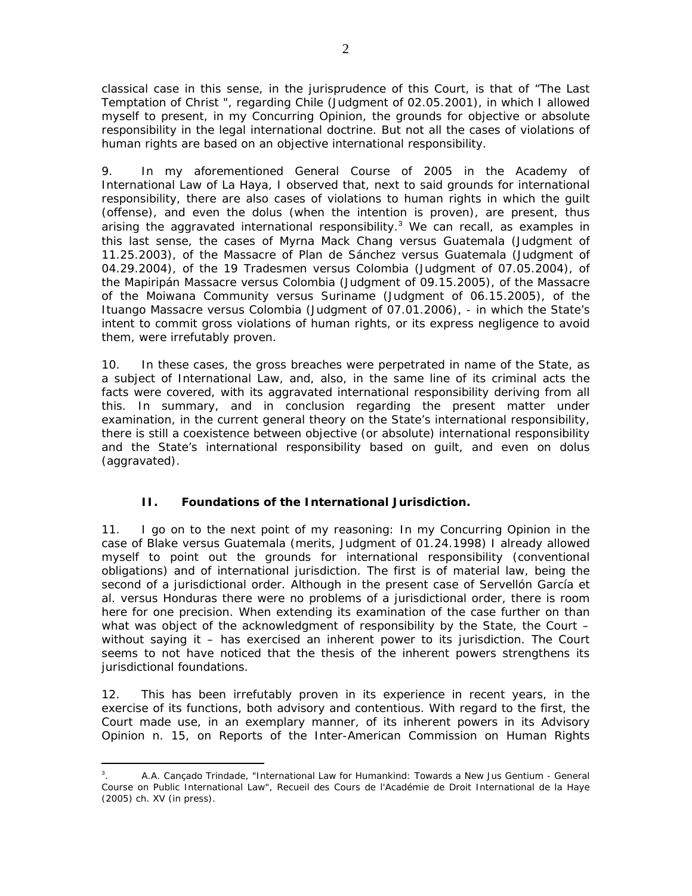classical case in this sense, in the jurisprudence of this Court, is that of "The Last Temptation of Christ ", regarding Chile (Judgment of 02.05.2001), in which I allowed myself to present, in my Concurring Opinion, the grounds for objective or absolute responsibility in the legal international doctrine. But not all the cases of violations of human rights are based on an objective international responsibility.

9. In my aforementioned General Course of 2005 in the Academy of International Law of La Haya, I observed that, next to said grounds for international responsibility, there are also cases of violations to human rights in which the guilt (offense), and even the dolus (when the intention is proven), are present, thus arising the aggravated international responsibility.[3] We can recall, as examples in this last sense, the cases of Myrna Mack Chang versus Guatemala (Judgment of 11.25.2003), of the Massacre of Plan de Sánchez versus Guatemala (Judgment of 04.29.2004), of the 19 Tradesmen versus Colombia (Judgment of 07.05.2004), of the Mapiripán Massacre versus Colombia (Judgment of 09.15.2005), of the Massacre of the Moiwana Community versus Suriname (Judgment of 06.15.2005), of the Ituango Massacre versus Colombia (Judgment of 07.01.2006), - in which the State's intent to commit gross violations of human rights, or its express negligence to avoid them, were irrefutably proven.

10. In these cases, the gross breaches were perpetrated in name of the State, as a subject of International Law, and, also, in the same line of its criminal acts the facts were covered, with its aggravated international responsibility deriving from all this. In summary, and in conclusion regarding the present matter under examination, in the current general theory on the State's international responsibility, there is still a coexistence between objective (or absolute) international responsibility and the State's international responsibility based on guilt, and even on dolus (aggravated).

## II. Foundations of the International Jurisdiction.

11. I go on to the next point of my reasoning: In my Concurring Opinion in the case of Blake versus Guatemala (merits, Judgment of 01.24.1998) I already allowed myself to point out the grounds for international responsibility (conventional obligations) and of international jurisdiction. The first is of material law, being the second of a jurisdictional order. Although in the present case of Servellón García et al. versus Honduras there were no problems of a jurisdictional order, there is room here for one precision. When extending its examination of the case further on than what was object of the acknowledgment of responsibility by the State, the Court – without saying it – has exercised an inherent power to its jurisdiction. The Court seems to not have noticed that the thesis of the inherent powers strengthens its jurisdictional foundations.

12. This has been irrefutably proven in its experience in recent years, in the exercise of its functions, both advisory and contentious. With regard to the first, the Court made use, in an exemplary manner, of its inherent powers in its Advisory Opinion n. 15, on Reports of the Inter-American Commission on Human Rights

---

[3]. A.A. Cançado Trindade, "International Law for Humankind: Towards a New Jus Gentium - General Course on Public International Law", Recueil des Cours de l'Académie de Droit International de la Haye (2005) ch. XV (in press).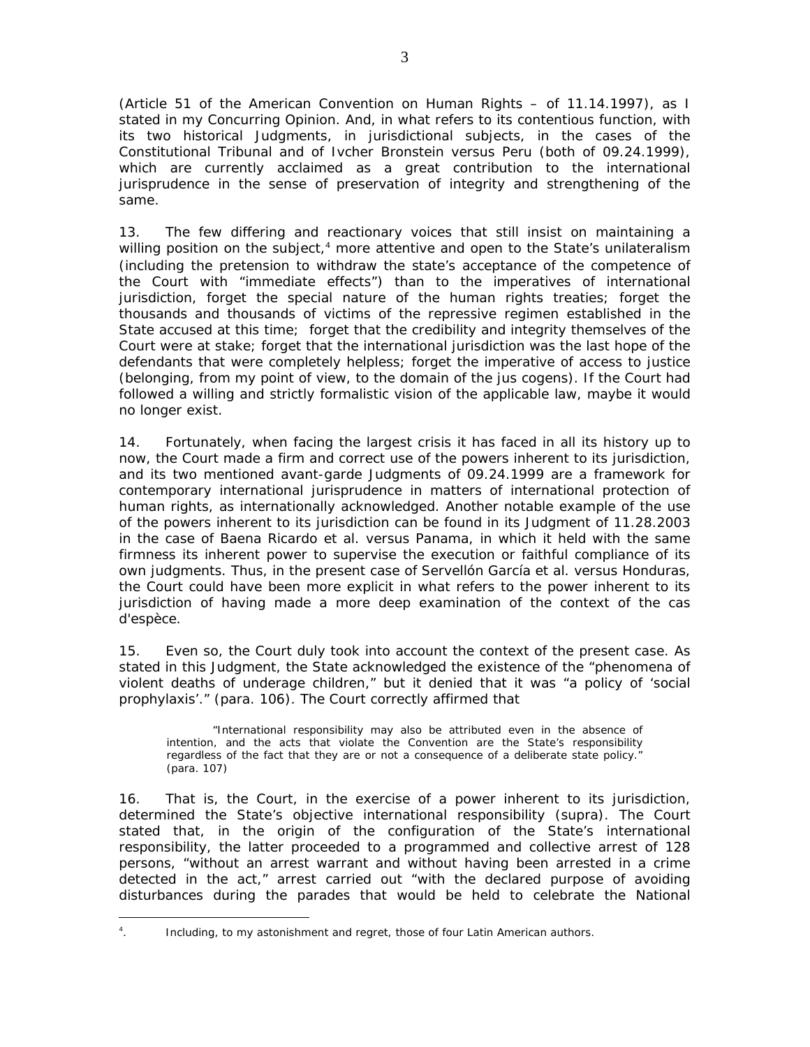(Article 51 of the American Convention on Human Rights – of 11.14.1997), as I stated in my Concurring Opinion. And, in what refers to its contentious function, with its two historical Judgments, in jurisdictional subjects, in the cases of the Constitutional Tribunal and of Ivcher Bronstein versus Peru (both of 09.24.1999), which are currently acclaimed as a great contribution to the international jurisprudence in the sense of preservation of integrity and strengthening of the same.

13. The few differing and reactionary voices that still insist on maintaining a willing position on the subject,[4] more attentive and open to the State's unilateralism (including the pretension to withdraw the state's acceptance of the competence of the Court with "immediate effects") than to the imperatives of international jurisdiction, forget the special nature of the human rights treaties; forget the thousands and thousands of victims of the repressive regimen established in the State accused at this time; forget that the credibility and integrity themselves of the Court were at stake; forget that the international jurisdiction was the last hope of the defendants that were completely helpless; forget the imperative of access to justice (belonging, from my point of view, to the domain of the jus cogens). If the Court had followed a willing and strictly formalistic vision of the applicable law, maybe it would no longer exist.

14. Fortunately, when facing the largest crisis it has faced in all its history up to now, the Court made a firm and correct use of the powers inherent to its jurisdiction, and its two mentioned avant-garde Judgments of 09.24.1999 are a framework for contemporary international jurisprudence in matters of international protection of human rights, as internationally acknowledged. Another notable example of the use of the powers inherent to its jurisdiction can be found in its Judgment of 11.28.2003 in the case of Baena Ricardo et al. versus Panama, in which it held with the same firmness its inherent power to supervise the execution or faithful compliance of its own judgments. Thus, in the present case of Servellón García et al. versus Honduras, the Court could have been more explicit in what refers to the power inherent to its jurisdiction of having made a more deep examination of the context of the cas d'espèce.

15. Even so, the Court duly took into account the context of the present case. As stated in this Judgment, the State acknowledged the existence of the "phenomena of violent deaths of underage children," but it denied that it was "a policy of 'social prophylaxis'." (para. 106). The Court correctly affirmed that

> "International responsibility may also be attributed even in the absence of intention, and the acts that violate the Convention are the State's responsibility regardless of the fact that they are or not a consequence of a deliberate state policy." (para. 107)

16. That is, the Court, in the exercise of a power inherent to its jurisdiction, determined the State's objective international responsibility (supra). The Court stated that, in the origin of the configuration of the State's international responsibility, the latter proceeded to a programmed and collective arrest of 128 persons, "without an arrest warrant and without having been arrested in a crime detected in the act," arrest carried out "with the declared purpose of avoiding disturbances during the parades that would be held to celebrate the National

[4]. Including, to my astonishment and regret, those of four Latin American authors.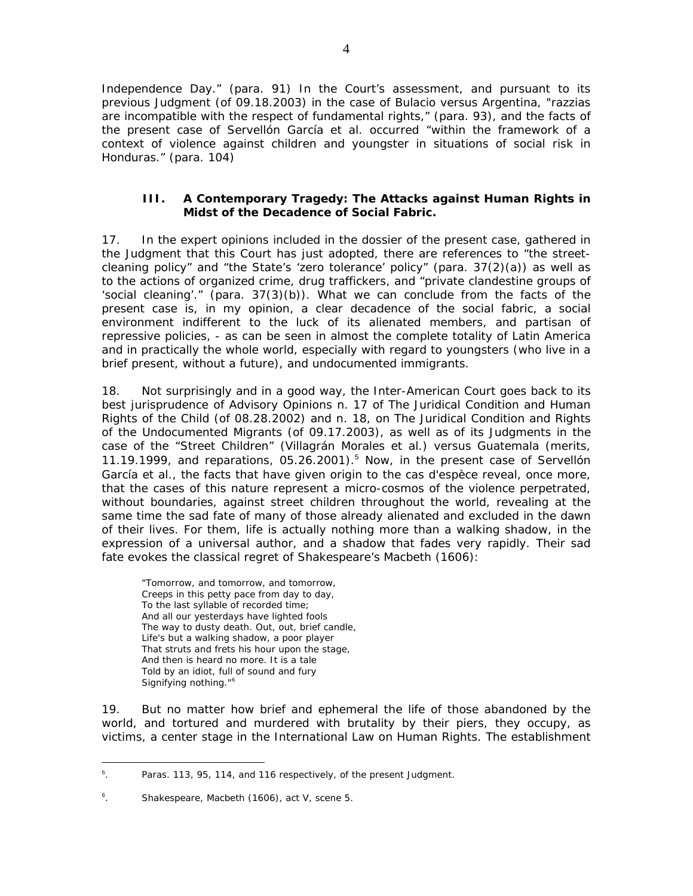Independence Day." (para. 91) In the Court's assessment, and pursuant to its previous Judgment (of 09.18.2003) in the case of Bulacio versus Argentina, "razzias are incompatible with the respect of fundamental rights," (para. 93), and the facts of the present case of Servellón García et al. occurred "within the framework of a context of violence against children and youngster in situations of social risk in Honduras." (para. 104)

### III. A Contemporary Tragedy: The Attacks against Human Rights in Midst of the Decadence of Social Fabric.

17. In the expert opinions included in the dossier of the present case, gathered in the Judgment that this Court has just adopted, there are references to "the street-cleaning policy" and "the State's 'zero tolerance' policy" (para. 37(2)(a)) as well as to the actions of organized crime, drug traffickers, and "private clandestine groups of 'social cleaning'." (para. 37(3)(b)). What we can conclude from the facts of the present case is, in my opinion, a clear decadence of the social fabric, a social environment indifferent to the luck of its alienated members, and partisan of repressive policies, - as can be seen in almost the complete totality of Latin America and in practically the whole world, especially with regard to youngsters (who live in a brief present, without a future), and undocumented immigrants.

18. Not surprisingly and in a good way, the Inter-American Court goes back to its best jurisprudence of Advisory Opinions n. 17 of The Juridical Condition and Human Rights of the Child (of 08.28.2002) and n. 18, on The Juridical Condition and Rights of the Undocumented Migrants (of 09.17.2003), as well as of its Judgments in the case of the "Street Children" (Villagrán Morales et al.) versus Guatemala (merits, 11.19.1999, and reparations, 05.26.2001).[5] Now, in the present case of Servellón García et al., the facts that have given origin to the cas d'espèce reveal, once more, that the cases of this nature represent a micro-cosmos of the violence perpetrated, without boundaries, against street children throughout the world, revealing at the same time the sad fate of many of those already alienated and excluded in the dawn of their lives. For them, life is actually nothing more than a walking shadow, in the expression of a universal author, and a shadow that fades very rapidly. Their sad fate evokes the classical regret of Shakespeare's Macbeth (1606):

> "Tomorrow, and tomorrow, and tomorrow,
> Creeps in this petty pace from day to day,
> To the last syllable of recorded time;
> And all our yesterdays have lighted fools
> The way to dusty death. Out, out, brief candle,
> Life's but a walking shadow, a poor player
> That struts and frets his hour upon the stage,
> And then is heard no more. It is a tale
> Told by an idiot, full of sound and fury
> Signifying nothing."[6]

19. But no matter how brief and ephemeral the life of those abandoned by the world, and tortured and murdered with brutality by their piers, they occupy, as victims, a center stage in the International Law on Human Rights. The establishment

---

[5]. Paras. 113, 95, 114, and 116 respectively, of the present Judgment.

[6]. Shakespeare, Macbeth (1606), act V, scene 5.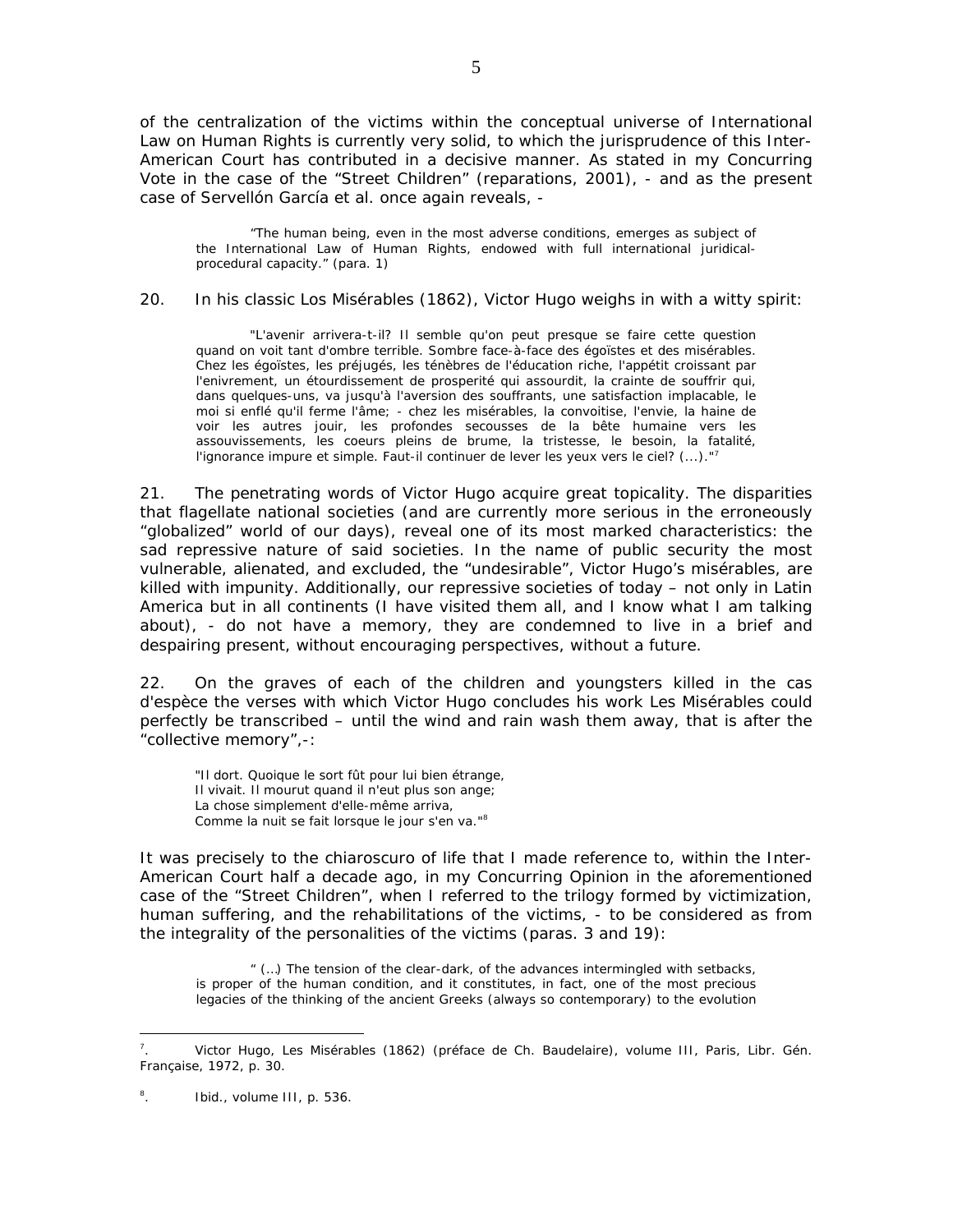of the centralization of the victims within the conceptual universe of International Law on Human Rights is currently very solid, to which the jurisprudence of this Inter-American Court has contributed in a decisive manner. As stated in my Concurring Vote in the case of the "Street Children" (reparations, 2001), - and as the present case of Servellón García et al. once again reveals, -

> "The human being, even in the most adverse conditions, emerges as subject of the International Law of Human Rights, endowed with full international juridical-procedural capacity." (para. 1)

20. In his classic Los Misérables (1862), Victor Hugo weighs in with a witty spirit:

> "L'avenir arrivera-t-il? Il semble qu'on peut presque se faire cette question quand on voit tant d'ombre terrible. Sombre face-à-face des égoïstes et des misérables. Chez les égoïstes, les préjugés, les ténèbres de l'éducation riche, l'appétit croissant par l'enivrement, un étourdissement de prosperité qui assourdit, la crainte de souffrir qui, dans quelques-uns, va jusqu'à l'aversion des souffrants, une satisfaction implacable, le moi si enflé qu'il ferme l'âme; - chez les misérables, la convoitise, l'envie, la haine de voir les autres jouir, les profondes secousses de la bête humaine vers les assouvissements, les coeurs pleins de brume, la tristesse, le besoin, la fatalité, l'ignorance impure et simple. Faut-il continuer de lever les yeux vers le ciel? (...)."[7]

21. The penetrating words of Victor Hugo acquire great topicality. The disparities that flagellate national societies (and are currently more serious in the erroneously "globalized" world of our days), reveal one of its most marked characteristics: the sad repressive nature of said societies. In the name of public security the most vulnerable, alienated, and excluded, the "undesirable", Victor Hugo's misérables, are killed with impunity. Additionally, our repressive societies of today – not only in Latin America but in all continents (I have visited them all, and I know what I am talking about), - do not have a memory, they are condemned to live in a brief and despairing present, without encouraging perspectives, without a future.

22. On the graves of each of the children and youngsters killed in the cas d'espèce the verses with which Victor Hugo concludes his work Les Misérables could perfectly be transcribed – until the wind and rain wash them away, that is after the "collective memory",-:

> "Il dort. Quoique le sort fût pour lui bien étrange,
> Il vivait. Il mourut quand il n'eut plus son ange;
> La chose simplement d'elle-même arriva,
> Comme la nuit se fait lorsque le jour s'en va."[8]

It was precisely to the chiaroscuro of life that I made reference to, within the Inter-American Court half a decade ago, in my Concurring Opinion in the aforementioned case of the "Street Children", when I referred to the trilogy formed by victimization, human suffering, and the rehabilitations of the victims, - to be considered as from the integrality of the personalities of the victims (paras. 3 and 19):

> " (...) The tension of the clear-dark, of the advances intermingled with setbacks, is proper of the human condition, and it constitutes, in fact, one of the most precious legacies of the thinking of the ancient Greeks (always so contemporary) to the evolution

---

[7]. Victor Hugo, Les Misérables (1862) (préface de Ch. Baudelaire), volume III, Paris, Libr. Gén. Française, 1972, p. 30.

[8]. Ibid., volume III, p. 536.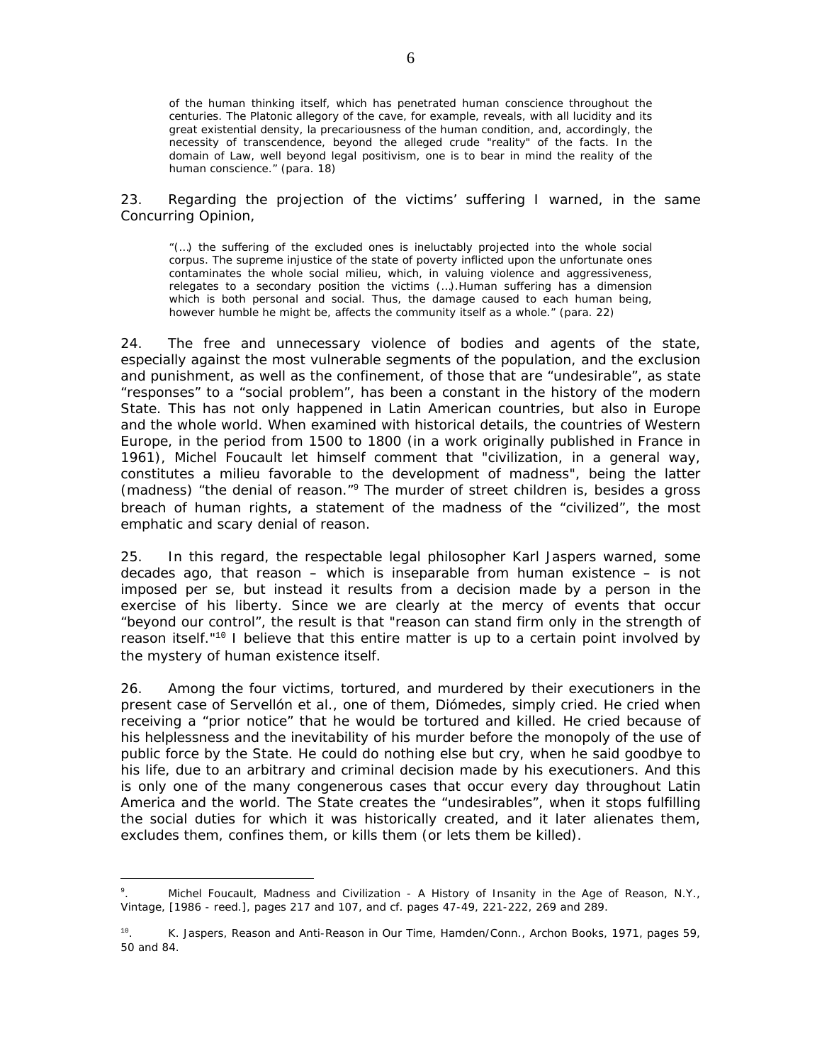of the human thinking itself, which has penetrated human conscience throughout the centuries. The Platonic allegory of the cave, for example, reveals, with all lucidity and its great existential density, la precariousness of the human condition, and, accordingly, the necessity of transcendence, beyond the alleged crude "reality" of the facts. In the domain of Law, well beyond legal positivism, one is to bear in mind the reality of the human conscience." (para. 18)

23. Regarding the projection of the victims' suffering I warned, in the same Concurring Opinion,

> "(…) the suffering of the excluded ones is ineluctably projected into the whole social corpus. The supreme injustice of the state of poverty inflicted upon the unfortunate ones contaminates the whole social milieu, which, in valuing violence and aggressiveness, relegates to a secondary position the victims (…).Human suffering has a dimension which is both personal and social. Thus, the damage caused to each human being, however humble he might be, affects the community itself as a whole." (para. 22)

24. The free and unnecessary violence of bodies and agents of the state, especially against the most vulnerable segments of the population, and the exclusion and punishment, as well as the confinement, of those that are "undesirable", as state "responses" to a "social problem", has been a constant in the history of the modern State. This has not only happened in Latin American countries, but also in Europe and the whole world. When examined with historical details, the countries of Western Europe, in the period from 1500 to 1800 (in a work originally published in France in 1961), Michel Foucault let himself comment that "civilization, in a general way, constitutes a milieu favorable to the development of madness", being the latter (madness) "the denial of reason."[9] The murder of street children is, besides a gross breach of human rights, a statement of the madness of the "civilized", the most emphatic and scary denial of reason.

25. In this regard, the respectable legal philosopher Karl Jaspers warned, some decades ago, that reason – which is inseparable from human existence – is not imposed per se, but instead it results from a decision made by a person in the exercise of his liberty. Since we are clearly at the mercy of events that occur "beyond our control", the result is that "reason can stand firm only in the strength of reason itself."[10] I believe that this entire matter is up to a certain point involved by the mystery of human existence itself.

26. Among the four victims, tortured, and murdered by their executioners in the present case of Servellón et al., one of them, Diómedes, simply cried. He cried when receiving a "prior notice" that he would be tortured and killed. He cried because of his helplessness and the inevitability of his murder before the monopoly of the use of public force by the State. He could do nothing else but cry, when he said goodbye to his life, due to an arbitrary and criminal decision made by his executioners. And this is only one of the many congenerous cases that occur every day throughout Latin America and the world. The State creates the "undesirables", when it stops fulfilling the social duties for which it was historically created, and it later alienates them, excludes them, confines them, or kills them (or lets them be killed).

---

[9]. Michel Foucault, Madness and Civilization - A History of Insanity in the Age of Reason, N.Y., Vintage, [1986 - reed.], pages 217 and 107, and cf. pages 47-49, 221-222, 269 and 289.

[10]. K. Jaspers, Reason and Anti-Reason in Our Time, Hamden/Conn., Archon Books, 1971, pages 59, 50 and 84.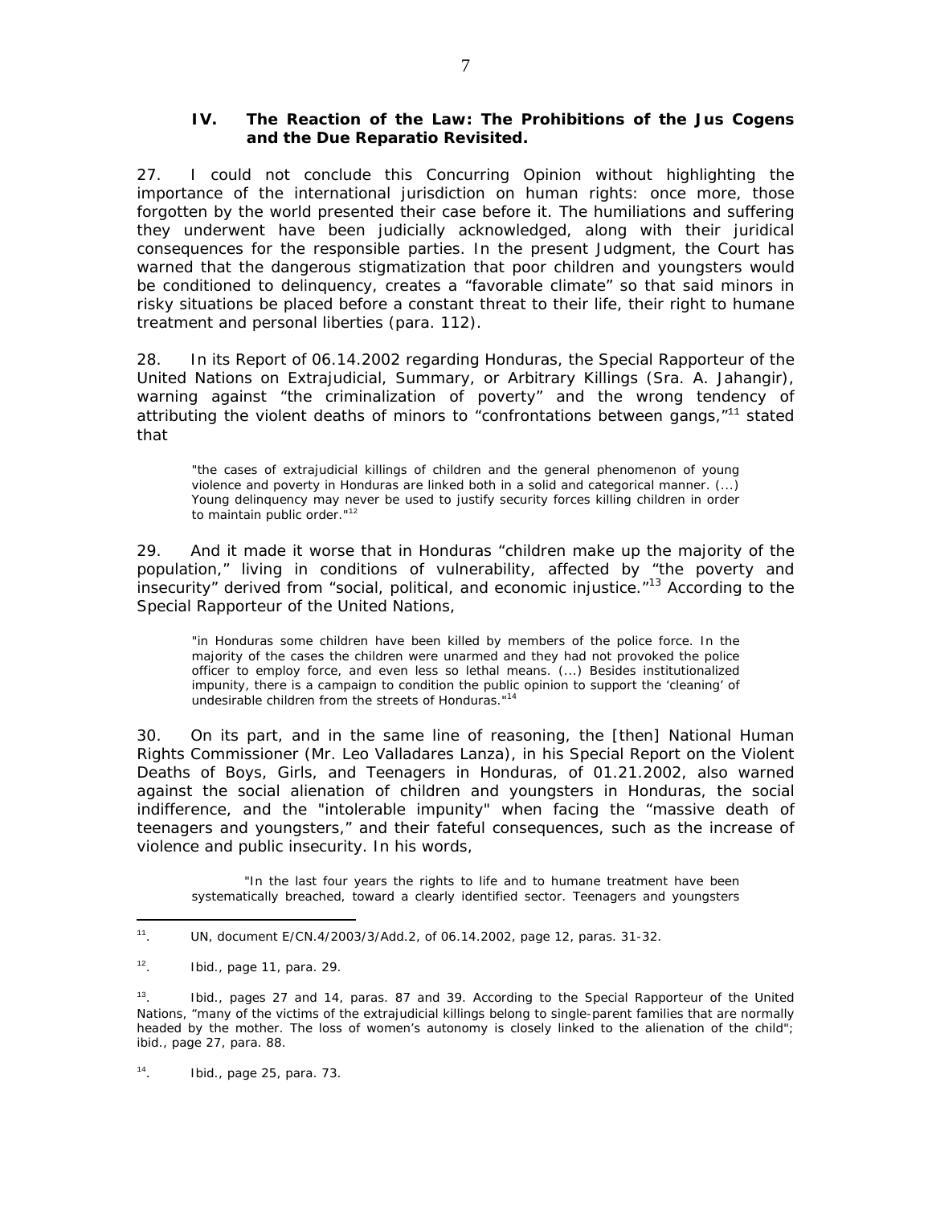### IV. The Reaction of the Law: The Prohibitions of the Jus Cogens and the Due Reparatio Revisited.

27. I could not conclude this Concurring Opinion without highlighting the importance of the international jurisdiction on human rights: once more, those forgotten by the world presented their case before it. The humiliations and suffering they underwent have been judicially acknowledged, along with their juridical consequences for the responsible parties. In the present Judgment, the Court has warned that the dangerous stigmatization that poor children and youngsters would be conditioned to delinquency, creates a "favorable climate" so that said minors in risky situations be placed before a constant threat to their life, their right to humane treatment and personal liberties (para. 112).

28. In its Report of 06.14.2002 regarding Honduras, the Special Rapporteur of the United Nations on Extrajudicial, Summary, or Arbitrary Killings (Sra. A. Jahangir), warning against "the criminalization of poverty" and the wrong tendency of attributing the violent deaths of minors to "confrontations between gangs,"[11] stated that

> "the cases of extrajudicial killings of children and the general phenomenon of young violence and poverty in Honduras are linked both in a solid and categorical manner. (...) Young delinquency may never be used to justify security forces killing children in order to maintain public order."[12]

29. And it made it worse that in Honduras "children make up the majority of the population," living in conditions of vulnerability, affected by "the poverty and insecurity" derived from "social, political, and economic injustice."[13] According to the Special Rapporteur of the United Nations,

> "in Honduras some children have been killed by members of the police force. In the majority of the cases the children were unarmed and they had not provoked the police officer to employ force, and even less so lethal means. (...) Besides institutionalized impunity, there is a campaign to condition the public opinion to support the 'cleaning' of undesirable children from the streets of Honduras."[14]

30. On its part, and in the same line of reasoning, the [then] National Human Rights Commissioner (Mr. Leo Valladares Lanza), in his Special Report on the Violent Deaths of Boys, Girls, and Teenagers in Honduras, of 01.21.2002, also warned against the social alienation of children and youngsters in Honduras, the social indifference, and the "intolerable impunity" when facing the "massive death of teenagers and youngsters," and their fateful consequences, such as the increase of violence and public insecurity. In his words,

> "In the last four years the rights to life and to humane treatment have been systematically breached, toward a clearly identified sector. Teenagers and youngsters

---

[11]. UN, document E/CN.4/2003/3/Add.2, of 06.14.2002, page 12, paras. 31-32.

[12]. *Ibid.*, page 11, para. 29.

[13]. *Ibid.*, pages 27 and 14, paras. 87 and 39. According to the Special Rapporteur of the United Nations, "many of the victims of the extrajudicial killings belong to single-parent families that are normally headed by the mother. The loss of women's autonomy is closely linked to the alienation of the child"; *ibid.*, page 27, para. 88.

[14]. *Ibid.*, page 25, para. 73.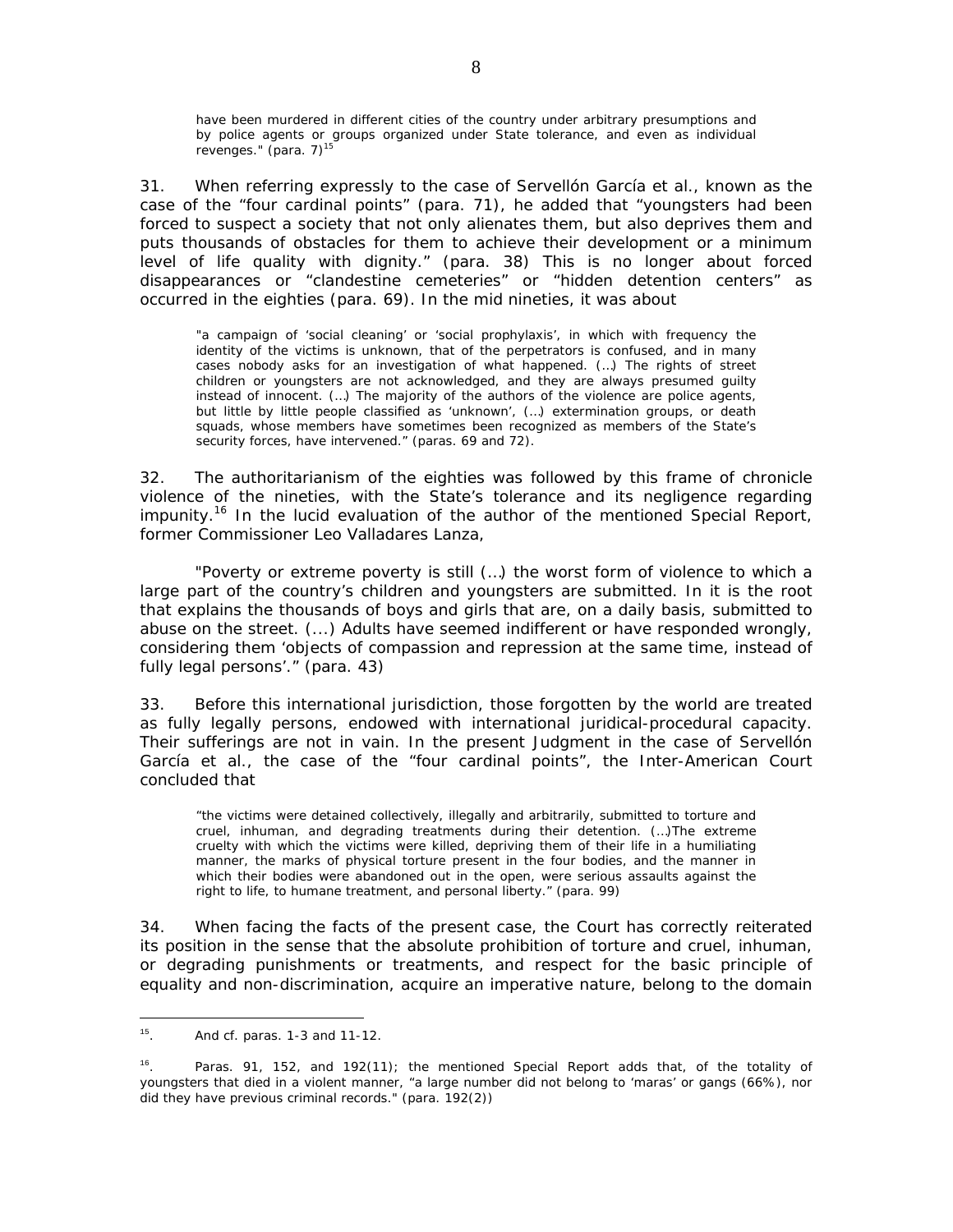have been murdered in different cities of the country under arbitrary presumptions and by police agents or groups organized under State tolerance, and even as individual revenges." (para. 7)[15]

31. When referring expressly to the case of Servellón García et al., known as the case of the "four cardinal points" (para. 71), he added that "youngsters had been forced to suspect a society that not only alienates them, but also deprives them and puts thousands of obstacles for them to achieve their development or a minimum level of life quality with dignity." (para. 38) This is no longer about forced disappearances or "clandestine cemeteries" or "hidden detention centers" as occurred in the eighties (para. 69). In the mid nineties, it was about

> "a campaign of 'social cleaning' or 'social prophylaxis', in which with frequency the identity of the victims is unknown, that of the perpetrators is confused, and in many cases nobody asks for an investigation of what happened. (…) The rights of street children or youngsters are not acknowledged, and they are always presumed guilty instead of innocent. (…) The majority of the authors of the violence are police agents, but little by little people classified as 'unknown', (…) extermination groups, or death squads, whose members have sometimes been recognized as members of the State's security forces, have intervened." (paras. 69 and 72).

32. The authoritarianism of the eighties was followed by this frame of chronicle violence of the nineties, with the State's tolerance and its negligence regarding impunity.[16] In the lucid evaluation of the author of the mentioned Special Report, former Commissioner Leo Valladares Lanza,

> "Poverty or extreme poverty is still (…) the worst form of violence to which a large part of the country's children and youngsters are submitted. In it is the root that explains the thousands of boys and girls that are, on a daily basis, submitted to abuse on the street. (...) Adults have seemed indifferent or have responded wrongly, considering them 'objects of compassion and repression at the same time, instead of fully legal persons'." (para. 43)

33. Before this international jurisdiction, those forgotten by the world are treated as fully legally persons, endowed with international juridical-procedural capacity. Their sufferings are not in vain. In the present Judgment in the case of Servellón García et al., the case of the "four cardinal points", the Inter-American Court concluded that

> "the victims were detained collectively, illegally and arbitrarily, submitted to torture and cruel, inhuman, and degrading treatments during their detention. (…)The extreme cruelty with which the victims were killed, depriving them of their life in a humiliating manner, the marks of physical torture present in the four bodies, and the manner in which their bodies were abandoned out in the open, were serious assaults against the right to life, to humane treatment, and personal liberty." (para. 99)

34. When facing the facts of the present case, the Court has correctly reiterated its position in the sense that the absolute prohibition of torture and cruel, inhuman, or degrading punishments or treatments, and respect for the basic principle of equality and non-discrimination, acquire an imperative nature, belong to the domain

---

[15]. And cf. paras. 1-3 and 11-12.

[16]. Paras. 91, 152, and 192(11); the mentioned Special Report adds that, of the totality of youngsters that died in a violent manner, "a large number did not belong to 'maras' or gangs (66%), nor did they have previous criminal records." (para. 192(2))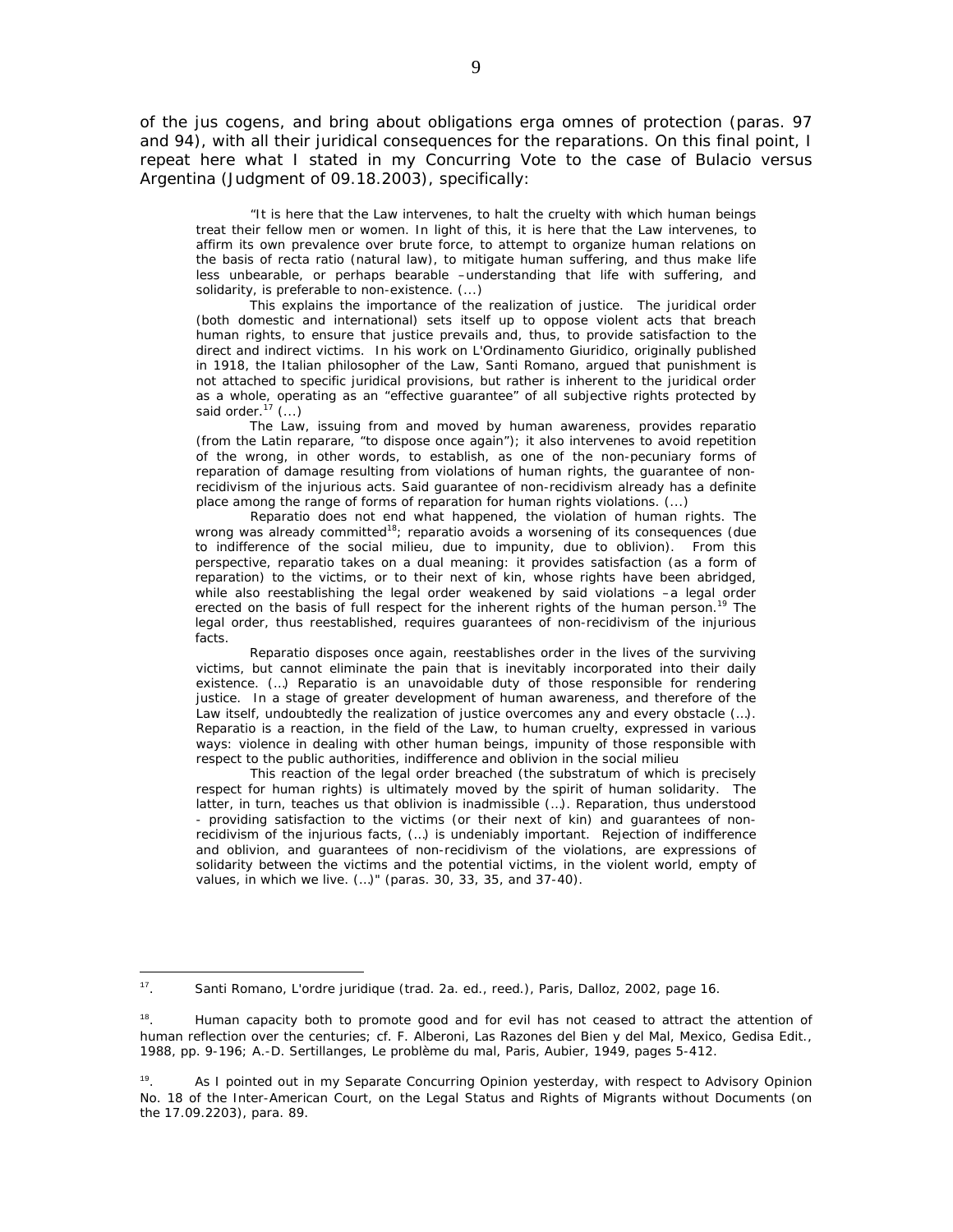of the jus cogens, and bring about obligations erga omnes of protection (paras. 97 and 94), with all their juridical consequences for the reparations. On this final point, I repeat here what I stated in my Concurring Vote to the case of Bulacio versus Argentina (Judgment of 09.18.2003), specifically:

> "It is here that the Law intervenes, to halt the cruelty with which human beings treat their fellow men or women. In light of this, it is here that the Law intervenes, to affirm its own prevalence over brute force, to attempt to organize human relations on the basis of recta ratio (natural law), to mitigate human suffering, and thus make life less unbearable, or perhaps bearable –understanding that life with suffering, and solidarity, is preferable to non-existence. (...)
>
> This explains the importance of the realization of justice. The juridical order (both domestic and international) sets itself up to oppose violent acts that breach human rights, to ensure that justice prevails and, thus, to provide satisfaction to the direct and indirect victims. In his work on L'Ordinamento Giuridico, originally published in 1918, the Italian philosopher of the Law, Santi Romano, argued that punishment is not attached to specific juridical provisions, but rather is inherent to the juridical order as a whole, operating as an "effective guarantee" of all subjective rights protected by said order.[17] (...)
>
> The Law, issuing from and moved by human awareness, provides reparatio (from the Latin reparare, "to dispose once again"); it also intervenes to avoid repetition of the wrong, in other words, to establish, as one of the non-pecuniary forms of reparation of damage resulting from violations of human rights, the guarantee of non-recidivism of the injurious acts. Said guarantee of non-recidivism already has a definite place among the range of forms of reparation for human rights violations. (...)
>
> Reparatio does not end what happened, the violation of human rights. The wrong was already committed[18]; reparatio avoids a worsening of its consequences (due to indifference of the social milieu, due to impunity, due to oblivion). From this perspective, reparatio takes on a dual meaning: it provides satisfaction (as a form of reparation) to the victims, or to their next of kin, whose rights have been abridged, while also reestablishing the legal order weakened by said violations –a legal order erected on the basis of full respect for the inherent rights of the human person.[19] The legal order, thus reestablished, requires guarantees of non-recidivism of the injurious facts.
>
> Reparatio disposes once again, reestablishes order in the lives of the surviving victims, but cannot eliminate the pain that is inevitably incorporated into their daily existence. (…) Reparatio is an unavoidable duty of those responsible for rendering justice. In a stage of greater development of human awareness, and therefore of the Law itself, undoubtedly the realization of justice overcomes any and every obstacle (…). Reparatio is a reaction, in the field of the Law, to human cruelty, expressed in various ways: violence in dealing with other human beings, impunity of those responsible with respect to the public authorities, indifference and oblivion in the social milieu
>
> This reaction of the legal order breached (the substratum of which is precisely respect for human rights) is ultimately moved by the spirit of human solidarity. The latter, in turn, teaches us that oblivion is inadmissible (…). Reparation, thus understood - providing satisfaction to the victims (or their next of kin) and guarantees of non-recidivism of the injurious facts, (…) is undeniably important. Rejection of indifference and oblivion, and guarantees of non-recidivism of the violations, are expressions of solidarity between the victims and the potential victims, in the violent world, empty of values, in which we live. (…)" (paras. 30, 33, 35, and 37-40).

---

[17]. Santi Romano, L'ordre juridique (trad. 2a. ed., reed.), Paris, Dalloz, 2002, page 16.

[18]. Human capacity both to promote good and for evil has not ceased to attract the attention of human reflection over the centuries; cf. F. Alberoni, Las Razones del Bien y del Mal, Mexico, Gedisa Edit., 1988, pp. 9-196; A.-D. Sertillanges, Le problème du mal, Paris, Aubier, 1949, pages 5-412.

[19]. As I pointed out in my Separate Concurring Opinion yesterday, with respect to Advisory Opinion No. 18 of the Inter-American Court, on the Legal Status and Rights of Migrants without Documents (on the 17.09.2203), para. 89.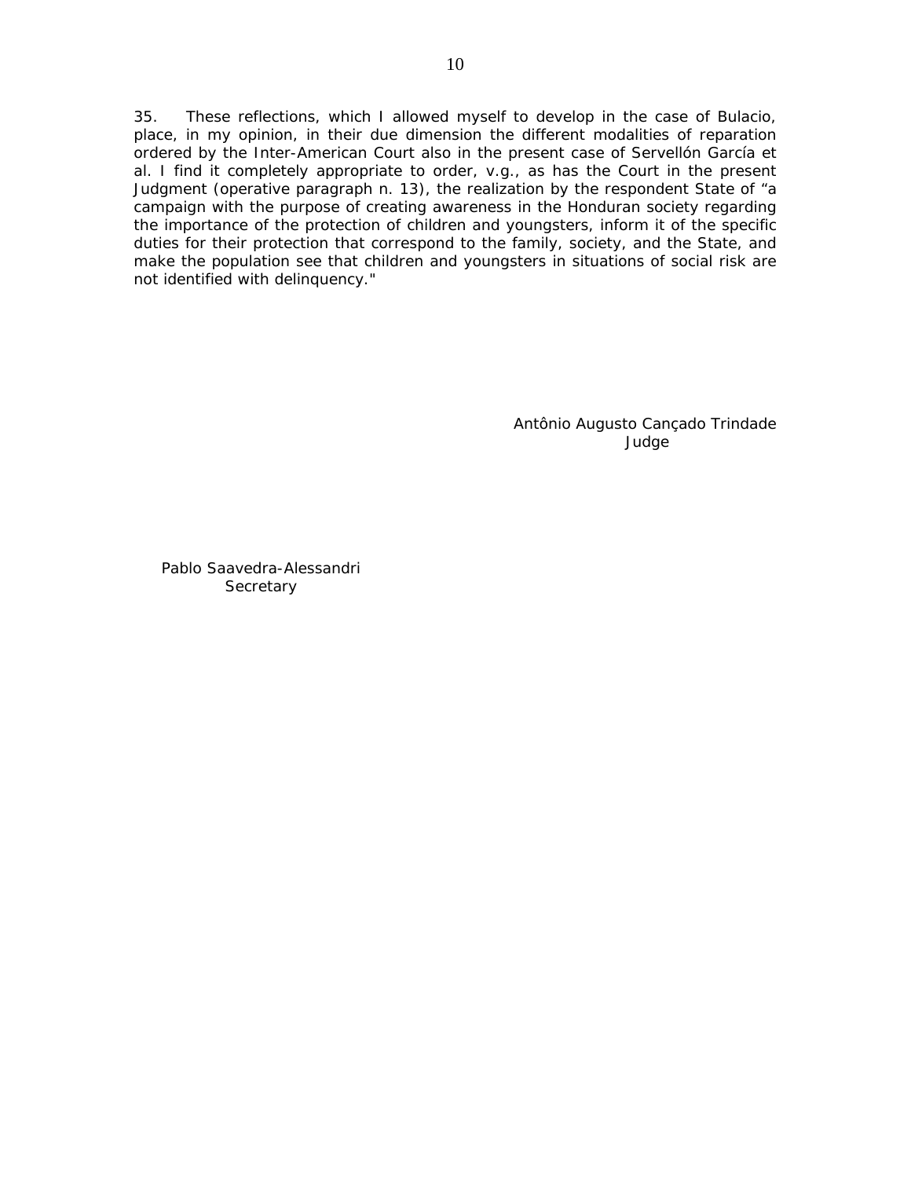35. These reflections, which I allowed myself to develop in the case of Bulacio, place, in my opinion, in their due dimension the different modalities of reparation ordered by the Inter-American Court also in the present case of Servellón García et al. I find it completely appropriate to order, v.g., as has the Court in the present Judgment (operative paragraph n. 13), the realization by the respondent State of "a campaign with the purpose of creating awareness in the Honduran society regarding the importance of the protection of children and youngsters, inform it of the specific duties for their protection that correspond to the family, society, and the State, and make the population see that children and youngsters in situations of social risk are not identified with delinquency."

Antônio Augusto Cançado Trindade
Judge

Pablo Saavedra-Alessandri
Secretary